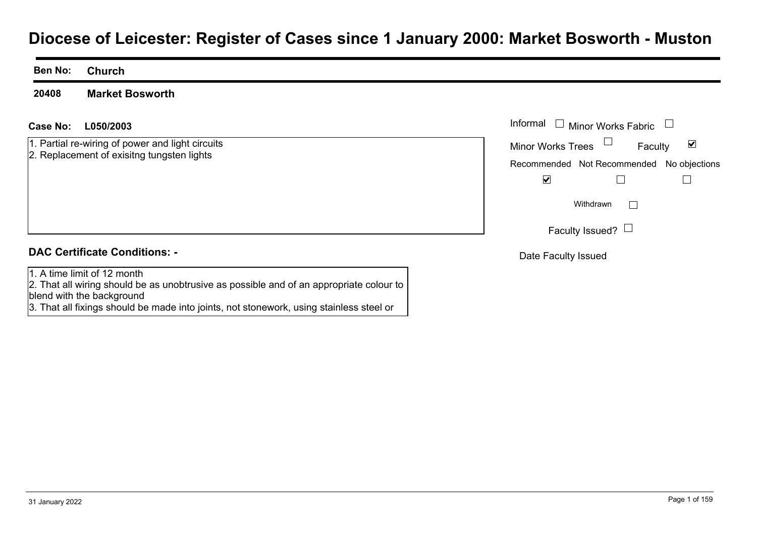# Diocese of Leicester: Register of Cases since 1 January 2000: Market Bosworth - Muston

**Ben No:** **Church**

**20408** **Market Bosworth**

**Case No:** **L050/2003**

1. Partial re-wiring of power and light circuits
2. Replacement of exisitng tungsten lights

Informal ☐ Minor Works Fabric ☐

Minor Works Trees ☐ Faculty ☑

| Recommended | Not Recommended | No objections |
|---|---|---|
| ☑ | ☐ | ☐ |

Withdrawn ☐

Faculty Issued? ☐

Date Faculty Issued

**DAC Certificate Conditions: -**

1. A time limit of 12 month
2. That all wiring should be as unobtrusive as possible and of an appropriate colour to blend with the background
3. That all fixings should be made into joints, not stonework, using stainless steel or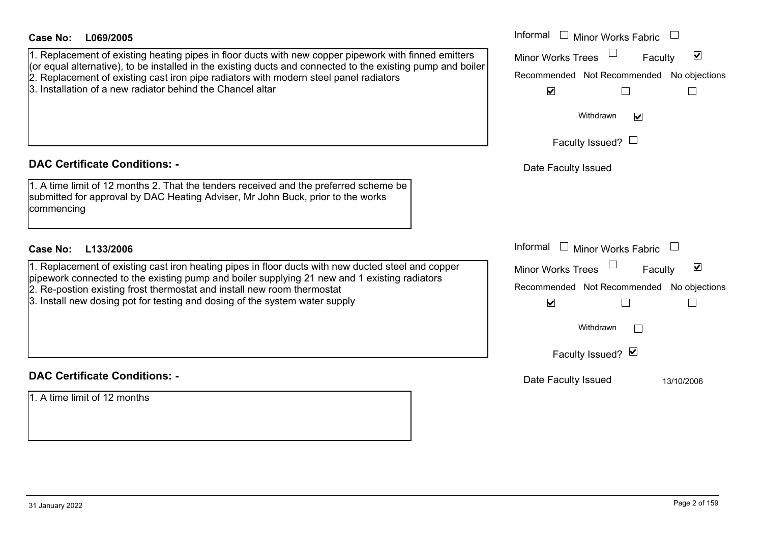**Case No: L069/2005**

1. Replacement of existing heating pipes in floor ducts with new copper pipework with finned emitters (or equal alternative), to be installed in the existing ducts and connected to the existing pump and boiler
2. Replacement of existing cast iron pipe radiators with modern steel panel radiators
3. Installation of a new radiator behind the Chancel altar

Informal ☐ Minor Works Fabric ☐
Minor Works Trees ☐ Faculty ☑

| Recommended | Not Recommended | No objections |
|---|---|---|
| ☑ | ☐ | ☐ |

Withdrawn ☑

Faculty Issued? ☐

Date Faculty Issued

## DAC Certificate Conditions: -

1. A time limit of 12 months 2. That the tenders received and the preferred scheme be submitted for approval by DAC Heating Adviser, Mr John Buck, prior to the works commencing

**Case No: L133/2006**

1. Replacement of existing cast iron heating pipes in floor ducts with new ducted steel and copper pipework connected to the existing pump and boiler supplying 21 new and 1 existing radiators
2. Re-postion existing frost thermostat and install new room thermostat
3. Install new dosing pot for testing and dosing of the system water supply

Informal ☐ Minor Works Fabric ☐
Minor Works Trees ☐ Faculty ☑

| Recommended | Not Recommended | No objections |
|---|---|---|
| ☑ | ☐ | ☐ |

Withdrawn ☐

Faculty Issued? ☑

Date Faculty Issued 13/10/2006

## DAC Certificate Conditions: -

1. A time limit of 12 months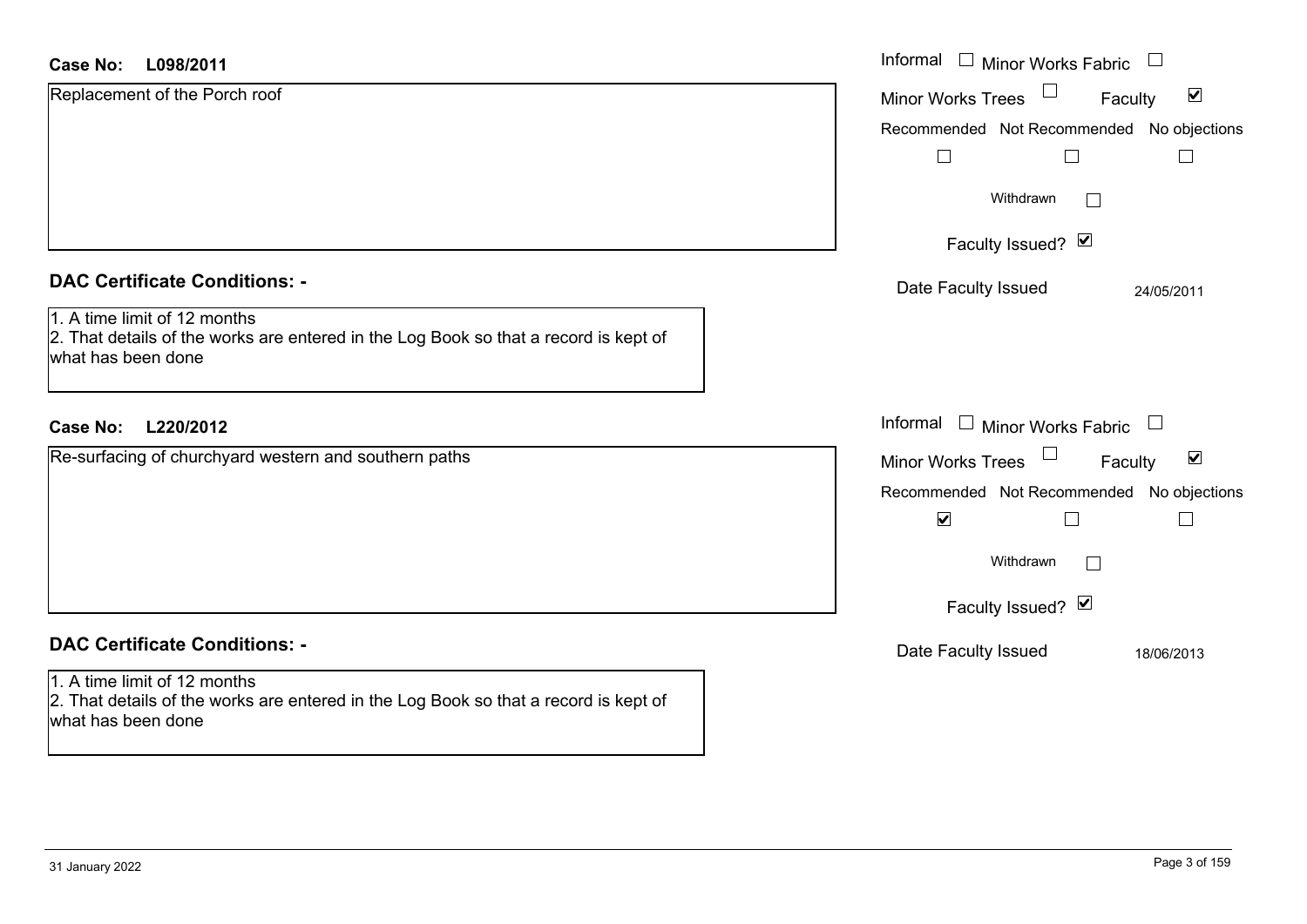**Case No:** **L098/2011**

Replacement of the Porch roof

Informal ☐ Minor Works Fabric ☐
Minor Works Trees ☐ Faculty ☑

| Recommended | Not Recommended | No objections |
| --- | --- | --- |
| ☐ | ☐ | ☐ |

Withdrawn ☐

Faculty Issued? ☑

Date Faculty Issued: 24/05/2011

## DAC Certificate Conditions: -

1. A time limit of 12 months
2. That details of the works are entered in the Log Book so that a record is kept of what has been done

**Case No:** **L220/2012**

Re-surfacing of churchyard western and southern paths

Informal ☐ Minor Works Fabric ☐
Minor Works Trees ☐ Faculty ☑

| Recommended | Not Recommended | No objections |
| --- | --- | --- |
| ☑ | ☐ | ☐ |

Withdrawn ☐

Faculty Issued? ☑

Date Faculty Issued: 18/06/2013

## DAC Certificate Conditions: -

1. A time limit of 12 months
2. That details of the works are entered in the Log Book so that a record is kept of what has been done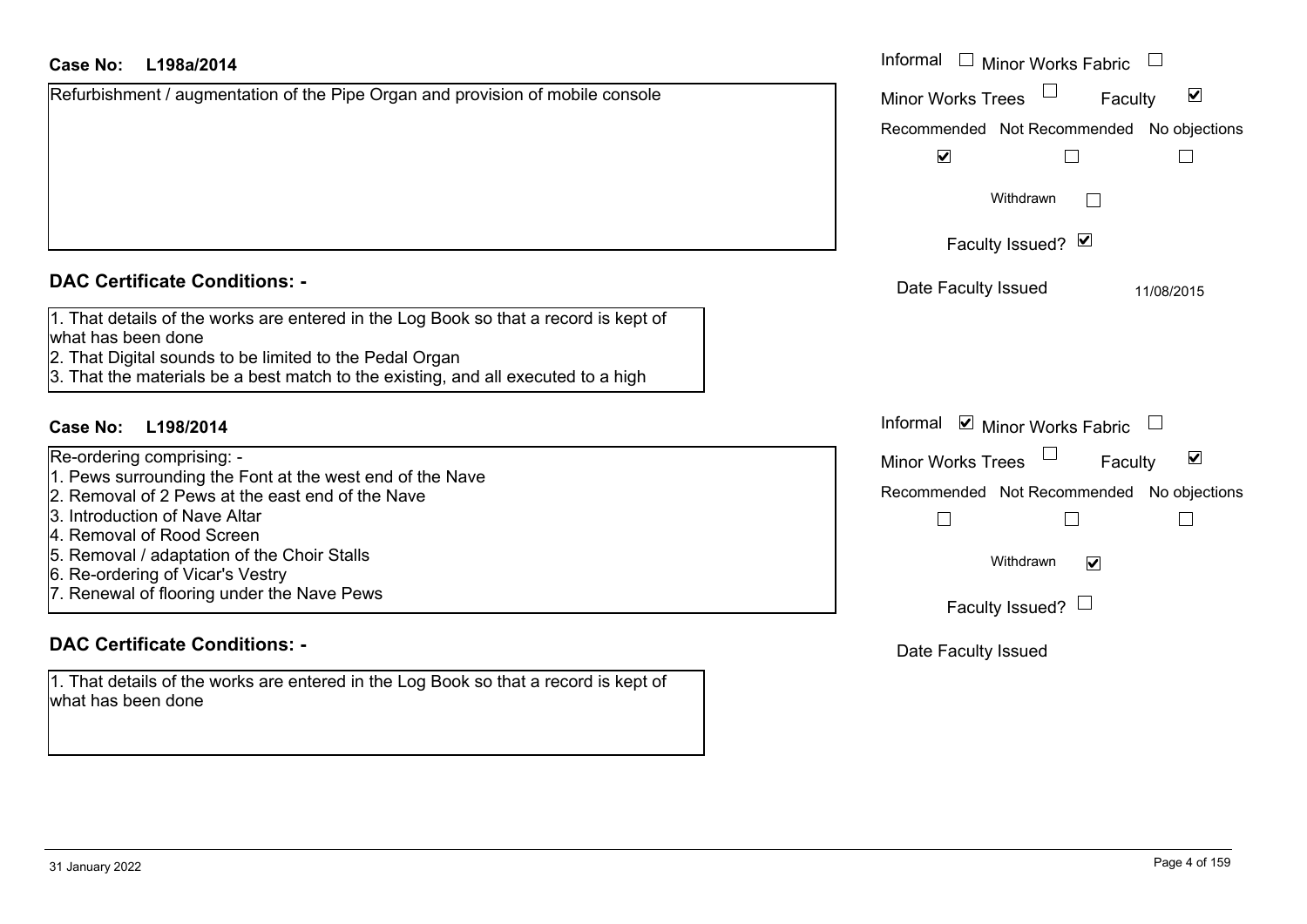**Case No: L198a/2014**

Refurbishment / augmentation of the Pipe Organ and provision of mobile console

Informal ☐ Minor Works Fabric ☐
Minor Works Trees ☐ Faculty ☑

| Recommended | Not Recommended | No objections |
|---|---|---|
| ☑ | ☐ | ☐ |

Withdrawn ☐

Faculty Issued? ☑

Date Faculty Issued 11/08/2015

### DAC Certificate Conditions: -

1. That details of the works are entered in the Log Book so that a record is kept of what has been done
2. That Digital sounds to be limited to the Pedal Organ
3. That the materials be a best match to the existing, and all executed to a high

**Case No: L198/2014**

Re-ordering comprising: -
1. Pews surrounding the Font at the west end of the Nave
2. Removal of 2 Pews at the east end of the Nave
3. Introduction of Nave Altar
4. Removal of Rood Screen
5. Removal / adaptation of the Choir Stalls
6. Re-ordering of Vicar's Vestry
7. Renewal of flooring under the Nave Pews

Informal ☑ Minor Works Fabric ☐
Minor Works Trees ☐ Faculty ☑

| Recommended | Not Recommended | No objections |
|---|---|---|
| ☐ | ☐ | ☐ |

Withdrawn ☑

Faculty Issued? ☐

Date Faculty Issued

### DAC Certificate Conditions: -

1. That details of the works are entered in the Log Book so that a record is kept of what has been done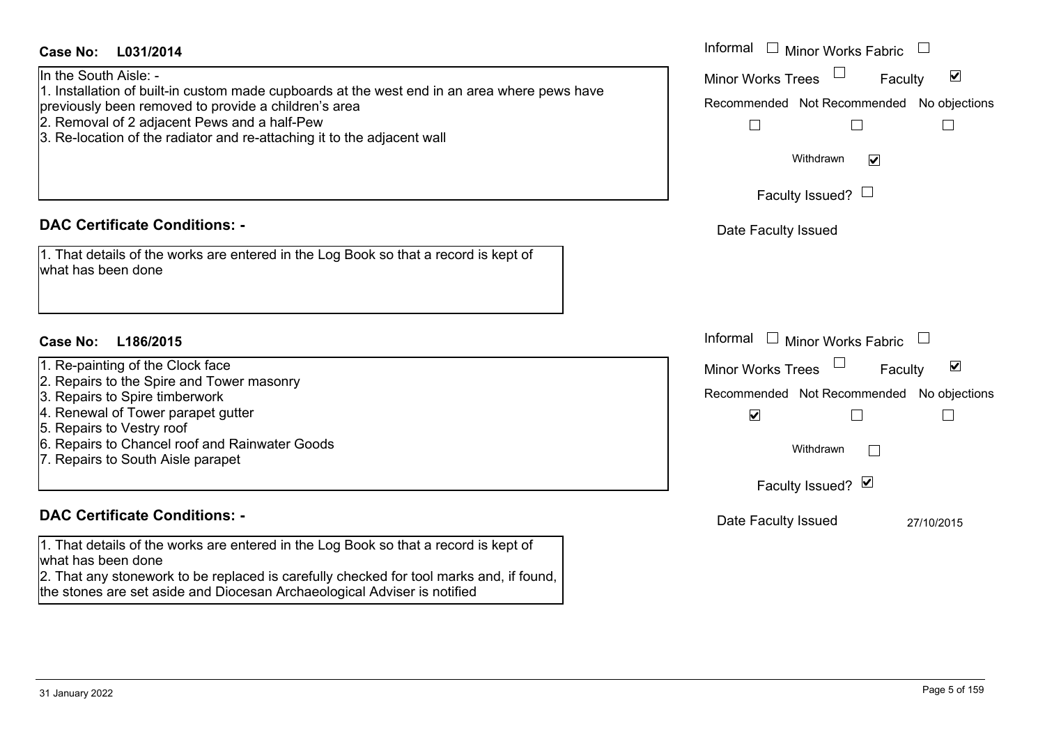**Case No: L031/2014**

In the South Aisle: -
1. Installation of built-in custom made cupboards at the west end in an area where pews have previously been removed to provide a children's area
2. Removal of 2 adjacent Pews and a half-Pew
3. Re-location of the radiator and re-attaching it to the adjacent wall

Informal ☐ Minor Works Fabric ☐
Minor Works Trees ☐ Faculty ☑
Recommended ☐ Not Recommended ☐ No objections ☐
Withdrawn ☑
Faculty Issued? ☐
Date Faculty Issued

**DAC Certificate Conditions: -**

1. That details of the works are entered in the Log Book so that a record is kept of what has been done

**Case No: L186/2015**

1. Re-painting of the Clock face
2. Repairs to the Spire and Tower masonry
3. Repairs to Spire timberwork
4. Renewal of Tower parapet gutter
5. Repairs to Vestry roof
6. Repairs to Chancel roof and Rainwater Goods
7. Repairs to South Aisle parapet

Informal ☐ Minor Works Fabric ☐
Minor Works Trees ☐ Faculty ☑
Recommended ☑ Not Recommended ☐ No objections ☐
Withdrawn ☐
Faculty Issued? ☑
Date Faculty Issued 27/10/2015

**DAC Certificate Conditions: -**

1. That details of the works are entered in the Log Book so that a record is kept of what has been done
2. That any stonework to be replaced is carefully checked for tool marks and, if found, the stones are set aside and Diocesan Archaeological Adviser is notified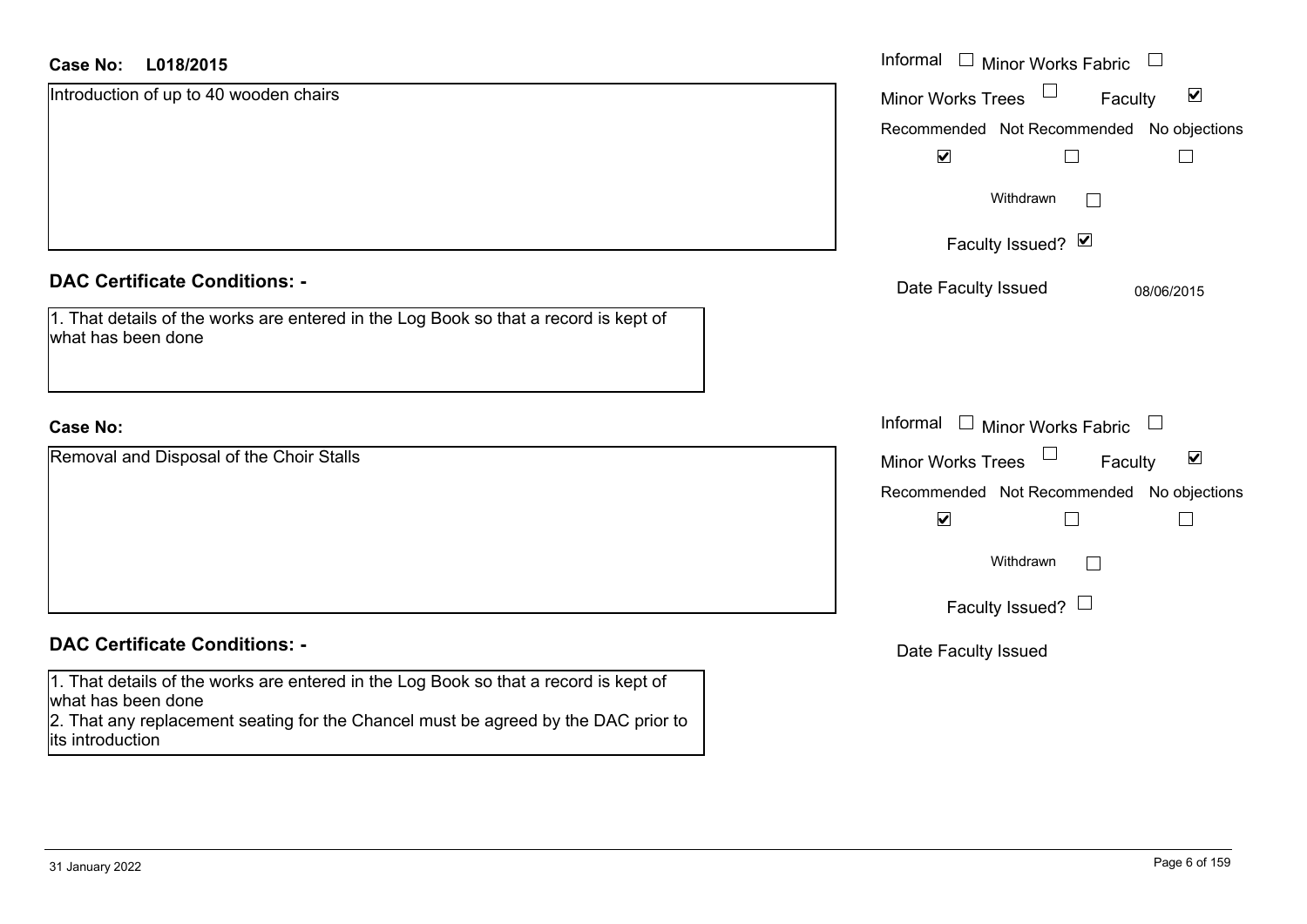**Case No:** L018/2015

Introduction of up to 40 wooden chairs

Informal ☐ Minor Works Fabric ☐

Minor Works Trees ☐ Faculty ☑

| Recommended | Not Recommended | No objections |
|---|---|---|
| ☑ | ☐ | ☐ |

Withdrawn ☐

Faculty Issued? ☑

Date Faculty Issued 08/06/2015

## DAC Certificate Conditions: -

1. That details of the works are entered in the Log Book so that a record is kept of what has been done

**Case No:**

Removal and Disposal of the Choir Stalls

Informal ☐ Minor Works Fabric ☐

Minor Works Trees ☐ Faculty ☑

| Recommended | Not Recommended | No objections |
|---|---|---|
| ☑ | ☐ | ☐ |

Withdrawn ☐

Faculty Issued? ☐

Date Faculty Issued

## DAC Certificate Conditions: -

1. That details of the works are entered in the Log Book so that a record is kept of what has been done
2. That any replacement seating for the Chancel must be agreed by the DAC prior to its introduction

31 January 2022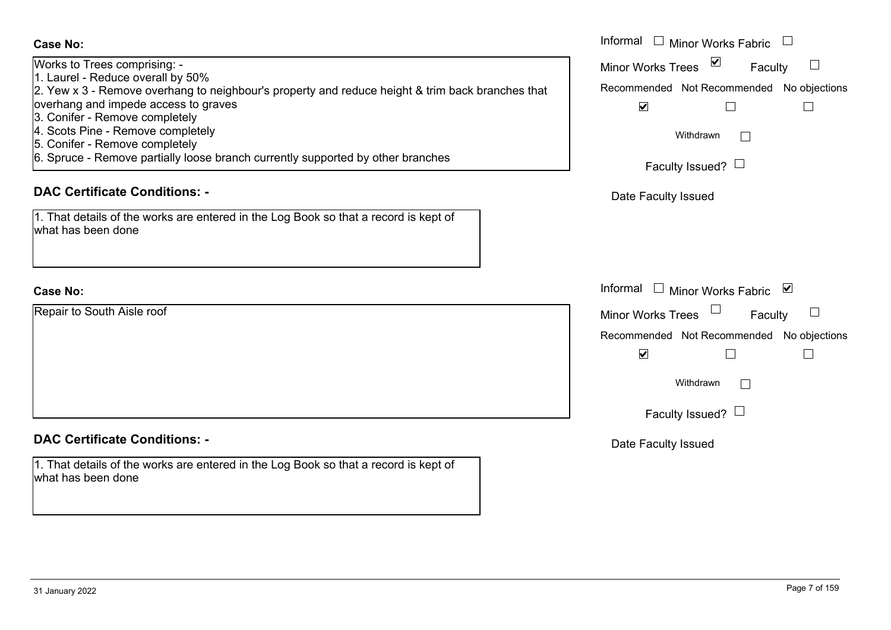**Case No:**

Works to Trees comprising: -
1. Laurel - Reduce overall by 50%
2. Yew x 3 - Remove overhang to neighbour's property and reduce height & trim back branches that overhang and impede access to graves
3. Conifer - Remove completely
4. Scots Pine - Remove completely
5. Conifer - Remove completely
6. Spruce - Remove partially loose branch currently supported by other branches

Informal ☐ Minor Works Fabric ☐
Minor Works Trees ☑ Faculty ☐

Recommended ☑ Not Recommended ☐ No objections ☐

Withdrawn ☐

Faculty Issued? ☐

Date Faculty Issued

**DAC Certificate Conditions: -**

1. That details of the works are entered in the Log Book so that a record is kept of what has been done

**Case No:**

Repair to South Aisle roof

Informal ☐ Minor Works Fabric ☑
Minor Works Trees ☐ Faculty ☐

Recommended ☑ Not Recommended ☐ No objections ☐

Withdrawn ☐

Faculty Issued? ☐

Date Faculty Issued

**DAC Certificate Conditions: -**

1. That details of the works are entered in the Log Book so that a record is kept of what has been done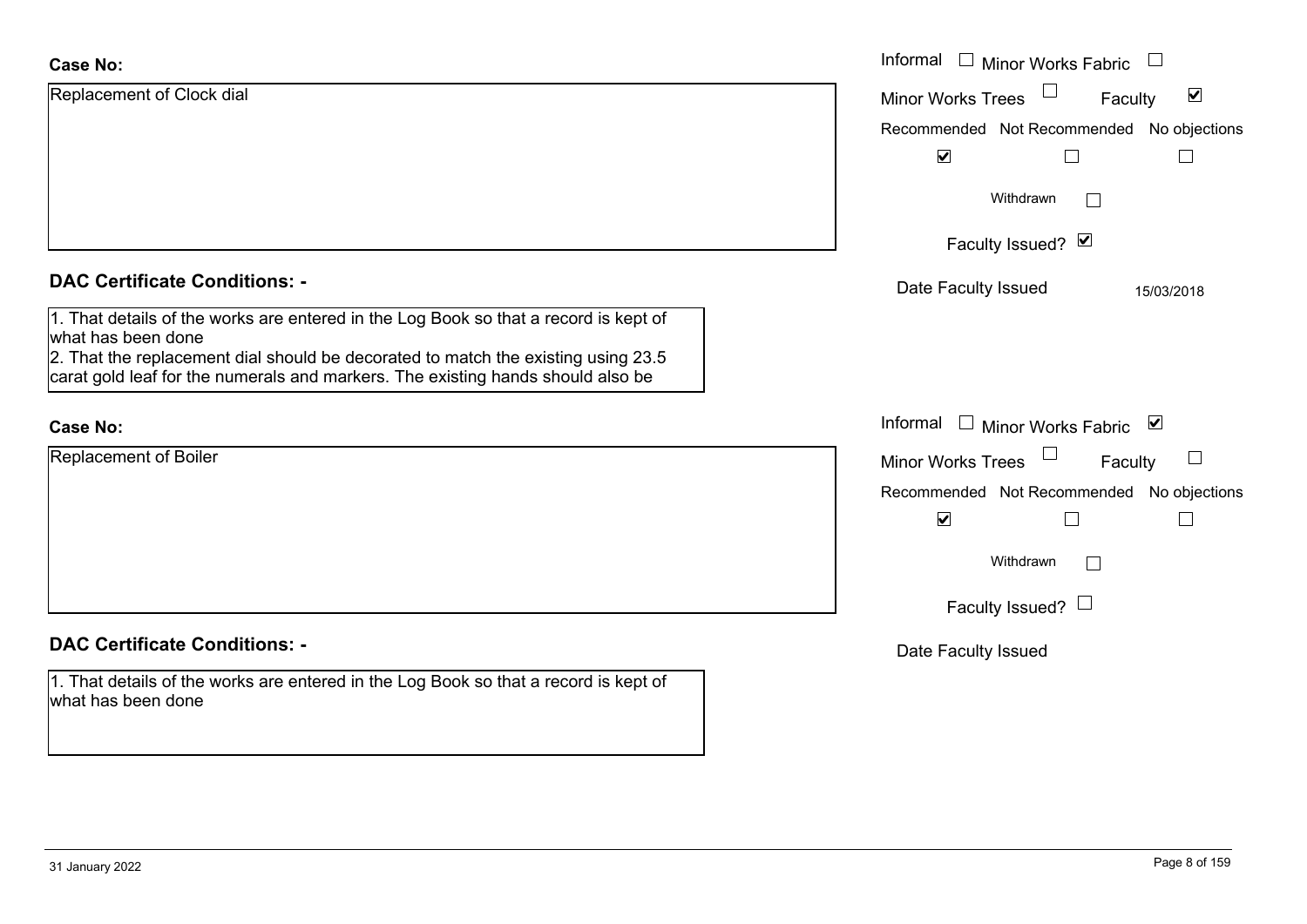**Case No:**

Replacement of Clock dial

Informal ☐ Minor Works Fabric ☐

Minor Works Trees ☐ Faculty ☑

Recommended ☑ Not Recommended ☐ No objections ☐

Withdrawn ☐

Faculty Issued? ☑

Date Faculty Issued 15/03/2018

**DAC Certificate Conditions: -**

1. That details of the works are entered in the Log Book so that a record is kept of what has been done
2. That the replacement dial should be decorated to match the existing using 23.5 carat gold leaf for the numerals and markers. The existing hands should also be

**Case No:**

Replacement of Boiler

Informal ☐ Minor Works Fabric ☑

Minor Works Trees ☐ Faculty ☐

Recommended ☑ Not Recommended ☐ No objections ☐

Withdrawn ☐

Faculty Issued? ☐

Date Faculty Issued

**DAC Certificate Conditions: -**

1. That details of the works are entered in the Log Book so that a record is kept of what has been done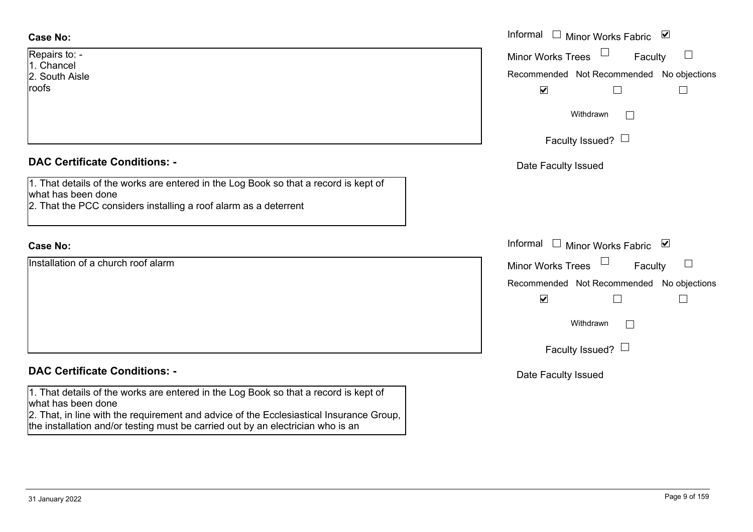**Case No:**

Repairs to: -
1. Chancel
2. South Aisle
roofs

Informal ☐ Minor Works Fabric ☑
Minor Works Trees ☐ Faculty ☐
Recommended ☑ Not Recommended ☐ No objections ☐
Withdrawn ☐
Faculty Issued? ☐
Date Faculty Issued

## DAC Certificate Conditions: -

1. That details of the works are entered in the Log Book so that a record is kept of what has been done
2. That the PCC considers installing a roof alarm as a deterrent

**Case No:**

Installation of a church roof alarm

Informal ☐ Minor Works Fabric ☑
Minor Works Trees ☐ Faculty ☐
Recommended ☑ Not Recommended ☐ No objections ☐
Withdrawn ☐
Faculty Issued? ☐
Date Faculty Issued

## DAC Certificate Conditions: -

1. That details of the works are entered in the Log Book so that a record is kept of what has been done
2. That, in line with the requirement and advice of the Ecclesiastical Insurance Group, the installation and/or testing must be carried out by an electrician who is an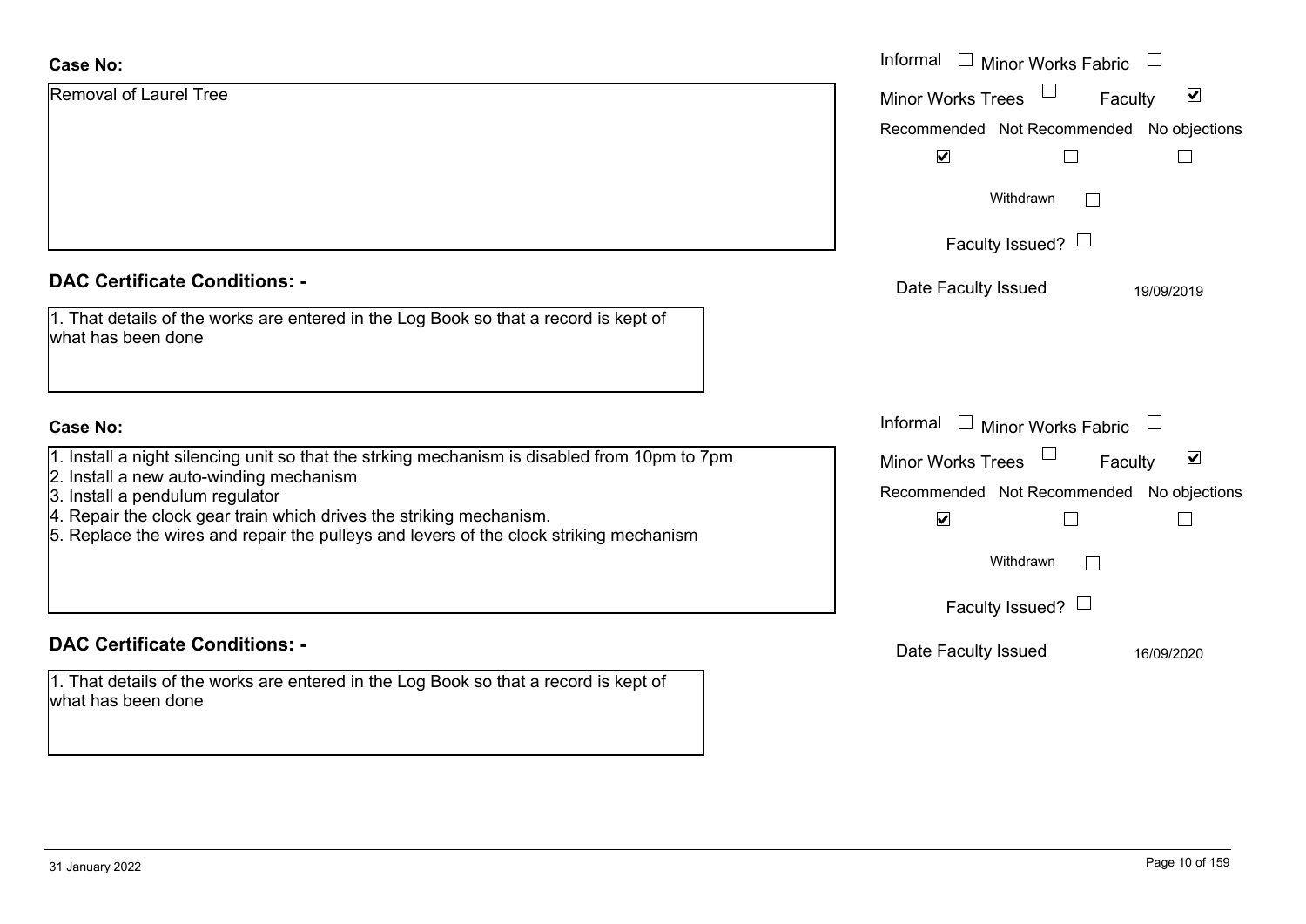**Case No:**

Removal of Laurel Tree

Informal ☐ Minor Works Fabric ☐

Minor Works Trees ☐ Faculty ☑

Recommended ☑ Not Recommended ☐ No objections ☐

Withdrawn ☐

Faculty Issued? ☐

Date Faculty Issued 19/09/2019

**DAC Certificate Conditions: -**

1. That details of the works are entered in the Log Book so that a record is kept of what has been done

**Case No:**

1. Install a night silencing unit so that the strking mechanism is disabled from 10pm to 7pm
2. Install a new auto-winding mechanism
3. Install a pendulum regulator
4. Repair the clock gear train which drives the striking mechanism.
5. Replace the wires and repair the pulleys and levers of the clock striking mechanism

Informal ☐ Minor Works Fabric ☐

Minor Works Trees ☐ Faculty ☑

Recommended ☑ Not Recommended ☐ No objections ☐

Withdrawn ☐

Faculty Issued? ☐

Date Faculty Issued 16/09/2020

**DAC Certificate Conditions: -**

1. That details of the works are entered in the Log Book so that a record is kept of what has been done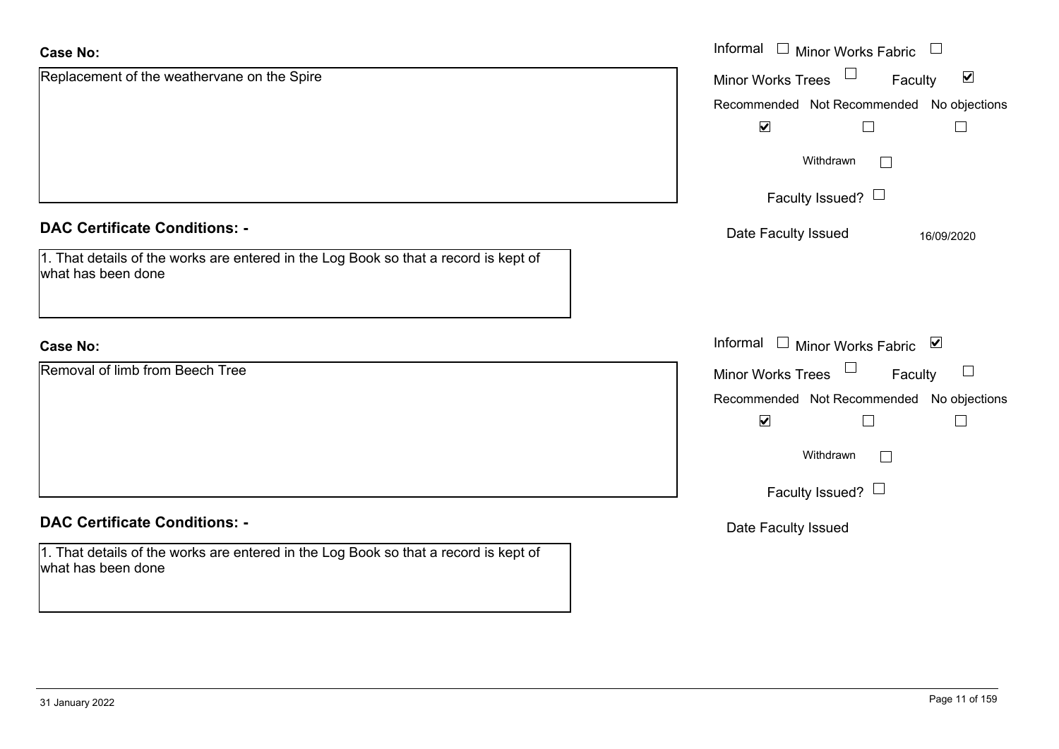**Case No:**

Replacement of the weathervane on the Spire

Informal ☐ Minor Works Fabric ☐
Minor Works Trees ☐ Faculty ☑

| Recommended | Not Recommended | No objections |
| --- | --- | --- |
| ☑ | ☐ | ☐ |

Withdrawn ☐

Faculty Issued? ☐

Date Faculty Issued 16/09/2020

**DAC Certificate Conditions: -**

1. That details of the works are entered in the Log Book so that a record is kept of what has been done

**Case No:**

Removal of limb from Beech Tree

Informal ☐ Minor Works Fabric ☑
Minor Works Trees ☐ Faculty ☐

| Recommended | Not Recommended | No objections |
| --- | --- | --- |
| ☑ | ☐ | ☐ |

Withdrawn ☐

Faculty Issued? ☐

Date Faculty Issued

**DAC Certificate Conditions: -**

1. That details of the works are entered in the Log Book so that a record is kept of what has been done

31 January 2022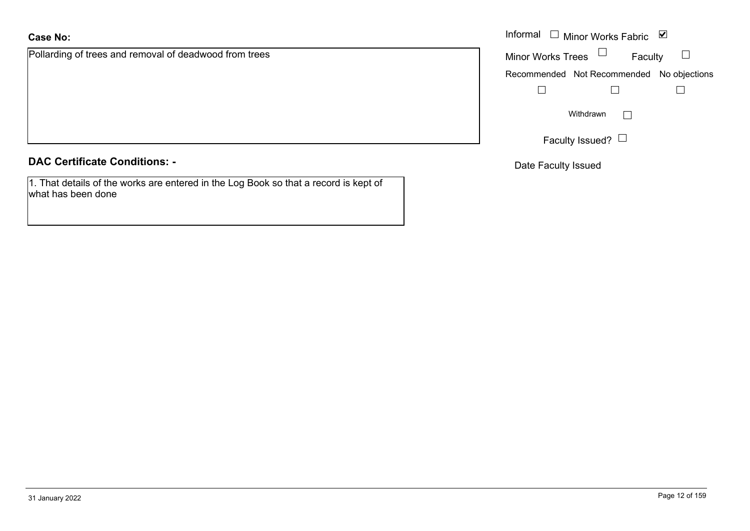**Case No:**

Pollarding of trees and removal of deadwood from trees

Informal ☐ Minor Works Fabric ☑

Minor Works Trees ☐ Faculty ☐

Recommended ☐ Not Recommended ☐ No objections ☐

Withdrawn ☐

Faculty Issued? ☐

Date Faculty Issued

**DAC Certificate Conditions: -**

1. That details of the works are entered in the Log Book so that a record is kept of what has been done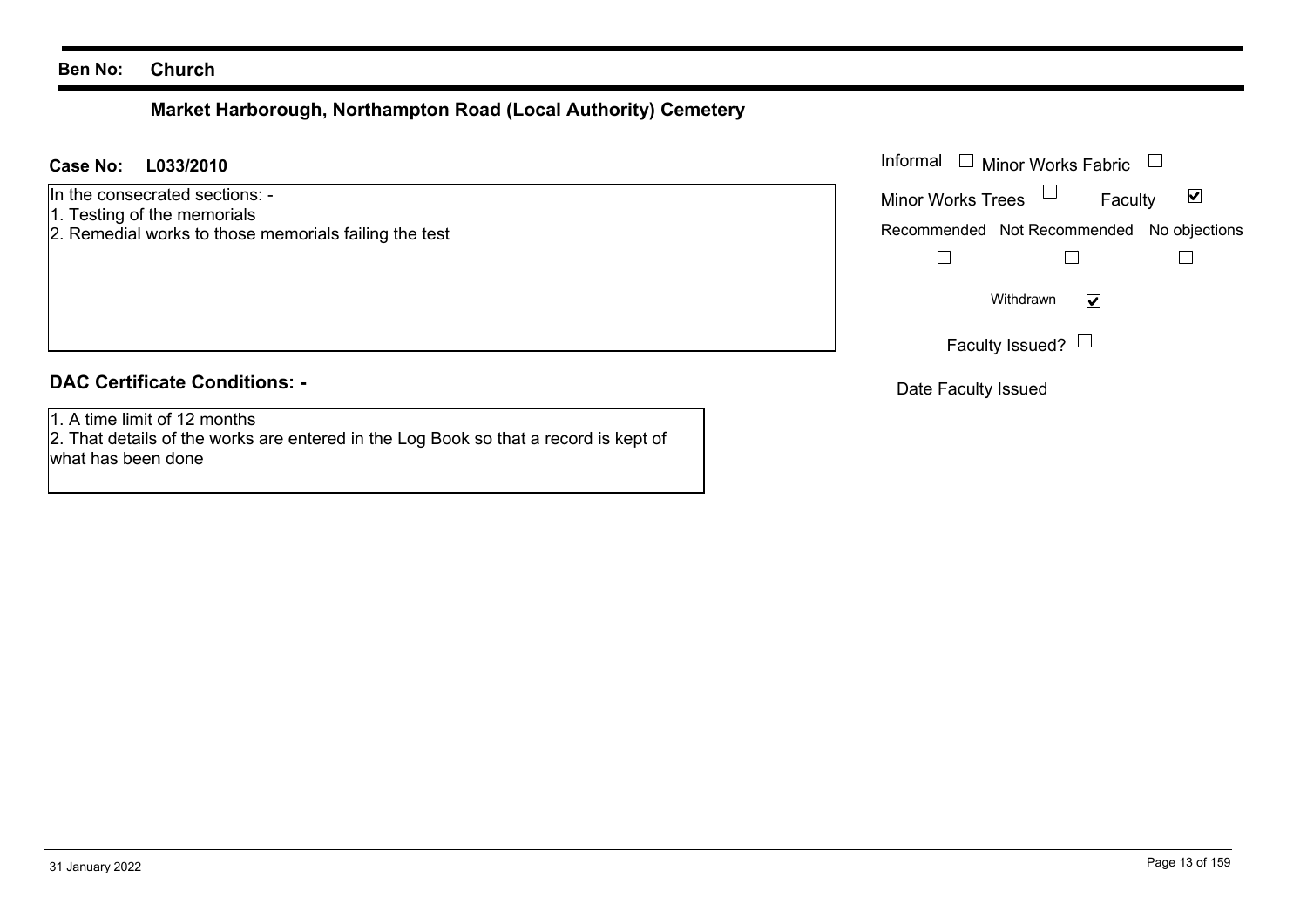**Ben No:** **Church**

## Market Harborough, Northampton Road (Local Authority) Cemetery

**Case No:** **L033/2010**

In the consecrated sections: -
1. Testing of the memorials
2. Remedial works to those memorials failing the test

Informal ☐ Minor Works Fabric ☐

Minor Works Trees ☐ Faculty ☑

Recommended ☐ Not Recommended ☐ No objections ☐

Withdrawn ☑

Faculty Issued? ☐

Date Faculty Issued

### DAC Certificate Conditions: -

1. A time limit of 12 months
2. That details of the works are entered in the Log Book so that a record is kept of what has been done

31 January 2022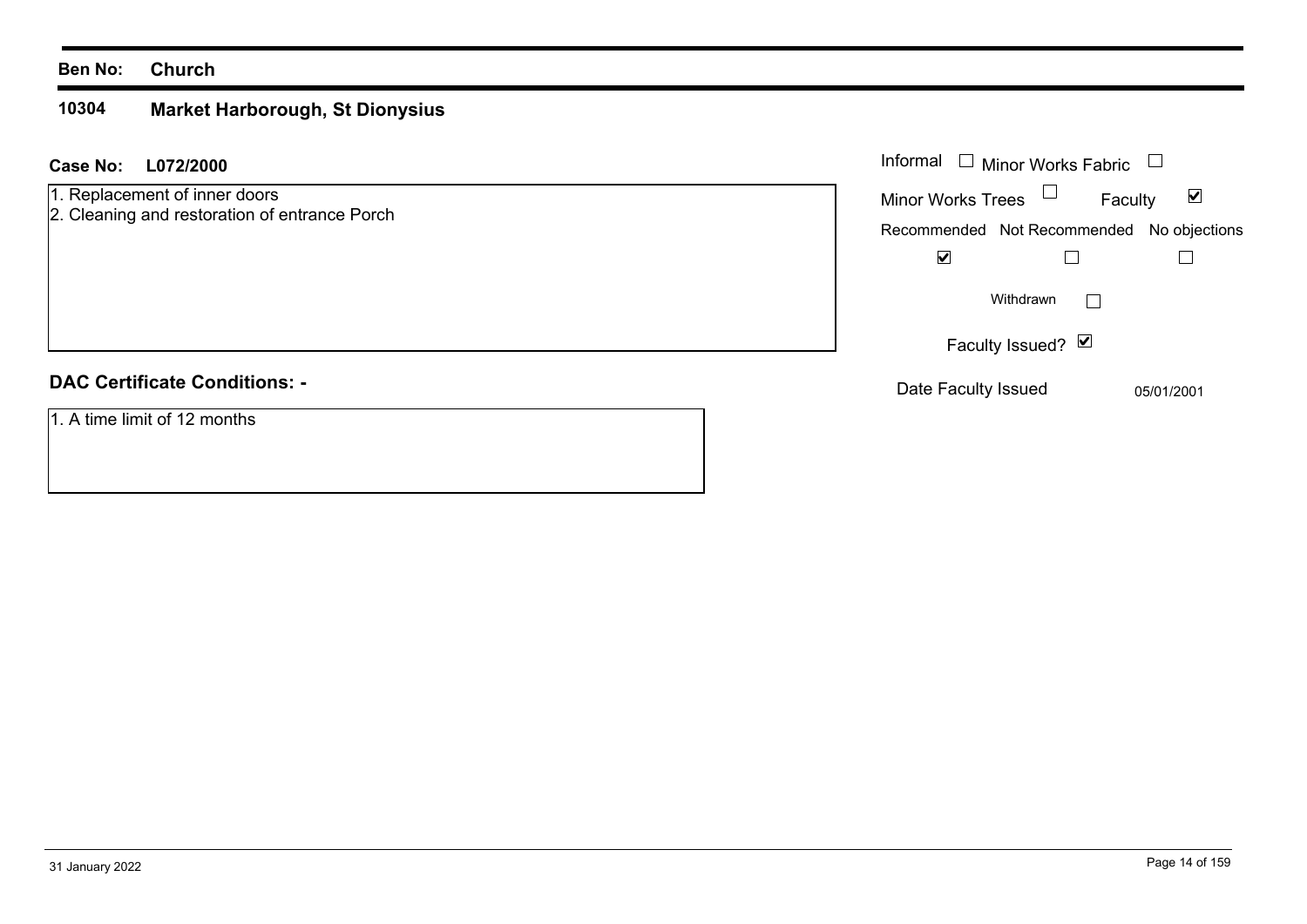**Ben No:** **Church**

**10304** **Market Harborough, St Dionysius**

**Case No:** **L072/2000**

1. Replacement of inner doors
2. Cleaning and restoration of entrance Porch

Informal ☐ Minor Works Fabric ☐

Minor Works Trees ☐ Faculty ☑

| Recommended | Not Recommended | No objections |
| --- | --- | --- |
| ☑ | ☐ | ☐ |

Withdrawn ☐

Faculty Issued? ☑

Date Faculty Issued 05/01/2001

## DAC Certificate Conditions: -

1. A time limit of 12 months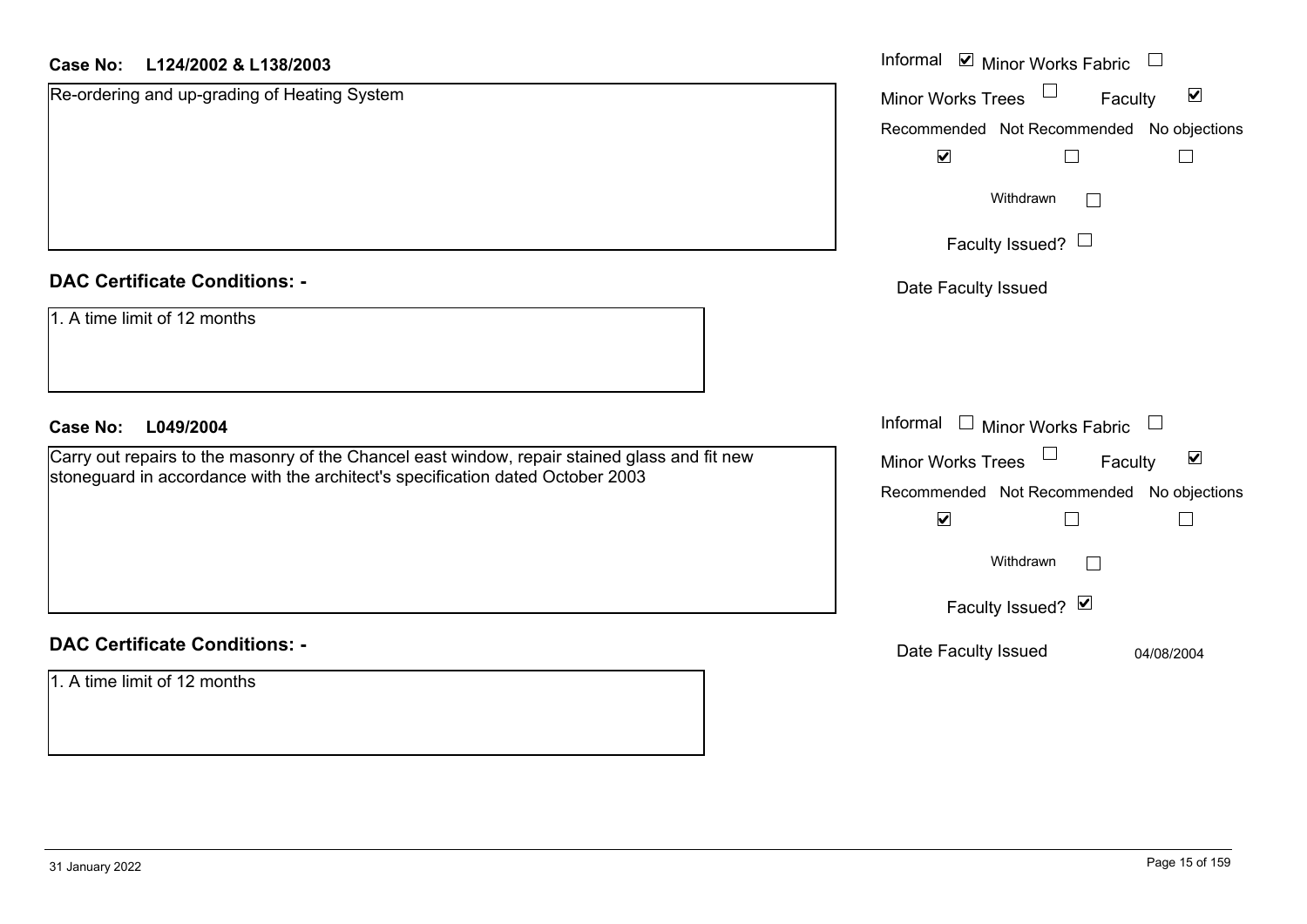**Case No: L124/2002 & L138/2003**

Re-ordering and up-grading of Heating System

Informal ☑ Minor Works Fabric ☐

Minor Works Trees ☐ Faculty ☑

Recommended ☑ Not Recommended ☐ No objections ☐

Withdrawn ☐

Faculty Issued? ☐

Date Faculty Issued

**DAC Certificate Conditions: -**

1. A time limit of 12 months

**Case No: L049/2004**

Carry out repairs to the masonry of the Chancel east window, repair stained glass and fit new stoneguard in accordance with the architect's specification dated October 2003

Informal ☐ Minor Works Fabric ☐

Minor Works Trees ☐ Faculty ☑

Recommended ☑ Not Recommended ☐ No objections ☐

Withdrawn ☐

Faculty Issued? ☑

Date Faculty Issued 04/08/2004

**DAC Certificate Conditions: -**

1. A time limit of 12 months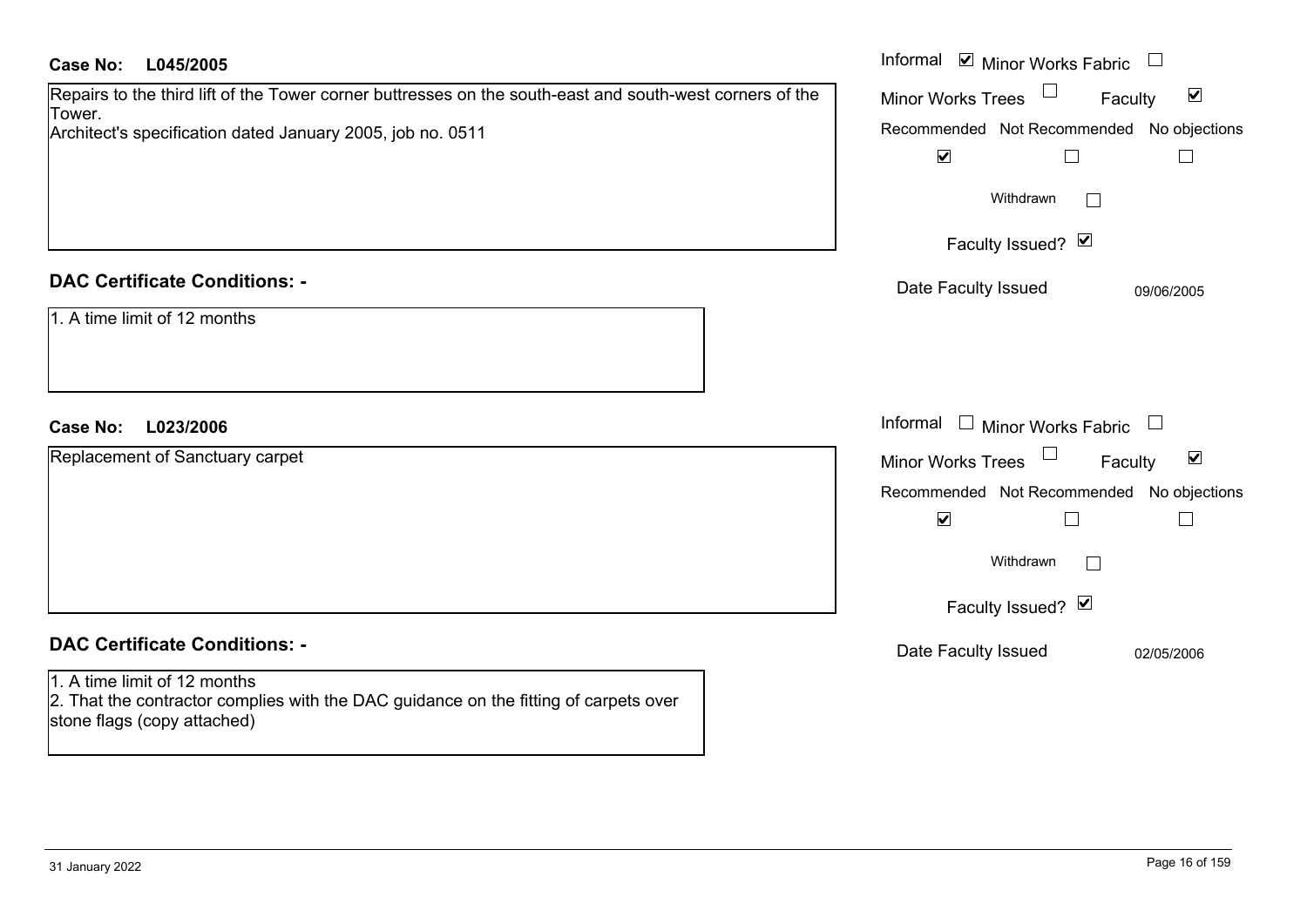**Case No:** L045/2005

Repairs to the third lift of the Tower corner buttresses on the south-east and south-west corners of the Tower.
Architect's specification dated January 2005, job no. 0511

Informal ☑ Minor Works Fabric ☐
Minor Works Trees ☐ Faculty ☑
Recommended ☑ Not Recommended ☐ No objections ☐
Withdrawn ☐
Faculty Issued? ☑
Date Faculty Issued 09/06/2005

## DAC Certificate Conditions: -

1. A time limit of 12 months

**Case No:** L023/2006

Replacement of Sanctuary carpet

Informal ☐ Minor Works Fabric ☐
Minor Works Trees ☐ Faculty ☑
Recommended ☑ Not Recommended ☐ No objections ☐
Withdrawn ☐
Faculty Issued? ☑
Date Faculty Issued 02/05/2006

## DAC Certificate Conditions: -

1. A time limit of 12 months
2. That the contractor complies with the DAC guidance on the fitting of carpets over stone flags (copy attached)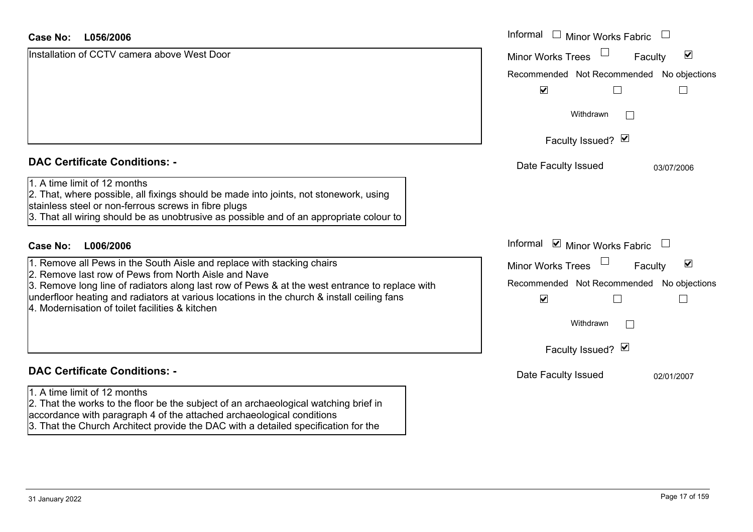**Case No:** **L056/2006**

Installation of CCTV camera above West Door

Informal ☐ Minor Works Fabric ☐
Minor Works Trees ☐ Faculty ☑

Recommended ☑ Not Recommended ☐ No objections ☐

Withdrawn ☐

Faculty Issued? ☑

Date Faculty Issued 03/07/2006

## DAC Certificate Conditions: -

1. A time limit of 12 months
2. That, where possible, all fixings should be made into joints, not stonework, using stainless steel or non-ferrous screws in fibre plugs
3. That all wiring should be as unobtrusive as possible and of an appropriate colour to

**Case No:** **L006/2006**

1. Remove all Pews in the South Aisle and replace with stacking chairs
2. Remove last row of Pews from North Aisle and Nave
3. Remove long line of radiators along last row of Pews & at the west entrance to replace with underfloor heating and radiators at various locations in the church & install ceiling fans
4. Modernisation of toilet facilities & kitchen

Informal ☑ Minor Works Fabric ☐
Minor Works Trees ☐ Faculty ☑

Recommended ☑ Not Recommended ☐ No objections ☐

Withdrawn ☐

Faculty Issued? ☑

Date Faculty Issued 02/01/2007

## DAC Certificate Conditions: -

1. A time limit of 12 months
2. That the works to the floor be the subject of an archaeological watching brief in accordance with paragraph 4 of the attached archaeological conditions
3. That the Church Architect provide the DAC with a detailed specification for the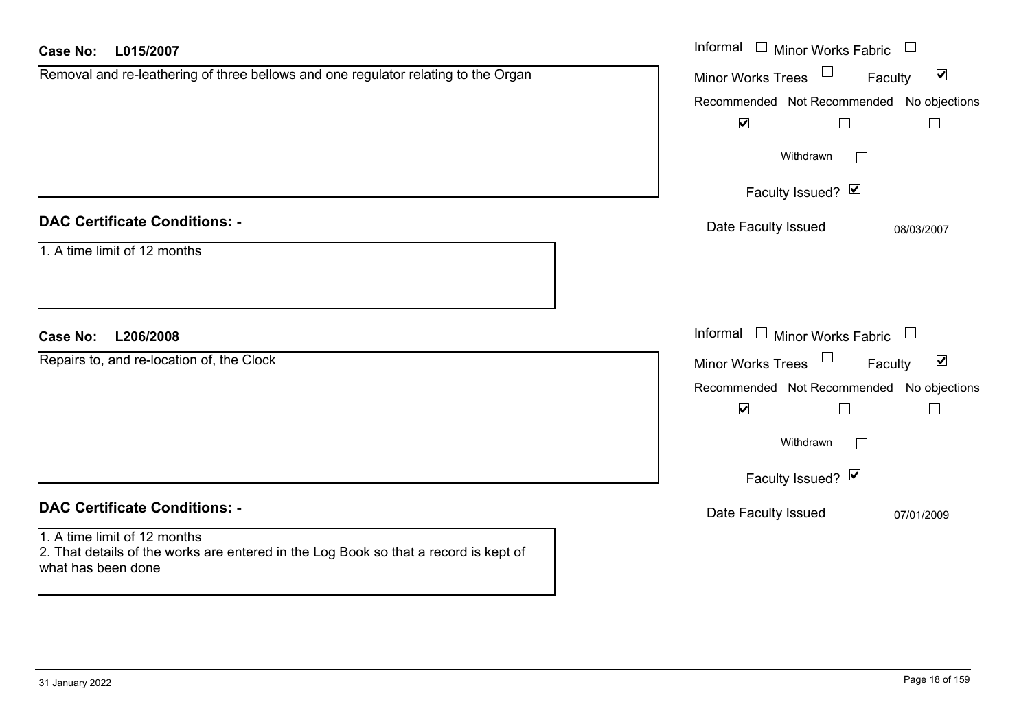**Case No:** **L015/2007**

Removal and re-leathering of three bellows and one regulator relating to the Organ

Informal ☐ Minor Works Fabric ☐

Minor Works Trees ☐ Faculty ☑

Recommended ☑ Not Recommended ☐ No objections ☐

Withdrawn ☐

Faculty Issued? ☑

Date Faculty Issued 08/03/2007

## DAC Certificate Conditions: -

1. A time limit of 12 months

**Case No:** **L206/2008**

Repairs to, and re-location of, the Clock

Informal ☐ Minor Works Fabric ☐

Minor Works Trees ☐ Faculty ☑

Recommended ☑ Not Recommended ☐ No objections ☐

Withdrawn ☐

Faculty Issued? ☑

Date Faculty Issued 07/01/2009

## DAC Certificate Conditions: -

1. A time limit of 12 months
2. That details of the works are entered in the Log Book so that a record is kept of what has been done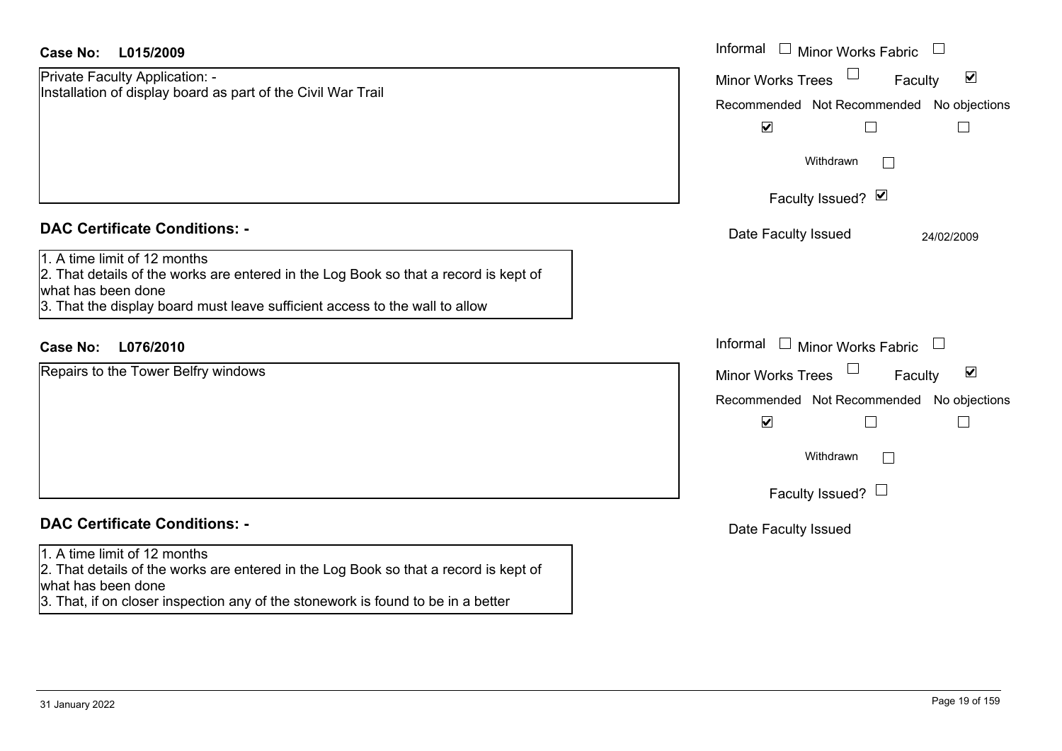**Case No: L015/2009**

Private Faculty Application: -
Installation of display board as part of the Civil War Trail

Informal ☐ Minor Works Fabric ☐
Minor Works Trees ☐ Faculty ☑

| Recommended | Not Recommended | No objections |
|---|---|---|
| ☑ | ☐ | ☐ |

Withdrawn ☐

Faculty Issued? ☑

Date Faculty Issued 24/02/2009

## DAC Certificate Conditions: -

1. A time limit of 12 months
2. That details of the works are entered in the Log Book so that a record is kept of what has been done
3. That the display board must leave sufficient access to the wall to allow

**Case No: L076/2010**

Repairs to the Tower Belfry windows

Informal ☐ Minor Works Fabric ☐
Minor Works Trees ☐ Faculty ☑

| Recommended | Not Recommended | No objections |
|---|---|---|
| ☑ | ☐ | ☐ |

Withdrawn ☐

Faculty Issued? ☐

Date Faculty Issued

## DAC Certificate Conditions: -

1. A time limit of 12 months
2. That details of the works are entered in the Log Book so that a record is kept of what has been done
3. That, if on closer inspection any of the stonework is found to be in a better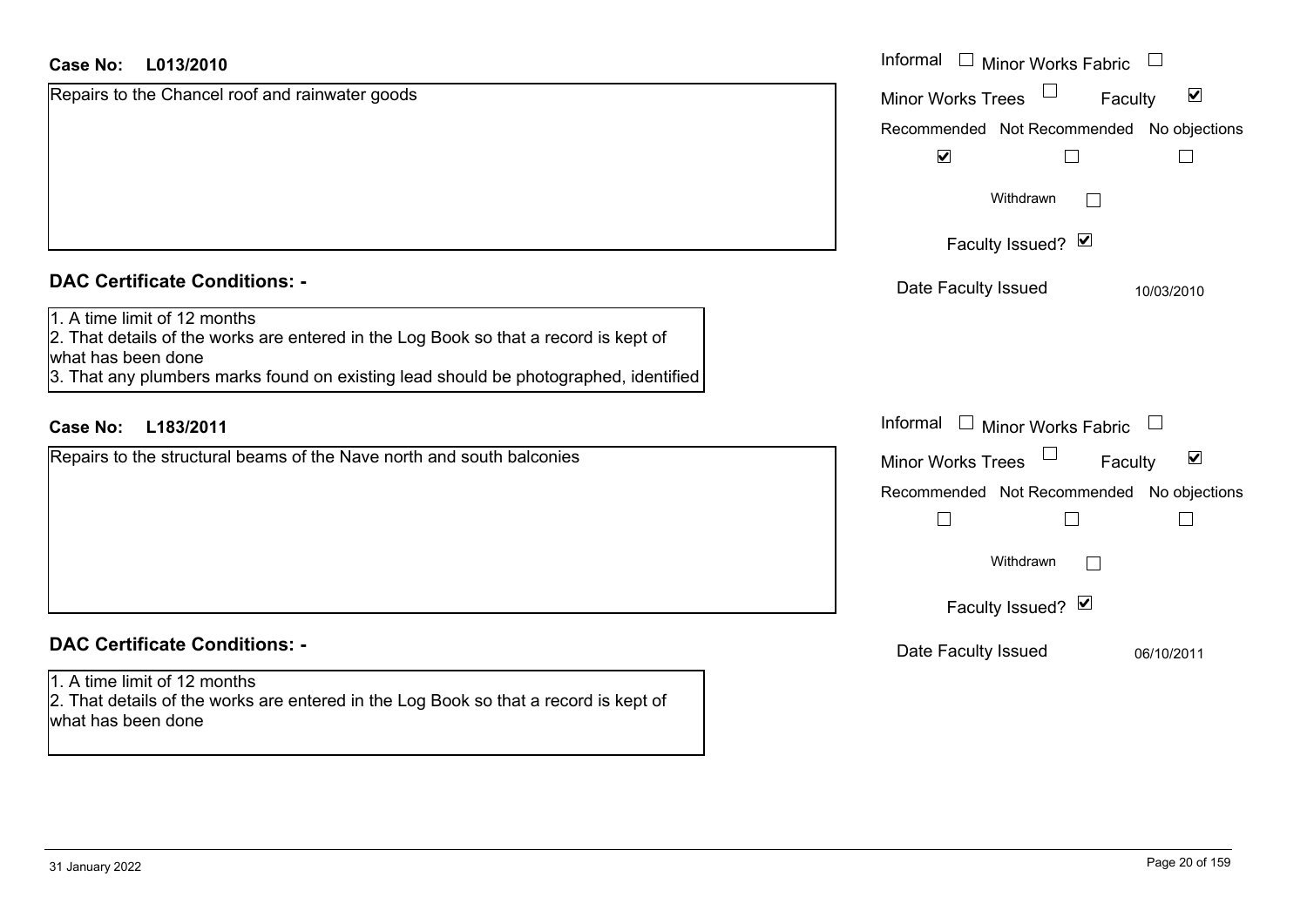**Case No:** **L013/2010**

Repairs to the Chancel roof and rainwater goods

Informal ☐ Minor Works Fabric ☐

Minor Works Trees ☐ Faculty ☑

Recommended ☑ Not Recommended ☐ No objections ☐

Withdrawn ☐

Faculty Issued? ☑

Date Faculty Issued 10/03/2010

## DAC Certificate Conditions: -

1. A time limit of 12 months
2. That details of the works are entered in the Log Book so that a record is kept of what has been done
3. That any plumbers marks found on existing lead should be photographed, identified

**Case No:** **L183/2011**

Repairs to the structural beams of the Nave north and south balconies

Informal ☐ Minor Works Fabric ☐

Minor Works Trees ☐ Faculty ☑

Recommended ☐ Not Recommended ☐ No objections ☐

Withdrawn ☐

Faculty Issued? ☑

Date Faculty Issued 06/10/2011

## DAC Certificate Conditions: -

1. A time limit of 12 months
2. That details of the works are entered in the Log Book so that a record is kept of what has been done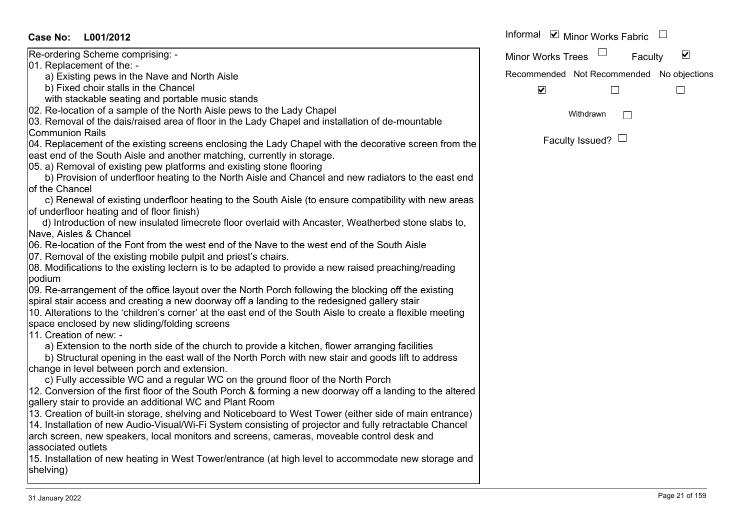**Case No: L001/2012**

Re-ordering Scheme comprising: -

01. Replacement of the: -
    a) Existing pews in the Nave and North Aisle
    b) Fixed choir stalls in the Chancel
    with stackable seating and portable music stands
02. Re-location of a sample of the North Aisle pews to the Lady Chapel
03. Removal of the dais/raised area of floor in the Lady Chapel and installation of de-mountable Communion Rails
04. Replacement of the existing screens enclosing the Lady Chapel with the decorative screen from the east end of the South Aisle and another matching, currently in storage.
05. a) Removal of existing pew platforms and existing stone flooring
    b) Provision of underfloor heating to the North Aisle and Chancel and new radiators to the east end of the Chancel
    c) Renewal of existing underfloor heating to the South Aisle (to ensure compatibility with new areas of underfloor heating and of floor finish)
    d) Introduction of new insulated limecrete floor overlaid with Ancaster, Weatherbed stone slabs to, Nave, Aisles & Chancel
06. Re-location of the Font from the west end of the Nave to the west end of the South Aisle
07. Removal of the existing mobile pulpit and priest's chairs.
08. Modifications to the existing lectern is to be adapted to provide a new raised preaching/reading podium
09. Re-arrangement of the office layout over the North Porch following the blocking off the existing spiral stair access and creating a new doorway off a landing to the redesigned gallery stair
10. Alterations to the 'children's corner' at the east end of the South Aisle to create a flexible meeting space enclosed by new sliding/folding screens
11. Creation of new: -
    a) Extension to the north side of the church to provide a kitchen, flower arranging facilities
    b) Structural opening in the east wall of the North Porch with new stair and goods lift to address change in level between porch and extension.
    c) Fully accessible WC and a regular WC on the ground floor of the North Porch
12. Conversion of the first floor of the South Porch & forming a new doorway off a landing to the altered gallery stair to provide an additional WC and Plant Room
13. Creation of built-in storage, shelving and Noticeboard to West Tower (either side of main entrance)
14. Installation of new Audio-Visual/Wi-Fi System consisting of projector and fully retractable Chancel arch screen, new speakers, local monitors and screens, cameras, moveable control desk and associated outlets
15. Installation of new heating in West Tower/entrance (at high level to accommodate new storage and shelving)

Informal ☑ Minor Works Fabric ☐

Minor Works Trees ☐ Faculty ☑

Recommended ☑ Not Recommended ☐ No objections ☐

Withdrawn ☐

Faculty Issued? ☐

31 January 2022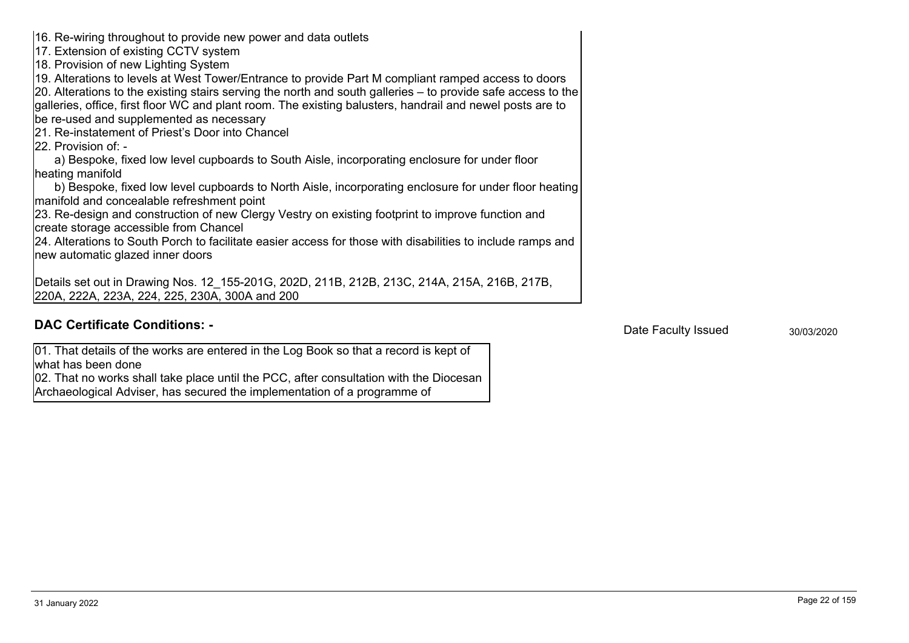16. Re-wiring throughout to provide new power and data outlets
17. Extension of existing CCTV system
18. Provision of new Lighting System
19. Alterations to levels at West Tower/Entrance to provide Part M compliant ramped access to doors
20. Alterations to the existing stairs serving the north and south galleries – to provide safe access to the galleries, office, first floor WC and plant room. The existing balusters, handrail and newel posts are to be re-used and supplemented as necessary
21. Re-instatement of Priest's Door into Chancel
22. Provision of: -
    a) Bespoke, fixed low level cupboards to South Aisle, incorporating enclosure for under floor heating manifold
    b) Bespoke, fixed low level cupboards to North Aisle, incorporating enclosure for under floor heating manifold and concealable refreshment point
23. Re-design and construction of new Clergy Vestry on existing footprint to improve function and create storage accessible from Chancel
24. Alterations to South Porch to facilitate easier access for those with disabilities to include ramps and new automatic glazed inner doors

Details set out in Drawing Nos. 12_155-201G, 202D, 211B, 212B, 213C, 214A, 215A, 216B, 217B, 220A, 222A, 223A, 224, 225, 230A, 300A and 200

## DAC Certificate Conditions: -

Date Faculty Issued 30/03/2020

01. That details of the works are entered in the Log Book so that a record is kept of what has been done
02. That no works shall take place until the PCC, after consultation with the Diocesan Archaeological Adviser, has secured the implementation of a programme of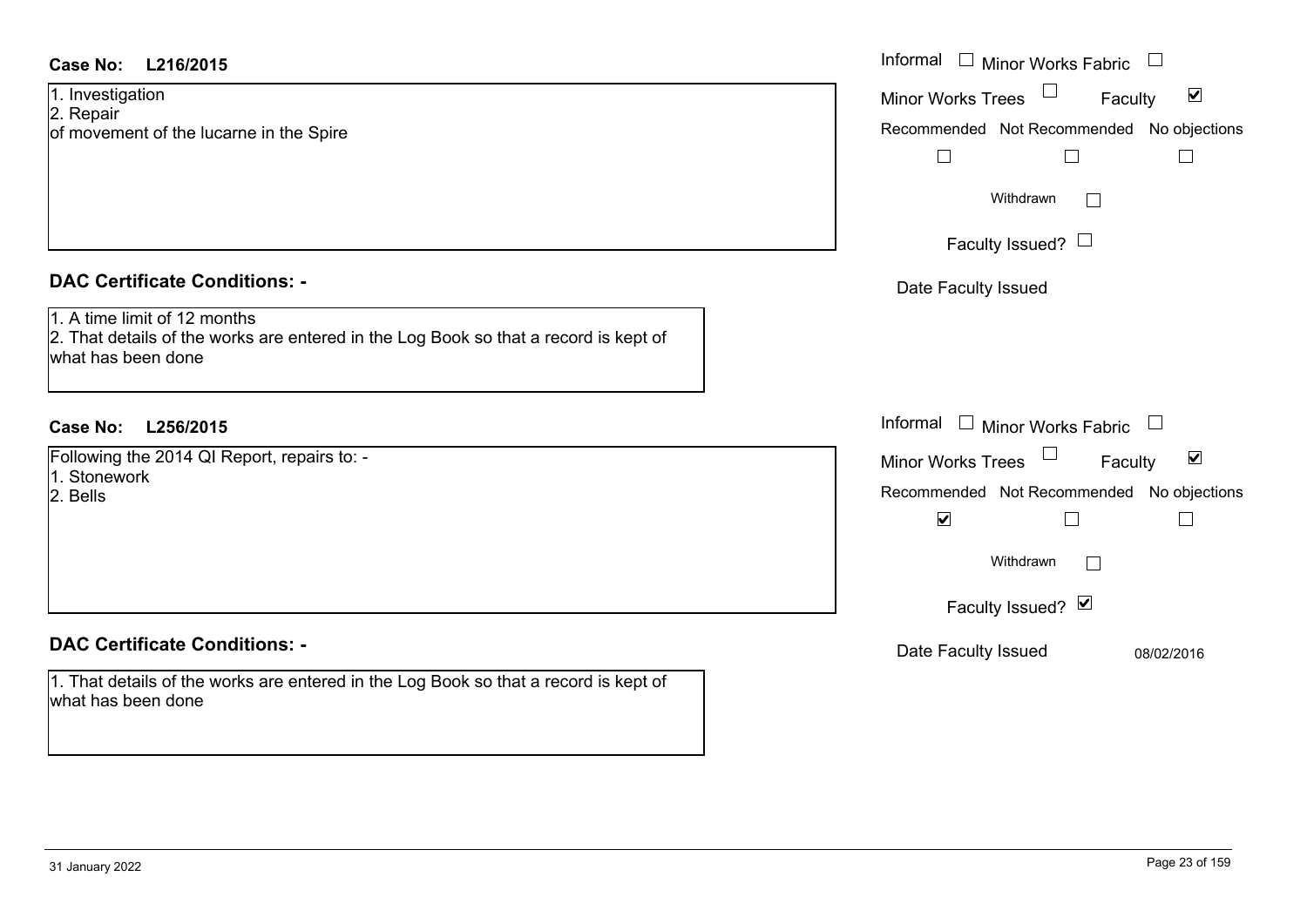**Case No: L216/2015**

1. Investigation
2. Repair

of movement of the lucarne in the Spire

Informal ☐ Minor Works Fabric ☐

Minor Works Trees ☐ Faculty ☑

Recommended ☐ Not Recommended ☐ No objections ☐

Withdrawn ☐

Faculty Issued? ☐

Date Faculty Issued

## DAC Certificate Conditions: -

1. A time limit of 12 months
2. That details of the works are entered in the Log Book so that a record is kept of what has been done

**Case No: L256/2015**

Following the 2014 QI Report, repairs to: -

1. Stonework
2. Bells

Informal ☐ Minor Works Fabric ☐

Minor Works Trees ☐ Faculty ☑

Recommended ☑ Not Recommended ☐ No objections ☐

Withdrawn ☐

Faculty Issued? ☑

Date Faculty Issued 08/02/2016

## DAC Certificate Conditions: -

1. That details of the works are entered in the Log Book so that a record is kept of what has been done

31 January 2022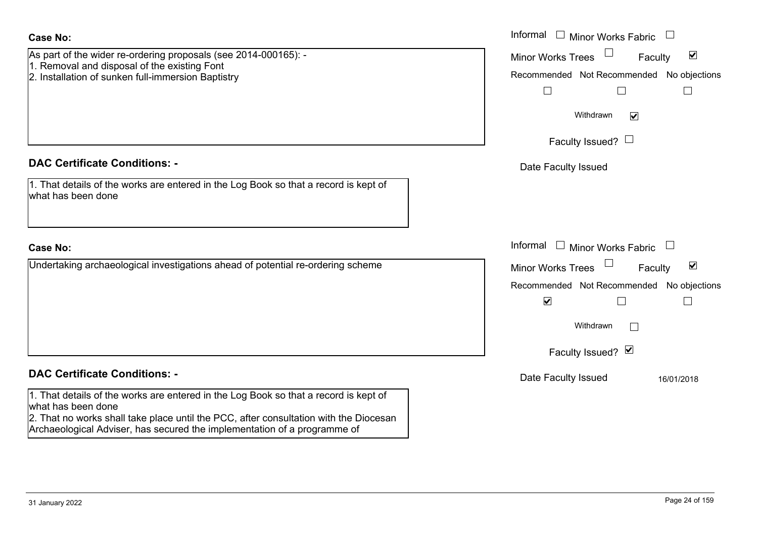**Case No:**

As part of the wider re-ordering proposals (see 2014-000165): -
1. Removal and disposal of the existing Font
2. Installation of sunken full-immersion Baptistry

Informal ☐ Minor Works Fabric ☐
Minor Works Trees ☐ Faculty ☑
Recommended ☐ Not Recommended ☐ No objections ☐
Withdrawn ☑
Faculty Issued? ☐
Date Faculty Issued

**DAC Certificate Conditions: -**

1. That details of the works are entered in the Log Book so that a record is kept of what has been done

**Case No:**

Undertaking archaeological investigations ahead of potential re-ordering scheme

Informal ☐ Minor Works Fabric ☐
Minor Works Trees ☐ Faculty ☑
Recommended ☑ Not Recommended ☐ No objections ☐
Withdrawn ☐
Faculty Issued? ☑
Date Faculty Issued 16/01/2018

**DAC Certificate Conditions: -**

1. That details of the works are entered in the Log Book so that a record is kept of what has been done
2. That no works shall take place until the PCC, after consultation with the Diocesan Archaeological Adviser, has secured the implementation of a programme of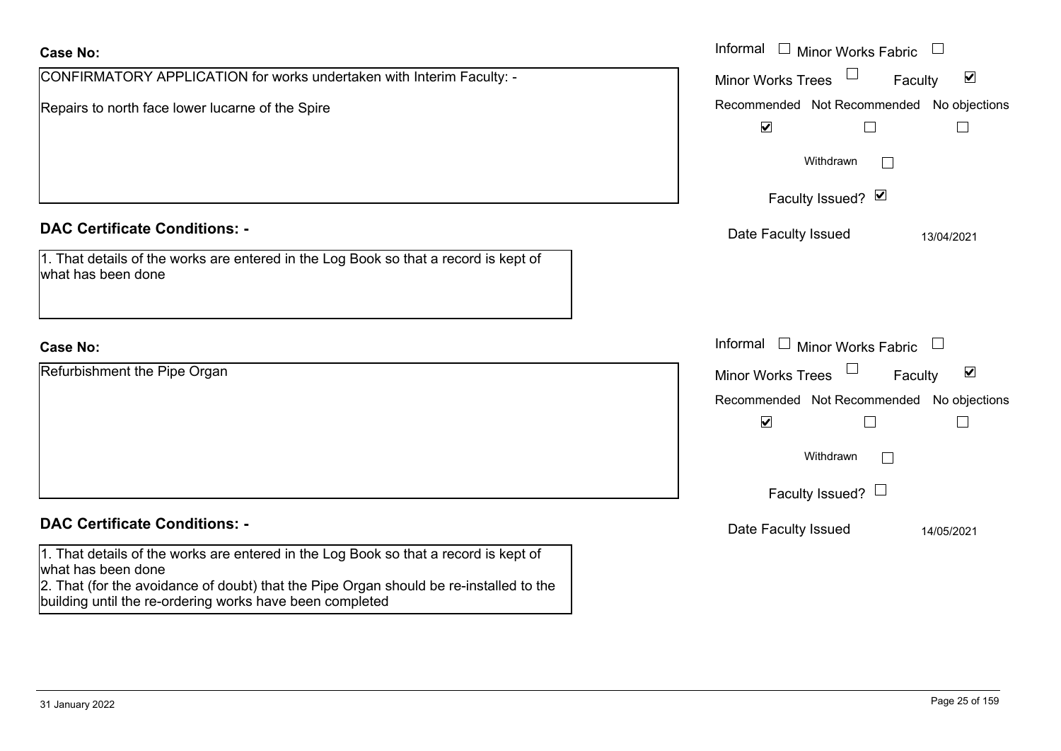**Case No:**

CONFIRMATORY APPLICATION for works undertaken with Interim Faculty: -

Repairs to north face lower lucarne of the Spire

Informal ☐ Minor Works Fabric ☐

Minor Works Trees ☐ Faculty ☑

Recommended ☑ Not Recommended ☐ No objections ☐

Withdrawn ☐

Faculty Issued? ☑

Date Faculty Issued 13/04/2021

**DAC Certificate Conditions: -**

1. That details of the works are entered in the Log Book so that a record is kept of what has been done

**Case No:**

Refurbishment the Pipe Organ

Informal ☐ Minor Works Fabric ☐

Minor Works Trees ☐ Faculty ☑

Recommended ☑ Not Recommended ☐ No objections ☐

Withdrawn ☐

Faculty Issued? ☐

Date Faculty Issued 14/05/2021

**DAC Certificate Conditions: -**

1. That details of the works are entered in the Log Book so that a record is kept of what has been done
2. That (for the avoidance of doubt) that the Pipe Organ should be re-installed to the building until the re-ordering works have been completed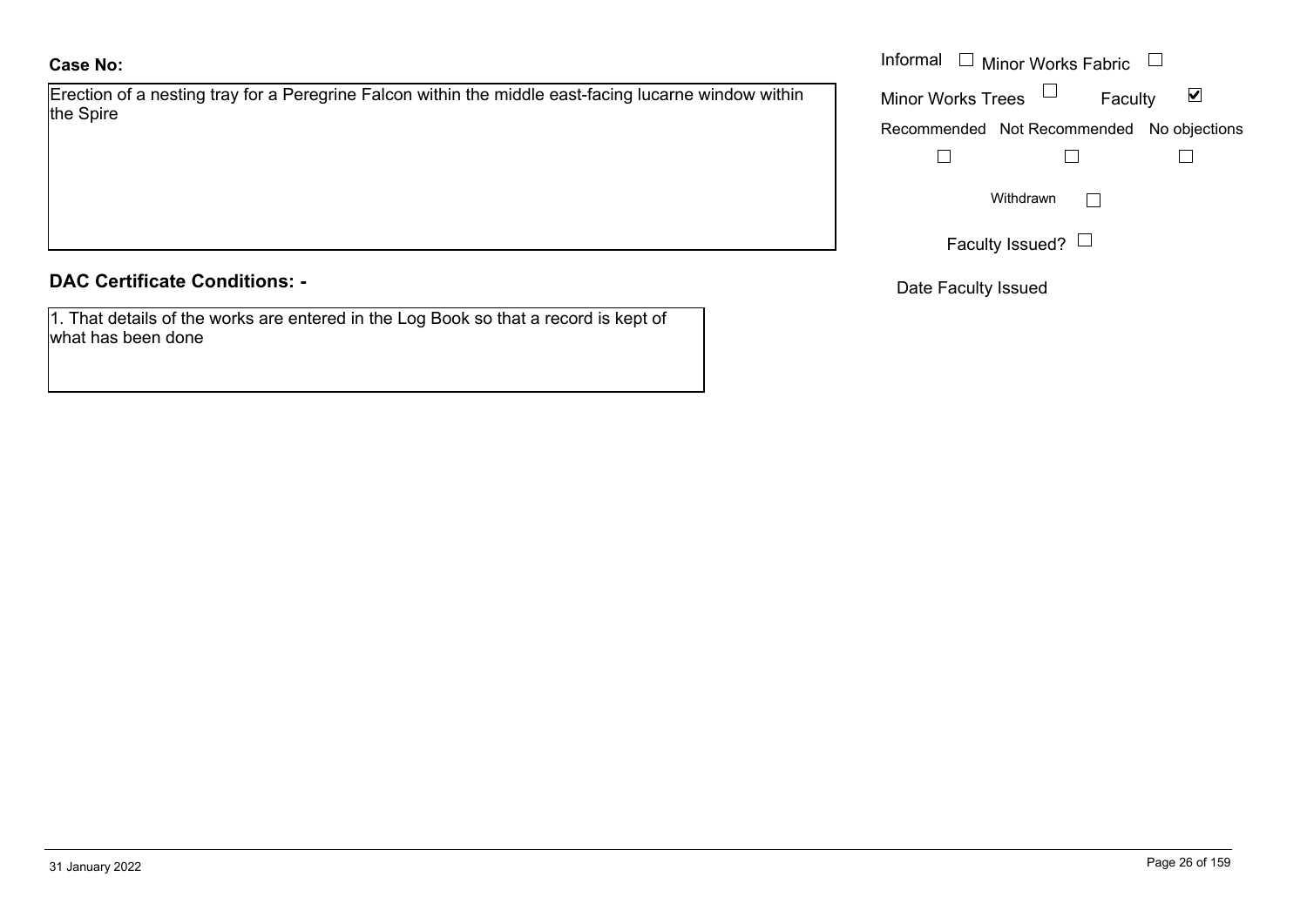**Case No:**

Erection of a nesting tray for a Peregrine Falcon within the middle east-facing lucarne window within the Spire

Informal ☐ Minor Works Fabric ☐

Minor Works Trees ☐ Faculty ☑

Recommended ☐ Not Recommended ☐ No objections ☐

Withdrawn ☐

Faculty Issued? ☐

Date Faculty Issued

**DAC Certificate Conditions: -**

1. That details of the works are entered in the Log Book so that a record is kept of what has been done

31 January 2022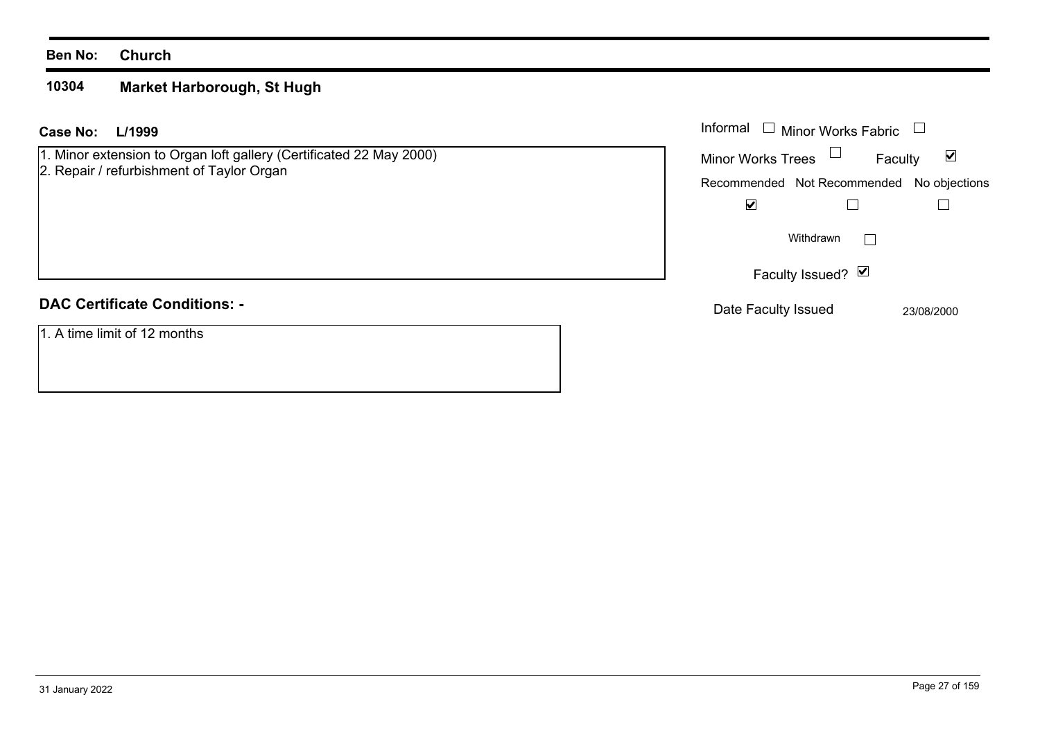**Ben No:** **Church**

## 10304 Market Harborough, St Hugh

**Case No:** **L/1999**

1. Minor extension to Organ loft gallery (Certificated 22 May 2000)
2. Repair / refurbishment of Taylor Organ

Informal ☐ Minor Works Fabric ☐

Minor Works Trees ☐ Faculty ☑

| Recommended | Not Recommended | No objections |
|---|---|---|
| ☑ | ☐ | ☐ |

Withdrawn ☐

Faculty Issued? ☑

Date Faculty Issued 23/08/2000

### DAC Certificate Conditions: -

1. A time limit of 12 months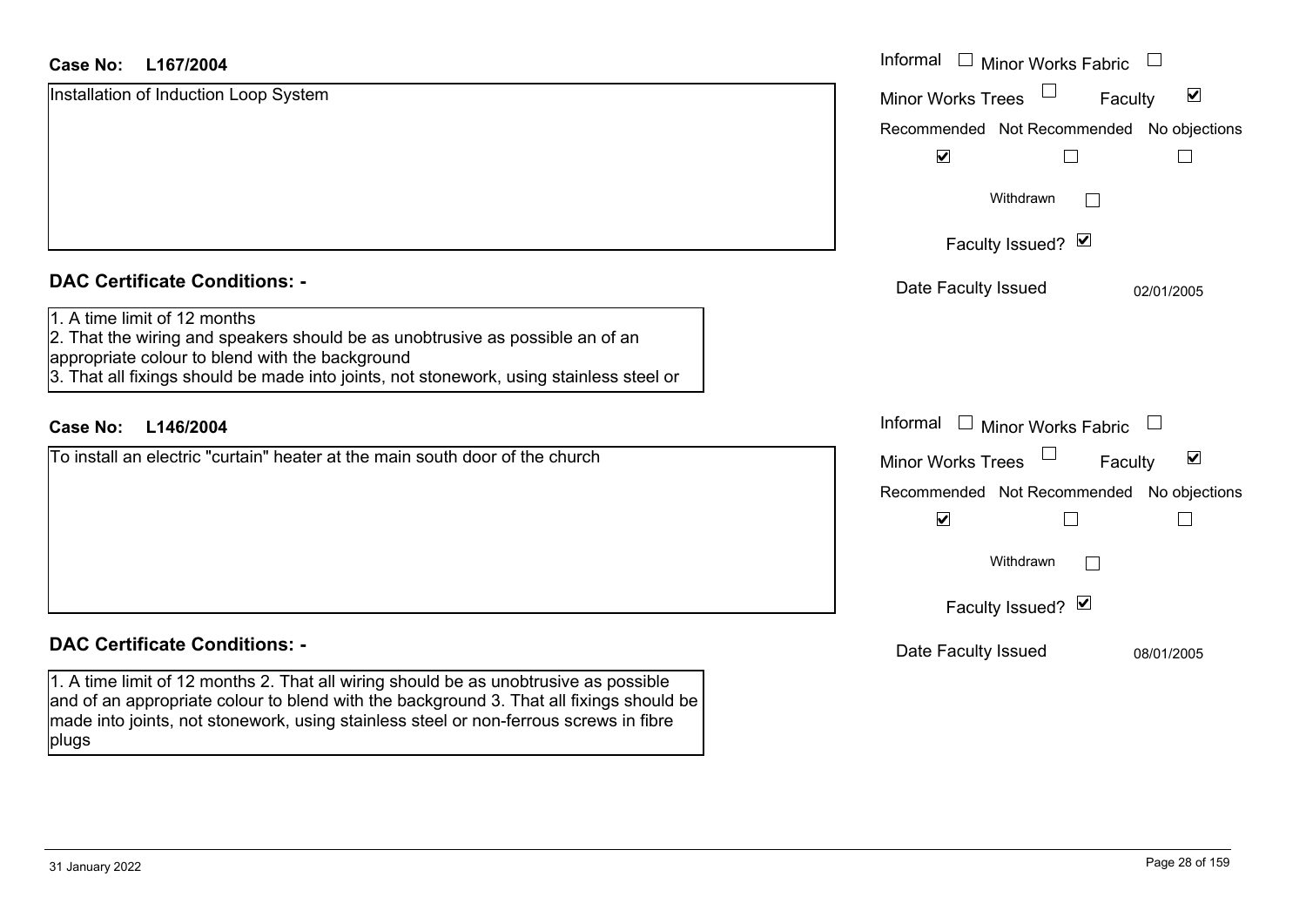**Case No: L167/2004**

Installation of Induction Loop System

Informal ☐ Minor Works Fabric ☐
Minor Works Trees ☐ Faculty ☑
Recommended ☑ Not Recommended ☐ No objections ☐
Withdrawn ☐
Faculty Issued? ☑
Date Faculty Issued 02/01/2005

## DAC Certificate Conditions: -

1. A time limit of 12 months
2. That the wiring and speakers should be as unobtrusive as possible an of an appropriate colour to blend with the background
3. That all fixings should be made into joints, not stonework, using stainless steel or

**Case No: L146/2004**

To install an electric "curtain" heater at the main south door of the church

Informal ☐ Minor Works Fabric ☐
Minor Works Trees ☐ Faculty ☑
Recommended ☑ Not Recommended ☐ No objections ☐
Withdrawn ☐
Faculty Issued? ☑
Date Faculty Issued 08/01/2005

## DAC Certificate Conditions: -

1. A time limit of 12 months 2. That all wiring should be as unobtrusive as possible and of an appropriate colour to blend with the background 3. That all fixings should be made into joints, not stonework, using stainless steel or non-ferrous screws in fibre plugs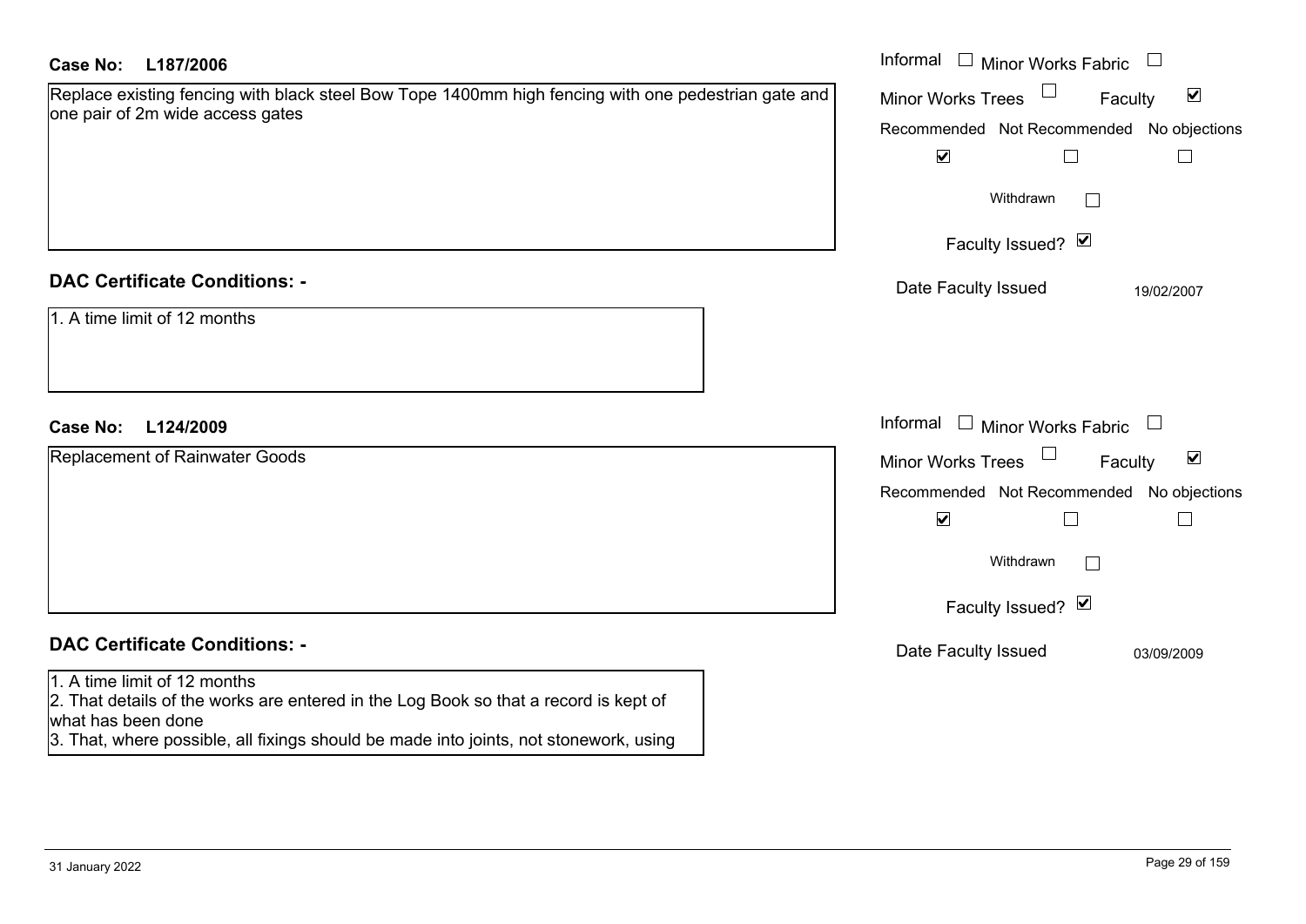**Case No: L187/2006**

Replace existing fencing with black steel Bow Tope 1400mm high fencing with one pedestrian gate and one pair of 2m wide access gates

Informal ☐ Minor Works Fabric ☐
Minor Works Trees ☐ Faculty ☑

| Recommended | Not Recommended | No objections |
| --- | --- | --- |
| ☑ | ☐ | ☐ |

Withdrawn ☐

Faculty Issued? ☑

Date Faculty Issued 19/02/2007

## DAC Certificate Conditions: -

1. A time limit of 12 months

**Case No: L124/2009**

Replacement of Rainwater Goods

Informal ☐ Minor Works Fabric ☐
Minor Works Trees ☐ Faculty ☑

| Recommended | Not Recommended | No objections |
| --- | --- | --- |
| ☑ | ☐ | ☐ |

Withdrawn ☐

Faculty Issued? ☑

Date Faculty Issued 03/09/2009

## DAC Certificate Conditions: -

1. A time limit of 12 months
2. That details of the works are entered in the Log Book so that a record is kept of what has been done
3. That, where possible, all fixings should be made into joints, not stonework, using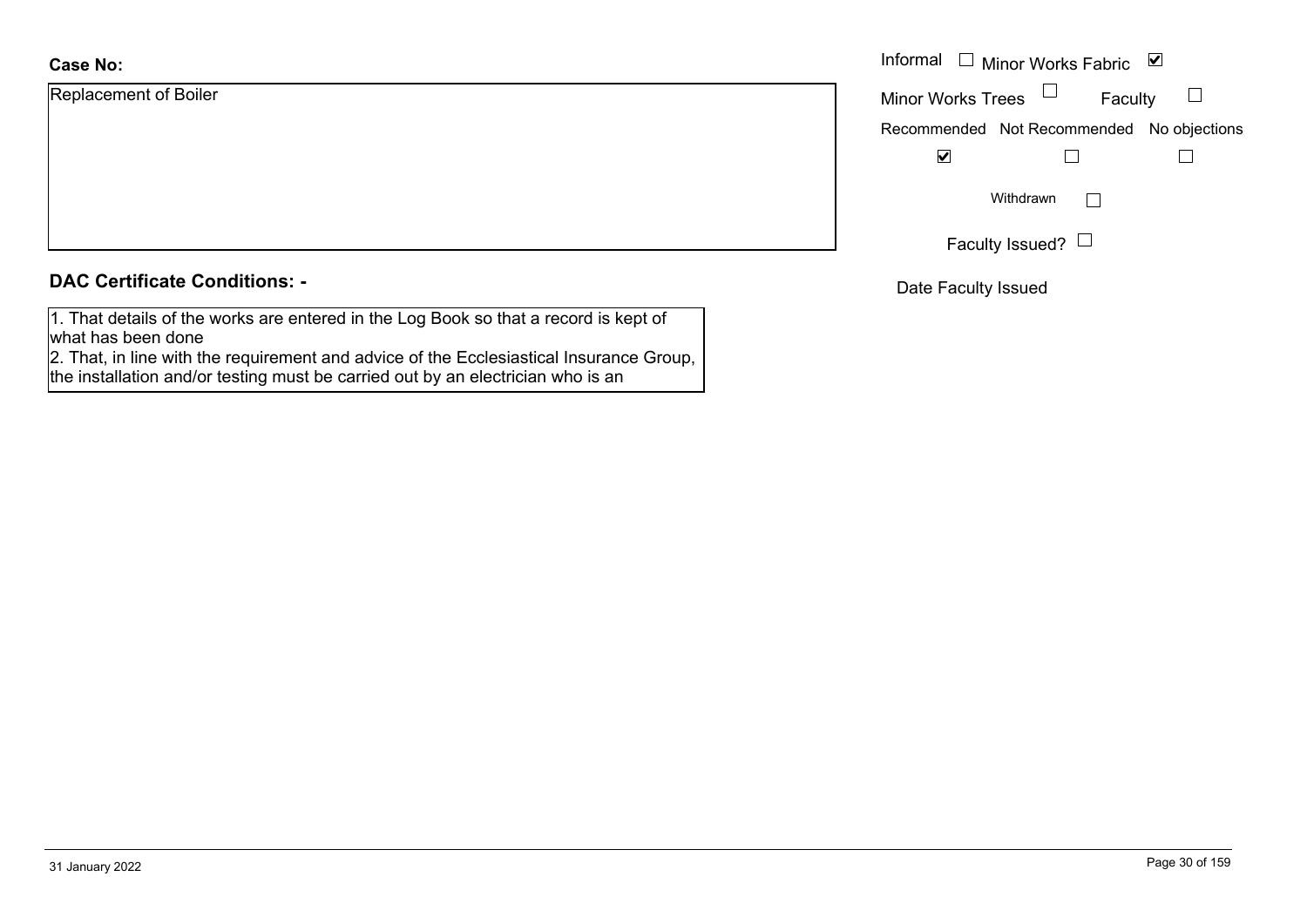**Case No:**

Replacement of Boiler

Informal ☐ Minor Works Fabric ☑

Minor Works Trees ☐ Faculty ☐

Recommended ☑ Not Recommended ☐ No objections ☐

Withdrawn ☐

Faculty Issued? ☐

Date Faculty Issued

**DAC Certificate Conditions: -**

1. That details of the works are entered in the Log Book so that a record is kept of what has been done
2. That, in line with the requirement and advice of the Ecclesiastical Insurance Group, the installation and/or testing must be carried out by an electrician who is an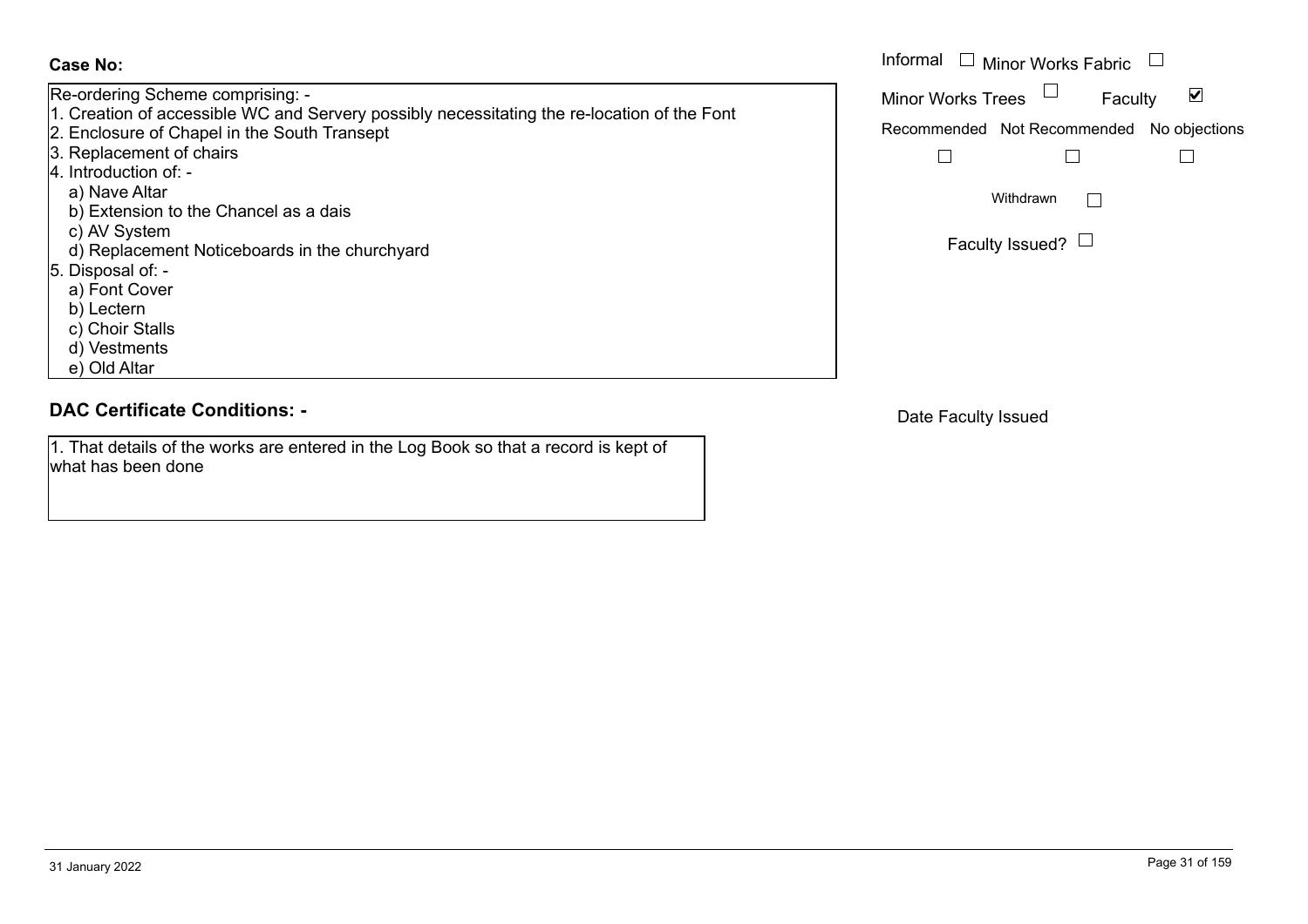**Case No:**

Re-ordering Scheme comprising: -
1. Creation of accessible WC and Servery possibly necessitating the re-location of the Font
2. Enclosure of Chapel in the South Transept
3. Replacement of chairs
4. Introduction of: -
   a) Nave Altar
   b) Extension to the Chancel as a dais
   c) AV System
   d) Replacement Noticeboards in the churchyard
5. Disposal of: -
   a) Font Cover
   b) Lectern
   c) Choir Stalls
   d) Vestments
   e) Old Altar

Informal ☐ Minor Works Fabric ☐

Minor Works Trees ☐ Faculty ☑

Recommended ☐ Not Recommended ☐ No objections ☐

Withdrawn ☐

Faculty Issued? ☐

## DAC Certificate Conditions: -

1. That details of the works are entered in the Log Book so that a record is kept of what has been done

Date Faculty Issued

31 January 2022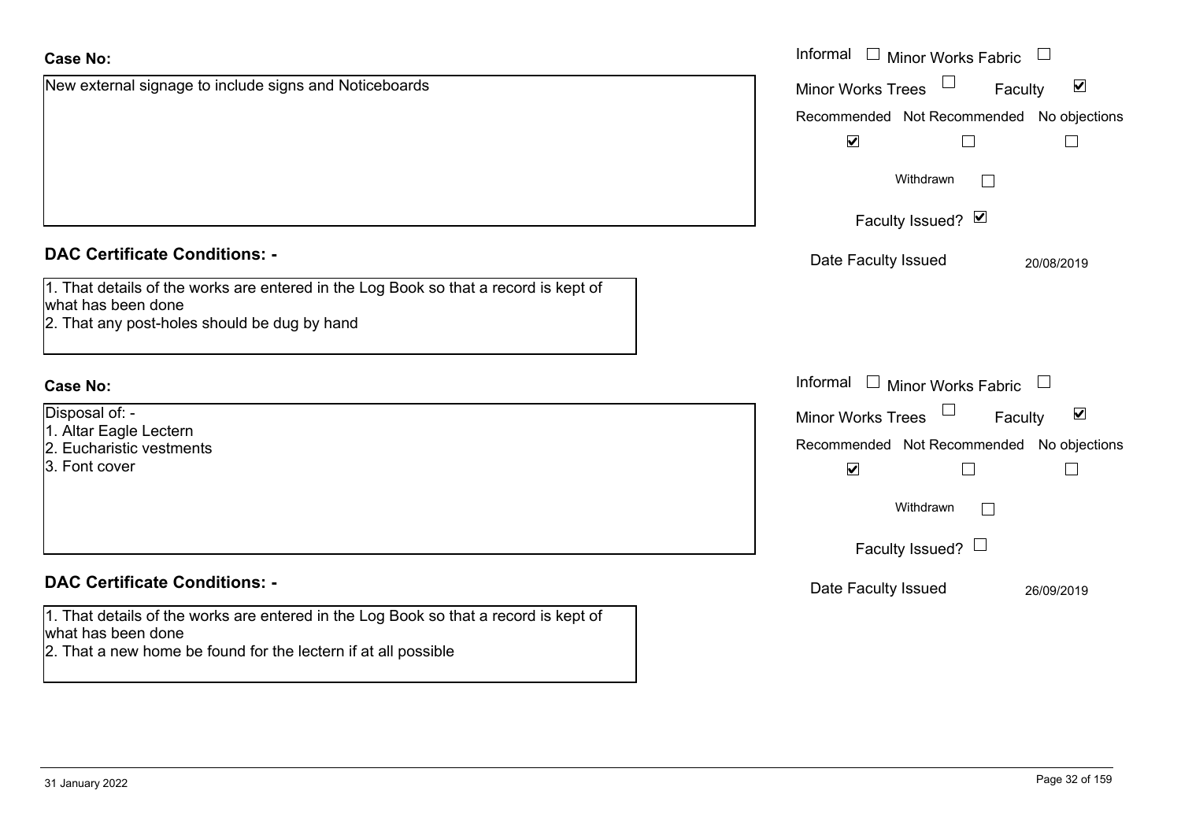**Case No:**

New external signage to include signs and Noticeboards

Informal ☐ Minor Works Fabric ☐

Minor Works Trees ☐ Faculty ☑

Recommended ☑ Not Recommended ☐ No objections ☐

Withdrawn ☐

Faculty Issued? ☑

Date Faculty Issued 20/08/2019

**DAC Certificate Conditions: -**

1. That details of the works are entered in the Log Book so that a record is kept of what has been done
2. That any post-holes should be dug by hand

**Case No:**

Disposal of: -
1. Altar Eagle Lectern
2. Eucharistic vestments
3. Font cover

Informal ☐ Minor Works Fabric ☐

Minor Works Trees ☐ Faculty ☑

Recommended ☑ Not Recommended ☐ No objections ☐

Withdrawn ☐

Faculty Issued? ☐

Date Faculty Issued 26/09/2019

**DAC Certificate Conditions: -**

1. That details of the works are entered in the Log Book so that a record is kept of what has been done
2. That a new home be found for the lectern if at all possible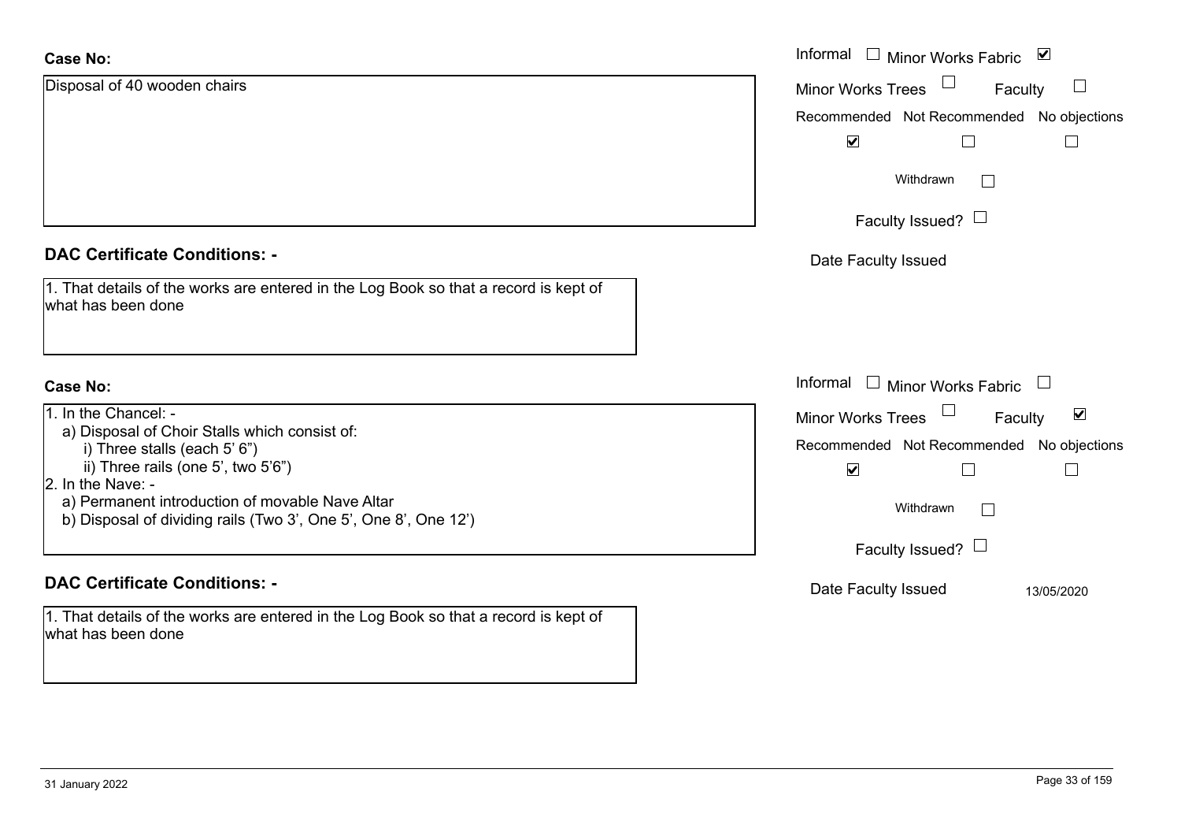**Case No:**

Disposal of 40 wooden chairs

Informal ☐ Minor Works Fabric ☑

Minor Works Trees ☐ Faculty ☐

Recommended ☑ Not Recommended ☐ No objections ☐

Withdrawn ☐

Faculty Issued? ☐

Date Faculty Issued

**DAC Certificate Conditions: -**

1. That details of the works are entered in the Log Book so that a record is kept of what has been done

**Case No:**

1. In the Chancel: -
   a) Disposal of Choir Stalls which consist of:
      i) Three stalls (each 5' 6")
      ii) Three rails (one 5', two 5'6")
2. In the Nave: -
   a) Permanent introduction of movable Nave Altar
   b) Disposal of dividing rails (Two 3', One 5', One 8', One 12')

Informal ☐ Minor Works Fabric ☐

Minor Works Trees ☐ Faculty ☑

Recommended ☑ Not Recommended ☐ No objections ☐

Withdrawn ☐

Faculty Issued? ☐

Date Faculty Issued 13/05/2020

**DAC Certificate Conditions: -**

1. That details of the works are entered in the Log Book so that a record is kept of what has been done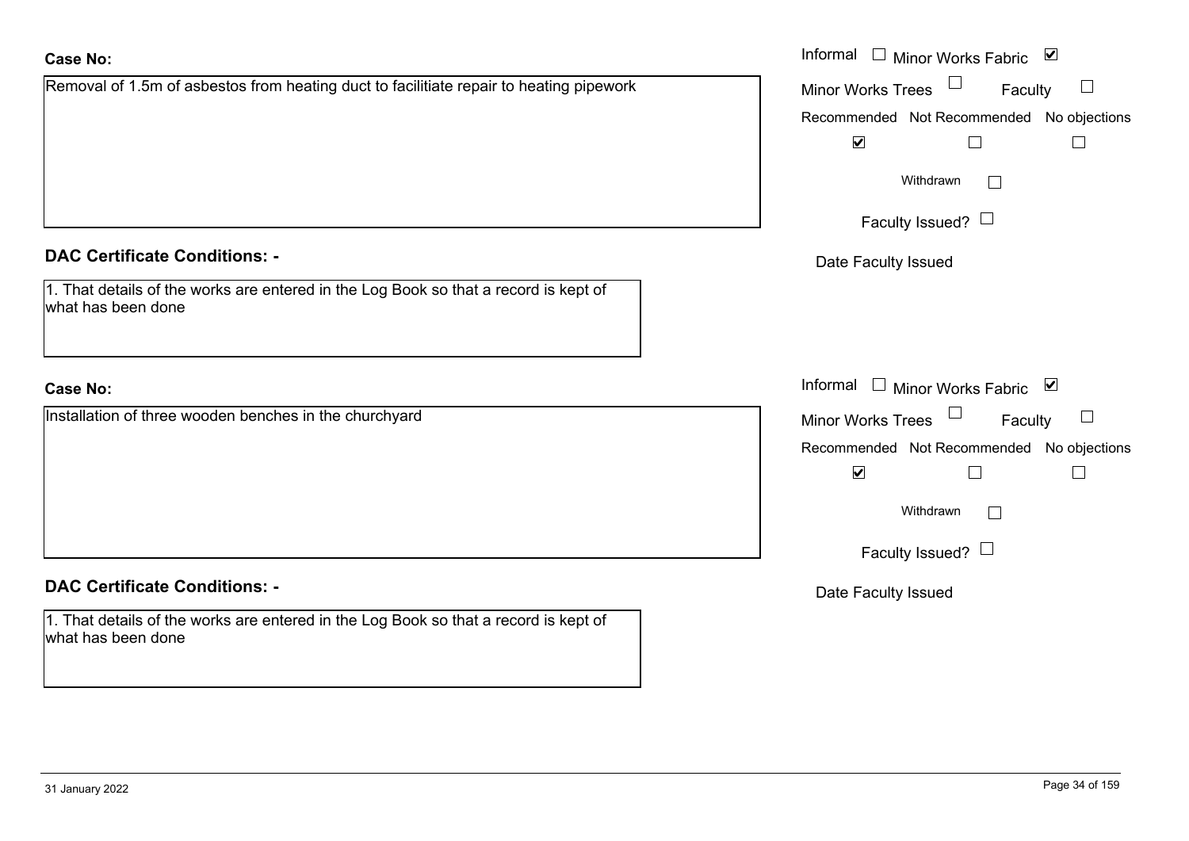**Case No:**

Removal of 1.5m of asbestos from heating duct to facilitiate repair to heating pipework

Informal ☐ Minor Works Fabric ☑

Minor Works Trees ☐ Faculty ☐

| Recommended | Not Recommended | No objections |
|---|---|---|
| ☑ | ☐ | ☐ |

Withdrawn ☐

Faculty Issued? ☐

Date Faculty Issued

**DAC Certificate Conditions: -**

1. That details of the works are entered in the Log Book so that a record is kept of what has been done

**Case No:**

Installation of three wooden benches in the churchyard

Informal ☐ Minor Works Fabric ☑

Minor Works Trees ☐ Faculty ☐

| Recommended | Not Recommended | No objections |
|---|---|---|
| ☑ | ☐ | ☐ |

Withdrawn ☐

Faculty Issued? ☐

Date Faculty Issued

**DAC Certificate Conditions: -**

1. That details of the works are entered in the Log Book so that a record is kept of what has been done

31 January 2022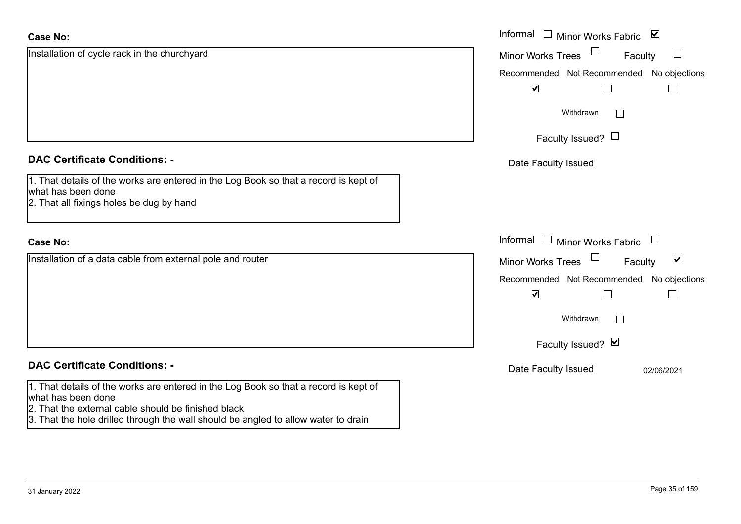**Case No:**

Installation of cycle rack in the churchyard

Informal ☐ Minor Works Fabric ☑
Minor Works Trees ☐ Faculty ☐
Recommended ☑ Not Recommended ☐ No objections ☐
Withdrawn ☐
Faculty Issued? ☐
Date Faculty Issued

**DAC Certificate Conditions: -**

1. That details of the works are entered in the Log Book so that a record is kept of what has been done
2. That all fixings holes be dug by hand

**Case No:**

Installation of a data cable from external pole and router

Informal ☐ Minor Works Fabric ☐
Minor Works Trees ☐ Faculty ☑
Recommended ☑ Not Recommended ☐ No objections ☐
Withdrawn ☐
Faculty Issued? ☑
Date Faculty Issued 02/06/2021

**DAC Certificate Conditions: -**

1. That details of the works are entered in the Log Book so that a record is kept of what has been done
2. That the external cable should be finished black
3. That the hole drilled through the wall should be angled to allow water to drain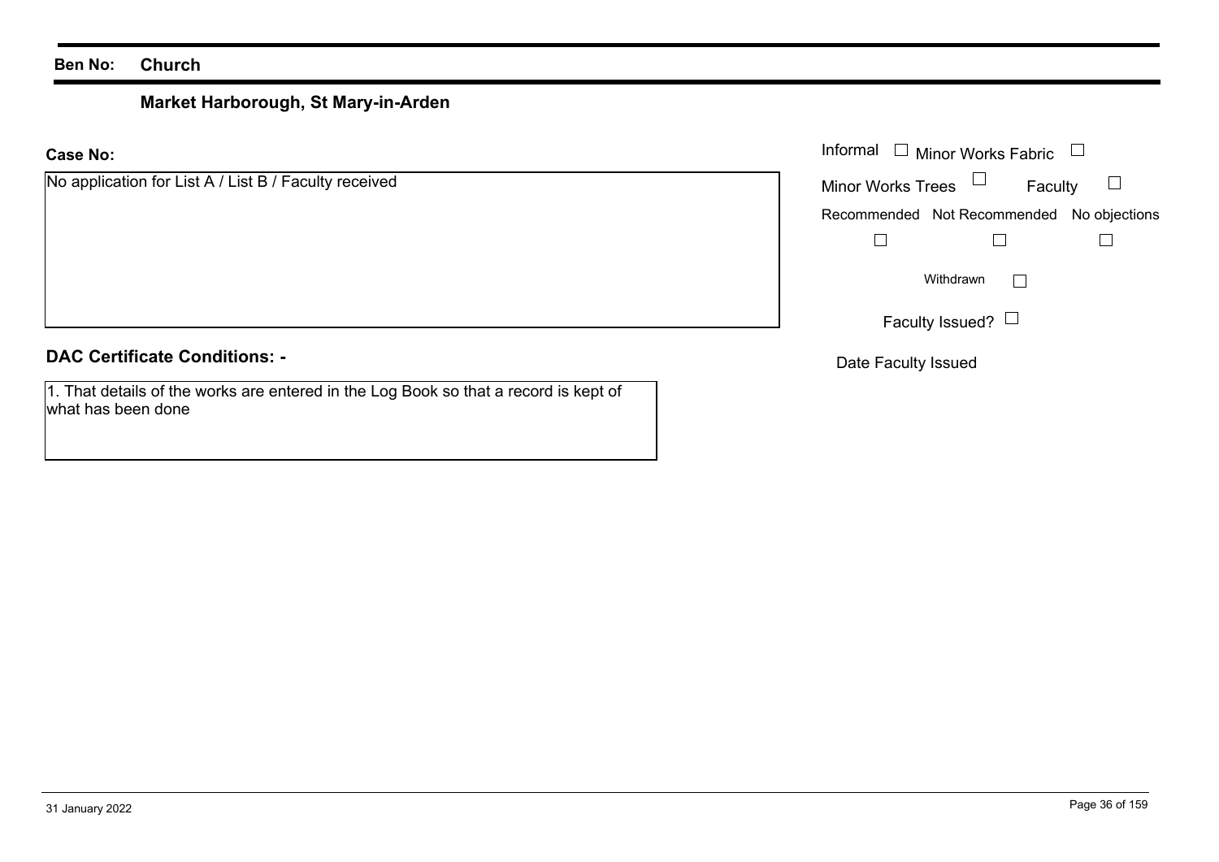**Ben No:** **Church**

## Market Harborough, St Mary-in-Arden

**Case No:**

No application for List A / List B / Faculty received

Informal ☐ Minor Works Fabric ☐

Minor Works Trees ☐ Faculty ☐

| Recommended | Not Recommended | No objections |
|---|---|---|
| ☐ | ☐ | ☐ |

Withdrawn ☐

Faculty Issued? ☐

Date Faculty Issued

**DAC Certificate Conditions: -**

1. That details of the works are entered in the Log Book so that a record is kept of what has been done

31 January 2022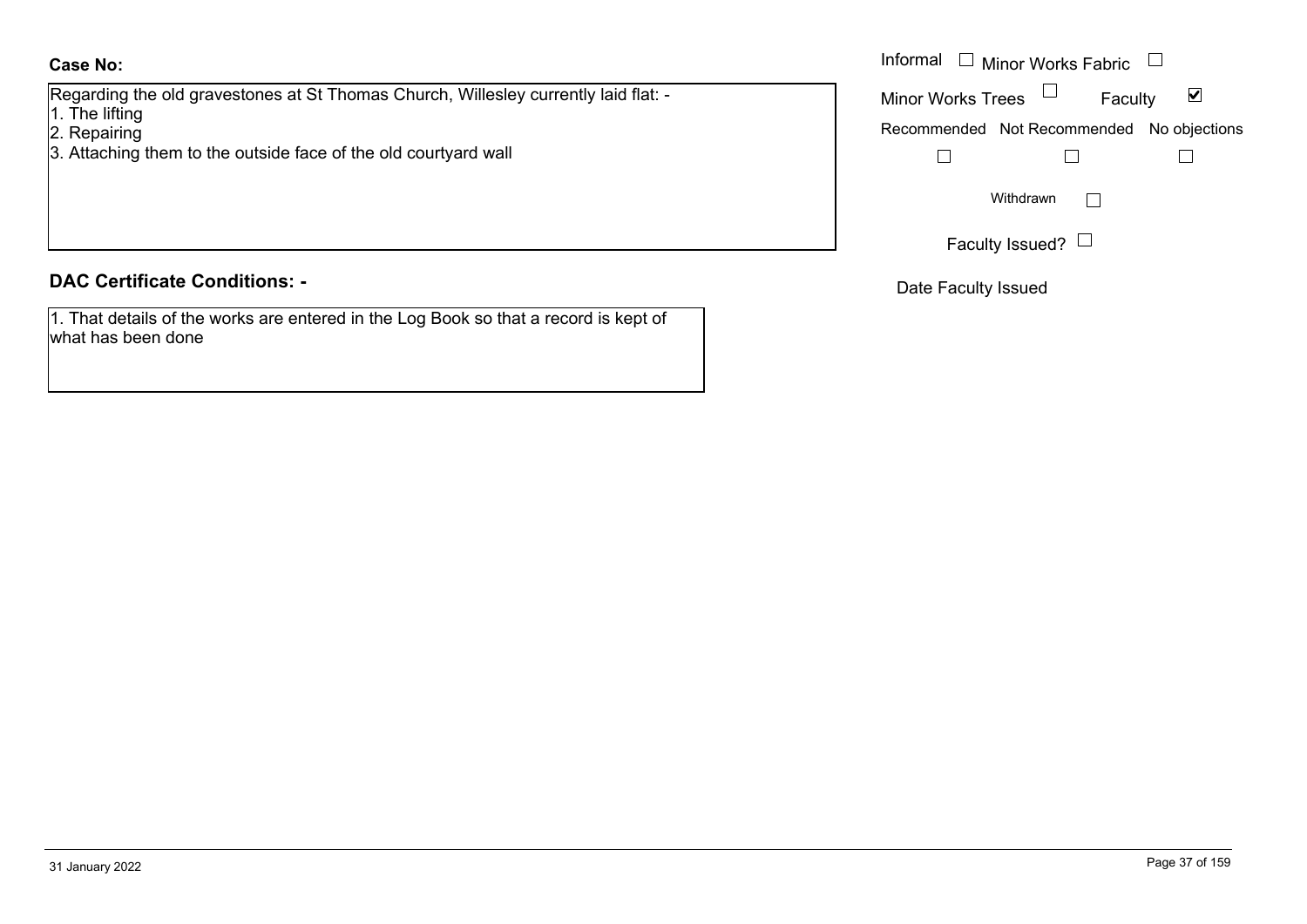**Case No:**

Regarding the old gravestones at St Thomas Church, Willesley currently laid flat: -
1. The lifting
2. Repairing
3. Attaching them to the outside face of the old courtyard wall

Informal ☐ Minor Works Fabric ☐

Minor Works Trees ☐ Faculty ☑

Recommended ☐ Not Recommended ☐ No objections ☐

Withdrawn ☐

Faculty Issued? ☐

Date Faculty Issued

## DAC Certificate Conditions: -

1. That details of the works are entered in the Log Book so that a record is kept of what has been done

31 January 2022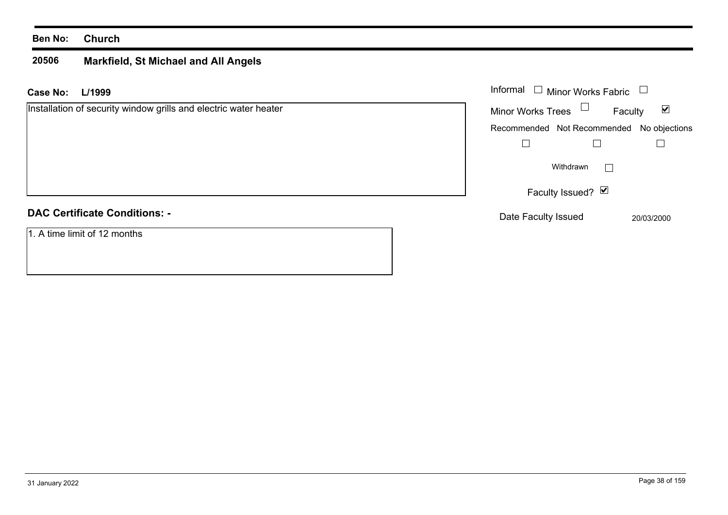**Ben No:** **Church**

## 20506 Markfield, St Michael and All Angels

**Case No:** **L/1999**

Installation of security window grills and electric water heater

Informal ☐ Minor Works Fabric ☐

Minor Works Trees ☐ Faculty ☑

| Recommended | Not Recommended | No objections |
|---|---|---|
| ☐ | ☐ | ☐ |

Withdrawn ☐

Faculty Issued? ☑

Date Faculty Issued 20/03/2000

**DAC Certificate Conditions: -**

1. A time limit of 12 months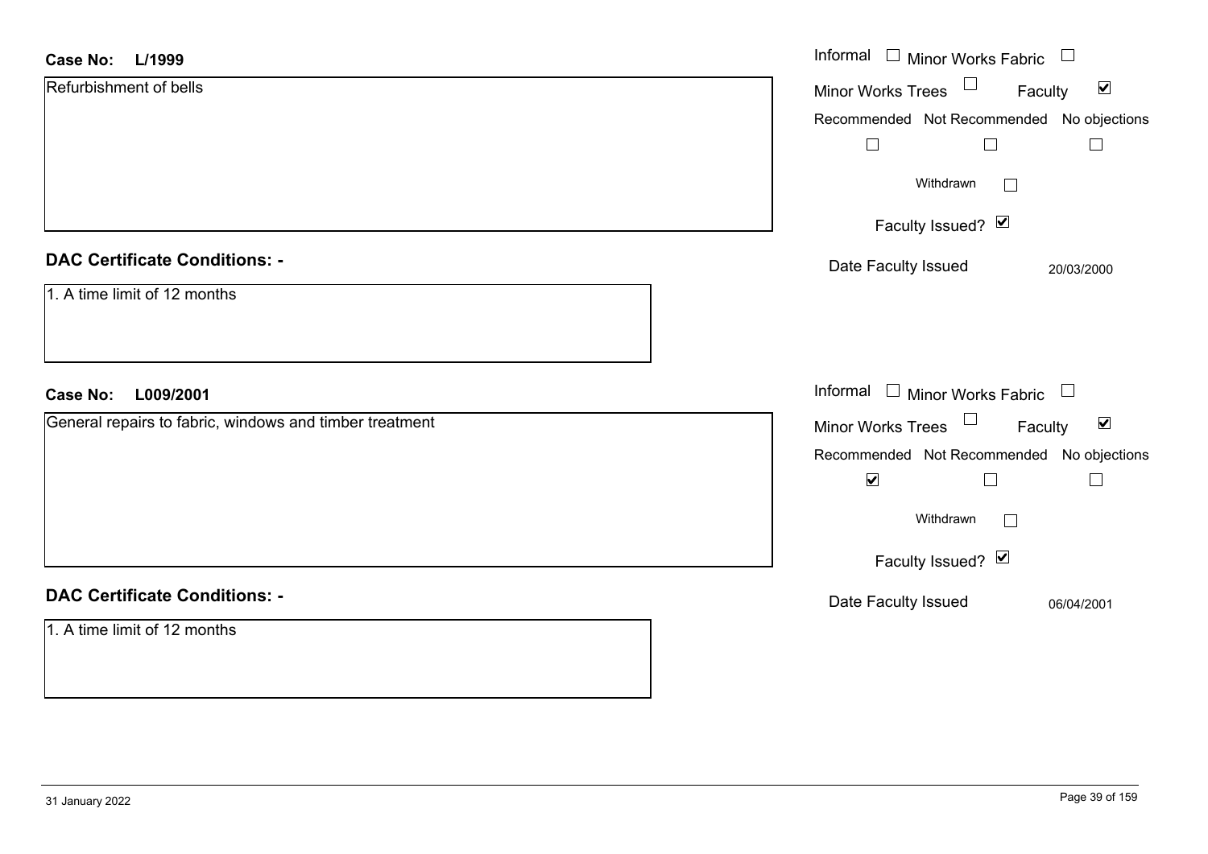**Case No:** **L/1999**

Refurbishment of bells

Informal ☐ Minor Works Fabric ☐

Minor Works Trees ☐ Faculty ☑

Recommended ☐ Not Recommended ☐ No objections ☐

Withdrawn ☐

Faculty Issued? ☑

Date Faculty Issued 20/03/2000

## DAC Certificate Conditions: -

1. A time limit of 12 months

**Case No:** **L009/2001**

General repairs to fabric, windows and timber treatment

Informal ☐ Minor Works Fabric ☐

Minor Works Trees ☐ Faculty ☑

Recommended ☑ Not Recommended ☐ No objections ☐

Withdrawn ☐

Faculty Issued? ☑

Date Faculty Issued 06/04/2001

## DAC Certificate Conditions: -

1. A time limit of 12 months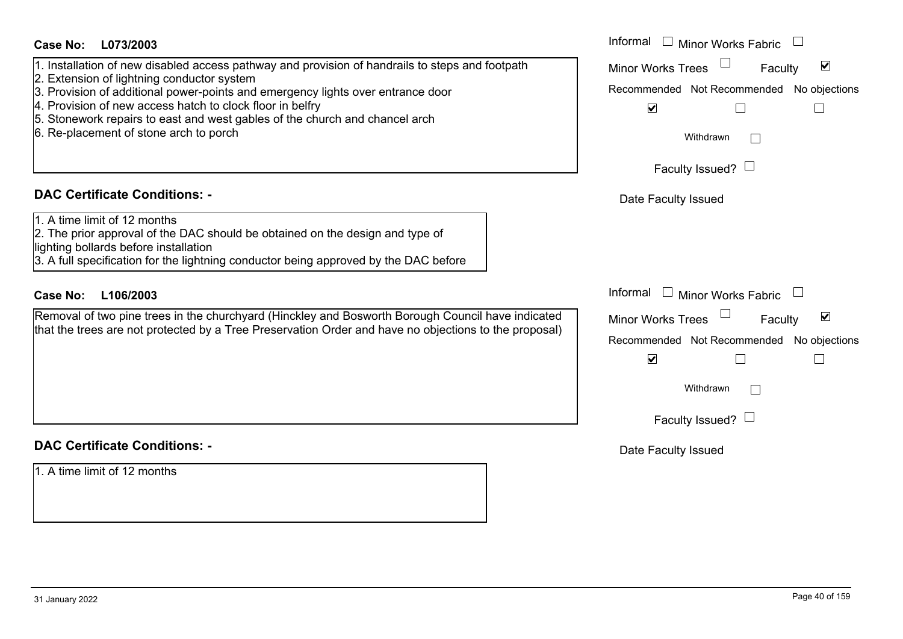**Case No: L073/2003**

1. Installation of new disabled access pathway and provision of handrails to steps and footpath
2. Extension of lightning conductor system
3. Provision of additional power-points and emergency lights over entrance door
4. Provision of new access hatch to clock floor in belfry
5. Stonework repairs to east and west gables of the church and chancel arch
6. Re-placement of stone arch to porch

Informal ☐ Minor Works Fabric ☐
Minor Works Trees ☐ Faculty ☑
Recommended ☑ Not Recommended ☐ No objections ☐
Withdrawn ☐
Faculty Issued? ☐
Date Faculty Issued

**DAC Certificate Conditions: -**

1. A time limit of 12 months
2. The prior approval of the DAC should be obtained on the design and type of lighting bollards before installation
3. A full specification for the lightning conductor being approved by the DAC before

**Case No: L106/2003**

Removal of two pine trees in the churchyard (Hinckley and Bosworth Borough Council have indicated that the trees are not protected by a Tree Preservation Order and have no objections to the proposal)

Informal ☐ Minor Works Fabric ☐
Minor Works Trees ☐ Faculty ☑
Recommended ☑ Not Recommended ☐ No objections ☐
Withdrawn ☐
Faculty Issued? ☐
Date Faculty Issued

**DAC Certificate Conditions: -**

1. A time limit of 12 months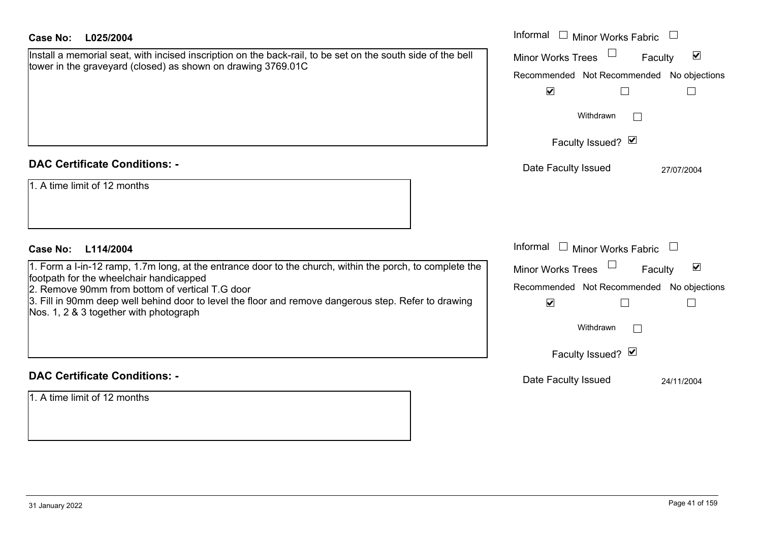**Case No: L025/2004**

Install a memorial seat, with incised inscription on the back-rail, to be set on the south side of the bell tower in the graveyard (closed) as shown on drawing 3769.01C

Informal ☐ Minor Works Fabric ☐
Minor Works Trees ☐ Faculty ☑

| Recommended | Not Recommended | No objections |
| --- | --- | --- |
| ☑ | ☐ | ☐ |

Withdrawn ☐

Faculty Issued? ☑

Date Faculty Issued 27/07/2004

**DAC Certificate Conditions: -**

1. A time limit of 12 months

**Case No: L114/2004**

1. Form a I-in-12 ramp, 1.7m long, at the entrance door to the church, within the porch, to complete the footpath for the wheelchair handicapped
2. Remove 90mm from bottom of vertical T.G door
3. Fill in 90mm deep well behind door to level the floor and remove dangerous step. Refer to drawing Nos. 1, 2 & 3 together with photograph

Informal ☐ Minor Works Fabric ☐
Minor Works Trees ☐ Faculty ☑

| Recommended | Not Recommended | No objections |
| --- | --- | --- |
| ☑ | ☐ | ☐ |

Withdrawn ☐

Faculty Issued? ☑

Date Faculty Issued 24/11/2004

**DAC Certificate Conditions: -**

1. A time limit of 12 months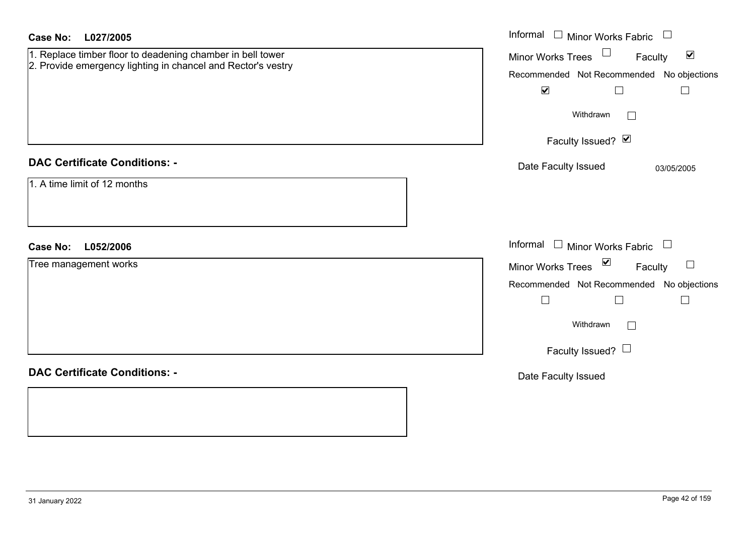**Case No: L027/2005**

1. Replace timber floor to deadening chamber in bell tower
2. Provide emergency lighting in chancel and Rector's vestry

Informal ☐ Minor Works Fabric ☐
Minor Works Trees ☐ Faculty ☑

| Recommended | Not Recommended | No objections |
|---|---|---|
| ☑ | ☐ | ☐ |

Withdrawn ☐

Faculty Issued? ☑

Date Faculty Issued 03/05/2005

**DAC Certificate Conditions: -**

1. A time limit of 12 months

**Case No: L052/2006**

Tree management works

Informal ☐ Minor Works Fabric ☐
Minor Works Trees ☑ Faculty ☐

| Recommended | Not Recommended | No objections |
|---|---|---|
| ☐ | ☐ | ☐ |

Withdrawn ☐

Faculty Issued? ☐

Date Faculty Issued

**DAC Certificate Conditions: -**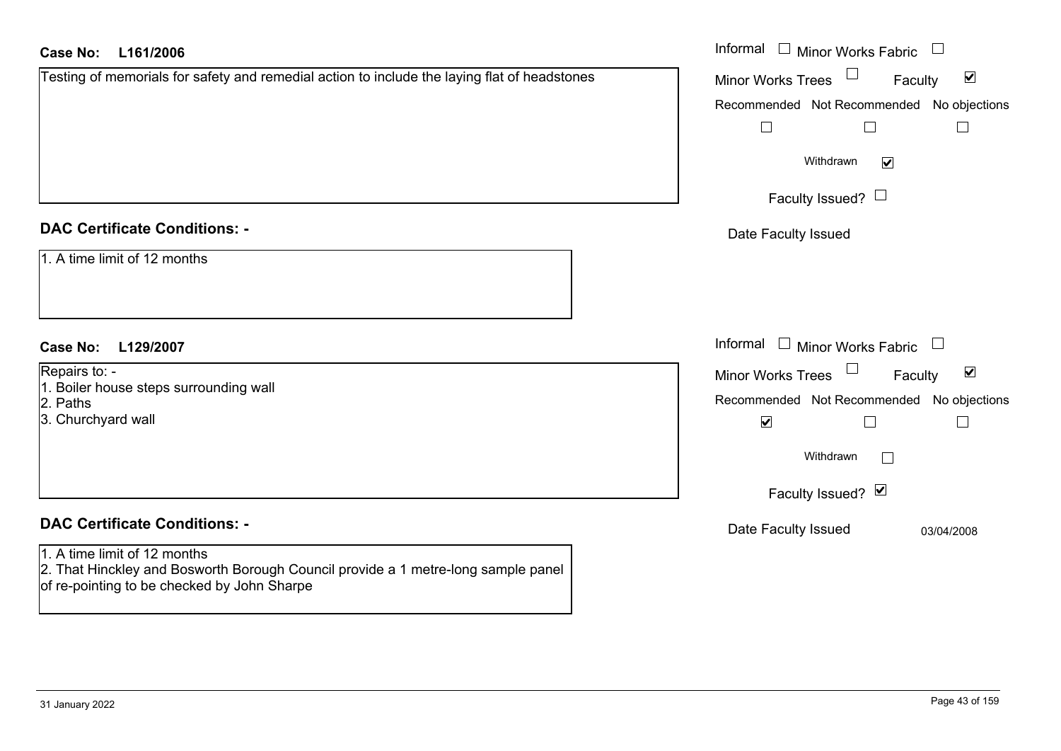**Case No: L161/2006**

Testing of memorials for safety and remedial action to include the laying flat of headstones

Informal ☐ Minor Works Fabric ☐

Minor Works Trees ☐ Faculty ☑

Recommended ☐ Not Recommended ☐ No objections ☐

Withdrawn ☑

Faculty Issued? ☐

Date Faculty Issued

## DAC Certificate Conditions: -

1. A time limit of 12 months

**Case No: L129/2007**

Repairs to: -
1. Boiler house steps surrounding wall
2. Paths
3. Churchyard wall

Informal ☐ Minor Works Fabric ☐

Minor Works Trees ☐ Faculty ☑

Recommended ☑ Not Recommended ☐ No objections ☐

Withdrawn ☐

Faculty Issued? ☑

Date Faculty Issued 03/04/2008

## DAC Certificate Conditions: -

1. A time limit of 12 months
2. That Hinckley and Bosworth Borough Council provide a 1 metre-long sample panel of re-pointing to be checked by John Sharpe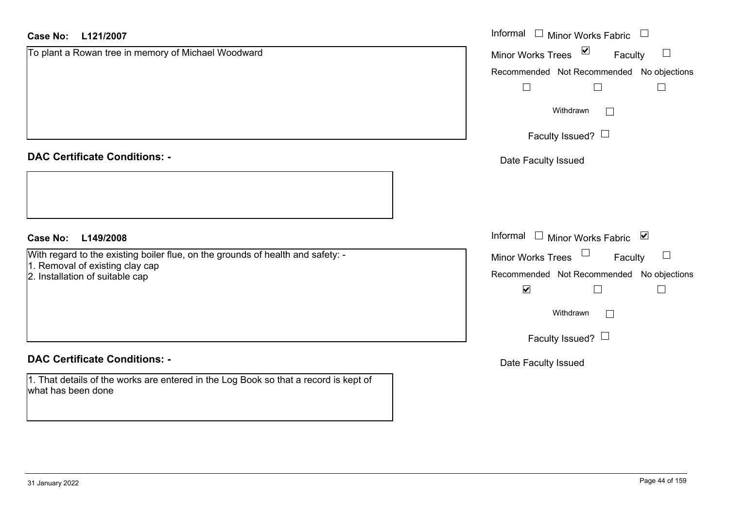**Case No: L121/2007**

To plant a Rowan tree in memory of Michael Woodward

- Informal ☐
- Minor Works Fabric ☐
- Minor Works Trees ☑
- Faculty ☐

| Recommended | Not Recommended | No objections |
| --- | --- | --- |
| ☐ | ☐ | ☐ |

Withdrawn ☐

Faculty Issued? ☐

Date Faculty Issued

**DAC Certificate Conditions: -**

**Case No: L149/2008**

With regard to the existing boiler flue, on the grounds of health and safety: -
1. Removal of existing clay cap
2. Installation of suitable cap

- Informal ☐
- Minor Works Fabric ☑
- Minor Works Trees ☐
- Faculty ☐

| Recommended | Not Recommended | No objections |
| --- | --- | --- |
| ☑ | ☐ | ☐ |

Withdrawn ☐

Faculty Issued? ☐

Date Faculty Issued

**DAC Certificate Conditions: -**

1. That details of the works are entered in the Log Book so that a record is kept of what has been done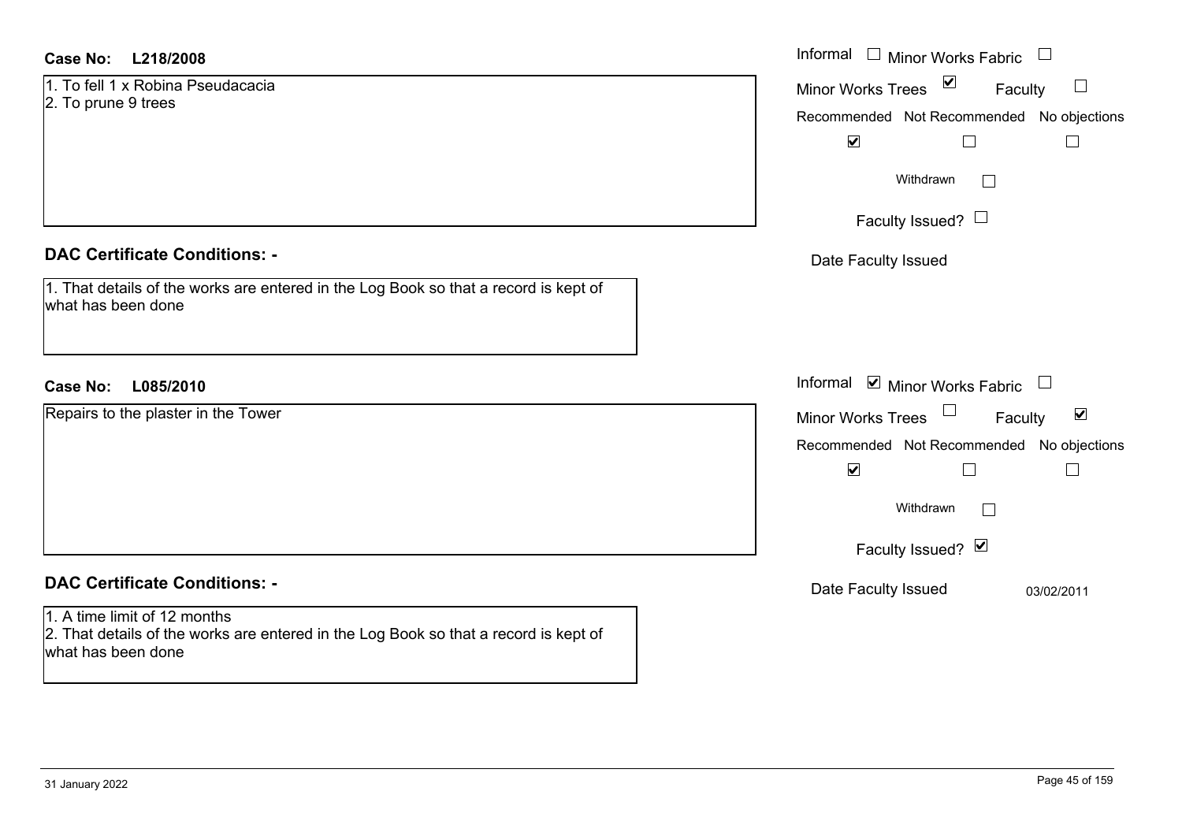**Case No:** L218/2008

1. To fell 1 x Robina Pseudacacia
2. To prune 9 trees

Informal ☐ Minor Works Fabric ☐

Minor Works Trees ☑ Faculty ☐

Recommended ☑ Not Recommended ☐ No objections ☐

Withdrawn ☐

Faculty Issued? ☐

Date Faculty Issued

**DAC Certificate Conditions: -**

1. That details of the works are entered in the Log Book so that a record is kept of what has been done

**Case No:** L085/2010

Repairs to the plaster in the Tower

Informal ☑ Minor Works Fabric ☐

Minor Works Trees ☐ Faculty ☑

Recommended ☑ Not Recommended ☐ No objections ☐

Withdrawn ☐

Faculty Issued? ☑

Date Faculty Issued 03/02/2011

**DAC Certificate Conditions: -**

1. A time limit of 12 months
2. That details of the works are entered in the Log Book so that a record is kept of what has been done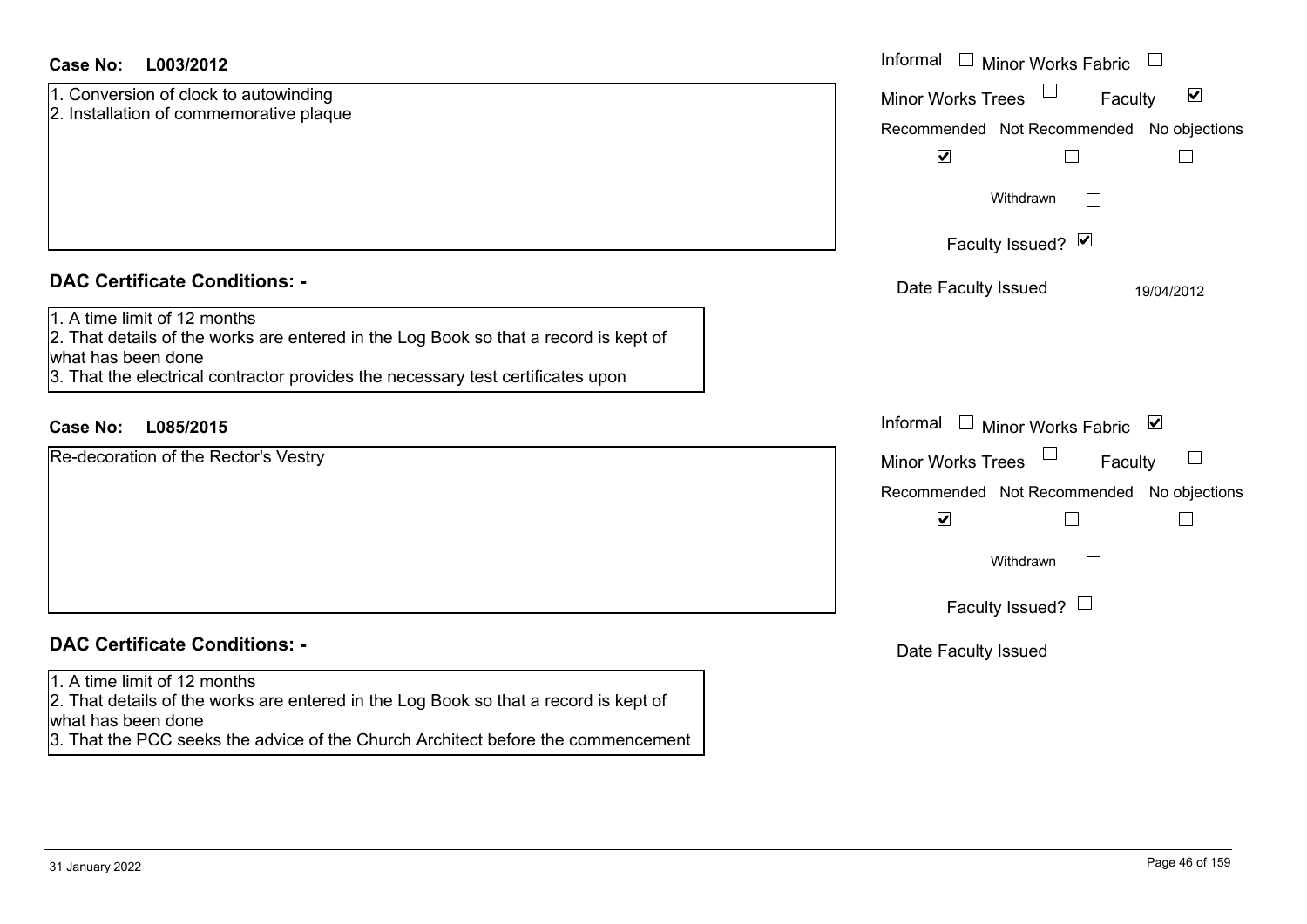**Case No: L003/2012**

1. Conversion of clock to autowinding
2. Installation of commemorative plaque

Informal ☐ Minor Works Fabric ☐
Minor Works Trees ☐ Faculty ☑

| Recommended | Not Recommended | No objections |
|---|---|---|
| ☑ | ☐ | ☐ |

Withdrawn ☐

Faculty Issued? ☑

Date Faculty Issued 19/04/2012

## DAC Certificate Conditions: -

1. A time limit of 12 months
2. That details of the works are entered in the Log Book so that a record is kept of what has been done
3. That the electrical contractor provides the necessary test certificates upon

**Case No: L085/2015**

Re-decoration of the Rector's Vestry

Informal ☐ Minor Works Fabric ☑
Minor Works Trees ☐ Faculty ☐

| Recommended | Not Recommended | No objections |
|---|---|---|
| ☑ | ☐ | ☐ |

Withdrawn ☐

Faculty Issued? ☐

Date Faculty Issued

## DAC Certificate Conditions: -

1. A time limit of 12 months
2. That details of the works are entered in the Log Book so that a record is kept of what has been done
3. That the PCC seeks the advice of the Church Architect before the commencement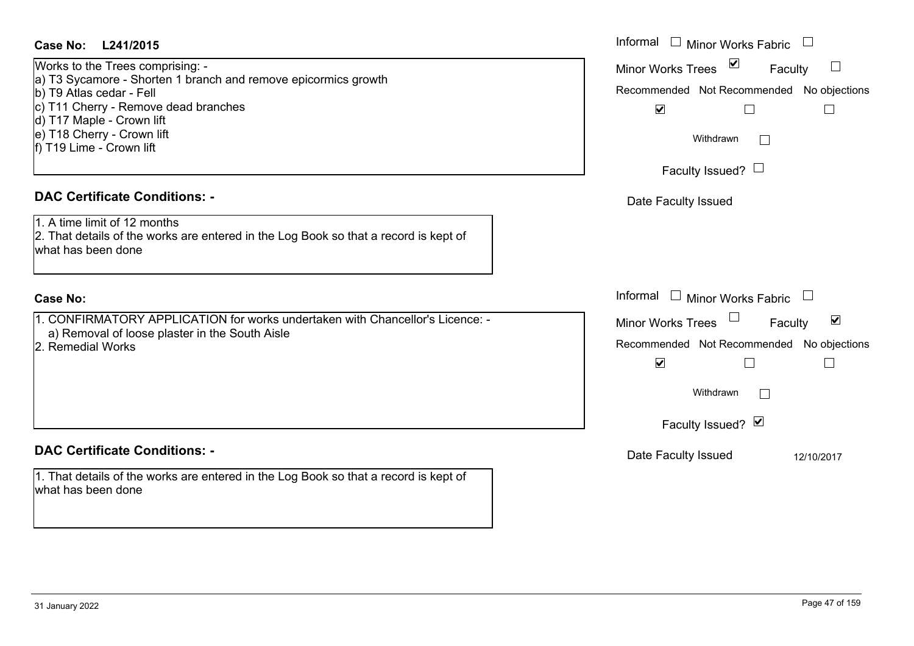**Case No: L241/2015**

Works to the Trees comprising: -
a) T3 Sycamore - Shorten 1 branch and remove epicormics growth
b) T9 Atlas cedar - Fell
c) T11 Cherry - Remove dead branches
d) T17 Maple - Crown lift
e) T18 Cherry - Crown lift
f) T19 Lime - Crown lift

Informal ☐ Minor Works Fabric ☐
Minor Works Trees ☑ Faculty ☐

| Recommended | Not Recommended | No objections |
| --- | --- | --- |
| ☑ | ☐ | ☐ |

Withdrawn ☐

Faculty Issued? ☐

Date Faculty Issued

**DAC Certificate Conditions: -**

1. A time limit of 12 months
2. That details of the works are entered in the Log Book so that a record is kept of what has been done

**Case No:**

1. CONFIRMATORY APPLICATION for works undertaken with Chancellor's Licence: -
   a) Removal of loose plaster in the South Aisle
2. Remedial Works

Informal ☐ Minor Works Fabric ☐
Minor Works Trees ☐ Faculty ☑

| Recommended | Not Recommended | No objections |
| --- | --- | --- |
| ☑ | ☐ | ☐ |

Withdrawn ☐

Faculty Issued? ☑

Date Faculty Issued 12/10/2017

**DAC Certificate Conditions: -**

1. That details of the works are entered in the Log Book so that a record is kept of what has been done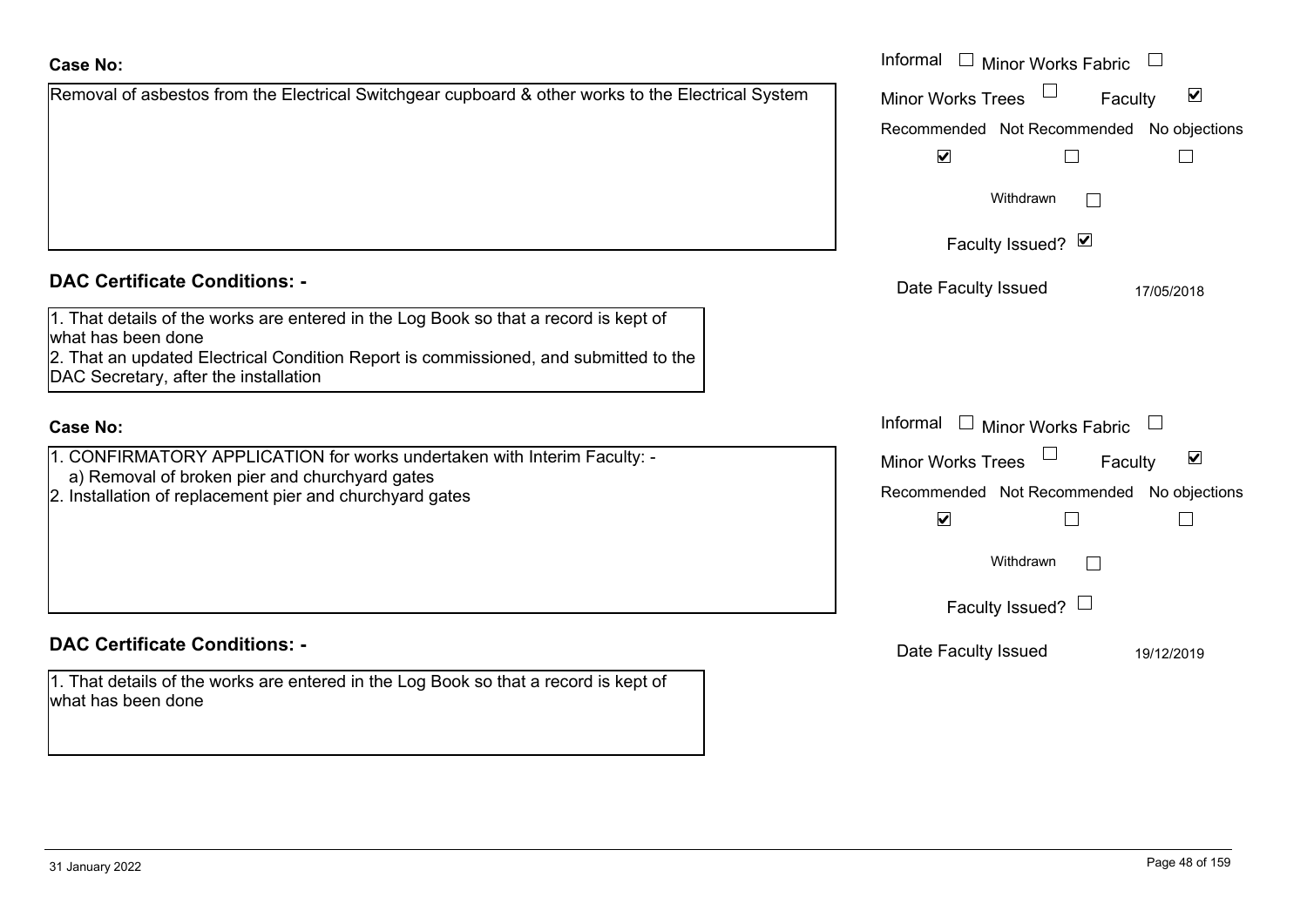**Case No:**

Removal of asbestos from the Electrical Switchgear cupboard & other works to the Electrical System

Informal ☐ Minor Works Fabric ☐
Minor Works Trees ☐ Faculty ☑

| Recommended | Not Recommended | No objections |
|---|---|---|
| ☑ | ☐ | ☐ |

Withdrawn ☐

Faculty Issued? ☑

Date Faculty Issued 17/05/2018

**DAC Certificate Conditions: -**

1. That details of the works are entered in the Log Book so that a record is kept of what has been done
2. That an updated Electrical Condition Report is commissioned, and submitted to the DAC Secretary, after the installation

**Case No:**

1. CONFIRMATORY APPLICATION for works undertaken with Interim Faculty: -
   a) Removal of broken pier and churchyard gates
2. Installation of replacement pier and churchyard gates

Informal ☐ Minor Works Fabric ☐
Minor Works Trees ☐ Faculty ☑

| Recommended | Not Recommended | No objections |
|---|---|---|
| ☑ | ☐ | ☐ |

Withdrawn ☐

Faculty Issued? ☐

Date Faculty Issued 19/12/2019

**DAC Certificate Conditions: -**

1. That details of the works are entered in the Log Book so that a record is kept of what has been done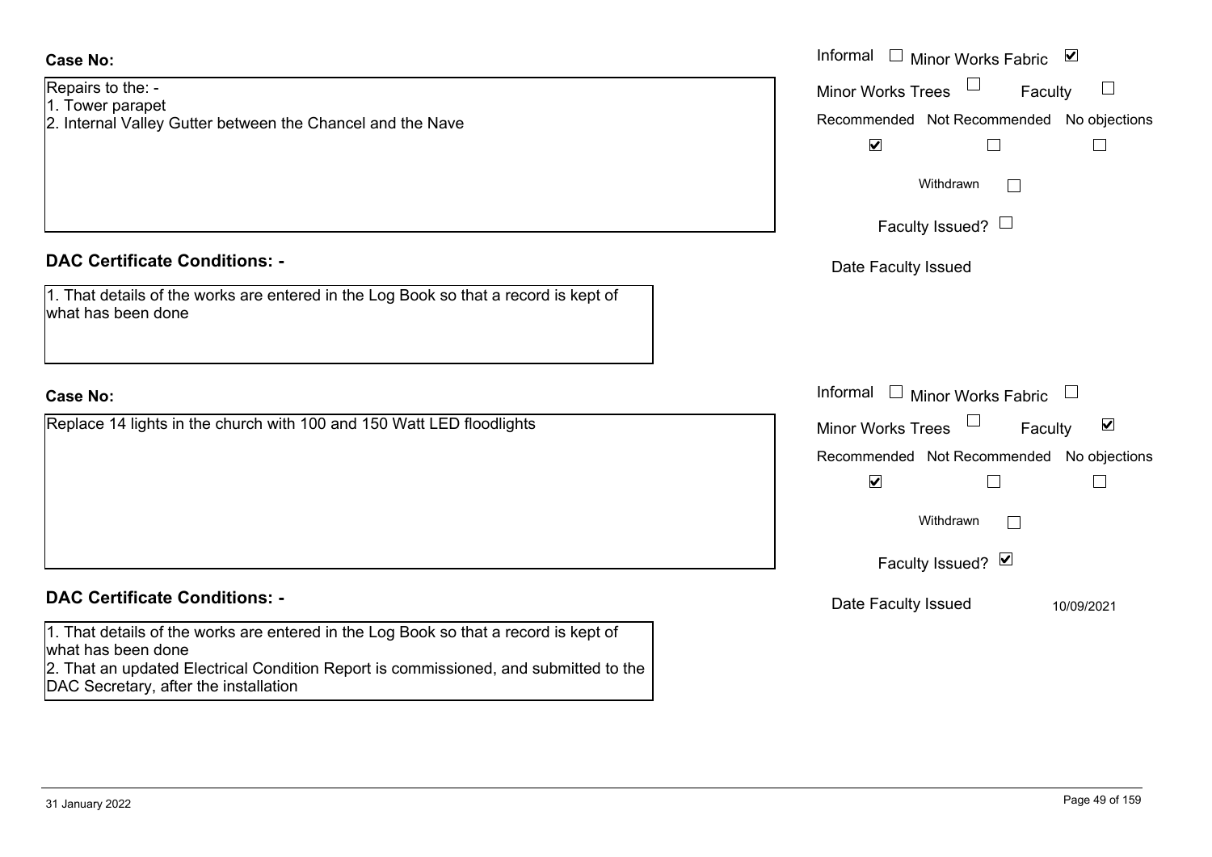**Case No:**

Repairs to the: -
1. Tower parapet
2. Internal Valley Gutter between the Chancel and the Nave

Informal ☐ Minor Works Fabric ☑
Minor Works Trees ☐ Faculty ☐

| Recommended | Not Recommended | No objections |
|---|---|---|
| ☑ | ☐ | ☐ |

Withdrawn ☐

Faculty Issued? ☐

Date Faculty Issued

**DAC Certificate Conditions: -**

1. That details of the works are entered in the Log Book so that a record is kept of what has been done

**Case No:**

Replace 14 lights in the church with 100 and 150 Watt LED floodlights

Informal ☐ Minor Works Fabric ☐
Minor Works Trees ☐ Faculty ☑

| Recommended | Not Recommended | No objections |
|---|---|---|
| ☑ | ☐ | ☐ |

Withdrawn ☐

Faculty Issued? ☑

Date Faculty Issued 10/09/2021

**DAC Certificate Conditions: -**

1. That details of the works are entered in the Log Book so that a record is kept of what has been done
2. That an updated Electrical Condition Report is commissioned, and submitted to the DAC Secretary, after the installation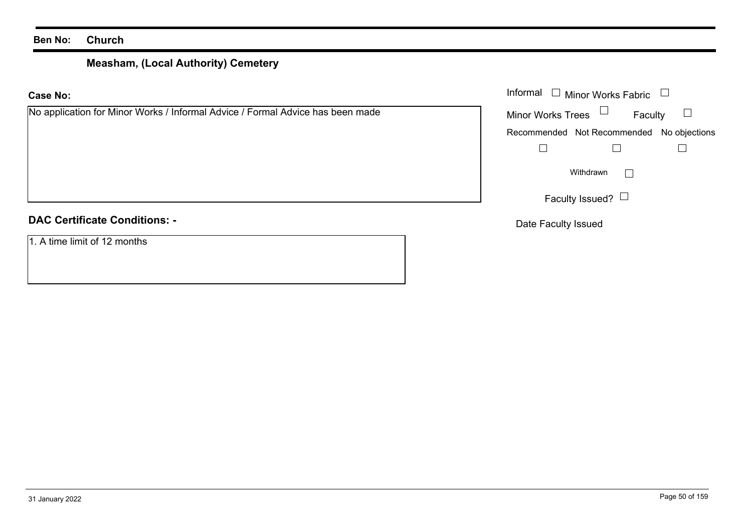**Ben No:** **Church**

## Measham, (Local Authority) Cemetery

**Case No:**

No application for Minor Works / Informal Advice / Formal Advice has been made

Informal ☐ Minor Works Fabric ☐

Minor Works Trees ☐ Faculty ☐

| Recommended | Not Recommended | No objections |
| --- | --- | --- |
| ☐ | ☐ | ☐ |

Withdrawn ☐

Faculty Issued? ☐

Date Faculty Issued

**DAC Certificate Conditions: -**

1. A time limit of 12 months

31 January 2022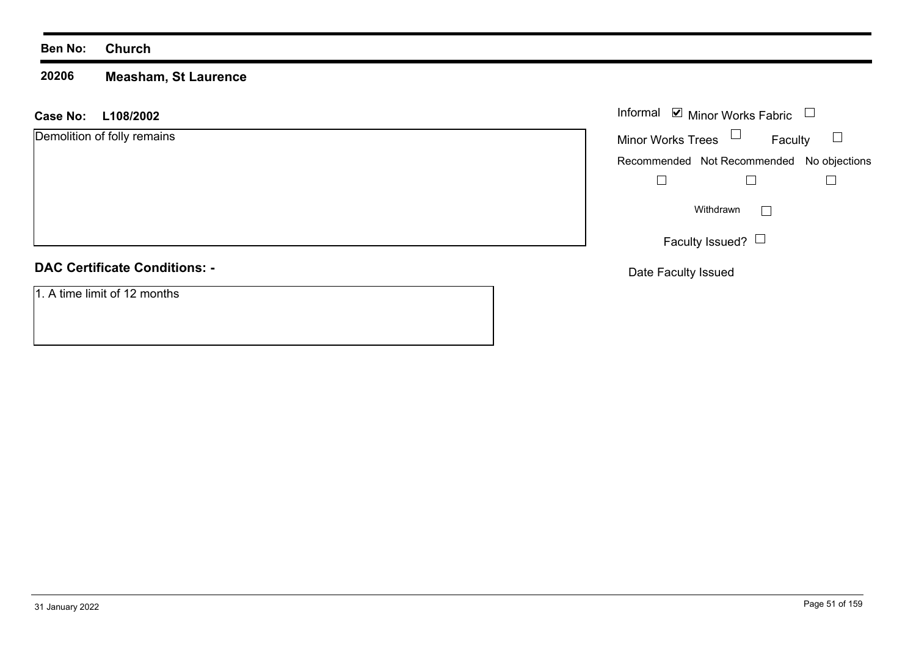**Ben No:** **Church**

**20206** **Measham, St Laurence**

**Case No:** **L108/2002**

Demolition of folly remains

Informal ☑ Minor Works Fabric ☐

Minor Works Trees ☐ Faculty ☐

Recommended ☐ Not Recommended ☐ No objections ☐

Withdrawn ☐

Faculty Issued? ☐

Date Faculty Issued

## DAC Certificate Conditions: -

1. A time limit of 12 months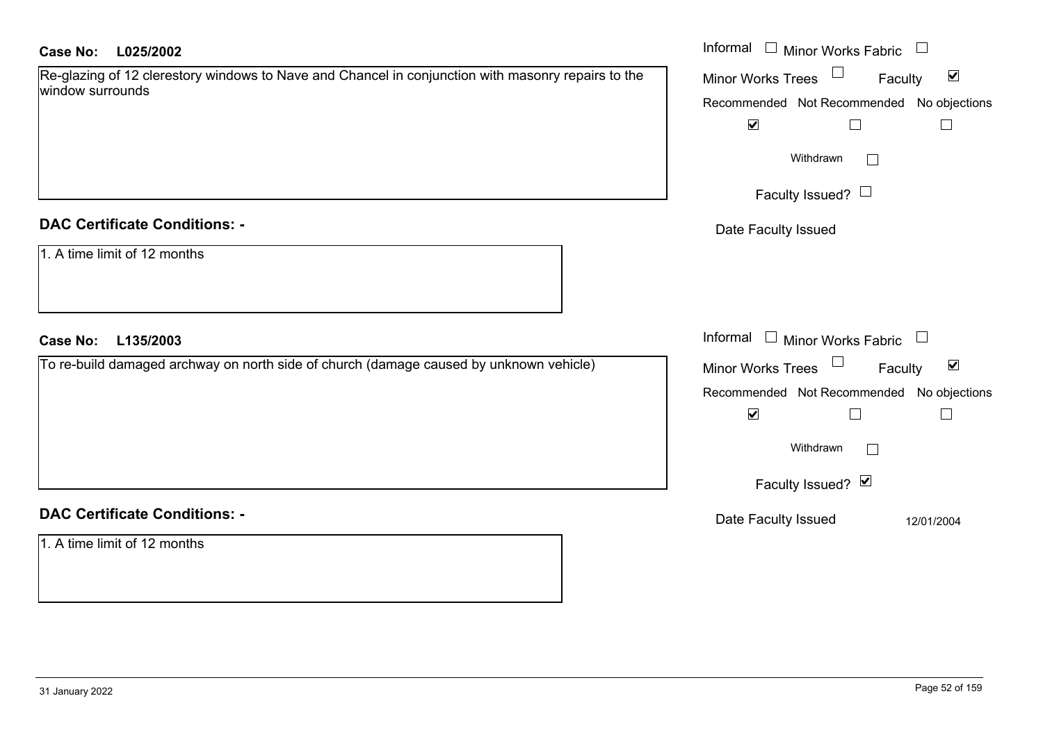**Case No:** **L025/2002**

Re-glazing of 12 clerestory windows to Nave and Chancel in conjunction with masonry repairs to the window surrounds

Informal ☐ Minor Works Fabric ☐

Minor Works Trees ☐ Faculty ☑

Recommended ☑ Not Recommended ☐ No objections ☐

Withdrawn ☐

Faculty Issued? ☐

Date Faculty Issued

**DAC Certificate Conditions: -**

1. A time limit of 12 months

**Case No:** **L135/2003**

To re-build damaged archway on north side of church (damage caused by unknown vehicle)

Informal ☐ Minor Works Fabric ☐

Minor Works Trees ☐ Faculty ☑

Recommended ☑ Not Recommended ☐ No objections ☐

Withdrawn ☐

Faculty Issued? ☑

Date Faculty Issued 12/01/2004

**DAC Certificate Conditions: -**

1. A time limit of 12 months

31 January 2022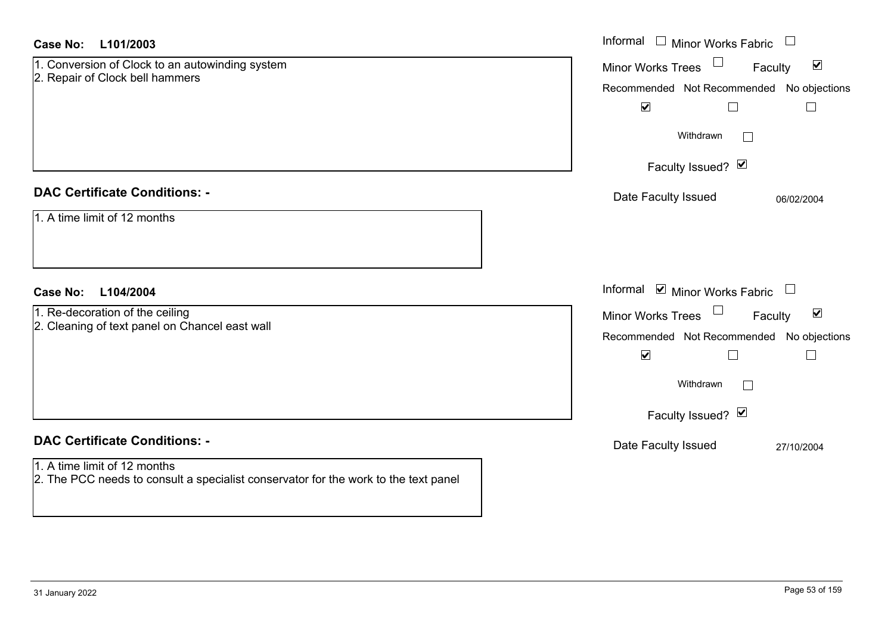**Case No: L101/2003**

1. Conversion of Clock to an autowinding system
2. Repair of Clock bell hammers

Informal ☐ Minor Works Fabric ☐
Minor Works Trees ☐ Faculty ☑

| Recommended | Not Recommended | No objections |
|---|---|---|
| ☑ | ☐ | ☐ |

Withdrawn ☐

Faculty Issued? ☑

Date Faculty Issued 06/02/2004

**DAC Certificate Conditions: -**

1. A time limit of 12 months

**Case No: L104/2004**

1. Re-decoration of the ceiling
2. Cleaning of text panel on Chancel east wall

Informal ☑ Minor Works Fabric ☐
Minor Works Trees ☐ Faculty ☑

| Recommended | Not Recommended | No objections |
|---|---|---|
| ☑ | ☐ | ☐ |

Withdrawn ☐

Faculty Issued? ☑

Date Faculty Issued 27/10/2004

**DAC Certificate Conditions: -**

1. A time limit of 12 months
2. The PCC needs to consult a specialist conservator for the work to the text panel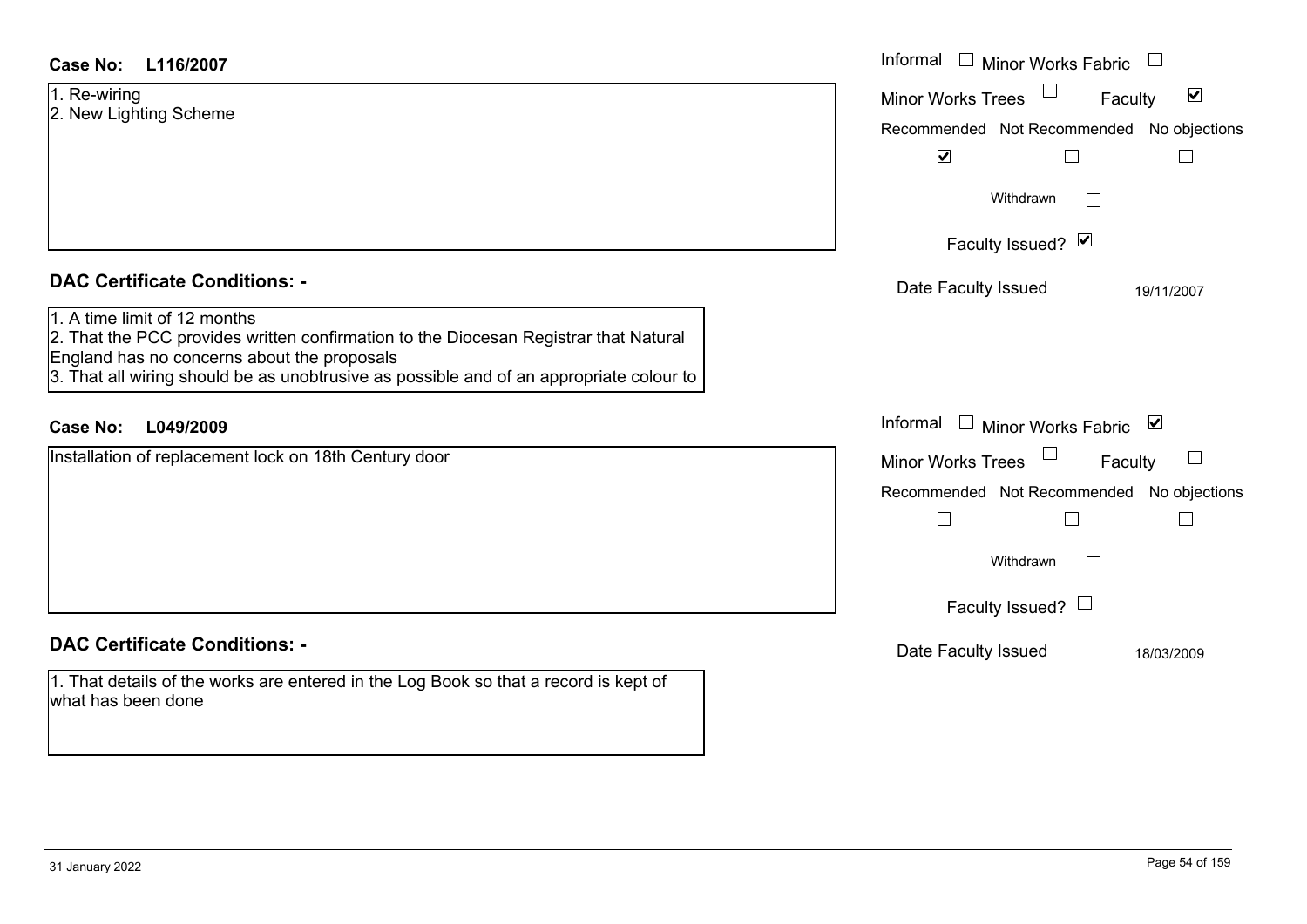**Case No: L116/2007**

1. Re-wiring
2. New Lighting Scheme

Informal ☐ Minor Works Fabric ☐
Minor Works Trees ☐ Faculty ☑
Recommended ☑ Not Recommended ☐ No objections ☐
Withdrawn ☐
Faculty Issued? ☑
Date Faculty Issued 19/11/2007

## DAC Certificate Conditions: -

1. A time limit of 12 months
2. That the PCC provides written confirmation to the Diocesan Registrar that Natural England has no concerns about the proposals
3. That all wiring should be as unobtrusive as possible and of an appropriate colour to

**Case No: L049/2009**

Installation of replacement lock on 18th Century door

Informal ☐ Minor Works Fabric ☑
Minor Works Trees ☐ Faculty ☐
Recommended ☐ Not Recommended ☐ No objections ☐
Withdrawn ☐
Faculty Issued? ☐
Date Faculty Issued 18/03/2009

## DAC Certificate Conditions: -

1. That details of the works are entered in the Log Book so that a record is kept of what has been done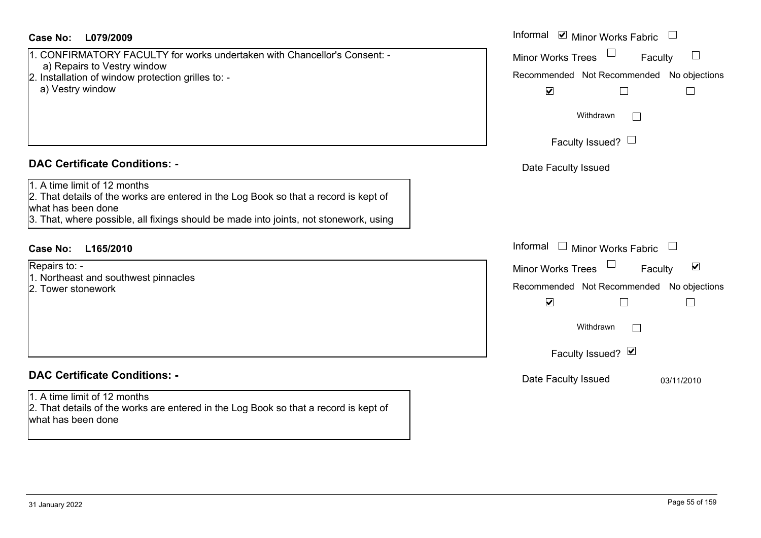**Case No: L079/2009**

1. CONFIRMATORY FACULTY for works undertaken with Chancellor's Consent: -
   a) Repairs to Vestry window
2. Installation of window protection grilles to: -
   a) Vestry window

Informal ☑ Minor Works Fabric ☐
Minor Works Trees ☐ Faculty ☐

| Recommended | Not Recommended | No objections |
| --- | --- | --- |
| ☑ | ☐ | ☐ |

Withdrawn ☐

Faculty Issued? ☐

Date Faculty Issued

## DAC Certificate Conditions: -

1. A time limit of 12 months
2. That details of the works are entered in the Log Book so that a record is kept of what has been done
3. That, where possible, all fixings should be made into joints, not stonework, using

**Case No: L165/2010**

Repairs to: -
1. Northeast and southwest pinnacles
2. Tower stonework

Informal ☐ Minor Works Fabric ☐
Minor Works Trees ☐ Faculty ☑

| Recommended | Not Recommended | No objections |
| --- | --- | --- |
| ☑ | ☐ | ☐ |

Withdrawn ☐

Faculty Issued? ☑

Date Faculty Issued 03/11/2010

## DAC Certificate Conditions: -

1. A time limit of 12 months
2. That details of the works are entered in the Log Book so that a record is kept of what has been done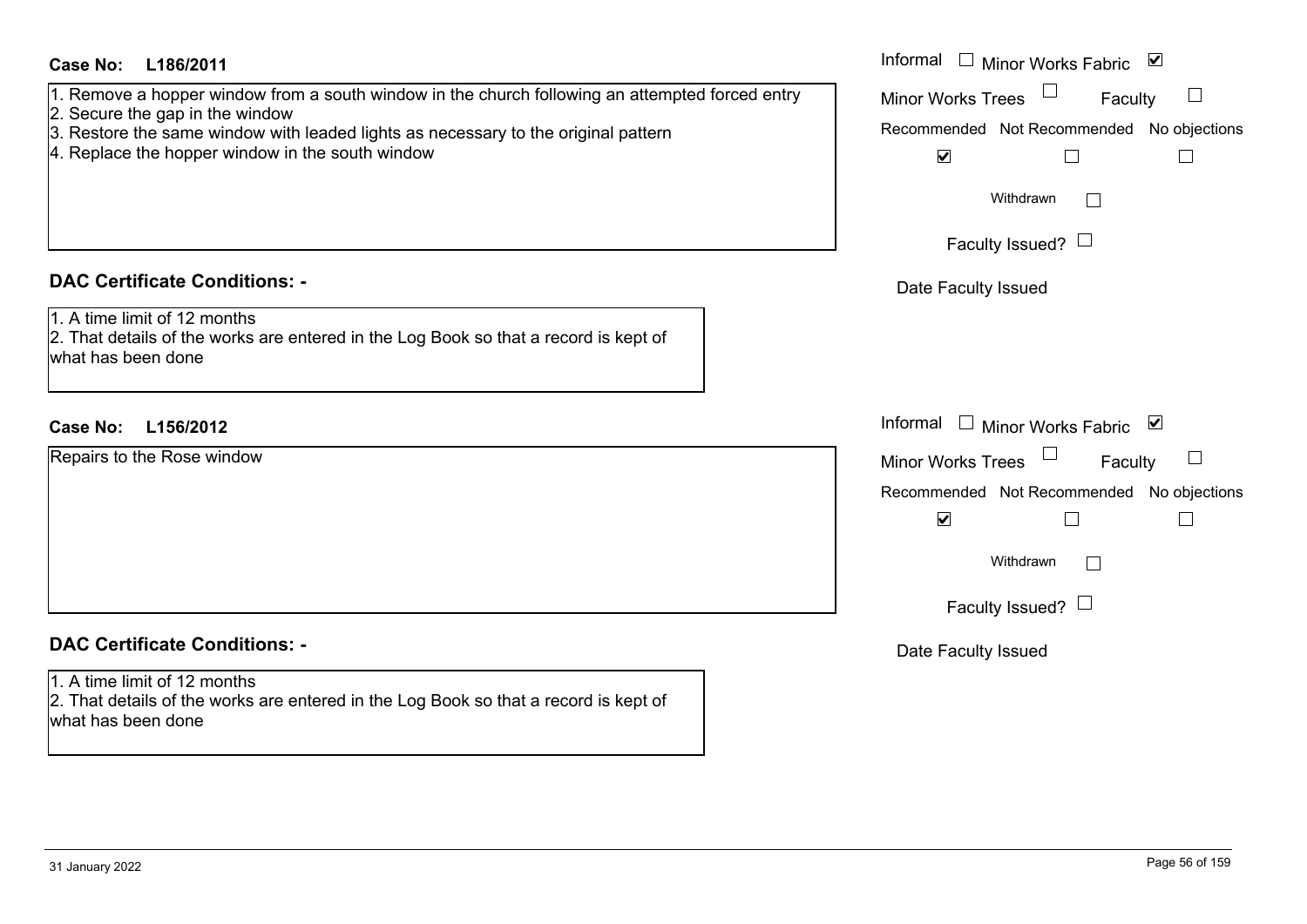**Case No: L186/2011**

1. Remove a hopper window from a south window in the church following an attempted forced entry
2. Secure the gap in the window
3. Restore the same window with leaded lights as necessary to the original pattern
4. Replace the hopper window in the south window

Informal ☐ Minor Works Fabric ☑

Minor Works Trees ☐ Faculty ☐

Recommended ☑ Not Recommended ☐ No objections ☐

Withdrawn ☐

Faculty Issued? ☐

Date Faculty Issued

**DAC Certificate Conditions: -**

1. A time limit of 12 months
2. That details of the works are entered in the Log Book so that a record is kept of what has been done

**Case No: L156/2012**

Repairs to the Rose window

Informal ☐ Minor Works Fabric ☑

Minor Works Trees ☐ Faculty ☐

Recommended ☑ Not Recommended ☐ No objections ☐

Withdrawn ☐

Faculty Issued? ☐

Date Faculty Issued

**DAC Certificate Conditions: -**

1. A time limit of 12 months
2. That details of the works are entered in the Log Book so that a record is kept of what has been done

31 January 2022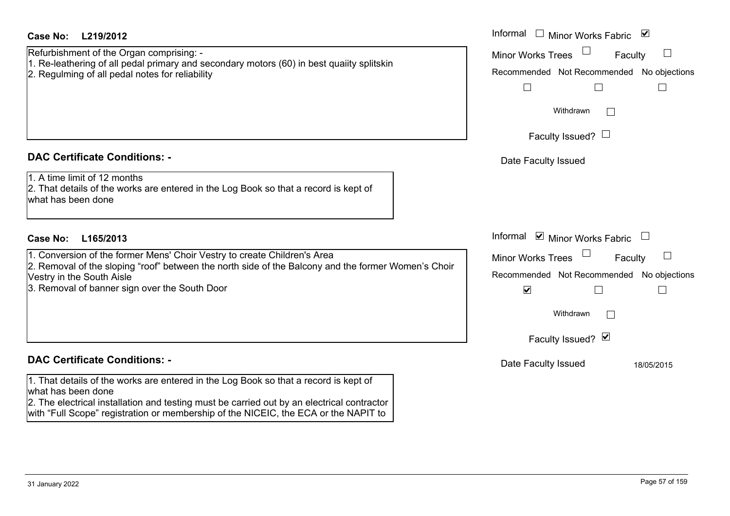**Case No:** **L219/2012**

Informal ☐ Minor Works Fabric ☑

Minor Works Trees ☐ Faculty ☐

Recommended ☐ Not Recommended ☐ No objections ☐

Withdrawn ☐

Faculty Issued? ☐

Date Faculty Issued

Refurbishment of the Organ comprising: -
1. Re-leathering of all pedal primary and secondary motors (60) in best quaiity splitskin
2. Regulming of all pedal notes for reliability

## DAC Certificate Conditions: -

1. A time limit of 12 months
2. That details of the works are entered in the Log Book so that a record is kept of what has been done

**Case No:** **L165/2013**

Informal ☑ Minor Works Fabric ☐

Minor Works Trees ☐ Faculty ☐

Recommended ☑ Not Recommended ☐ No objections ☐

Withdrawn ☐

Faculty Issued? ☑

Date Faculty Issued 18/05/2015

1. Conversion of the former Mens' Choir Vestry to create Children's Area
2. Removal of the sloping "roof" between the north side of the Balcony and the former Women's Choir Vestry in the South Aisle
3. Removal of banner sign over the South Door

## DAC Certificate Conditions: -

1. That details of the works are entered in the Log Book so that a record is kept of what has been done
2. The electrical installation and testing must be carried out by an electrical contractor with "Full Scope" registration or membership of the NICEIC, the ECA or the NAPIT to

31 January 2022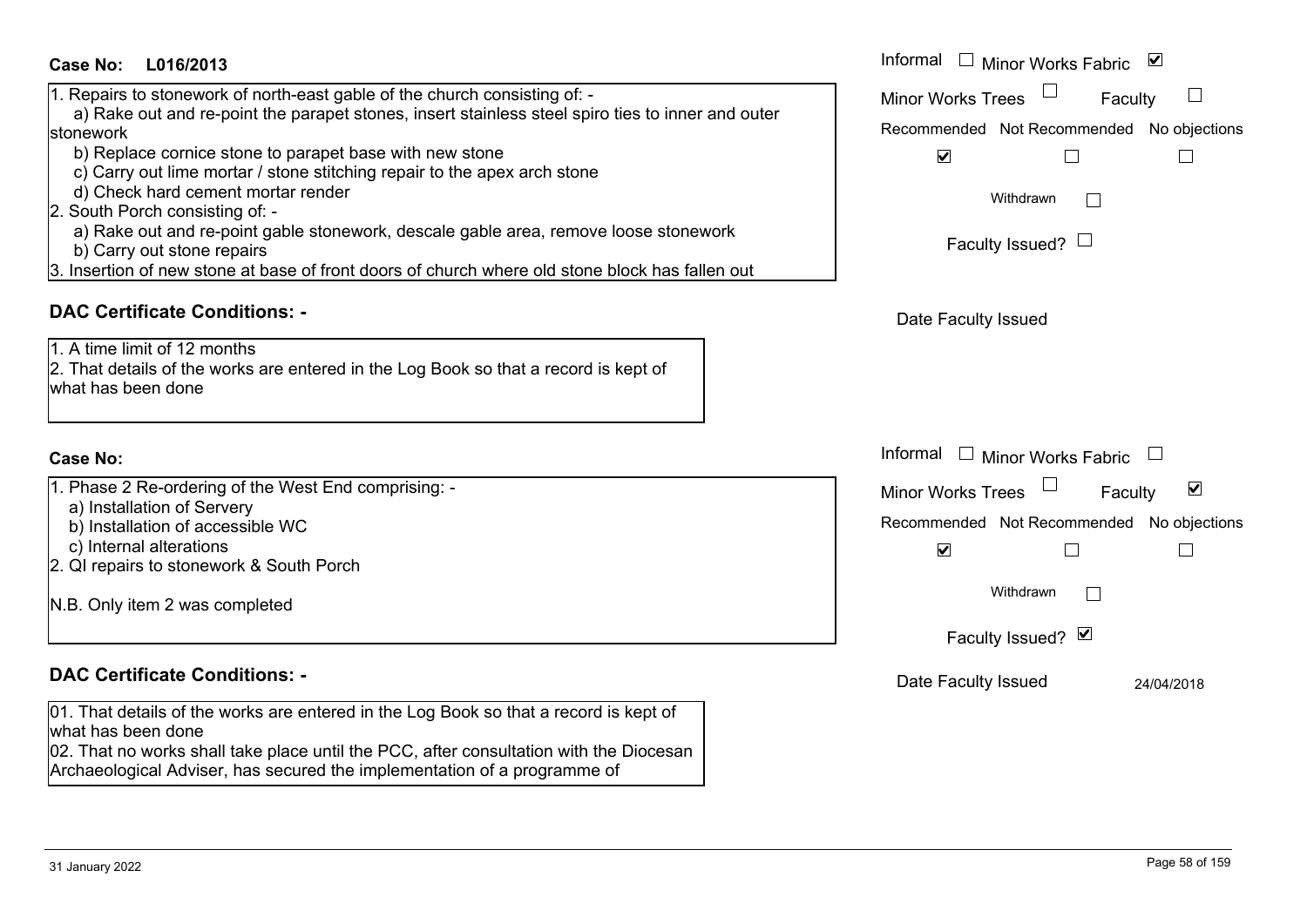**Case No: L016/2013**

1. Repairs to stonework of north-east gable of the church consisting of: -
   a) Rake out and re-point the parapet stones, insert stainless steel spiro ties to inner and outer stonework
   b) Replace cornice stone to parapet base with new stone
   c) Carry out lime mortar / stone stitching repair to the apex arch stone
   d) Check hard cement mortar render
2. South Porch consisting of: -
   a) Rake out and re-point gable stonework, descale gable area, remove loose stonework
   b) Carry out stone repairs
3. Insertion of new stone at base of front doors of church where old stone block has fallen out

Informal ☐ Minor Works Fabric ☑
Minor Works Trees ☐ Faculty ☐

Recommended ☑ Not Recommended ☐ No objections ☐

Withdrawn ☐

Faculty Issued? ☐

Date Faculty Issued

## DAC Certificate Conditions: -

1. A time limit of 12 months
2. That details of the works are entered in the Log Book so that a record is kept of what has been done

**Case No:**

1. Phase 2 Re-ordering of the West End comprising: -
   a) Installation of Servery
   b) Installation of accessible WC
   c) Internal alterations
2. QI repairs to stonework & South Porch

N.B. Only item 2 was completed

Informal ☐ Minor Works Fabric ☐
Minor Works Trees ☐ Faculty ☑

Recommended ☑ Not Recommended ☐ No objections ☐

Withdrawn ☐

Faculty Issued? ☑

Date Faculty Issued 24/04/2018

## DAC Certificate Conditions: -

01. That details of the works are entered in the Log Book so that a record is kept of what has been done
02. That no works shall take place until the PCC, after consultation with the Diocesan Archaeological Adviser, has secured the implementation of a programme of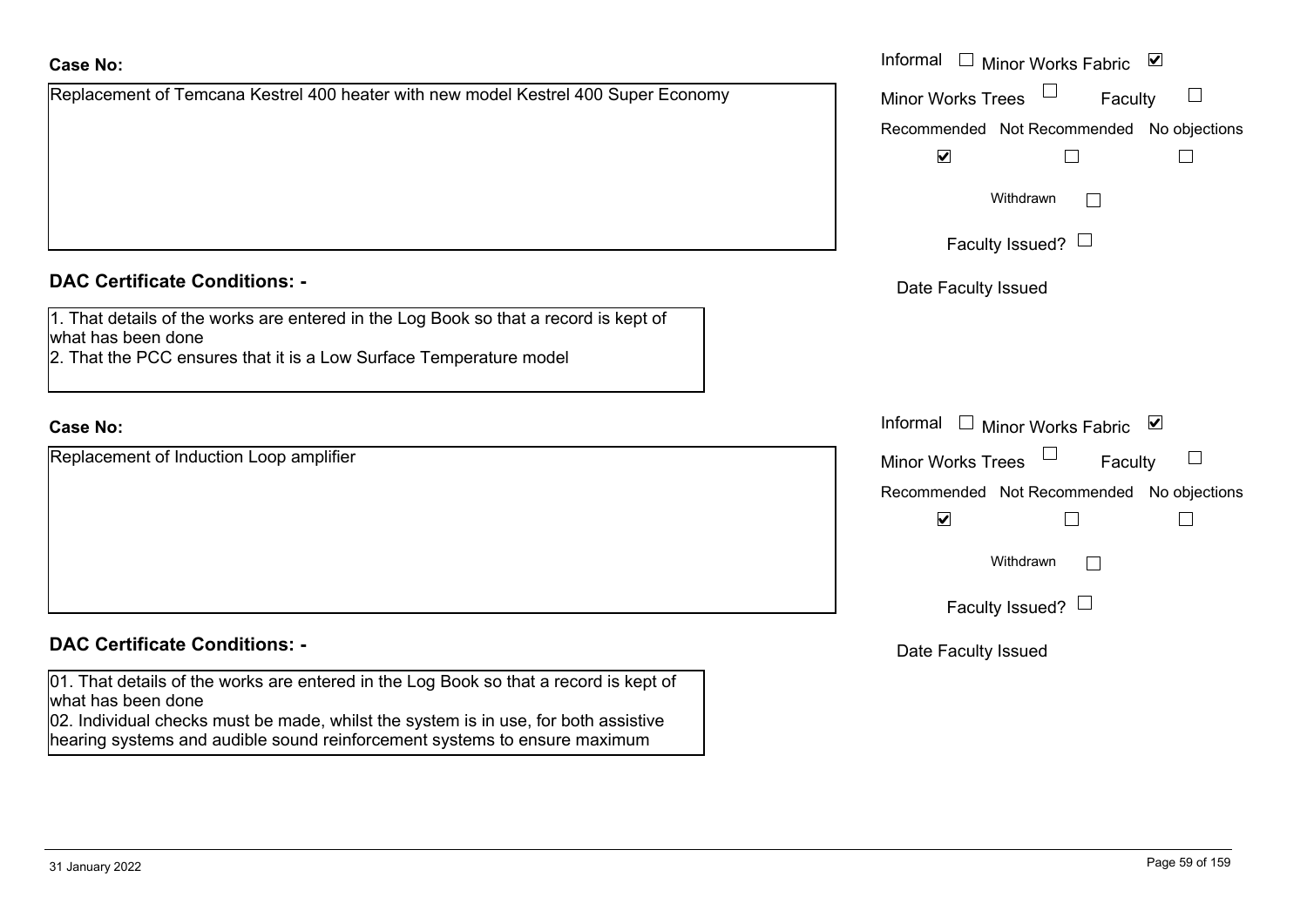**Case No:**

Replacement of Temcana Kestrel 400 heater with new model Kestrel 400 Super Economy

Informal ☐ Minor Works Fabric ☑

Minor Works Trees ☐ Faculty ☐

Recommended ☑ Not Recommended ☐ No objections ☐

Withdrawn ☐

Faculty Issued? ☐

Date Faculty Issued

**DAC Certificate Conditions: -**

1. That details of the works are entered in the Log Book so that a record is kept of what has been done
2. That the PCC ensures that it is a Low Surface Temperature model

**Case No:**

Replacement of Induction Loop amplifier

Informal ☐ Minor Works Fabric ☑

Minor Works Trees ☐ Faculty ☐

Recommended ☑ Not Recommended ☐ No objections ☐

Withdrawn ☐

Faculty Issued? ☐

Date Faculty Issued

**DAC Certificate Conditions: -**

01. That details of the works are entered in the Log Book so that a record is kept of what has been done
02. Individual checks must be made, whilst the system is in use, for both assistive hearing systems and audible sound reinforcement systems to ensure maximum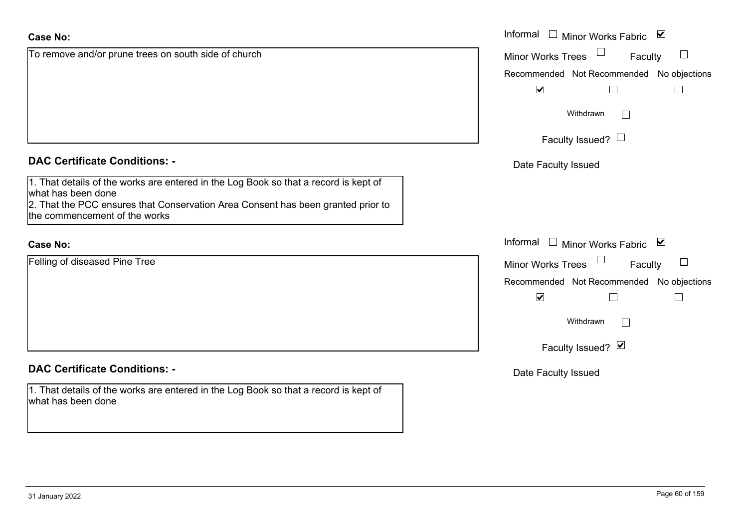**Case No:**

To remove and/or prune trees on south side of church

Informal ☐ Minor Works Fabric ☑

Minor Works Trees ☐ Faculty ☐

Recommended ☑ Not Recommended ☐ No objections ☐

Withdrawn ☐

Faculty Issued? ☐

Date Faculty Issued

**DAC Certificate Conditions: -**

1. That details of the works are entered in the Log Book so that a record is kept of what has been done
2. That the PCC ensures that Conservation Area Consent has been granted prior to the commencement of the works

**Case No:**

Felling of diseased Pine Tree

Informal ☐ Minor Works Fabric ☑

Minor Works Trees ☐ Faculty ☐

Recommended ☑ Not Recommended ☐ No objections ☐

Withdrawn ☐

Faculty Issued? ☑

Date Faculty Issued

**DAC Certificate Conditions: -**

1. That details of the works are entered in the Log Book so that a record is kept of what has been done

31 January 2022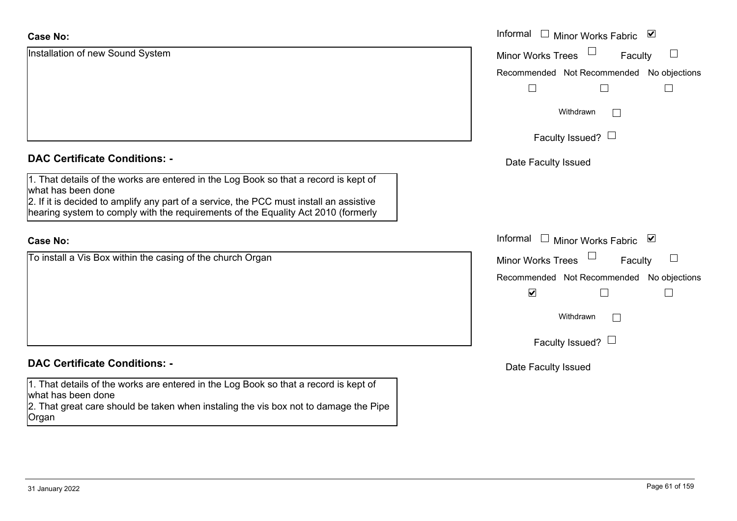**Case No:**

Installation of new Sound System

Informal ☐ Minor Works Fabric ☑

Minor Works Trees ☐ Faculty ☐

Recommended ☐ Not Recommended ☐ No objections ☐

Withdrawn ☐

Faculty Issued? ☐

Date Faculty Issued

**DAC Certificate Conditions: -**

1. That details of the works are entered in the Log Book so that a record is kept of what has been done
2. If it is decided to amplify any part of a service, the PCC must install an assistive hearing system to comply with the requirements of the Equality Act 2010 (formerly

**Case No:**

To install a Vis Box within the casing of the church Organ

Informal ☐ Minor Works Fabric ☑

Minor Works Trees ☐ Faculty ☐

Recommended ☑ Not Recommended ☐ No objections ☐

Withdrawn ☐

Faculty Issued? ☐

Date Faculty Issued

**DAC Certificate Conditions: -**

1. That details of the works are entered in the Log Book so that a record is kept of what has been done
2. That great care should be taken when instaling the vis box not to damage the Pipe Organ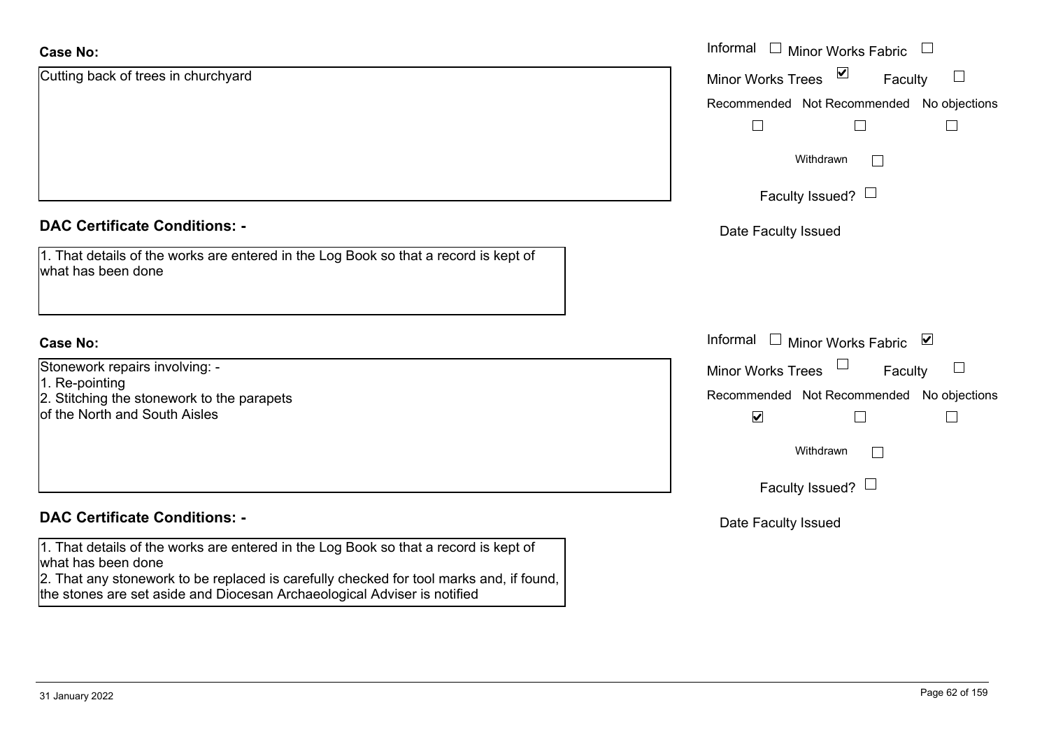**Case No:**

Cutting back of trees in churchyard

Informal ☐ Minor Works Fabric ☐

Minor Works Trees ☑ Faculty ☐

Recommended ☐ Not Recommended ☐ No objections ☐

Withdrawn ☐

Faculty Issued? ☐

Date Faculty Issued

**DAC Certificate Conditions: -**

1. That details of the works are entered in the Log Book so that a record is kept of what has been done

**Case No:**

Stonework repairs involving: -
1. Re-pointing
2. Stitching the stonework to the parapets of the North and South Aisles

Informal ☐ Minor Works Fabric ☑

Minor Works Trees ☐ Faculty ☐

Recommended ☑ Not Recommended ☐ No objections ☐

Withdrawn ☐

Faculty Issued? ☐

Date Faculty Issued

**DAC Certificate Conditions: -**

1. That details of the works are entered in the Log Book so that a record is kept of what has been done
2. That any stonework to be replaced is carefully checked for tool marks and, if found, the stones are set aside and Diocesan Archaeological Adviser is notified

31 January 2022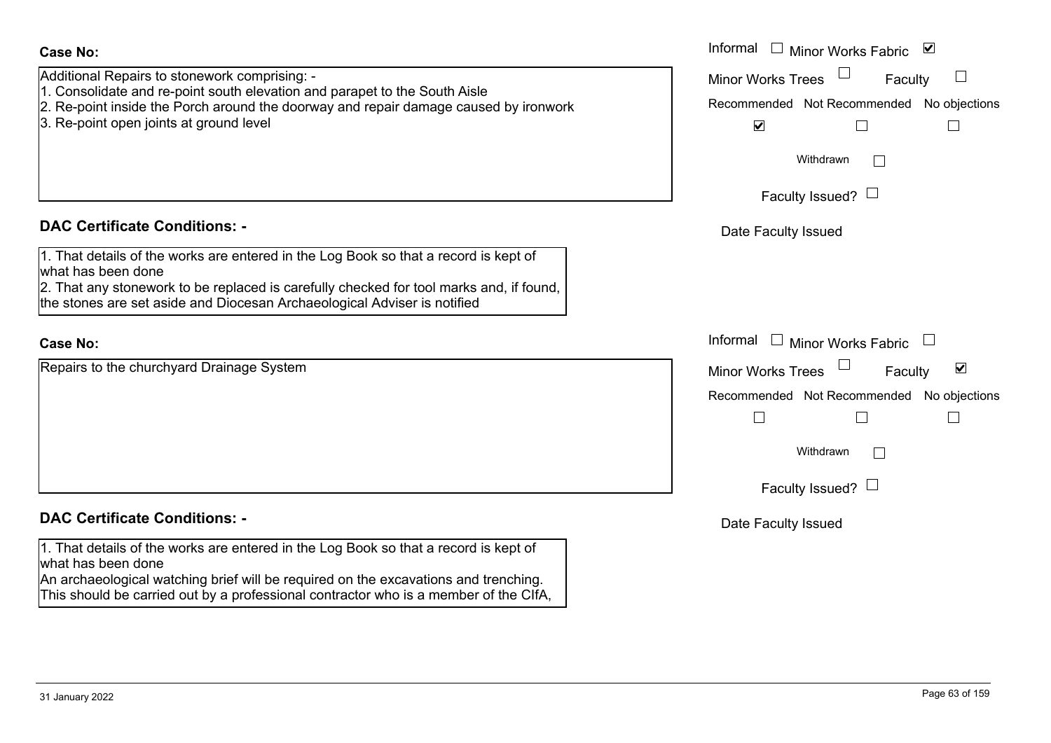**Case No:**

Additional Repairs to stonework comprising: -
1. Consolidate and re-point south elevation and parapet to the South Aisle
2. Re-point inside the Porch around the doorway and repair damage caused by ironwork
3. Re-point open joints at ground level

Informal ☐ Minor Works Fabric ☑
Minor Works Trees ☐ Faculty ☐
Recommended ☑ Not Recommended ☐ No objections ☐
Withdrawn ☐
Faculty Issued? ☐
Date Faculty Issued

**DAC Certificate Conditions: -**

1. That details of the works are entered in the Log Book so that a record is kept of what has been done
2. That any stonework to be replaced is carefully checked for tool marks and, if found, the stones are set aside and Diocesan Archaeological Adviser is notified

**Case No:**

Repairs to the churchyard Drainage System

Informal ☐ Minor Works Fabric ☐
Minor Works Trees ☐ Faculty ☑
Recommended ☐ Not Recommended ☐ No objections ☐
Withdrawn ☐
Faculty Issued? ☐
Date Faculty Issued

**DAC Certificate Conditions: -**

1. That details of the works are entered in the Log Book so that a record is kept of what has been done
An archaeological watching brief will be required on the excavations and trenching. This should be carried out by a professional contractor who is a member of the CIfA,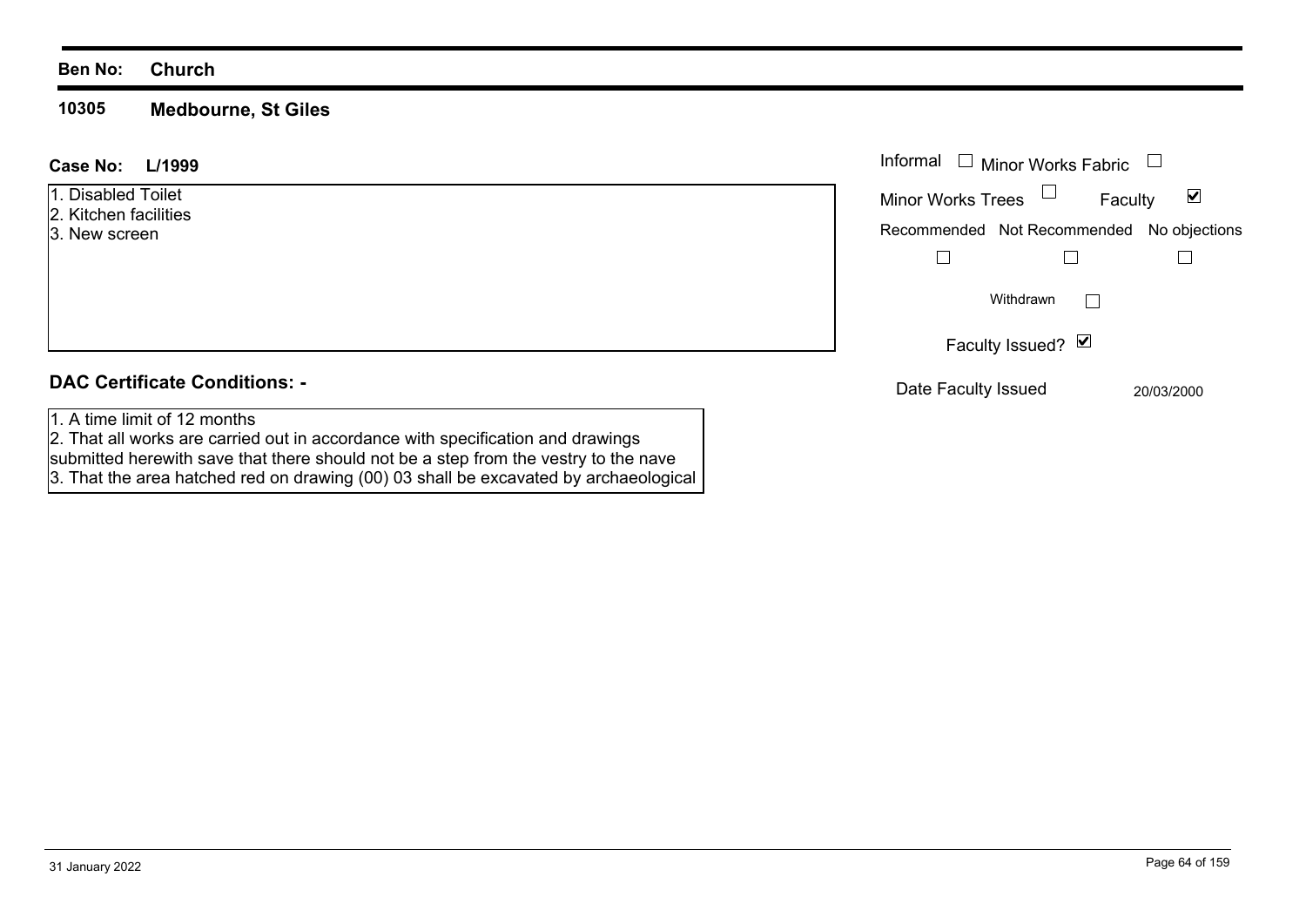**Ben No:** **Church**

**10305** **Medbourne, St Giles**

**Case No:** **L/1999**

1. Disabled Toilet
2. Kitchen facilities
3. New screen

Informal ☐ Minor Works Fabric ☐

Minor Works Trees ☐ Faculty ☑

Recommended ☐ Not Recommended ☐ No objections ☐

Withdrawn ☐

Faculty Issued? ☑

Date Faculty Issued 20/03/2000

## DAC Certificate Conditions: -

1. A time limit of 12 months
2. That all works are carried out in accordance with specification and drawings submitted herewith save that there should not be a step from the vestry to the nave
3. That the area hatched red on drawing (00) 03 shall be excavated by archaeological

31 January 2022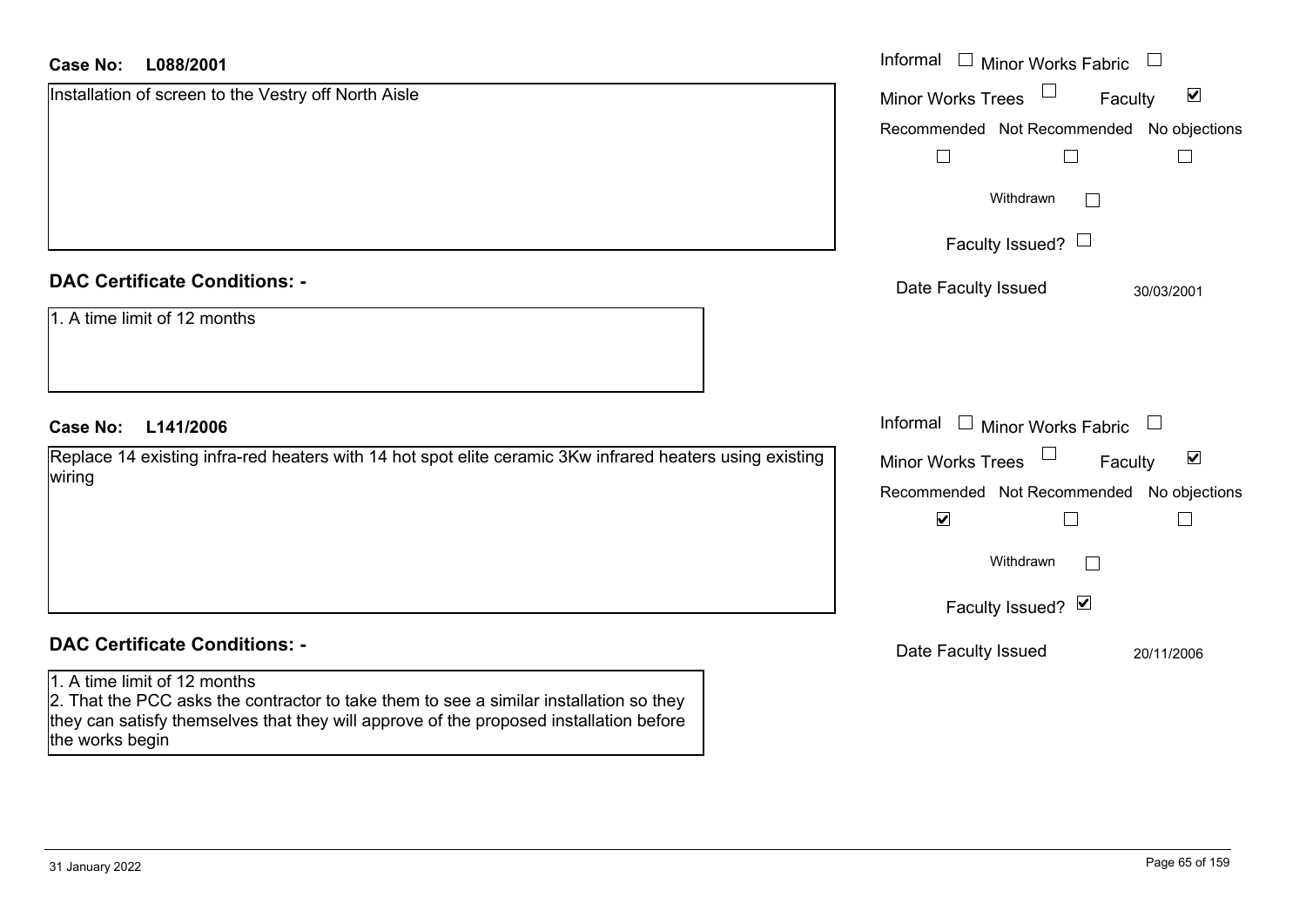**Case No: L088/2001**

Installation of screen to the Vestry off North Aisle

Informal ☐ Minor Works Fabric ☐
Minor Works Trees ☐ Faculty ☑

Recommended ☐ Not Recommended ☐ No objections ☐

Withdrawn ☐

Faculty Issued? ☐

Date Faculty Issued 30/03/2001

## DAC Certificate Conditions: -

1. A time limit of 12 months

**Case No: L141/2006**

Replace 14 existing infra-red heaters with 14 hot spot elite ceramic 3Kw infrared heaters using existing wiring

Informal ☐ Minor Works Fabric ☐
Minor Works Trees ☐ Faculty ☑

Recommended ☑ Not Recommended ☐ No objections ☐

Withdrawn ☐

Faculty Issued? ☑

Date Faculty Issued 20/11/2006

## DAC Certificate Conditions: -

1. A time limit of 12 months
2. That the PCC asks the contractor to take them to see a similar installation so they they can satisfy themselves that they will approve of the proposed installation before the works begin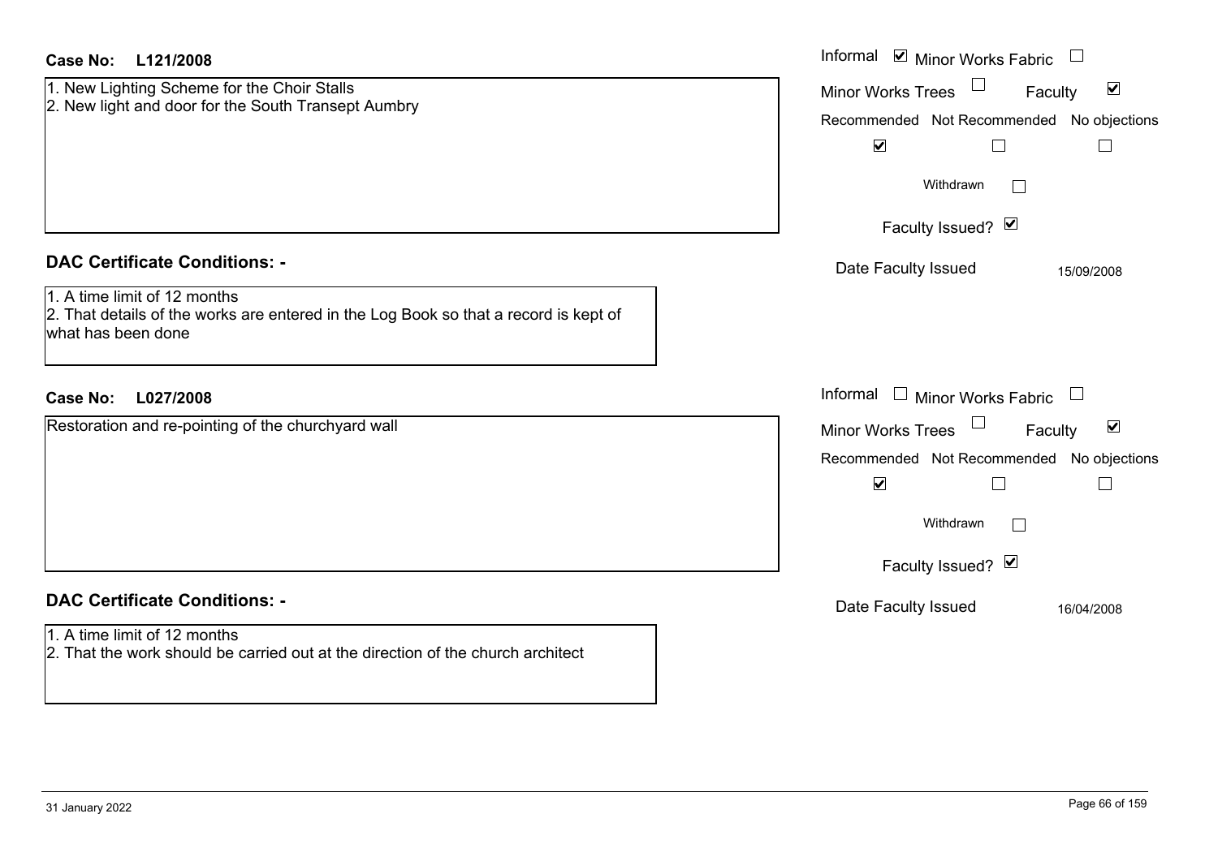**Case No: L121/2008**

1. New Lighting Scheme for the Choir Stalls
2. New light and door for the South Transept Aumbry

Informal ☑ Minor Works Fabric ☐
Minor Works Trees ☐ Faculty ☑

| Recommended | Not Recommended | No objections |
|---|---|---|
| ☑ | ☐ | ☐ |

Withdrawn ☐

Faculty Issued? ☑

Date Faculty Issued: 15/09/2008

### DAC Certificate Conditions: -

1. A time limit of 12 months
2. That details of the works are entered in the Log Book so that a record is kept of what has been done

**Case No: L027/2008**

Restoration and re-pointing of the churchyard wall

Informal ☐ Minor Works Fabric ☐
Minor Works Trees ☐ Faculty ☑

| Recommended | Not Recommended | No objections |
|---|---|---|
| ☑ | ☐ | ☐ |

Withdrawn ☐

Faculty Issued? ☑

Date Faculty Issued: 16/04/2008

### DAC Certificate Conditions: -

1. A time limit of 12 months
2. That the work should be carried out at the direction of the church architect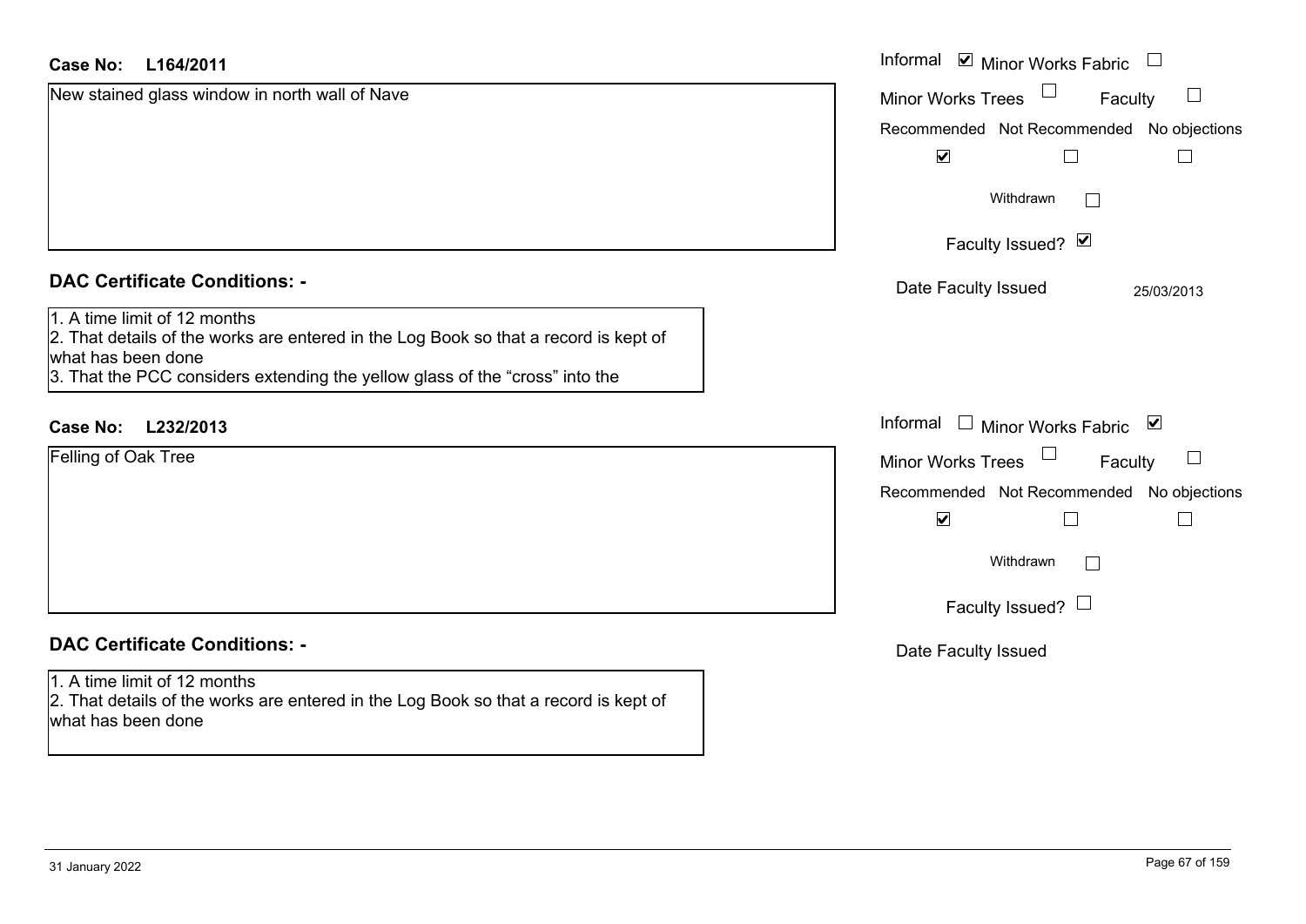**Case No:** **L164/2011**

New stained glass window in north wall of Nave

Informal ☑ Minor Works Fabric ☐

Minor Works Trees ☐ Faculty ☐

| Recommended | Not Recommended | No objections |
| --- | --- | --- |
| ☑ | ☐ | ☐ |

Withdrawn ☐

Faculty Issued? ☑

Date Faculty Issued 25/03/2013

## DAC Certificate Conditions: -

1. A time limit of 12 months
2. That details of the works are entered in the Log Book so that a record is kept of what has been done
3. That the PCC considers extending the yellow glass of the “cross” into the

**Case No:** **L232/2013**

Felling of Oak Tree

Informal ☐ Minor Works Fabric ☑

Minor Works Trees ☐ Faculty ☐

| Recommended | Not Recommended | No objections |
| --- | --- | --- |
| ☑ | ☐ | ☐ |

Withdrawn ☐

Faculty Issued? ☐

Date Faculty Issued

## DAC Certificate Conditions: -

1. A time limit of 12 months
2. That details of the works are entered in the Log Book so that a record is kept of what has been done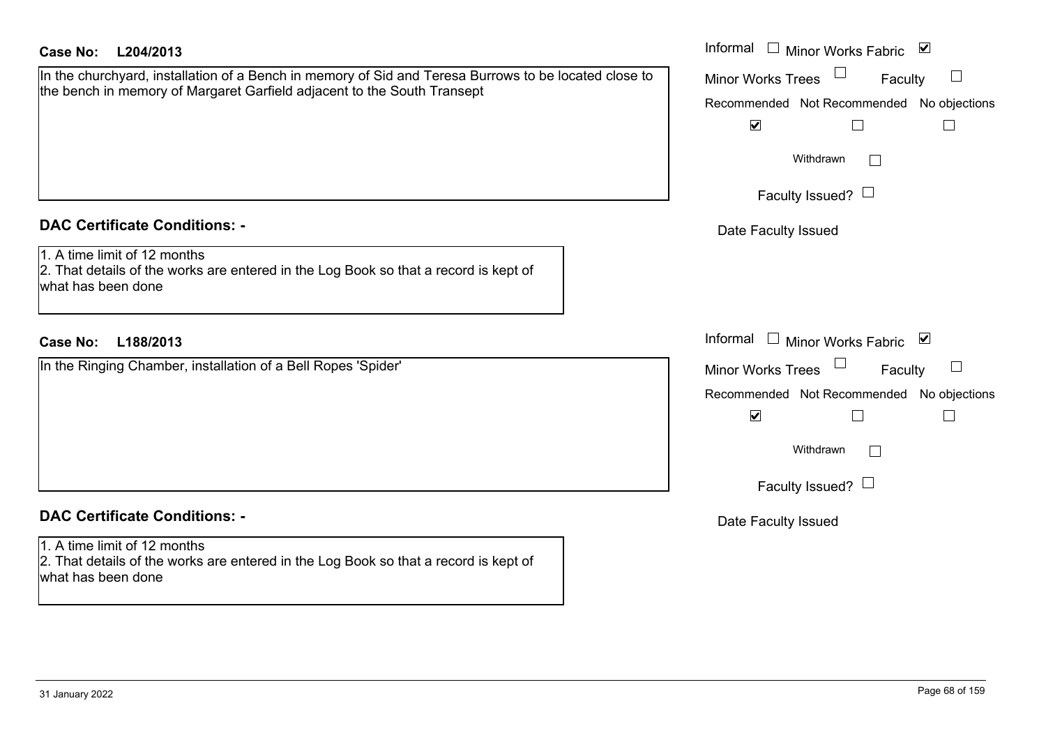**Case No: L204/2013**

In the churchyard, installation of a Bench in memory of Sid and Teresa Burrows to be located close to the bench in memory of Margaret Garfield adjacent to the South Transept

Informal ☐ Minor Works Fabric ☑

Minor Works Trees ☐ Faculty ☐

| Recommended | Not Recommended | No objections |
|---|---|---|
| ☑ | ☐ | ☐ |

Withdrawn ☐

Faculty Issued? ☐

Date Faculty Issued

**DAC Certificate Conditions: -**

1. A time limit of 12 months
2. That details of the works are entered in the Log Book so that a record is kept of what has been done

**Case No: L188/2013**

In the Ringing Chamber, installation of a Bell Ropes 'Spider'

Informal ☐ Minor Works Fabric ☑

Minor Works Trees ☐ Faculty ☐

| Recommended | Not Recommended | No objections |
|---|---|---|
| ☑ | ☐ | ☐ |

Withdrawn ☐

Faculty Issued? ☐

Date Faculty Issued

**DAC Certificate Conditions: -**

1. A time limit of 12 months
2. That details of the works are entered in the Log Book so that a record is kept of what has been done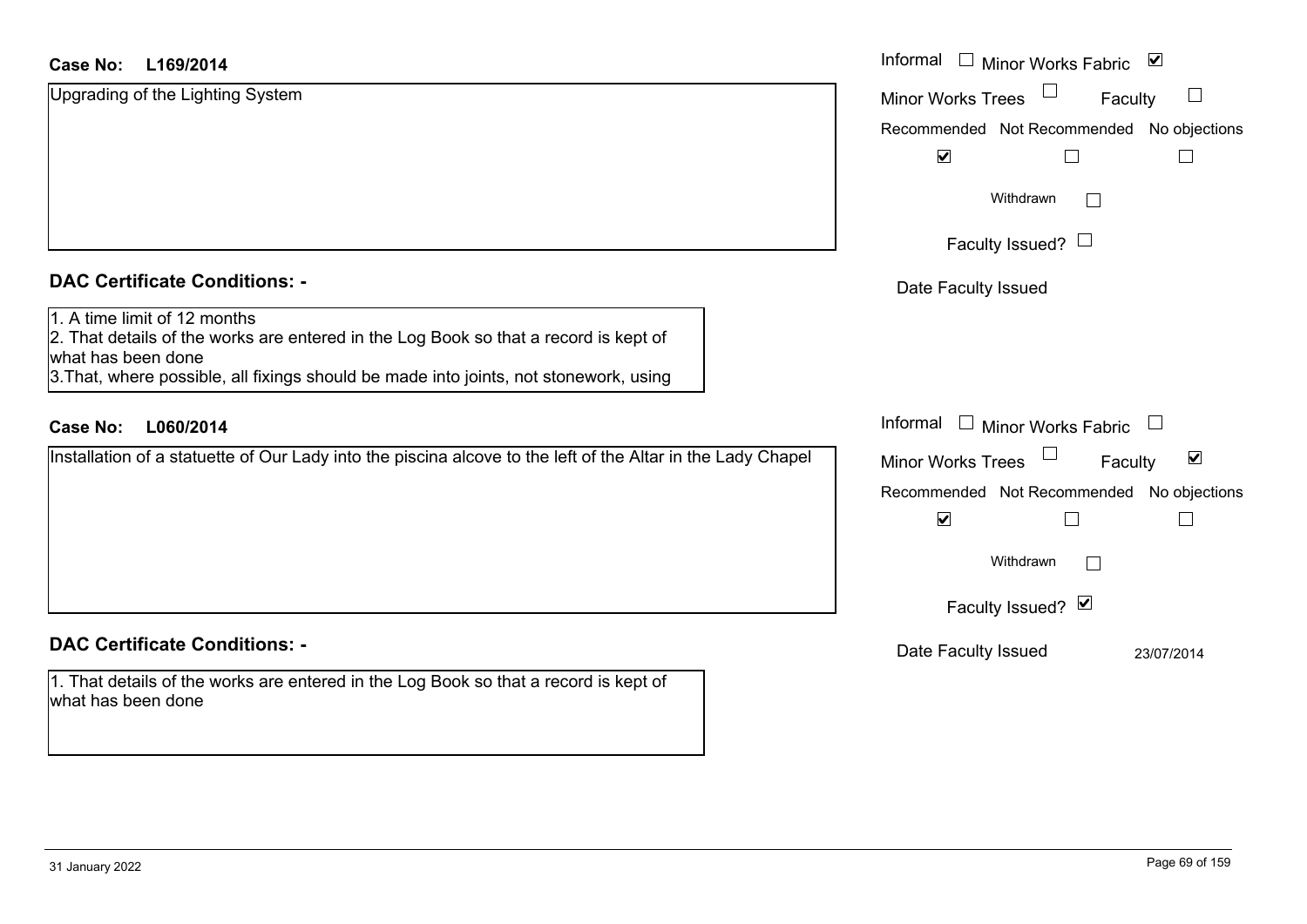**Case No: L169/2014**

Upgrading of the Lighting System

- Informal ☐
- Minor Works Fabric ☑
- Minor Works Trees ☐
- Faculty ☐

| Recommended | Not Recommended | No objections |
|---|---|---|
| ☑ | ☐ | ☐ |

Withdrawn ☐

Faculty Issued? ☐

Date Faculty Issued

## DAC Certificate Conditions: -

1. A time limit of 12 months
2. That details of the works are entered in the Log Book so that a record is kept of what has been done
3. That, where possible, all fixings should be made into joints, not stonework, using

**Case No: L060/2014**

Installation of a statuette of Our Lady into the piscina alcove to the left of the Altar in the Lady Chapel

- Informal ☐
- Minor Works Fabric ☐
- Minor Works Trees ☐
- Faculty ☑

| Recommended | Not Recommended | No objections |
|---|---|---|
| ☑ | ☐ | ☐ |

Withdrawn ☐

Faculty Issued? ☑

Date Faculty Issued 23/07/2014

## DAC Certificate Conditions: -

1. That details of the works are entered in the Log Book so that a record is kept of what has been done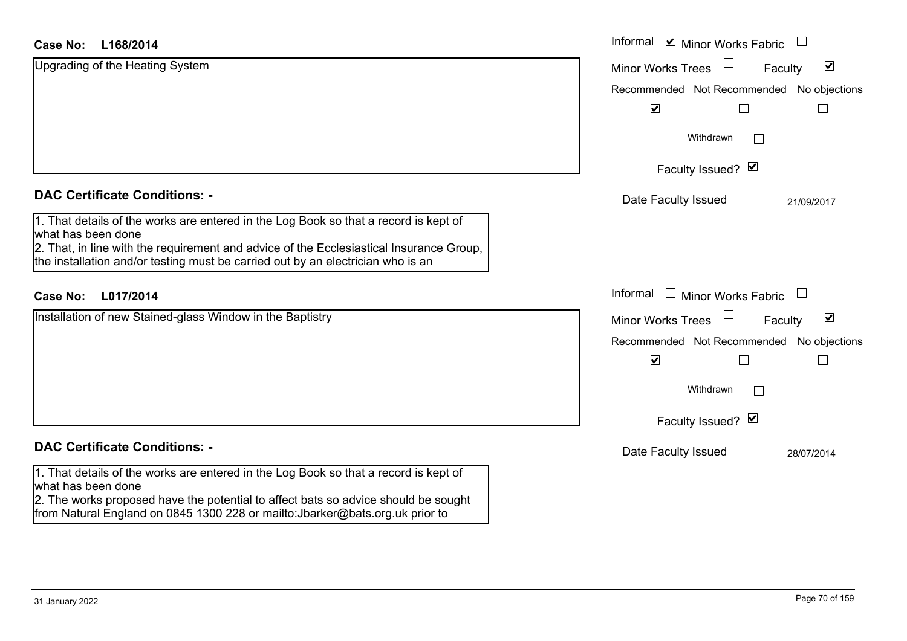**Case No: L168/2014**

Upgrading of the Heating System

Informal ☑ Minor Works Fabric ☐

Minor Works Trees ☐ Faculty ☑

Recommended ☑ Not Recommended ☐ No objections ☐

Withdrawn ☐

Faculty Issued? ☑

Date Faculty Issued 21/09/2017

**DAC Certificate Conditions: -**

1. That details of the works are entered in the Log Book so that a record is kept of what has been done
2. That, in line with the requirement and advice of the Ecclesiastical Insurance Group, the installation and/or testing must be carried out by an electrician who is an

**Case No: L017/2014**

Installation of new Stained-glass Window in the Baptistry

Informal ☐ Minor Works Fabric ☐

Minor Works Trees ☐ Faculty ☑

Recommended ☑ Not Recommended ☐ No objections ☐

Withdrawn ☐

Faculty Issued? ☑

Date Faculty Issued 28/07/2014

**DAC Certificate Conditions: -**

1. That details of the works are entered in the Log Book so that a record is kept of what has been done
2. The works proposed have the potential to affect bats so advice should be sought from Natural England on 0845 1300 228 or mailto:Jbarker@bats.org.uk prior to

31 January 2022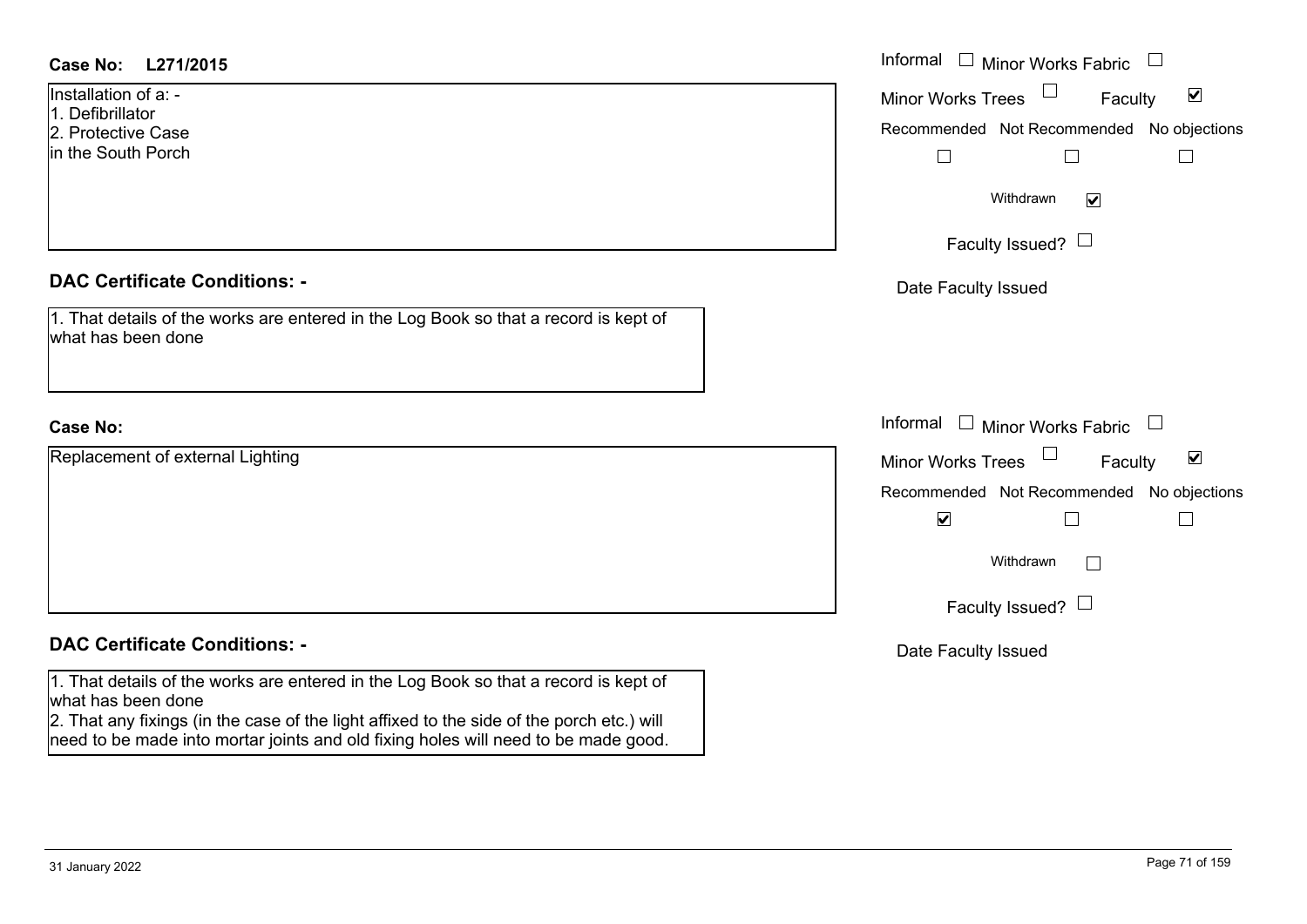**Case No: L271/2015**

Installation of a: -
1. Defibrillator
2. Protective Case
in the South Porch

Informal ☐ Minor Works Fabric ☐

Minor Works Trees ☐ Faculty ☑

Recommended ☐ Not Recommended ☐ No objections ☐

Withdrawn ☑

Faculty Issued? ☐

Date Faculty Issued

**DAC Certificate Conditions: -**

1. That details of the works are entered in the Log Book so that a record is kept of what has been done

**Case No:**

Replacement of external Lighting

Informal ☐ Minor Works Fabric ☐

Minor Works Trees ☐ Faculty ☑

Recommended ☑ Not Recommended ☐ No objections ☐

Withdrawn ☐

Faculty Issued? ☐

Date Faculty Issued

**DAC Certificate Conditions: -**

1. That details of the works are entered in the Log Book so that a record is kept of what has been done
2. That any fixings (in the case of the light affixed to the side of the porch etc.) will need to be made into mortar joints and old fixing holes will need to be made good.

31 January 2022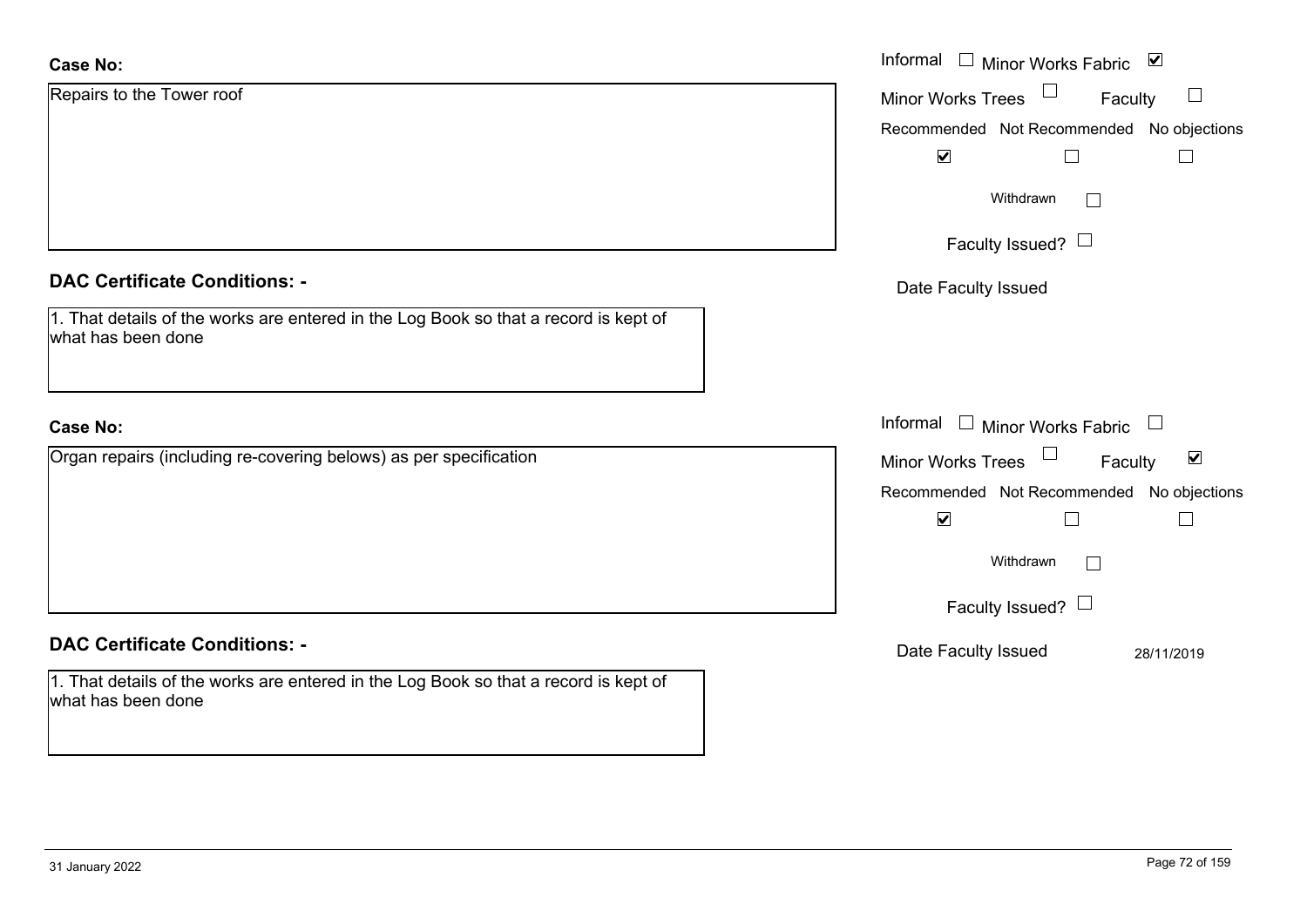**Case No:**

Repairs to the Tower roof

Informal ☐ Minor Works Fabric ☑

Minor Works Trees ☐ Faculty ☐

Recommended ☑ Not Recommended ☐ No objections ☐

Withdrawn ☐

Faculty Issued? ☐

Date Faculty Issued

**DAC Certificate Conditions: -**

1. That details of the works are entered in the Log Book so that a record is kept of what has been done

**Case No:**

Organ repairs (including re-covering belows) as per specification

Informal ☐ Minor Works Fabric ☐

Minor Works Trees ☐ Faculty ☑

Recommended ☑ Not Recommended ☐ No objections ☐

Withdrawn ☐

Faculty Issued? ☐

Date Faculty Issued 28/11/2019

**DAC Certificate Conditions: -**

1. That details of the works are entered in the Log Book so that a record is kept of what has been done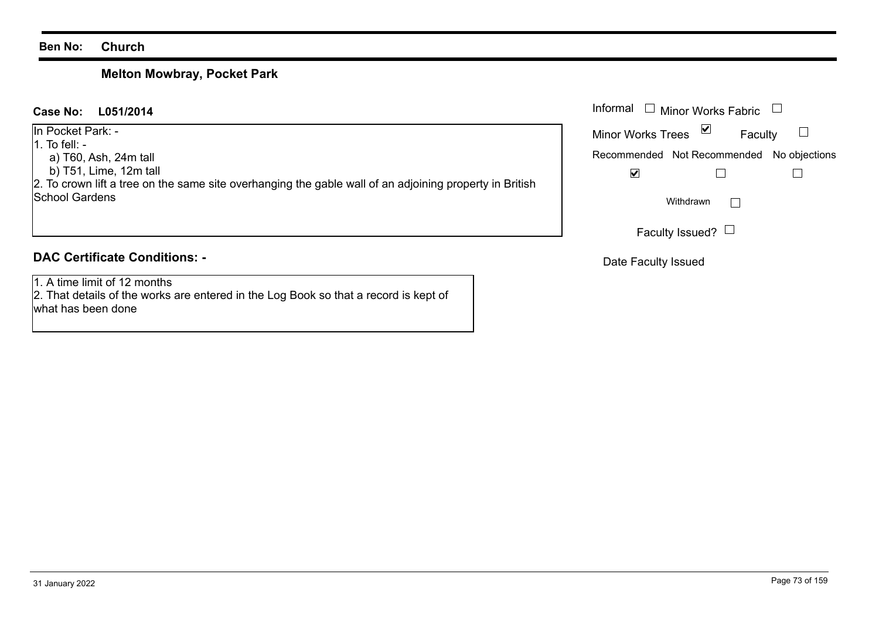**Ben No:** **Church**

## Melton Mowbray, Pocket Park

**Case No:** **L051/2014**

In Pocket Park: -

1. To fell: -
   a) T60, Ash, 24m tall
   b) T51, Lime, 12m tall
2. To crown lift a tree on the same site overhanging the gable wall of an adjoining property in British School Gardens

Informal ☐ Minor Works Fabric ☐

Minor Works Trees ☑ Faculty ☐

Recommended ☑ Not Recommended ☐ No objections ☐

Withdrawn ☐

Faculty Issued? ☐

Date Faculty Issued

### DAC Certificate Conditions: -

1. A time limit of 12 months
2. That details of the works are entered in the Log Book so that a record is kept of what has been done

31 January 2022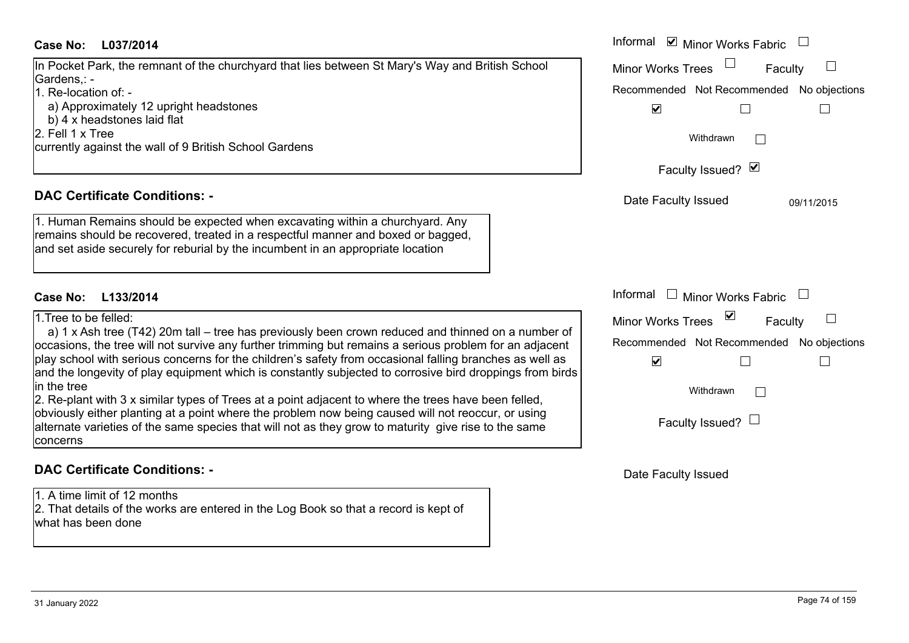**Case No: L037/2014**

Informal ☑ Minor Works Fabric ☐
Minor Works Trees ☐ Faculty ☐

| Recommended | Not Recommended | No objections |
|---|---|---|
| ☑ | ☐ | ☐ |

Withdrawn ☐

Faculty Issued? ☑

Date Faculty Issued: 09/11/2015

In Pocket Park, the remnant of the churchyard that lies between St Mary's Way and British School Gardens,: -

1. Re-location of: -
   a) Approximately 12 upright headstones
   b) 4 x headstones laid flat
2. Fell 1 x Tree

currently against the wall of 9 British School Gardens

## DAC Certificate Conditions: -

1. Human Remains should be expected when excavating within a churchyard. Any remains should be recovered, treated in a respectful manner and boxed or bagged, and set aside securely for reburial by the incumbent in an appropriate location

**Case No: L133/2014**

Informal ☐ Minor Works Fabric ☐
Minor Works Trees ☑ Faculty ☐

| Recommended | Not Recommended | No objections |
|---|---|---|
| ☑ | ☐ | ☐ |

Withdrawn ☐

Faculty Issued? ☐

Date Faculty Issued:

1. Tree to be felled:
   a) 1 x Ash tree (T42) 20m tall – tree has previously been crown reduced and thinned on a number of occasions, the tree will not survive any further trimming but remains a serious problem for an adjacent play school with serious concerns for the children's safety from occasional falling branches as well as and the longevity of play equipment which is constantly subjected to corrosive bird droppings from birds in the tree
2. Re-plant with 3 x similar types of Trees at a point adjacent to where the trees have been felled, obviously either planting at a point where the problem now being caused will not reoccur, or using alternate varieties of the same species that will not as they grow to maturity give rise to the same concerns

## DAC Certificate Conditions: -

1. A time limit of 12 months
2. That details of the works are entered in the Log Book so that a record is kept of what has been done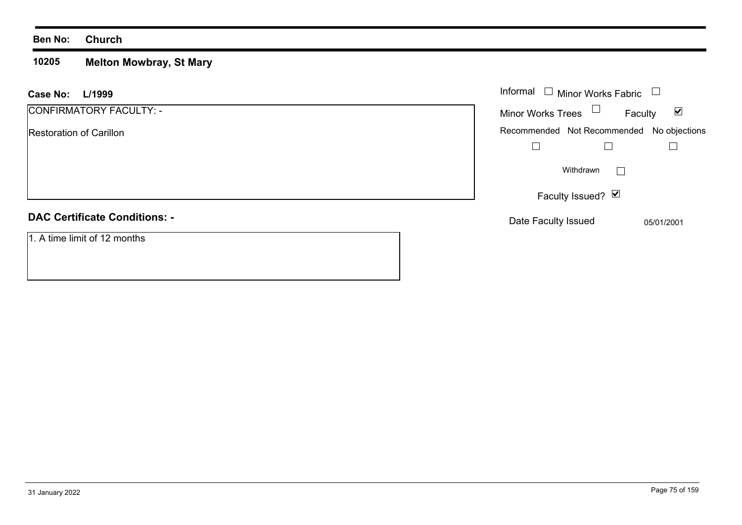**Ben No:** **Church**

## 10205 Melton Mowbray, St Mary

**Case No:** **L/1999**

CONFIRMATORY FACULTY: -

Restoration of Carillon

Informal ☐ Minor Works Fabric ☐

Minor Works Trees ☐ Faculty ☑

Recommended ☐ Not Recommended ☐ No objections ☐

Withdrawn ☐

Faculty Issued? ☑

Date Faculty Issued 05/01/2001

### DAC Certificate Conditions: -

1. A time limit of 12 months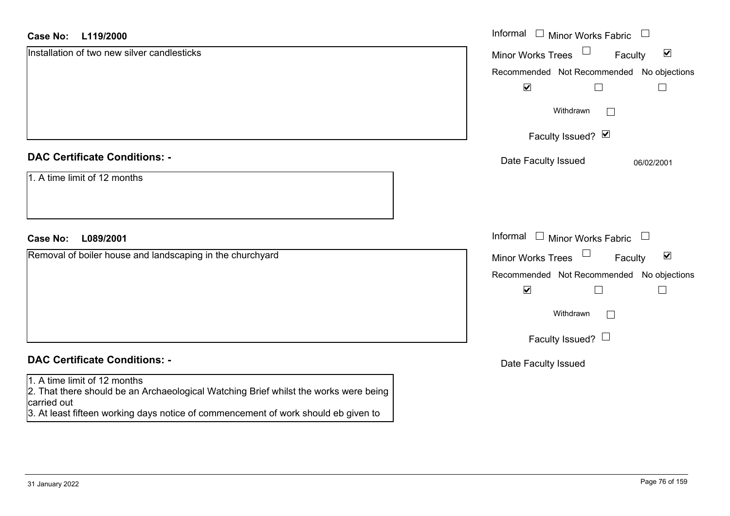**Case No: L119/2000**

Installation of two new silver candlesticks

Informal ☐ Minor Works Fabric ☐

Minor Works Trees ☐ Faculty ☑

Recommended ☑ Not Recommended ☐ No objections ☐

Withdrawn ☐

Faculty Issued? ☑

Date Faculty Issued 06/02/2001

**DAC Certificate Conditions: -**

1. A time limit of 12 months

**Case No: L089/2001**

Removal of boiler house and landscaping in the churchyard

Informal ☐ Minor Works Fabric ☐

Minor Works Trees ☐ Faculty ☑

Recommended ☑ Not Recommended ☐ No objections ☐

Withdrawn ☐

Faculty Issued? ☐

Date Faculty Issued

**DAC Certificate Conditions: -**

1. A time limit of 12 months
2. That there should be an Archaeological Watching Brief whilst the works were being carried out
3. At least fifteen working days notice of commencement of work should eb given to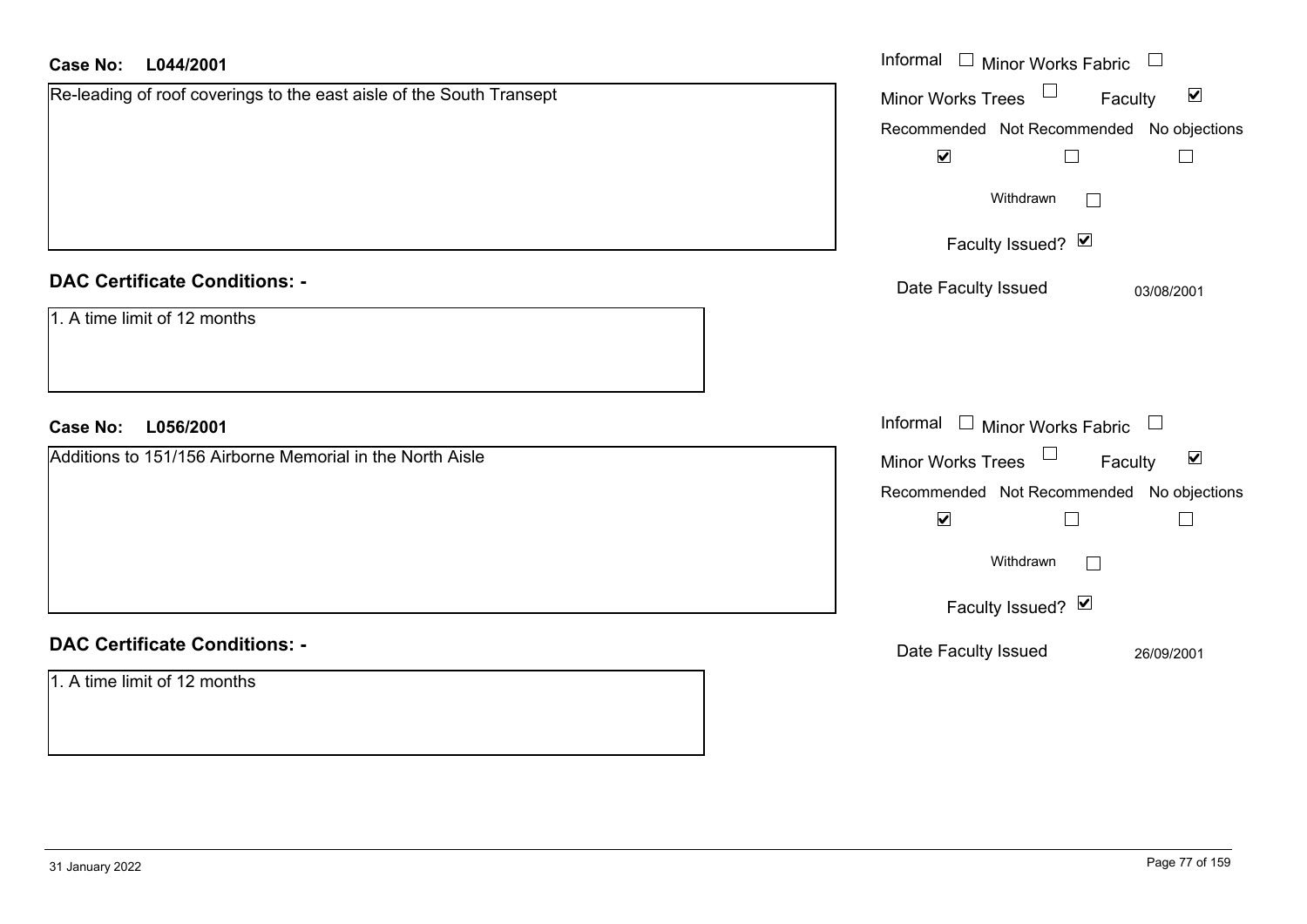**Case No: L044/2001**

Re-leading of roof coverings to the east aisle of the South Transept

Informal ☐ Minor Works Fabric ☐

Minor Works Trees ☐ Faculty ☑

Recommended ☑ Not Recommended ☐ No objections ☐

Withdrawn ☐

Faculty Issued? ☑

Date Faculty Issued 03/08/2001

**DAC Certificate Conditions: -**

1. A time limit of 12 months

**Case No: L056/2001**

Additions to 151/156 Airborne Memorial in the North Aisle

Informal ☐ Minor Works Fabric ☐

Minor Works Trees ☐ Faculty ☑

Recommended ☑ Not Recommended ☐ No objections ☐

Withdrawn ☐

Faculty Issued? ☑

Date Faculty Issued 26/09/2001

**DAC Certificate Conditions: -**

1. A time limit of 12 months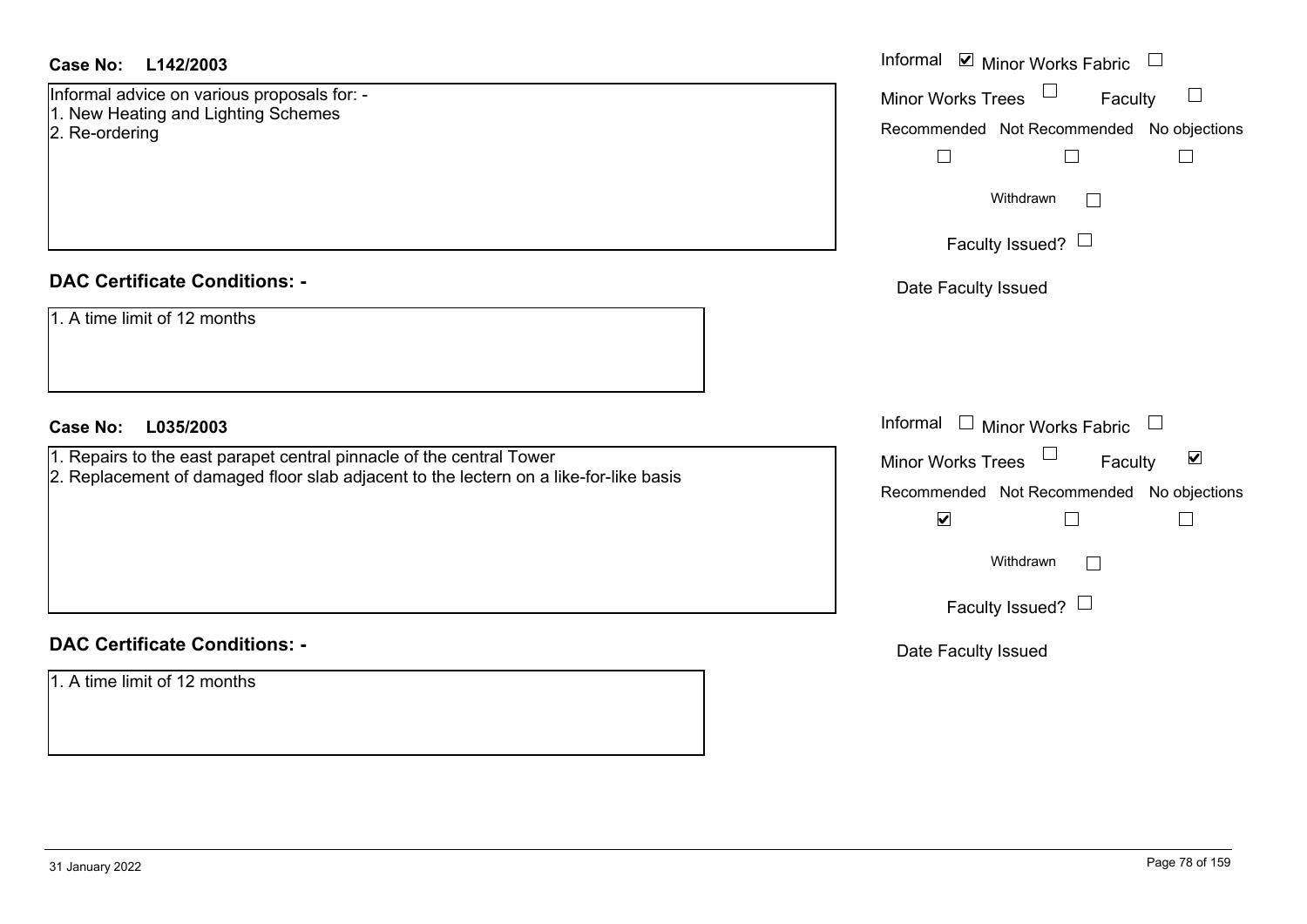**Case No:** **L142/2003**

Informal advice on various proposals for: -
1. New Heating and Lighting Schemes
2. Re-ordering

Informal ☑ Minor Works Fabric ☐
Minor Works Trees ☐ Faculty ☐
Recommended ☐ Not Recommended ☐ No objections ☐
Withdrawn ☐
Faculty Issued? ☐
Date Faculty Issued

## DAC Certificate Conditions: -

1. A time limit of 12 months

**Case No:** **L035/2003**

1. Repairs to the east parapet central pinnacle of the central Tower
2. Replacement of damaged floor slab adjacent to the lectern on a like-for-like basis

Informal ☐ Minor Works Fabric ☐
Minor Works Trees ☐ Faculty ☑
Recommended ☑ Not Recommended ☐ No objections ☐
Withdrawn ☐
Faculty Issued? ☐
Date Faculty Issued

## DAC Certificate Conditions: -

1. A time limit of 12 months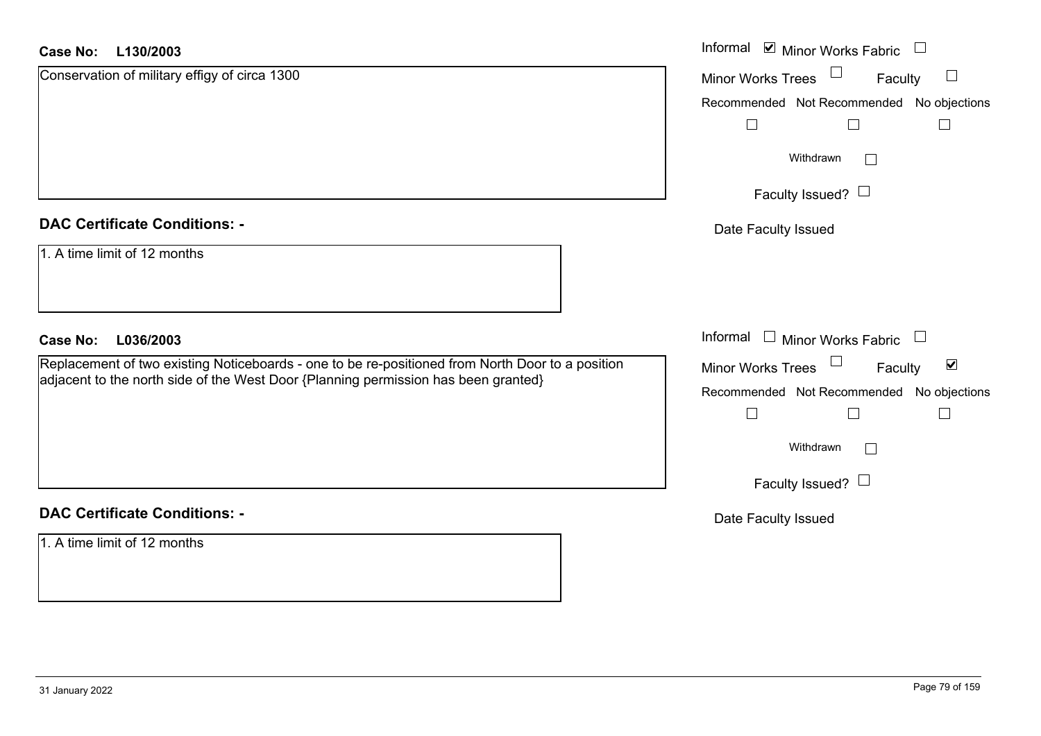**Case No: L130/2003**

Conservation of military effigy of circa 1300

Informal ☑ Minor Works Fabric ☐

Minor Works Trees ☐ Faculty ☐

Recommended ☐ Not Recommended ☐ No objections ☐

Withdrawn ☐

Faculty Issued? ☐

Date Faculty Issued

**DAC Certificate Conditions: -**

1. A time limit of 12 months

**Case No: L036/2003**

Replacement of two existing Noticeboards - one to be re-positioned from North Door to a position adjacent to the north side of the West Door {Planning permission has been granted}

Informal ☐ Minor Works Fabric ☐

Minor Works Trees ☐ Faculty ☑

Recommended ☐ Not Recommended ☐ No objections ☐

Withdrawn ☐

Faculty Issued? ☐

Date Faculty Issued

**DAC Certificate Conditions: -**

1. A time limit of 12 months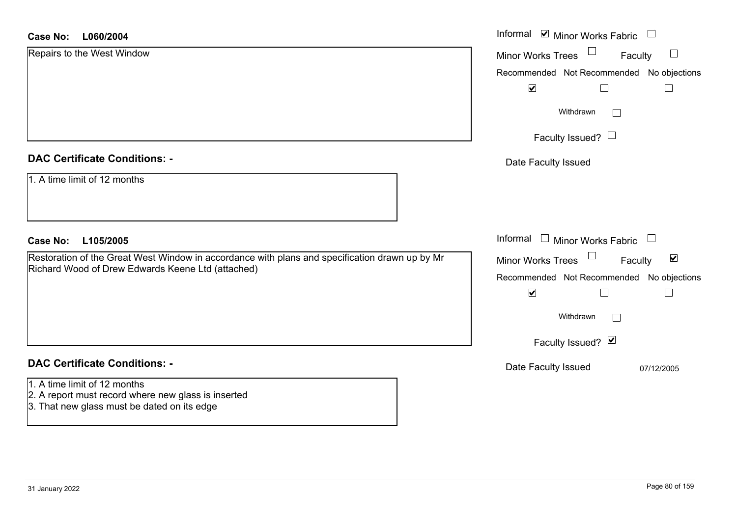**Case No: L060/2004**

Repairs to the West Window

Informal ☑ Minor Works Fabric ☐

Minor Works Trees ☐ Faculty ☐

| Recommended | Not Recommended | No objections |
|---|---|---|
| ☑ | ☐ | ☐ |

Withdrawn ☐

Faculty Issued? ☐

Date Faculty Issued

## DAC Certificate Conditions: -

1. A time limit of 12 months

**Case No: L105/2005**

Restoration of the Great West Window in accordance with plans and specification drawn up by Mr Richard Wood of Drew Edwards Keene Ltd (attached)

Informal ☐ Minor Works Fabric ☐

Minor Works Trees ☐ Faculty ☑

| Recommended | Not Recommended | No objections |
|---|---|---|
| ☑ | ☐ | ☐ |

Withdrawn ☐

Faculty Issued? ☑

Date Faculty Issued 07/12/2005

## DAC Certificate Conditions: -

1. A time limit of 12 months
2. A report must record where new glass is inserted
3. That new glass must be dated on its edge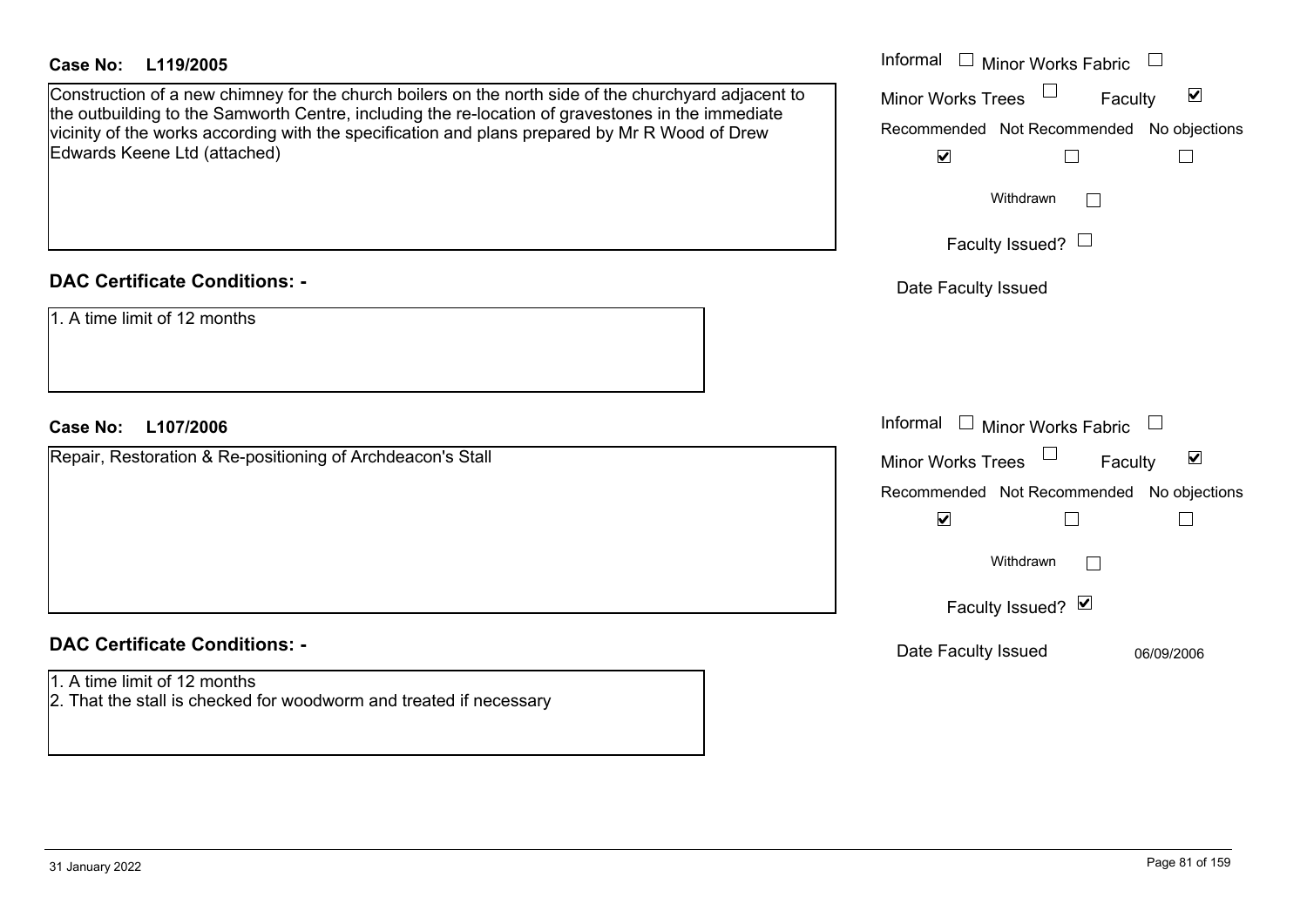**Case No: L119/2005**

Construction of a new chimney for the church boilers on the north side of the churchyard adjacent to the outbuilding to the Samworth Centre, including the re-location of gravestones in the immediate vicinity of the works according with the specification and plans prepared by Mr R Wood of Drew Edwards Keene Ltd (attached)

- Informal ☐
- Minor Works Fabric ☐
- Minor Works Trees ☐
- Faculty ☑

| Recommended | Not Recommended | No objections |
|---|---|---|
| ☑ | ☐ | ☐ |

Withdrawn ☐

Faculty Issued? ☐

Date Faculty Issued

**DAC Certificate Conditions: -**

1. A time limit of 12 months

**Case No: L107/2006**

Repair, Restoration & Re-positioning of Archdeacon's Stall

- Informal ☐
- Minor Works Fabric ☐
- Minor Works Trees ☐
- Faculty ☑

| Recommended | Not Recommended | No objections |
|---|---|---|
| ☑ | ☐ | ☐ |

Withdrawn ☐

Faculty Issued? ☑

Date Faculty Issued 06/09/2006

**DAC Certificate Conditions: -**

1. A time limit of 12 months
2. That the stall is checked for woodworm and treated if necessary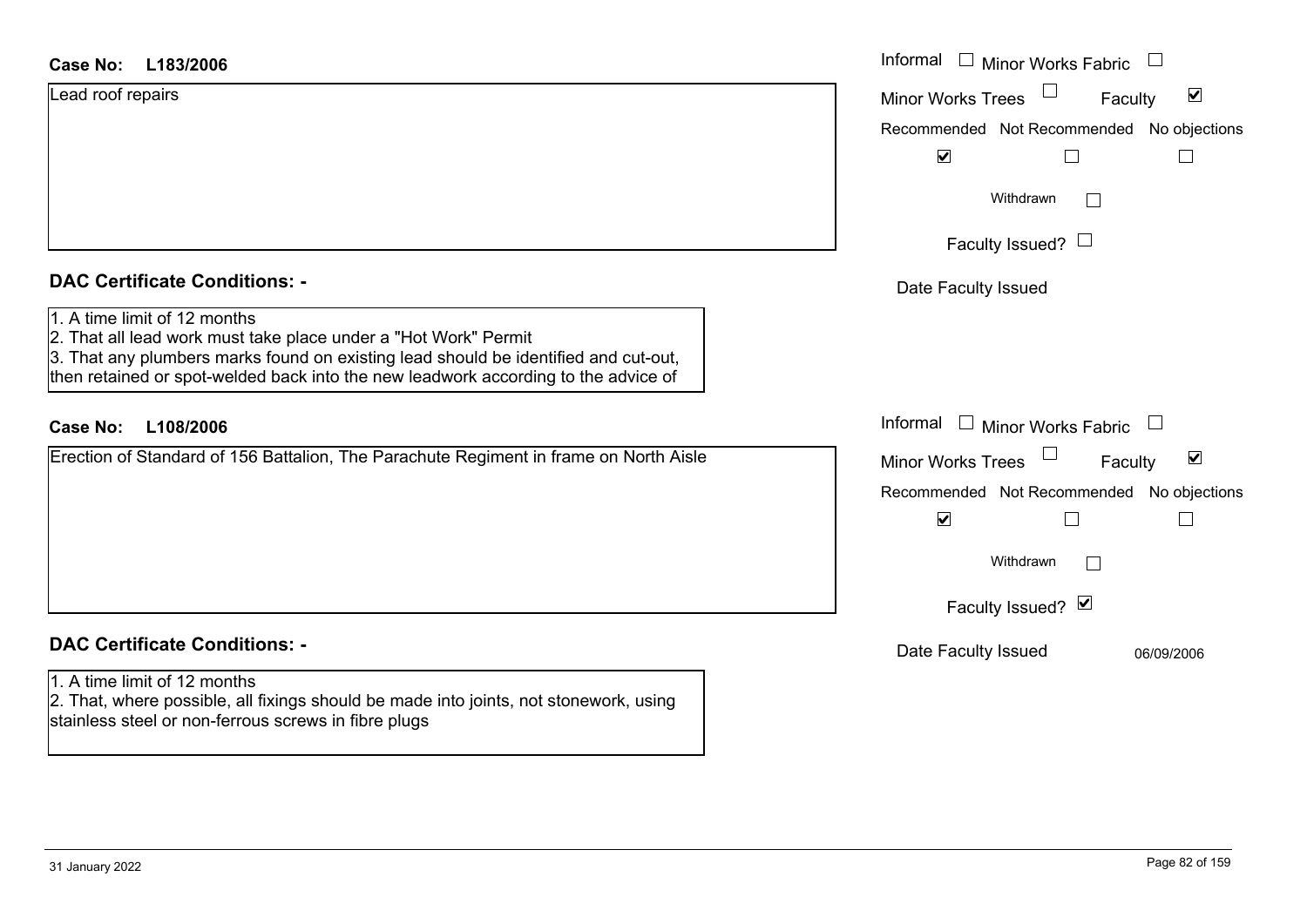**Case No: L183/2006**

Lead roof repairs

Informal ☐ Minor Works Fabric ☐
Minor Works Trees ☐ Faculty ☑

| Recommended | Not Recommended | No objections |
|---|---|---|
| ☑ | ☐ | ☐ |

Withdrawn ☐

Faculty Issued? ☐

Date Faculty Issued

**DAC Certificate Conditions: -**

1. A time limit of 12 months
2. That all lead work must take place under a "Hot Work" Permit
3. That any plumbers marks found on existing lead should be identified and cut-out, then retained or spot-welded back into the new leadwork according to the advice of

**Case No: L108/2006**

Erection of Standard of 156 Battalion, The Parachute Regiment in frame on North Aisle

Informal ☐ Minor Works Fabric ☐
Minor Works Trees ☐ Faculty ☑

| Recommended | Not Recommended | No objections |
|---|---|---|
| ☑ | ☐ | ☐ |

Withdrawn ☐

Faculty Issued? ☑

Date Faculty Issued 06/09/2006

**DAC Certificate Conditions: -**

1. A time limit of 12 months
2. That, where possible, all fixings should be made into joints, not stonework, using stainless steel or non-ferrous screws in fibre plugs

31 January 2022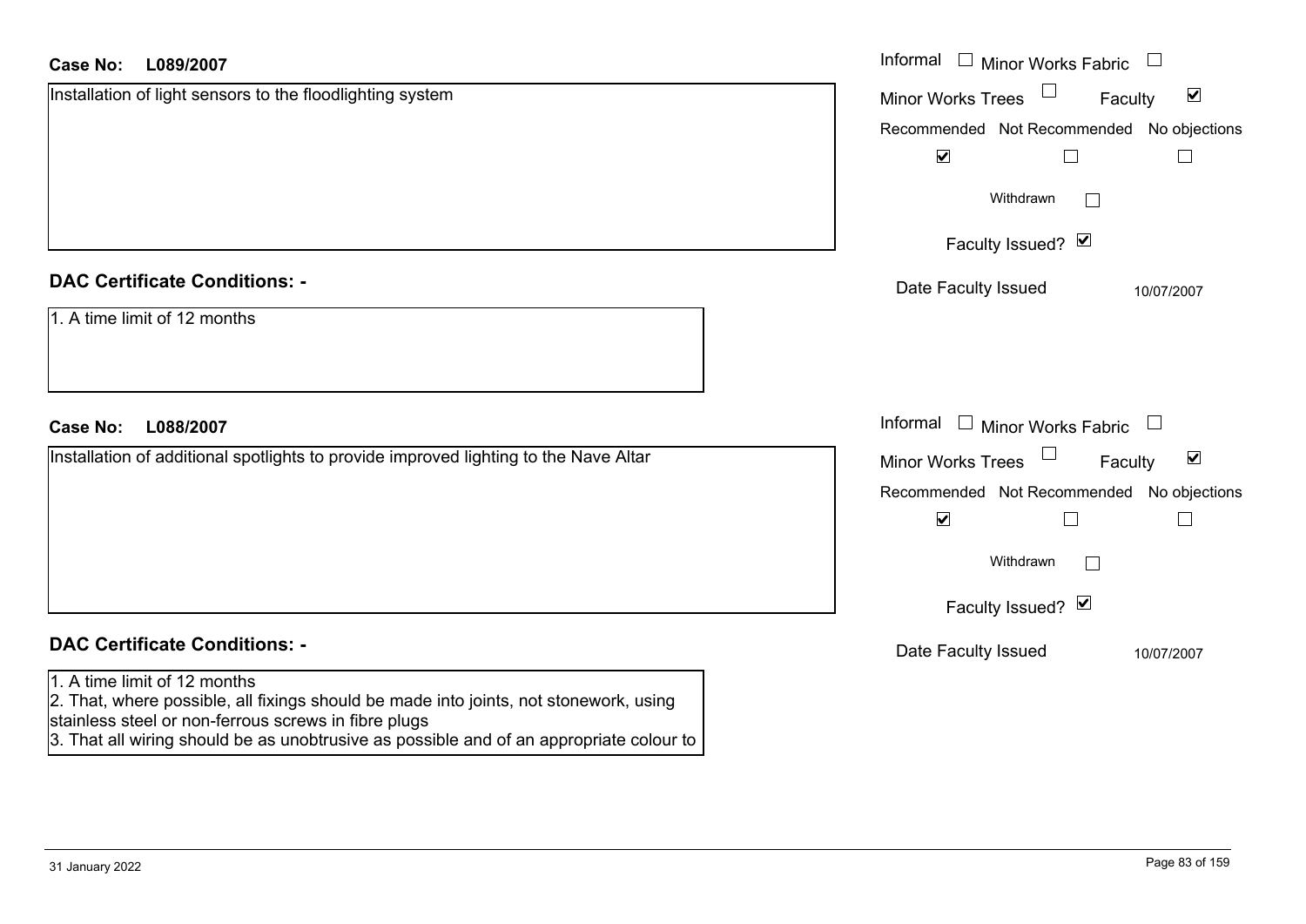**Case No:** **L089/2007**

Installation of light sensors to the floodlighting system

Informal ☐ Minor Works Fabric ☐

Minor Works Trees ☐ Faculty ☑

Recommended ☑ Not Recommended ☐ No objections ☐

Withdrawn ☐

Faculty Issued? ☑

Date Faculty Issued 10/07/2007

## DAC Certificate Conditions: -

1. A time limit of 12 months

**Case No:** **L088/2007**

Installation of additional spotlights to provide improved lighting to the Nave Altar

Informal ☐ Minor Works Fabric ☐

Minor Works Trees ☐ Faculty ☑

Recommended ☑ Not Recommended ☐ No objections ☐

Withdrawn ☐

Faculty Issued? ☑

Date Faculty Issued 10/07/2007

## DAC Certificate Conditions: -

1. A time limit of 12 months
2. That, where possible, all fixings should be made into joints, not stonework, using stainless steel or non-ferrous screws in fibre plugs
3. That all wiring should be as unobtrusive as possible and of an appropriate colour to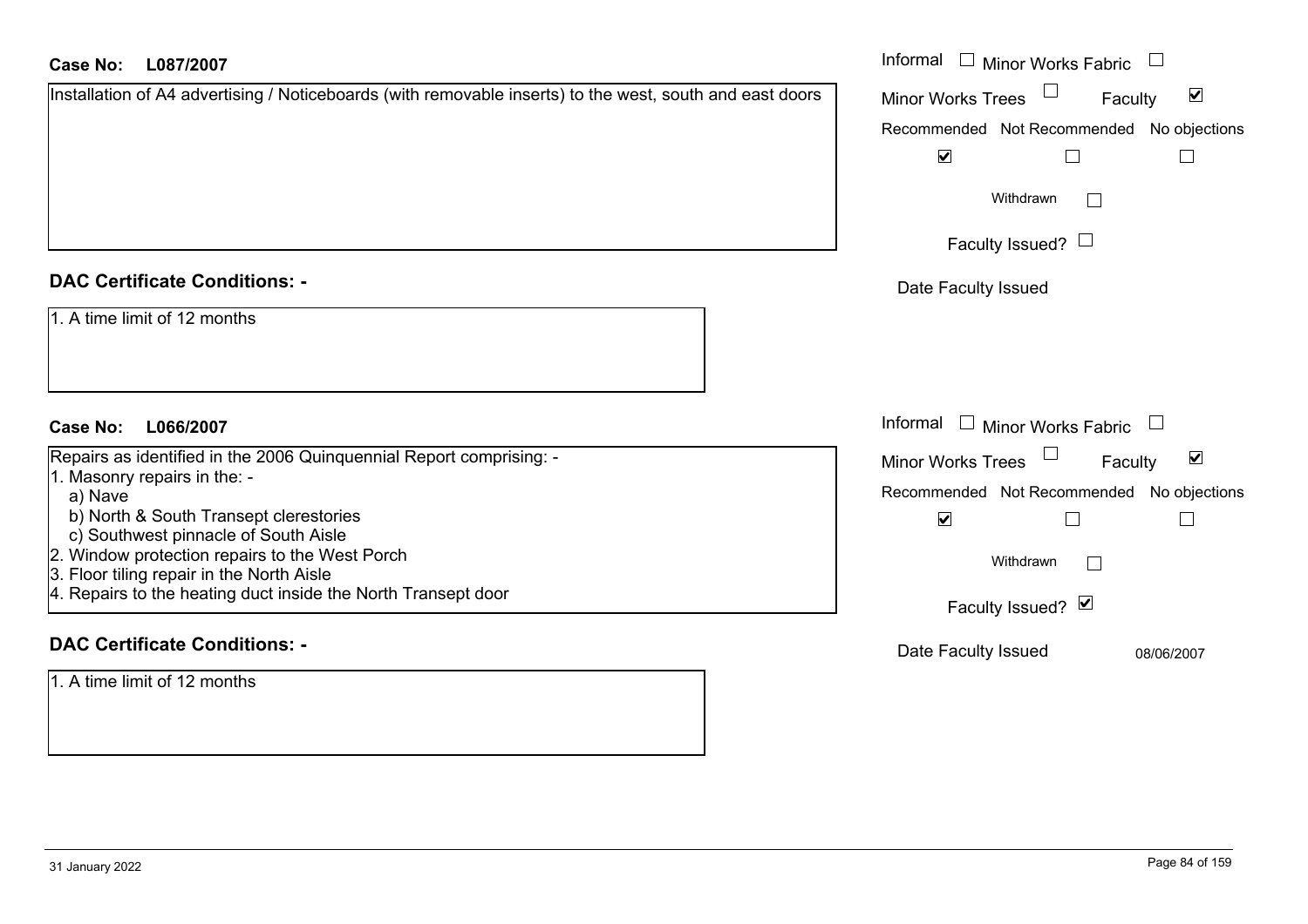**Case No: L087/2007**

Installation of A4 advertising / Noticeboards (with removable inserts) to the west, south and east doors

Informal ☐ Minor Works Fabric ☐

Minor Works Trees ☐ Faculty ☑

Recommended ☑ Not Recommended ☐ No objections ☐

Withdrawn ☐

Faculty Issued? ☐

Date Faculty Issued

**DAC Certificate Conditions: -**

1. A time limit of 12 months

**Case No: L066/2007**

Repairs as identified in the 2006 Quinquennial Report comprising: -

1. Masonry repairs in the: -
   a) Nave
   b) North & South Transept clerestories
   c) Southwest pinnacle of South Aisle
2. Window protection repairs to the West Porch
3. Floor tiling repair in the North Aisle
4. Repairs to the heating duct inside the North Transept door

Informal ☐ Minor Works Fabric ☐

Minor Works Trees ☐ Faculty ☑

Recommended ☑ Not Recommended ☐ No objections ☐

Withdrawn ☐

Faculty Issued? ☑

Date Faculty Issued 08/06/2007

**DAC Certificate Conditions: -**

1. A time limit of 12 months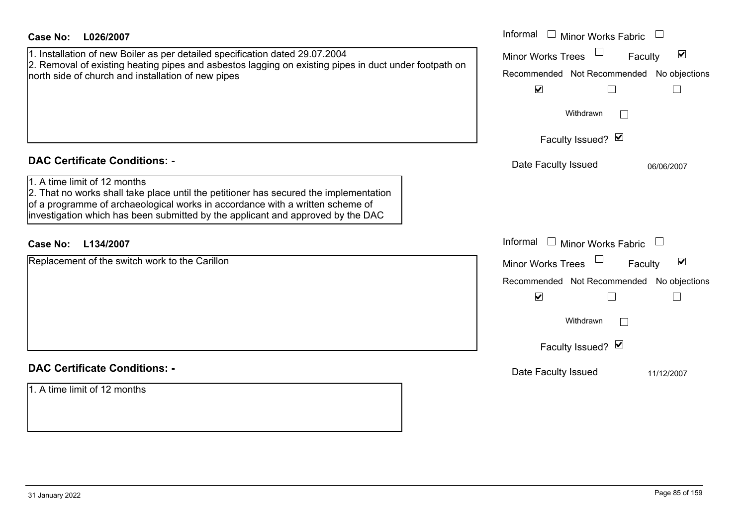**Case No: L026/2007**

1. Installation of new Boiler as per detailed specification dated 29.07.2004
2. Removal of existing heating pipes and asbestos lagging on existing pipes in duct under footpath on north side of church and installation of new pipes

Informal ☐ Minor Works Fabric ☐

Minor Works Trees ☐ Faculty ☑

Recommended ☑ Not Recommended ☐ No objections ☐

Withdrawn ☐

Faculty Issued? ☑

Date Faculty Issued 06/06/2007

**DAC Certificate Conditions: -**

1. A time limit of 12 months
2. That no works shall take place until the petitioner has secured the implementation of a programme of archaeological works in accordance with a written scheme of investigation which has been submitted by the applicant and approved by the DAC

**Case No: L134/2007**

Replacement of the switch work to the Carillon

Informal ☐ Minor Works Fabric ☐

Minor Works Trees ☐ Faculty ☑

Recommended ☑ Not Recommended ☐ No objections ☐

Withdrawn ☐

Faculty Issued? ☑

Date Faculty Issued 11/12/2007

**DAC Certificate Conditions: -**

1. A time limit of 12 months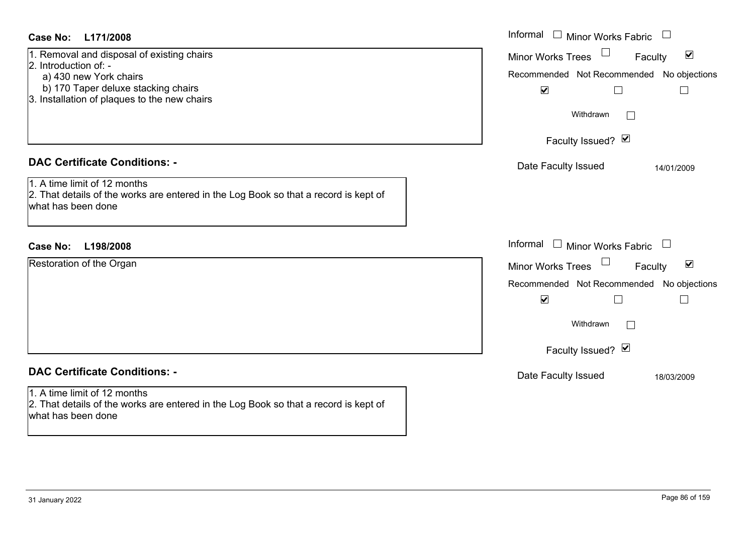**Case No: L171/2008**

1. Removal and disposal of existing chairs
2. Introduction of: -
   a) 430 new York chairs
   b) 170 Taper deluxe stacking chairs
3. Installation of plaques to the new chairs

Informal ☐ Minor Works Fabric ☐
Minor Works Trees ☐ Faculty ☑
Recommended ☑ Not Recommended ☐ No objections ☐
Withdrawn ☐
Faculty Issued? ☑
Date Faculty Issued 14/01/2009

**DAC Certificate Conditions: -**

1. A time limit of 12 months
2. That details of the works are entered in the Log Book so that a record is kept of what has been done

**Case No: L198/2008**

Restoration of the Organ

Informal ☐ Minor Works Fabric ☐
Minor Works Trees ☐ Faculty ☑
Recommended ☑ Not Recommended ☐ No objections ☐
Withdrawn ☐
Faculty Issued? ☑
Date Faculty Issued 18/03/2009

**DAC Certificate Conditions: -**

1. A time limit of 12 months
2. That details of the works are entered in the Log Book so that a record is kept of what has been done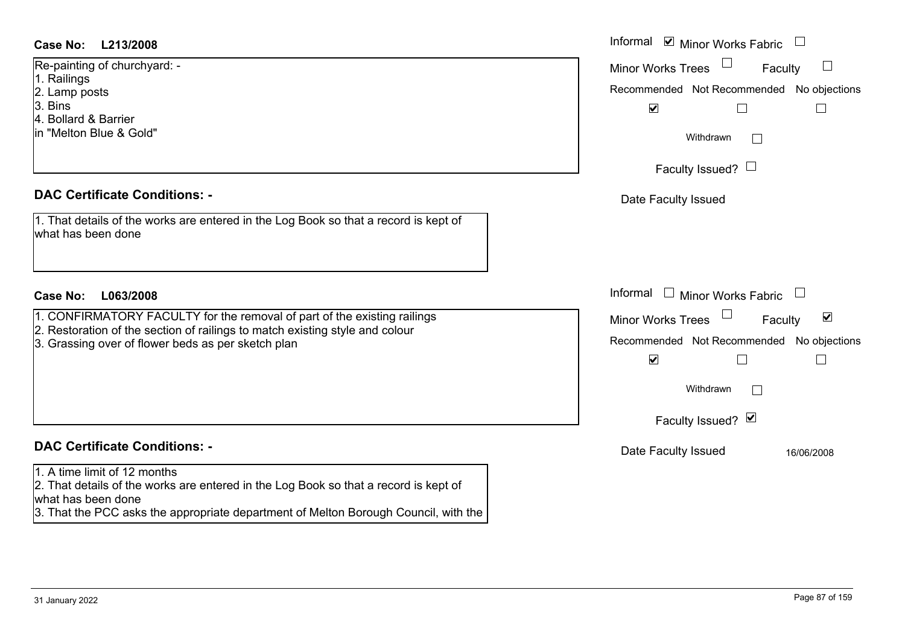**Case No: L213/2008**

Re-painting of churchyard: -
1. Railings
2. Lamp posts
3. Bins
4. Bollard & Barrier
in "Melton Blue & Gold"

Informal ☑ Minor Works Fabric ☐
Minor Works Trees ☐ Faculty ☐

| Recommended | Not Recommended | No objections |
|---|---|---|
| ☑ | ☐ | ☐ |

Withdrawn ☐

Faculty Issued? ☐

Date Faculty Issued

## DAC Certificate Conditions: -

1. That details of the works are entered in the Log Book so that a record is kept of what has been done

**Case No: L063/2008**

1. CONFIRMATORY FACULTY for the removal of part of the existing railings
2. Restoration of the section of railings to match existing style and colour
3. Grassing over of flower beds as per sketch plan

Informal ☐ Minor Works Fabric ☐
Minor Works Trees ☐ Faculty ☑

| Recommended | Not Recommended | No objections |
|---|---|---|
| ☑ | ☐ | ☐ |

Withdrawn ☐

Faculty Issued? ☑

Date Faculty Issued 16/06/2008

## DAC Certificate Conditions: -

1. A time limit of 12 months
2. That details of the works are entered in the Log Book so that a record is kept of what has been done
3. That the PCC asks the appropriate department of Melton Borough Council, with the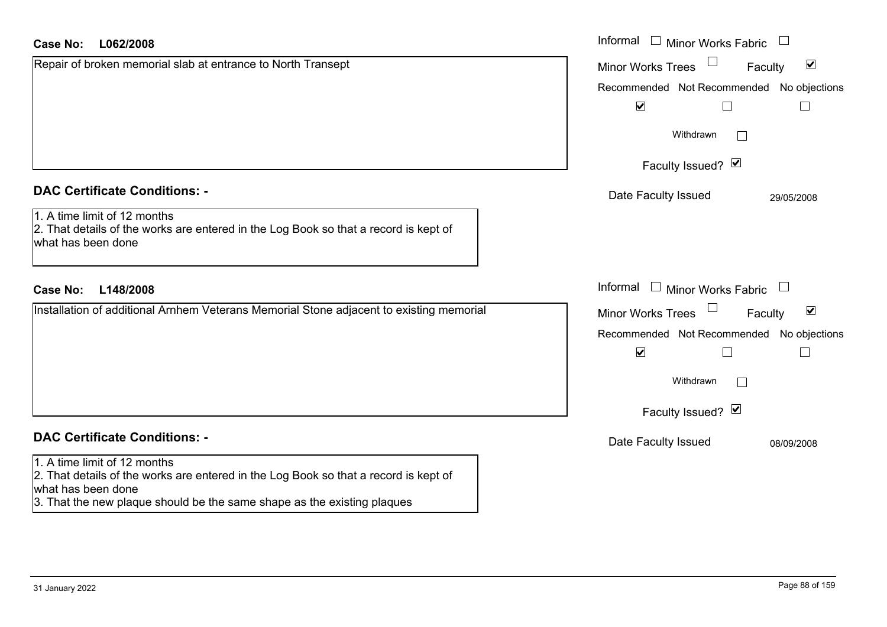**Case No: L062/2008**

Repair of broken memorial slab at entrance to North Transept

Informal ☐ Minor Works Fabric ☐

Minor Works Trees ☐ Faculty ☑

Recommended ☑ Not Recommended ☐ No objections ☐

Withdrawn ☐

Faculty Issued? ☑

Date Faculty Issued 29/05/2008

## DAC Certificate Conditions: -

1. A time limit of 12 months
2. That details of the works are entered in the Log Book so that a record is kept of what has been done

**Case No: L148/2008**

Installation of additional Arnhem Veterans Memorial Stone adjacent to existing memorial

Informal ☐ Minor Works Fabric ☐

Minor Works Trees ☐ Faculty ☑

Recommended ☑ Not Recommended ☐ No objections ☐

Withdrawn ☐

Faculty Issued? ☑

Date Faculty Issued 08/09/2008

## DAC Certificate Conditions: -

1. A time limit of 12 months
2. That details of the works are entered in the Log Book so that a record is kept of what has been done
3. That the new plaque should be the same shape as the existing plaques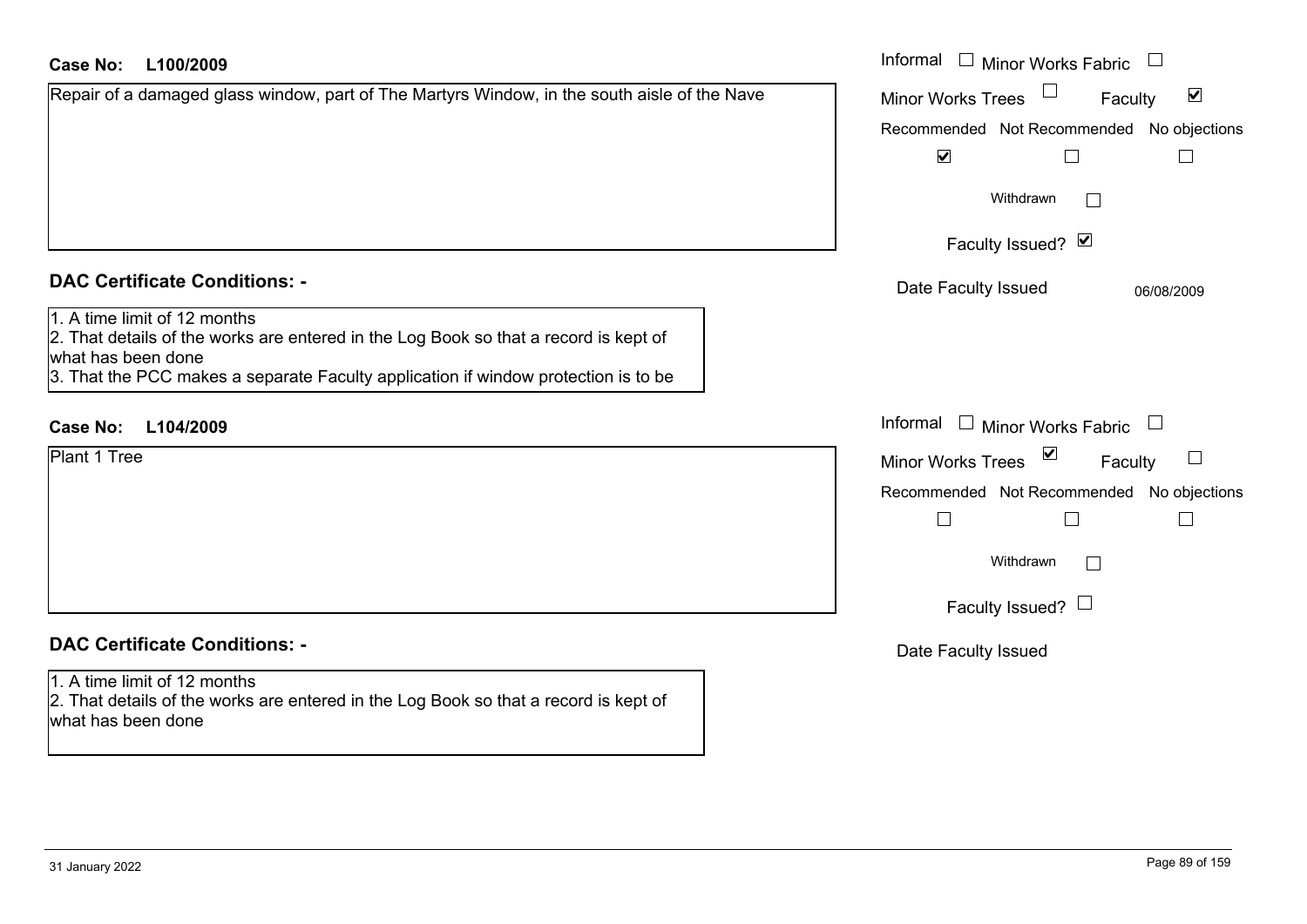**Case No:** **L100/2009**

Repair of a damaged glass window, part of The Martyrs Window, in the south aisle of the Nave

Informal ☐ Minor Works Fabric ☐
Minor Works Trees ☐ Faculty ☑

| Recommended | Not Recommended | No objections |
|---|---|---|
| ☑ | ☐ | ☐ |

Withdrawn ☐

Faculty Issued? ☑

Date Faculty Issued 06/08/2009

**DAC Certificate Conditions: -**

1. A time limit of 12 months
2. That details of the works are entered in the Log Book so that a record is kept of what has been done
3. That the PCC makes a separate Faculty application if window protection is to be

**Case No:** **L104/2009**

Plant 1 Tree

Informal ☐ Minor Works Fabric ☐
Minor Works Trees ☑ Faculty ☐

| Recommended | Not Recommended | No objections |
|---|---|---|
| ☐ | ☐ | ☐ |

Withdrawn ☐

Faculty Issued? ☐

Date Faculty Issued

**DAC Certificate Conditions: -**

1. A time limit of 12 months
2. That details of the works are entered in the Log Book so that a record is kept of what has been done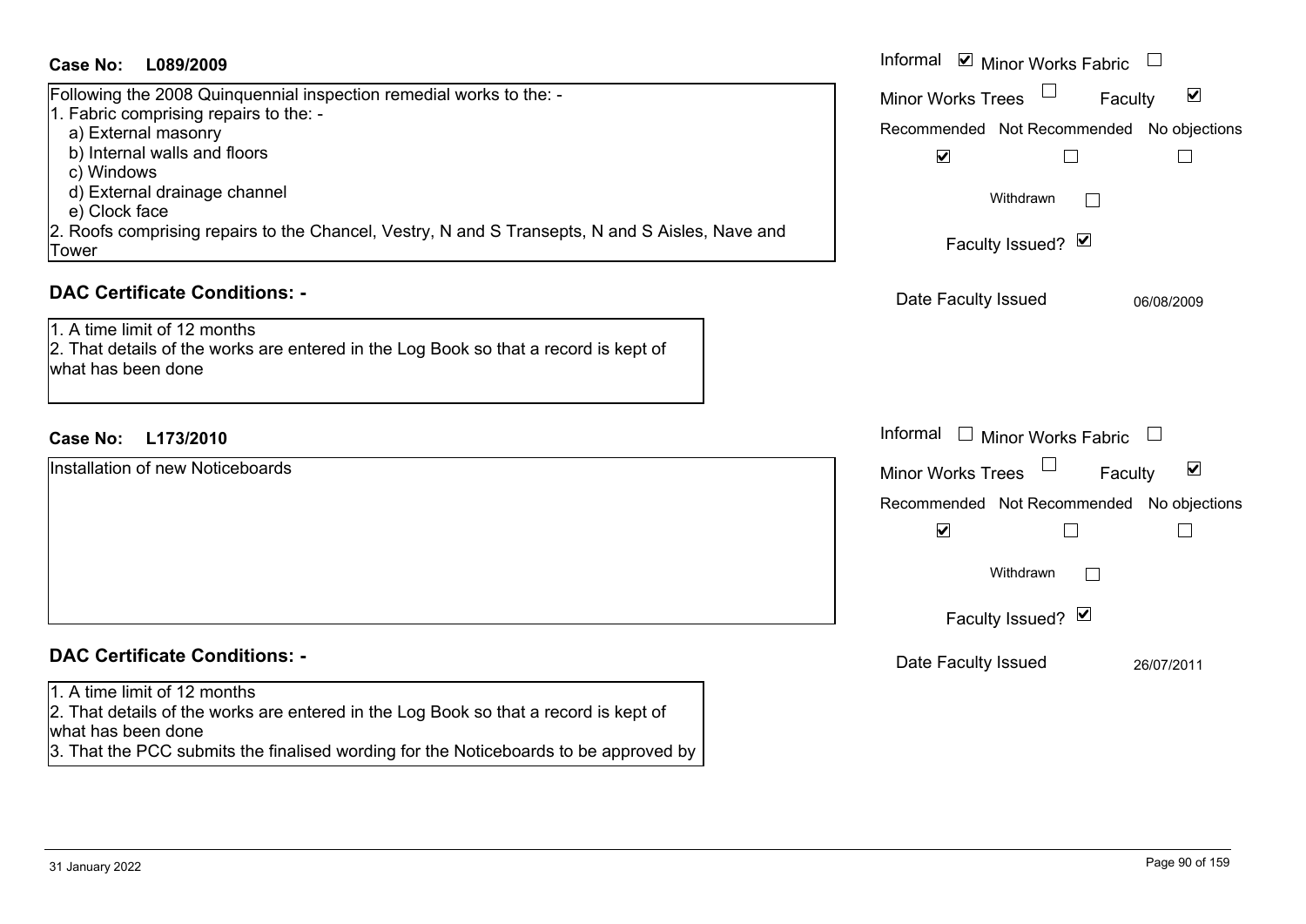**Case No: L089/2009**

Informal ☑ Minor Works Fabric ☐

Minor Works Trees ☐ Faculty ☑

Recommended ☑ Not Recommended ☐ No objections ☐

Withdrawn ☐

Faculty Issued? ☑

Date Faculty Issued 06/08/2009

Following the 2008 Quinquennial inspection remedial works to the: -

1. Fabric comprising repairs to the: -
   a) External masonry
   b) Internal walls and floors
   c) Windows
   d) External drainage channel
   e) Clock face
2. Roofs comprising repairs to the Chancel, Vestry, N and S Transepts, N and S Aisles, Nave and Tower

## DAC Certificate Conditions: -

1. A time limit of 12 months
2. That details of the works are entered in the Log Book so that a record is kept of what has been done

**Case No: L173/2010**

Informal ☐ Minor Works Fabric ☐

Minor Works Trees ☐ Faculty ☑

Recommended ☑ Not Recommended ☐ No objections ☐

Withdrawn ☐

Faculty Issued? ☑

Date Faculty Issued 26/07/2011

Installation of new Noticeboards

## DAC Certificate Conditions: -

1. A time limit of 12 months
2. That details of the works are entered in the Log Book so that a record is kept of what has been done
3. That the PCC submits the finalised wording for the Noticeboards to be approved by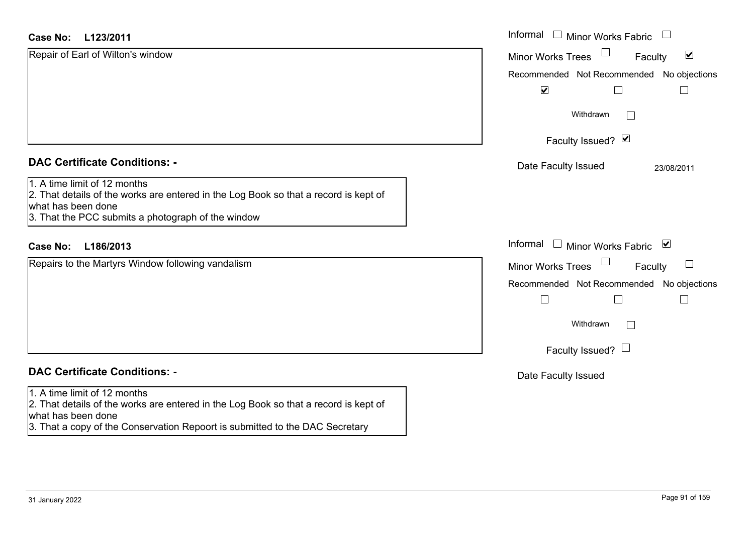**Case No: L123/2011**

Repair of Earl of Wilton's window

Informal ☐ Minor Works Fabric ☐
Minor Works Trees ☐ Faculty ☑

| Recommended | Not Recommended | No objections |
| --- | --- | --- |
| ☑ | ☐ | ☐ |

Withdrawn ☐

Faculty Issued? ☑

Date Faculty Issued 23/08/2011

**DAC Certificate Conditions: -**

1. A time limit of 12 months
2. That details of the works are entered in the Log Book so that a record is kept of what has been done
3. That the PCC submits a photograph of the window

**Case No: L186/2013**

Repairs to the Martyrs Window following vandalism

Informal ☐ Minor Works Fabric ☑
Minor Works Trees ☐ Faculty ☐

| Recommended | Not Recommended | No objections |
| --- | --- | --- |
| ☐ | ☐ | ☐ |

Withdrawn ☐

Faculty Issued? ☐

Date Faculty Issued

**DAC Certificate Conditions: -**

1. A time limit of 12 months
2. That details of the works are entered in the Log Book so that a record is kept of what has been done
3. That a copy of the Conservation Repoort is submitted to the DAC Secretary

31 January 2022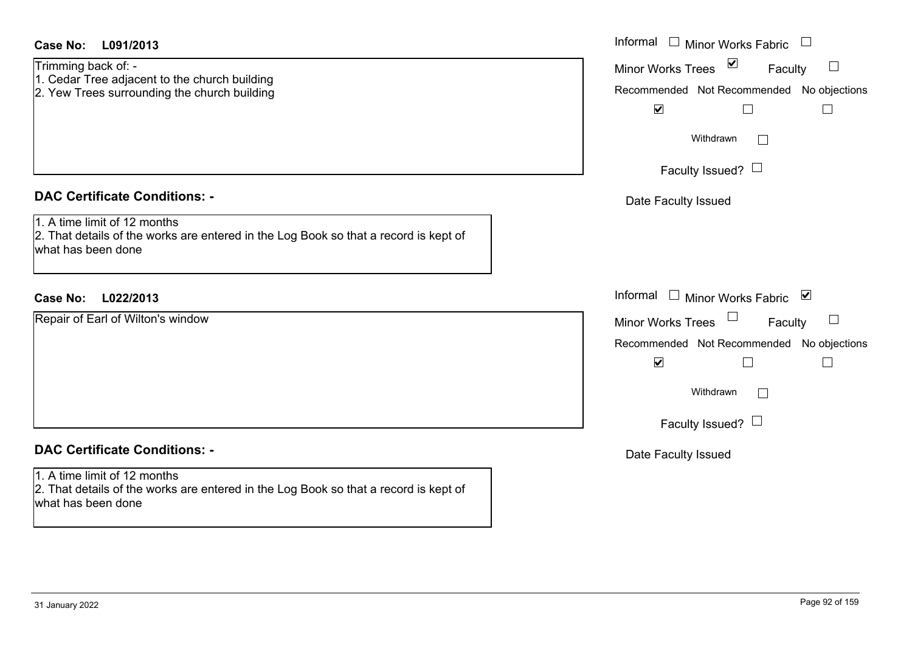**Case No: L091/2013**

Trimming back of: -
1. Cedar Tree adjacent to the church building
2. Yew Trees surrounding the church building

Informal ☐ Minor Works Fabric ☐
Minor Works Trees ☑ Faculty ☐

Recommended ☑ Not Recommended ☐ No objections ☐

Withdrawn ☐

Faculty Issued? ☐

Date Faculty Issued

## DAC Certificate Conditions: -

1. A time limit of 12 months
2. That details of the works are entered in the Log Book so that a record is kept of what has been done

**Case No: L022/2013**

Repair of Earl of Wilton's window

Informal ☐ Minor Works Fabric ☑
Minor Works Trees ☐ Faculty ☐

Recommended ☑ Not Recommended ☐ No objections ☐

Withdrawn ☐

Faculty Issued? ☐

Date Faculty Issued

## DAC Certificate Conditions: -

1. A time limit of 12 months
2. That details of the works are entered in the Log Book so that a record is kept of what has been done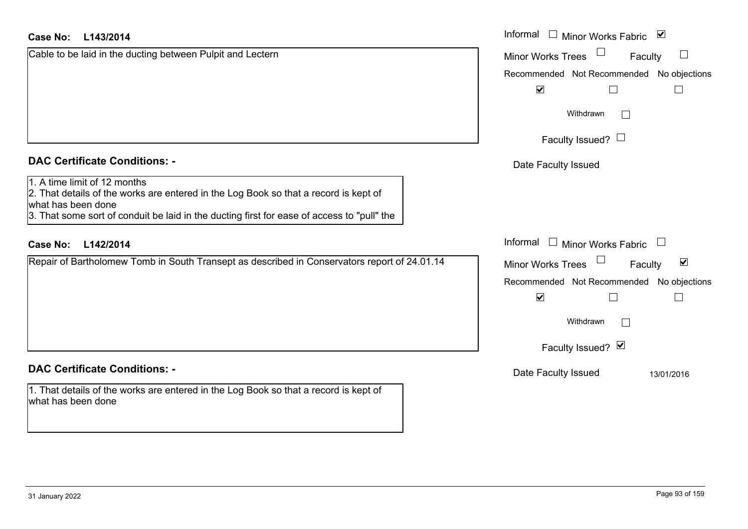**Case No:** **L143/2014**

Cable to be laid in the ducting between Pulpit and Lectern

Informal ☐ Minor Works Fabric ☑

Minor Works Trees ☐ Faculty ☐

Recommended ☑ Not Recommended ☐ No objections ☐

Withdrawn ☐

Faculty Issued? ☐

Date Faculty Issued

## DAC Certificate Conditions: -

1. A time limit of 12 months
2. That details of the works are entered in the Log Book so that a record is kept of what has been done
3. That some sort of conduit be laid in the ducting first for ease of access to "pull" the

**Case No:** **L142/2014**

Repair of Bartholomew Tomb in South Transept as described in Conservators report of 24.01.14

Informal ☐ Minor Works Fabric ☐

Minor Works Trees ☐ Faculty ☑

Recommended ☑ Not Recommended ☐ No objections ☐

Withdrawn ☐

Faculty Issued? ☑

Date Faculty Issued 13/01/2016

## DAC Certificate Conditions: -

1. That details of the works are entered in the Log Book so that a record is kept of what has been done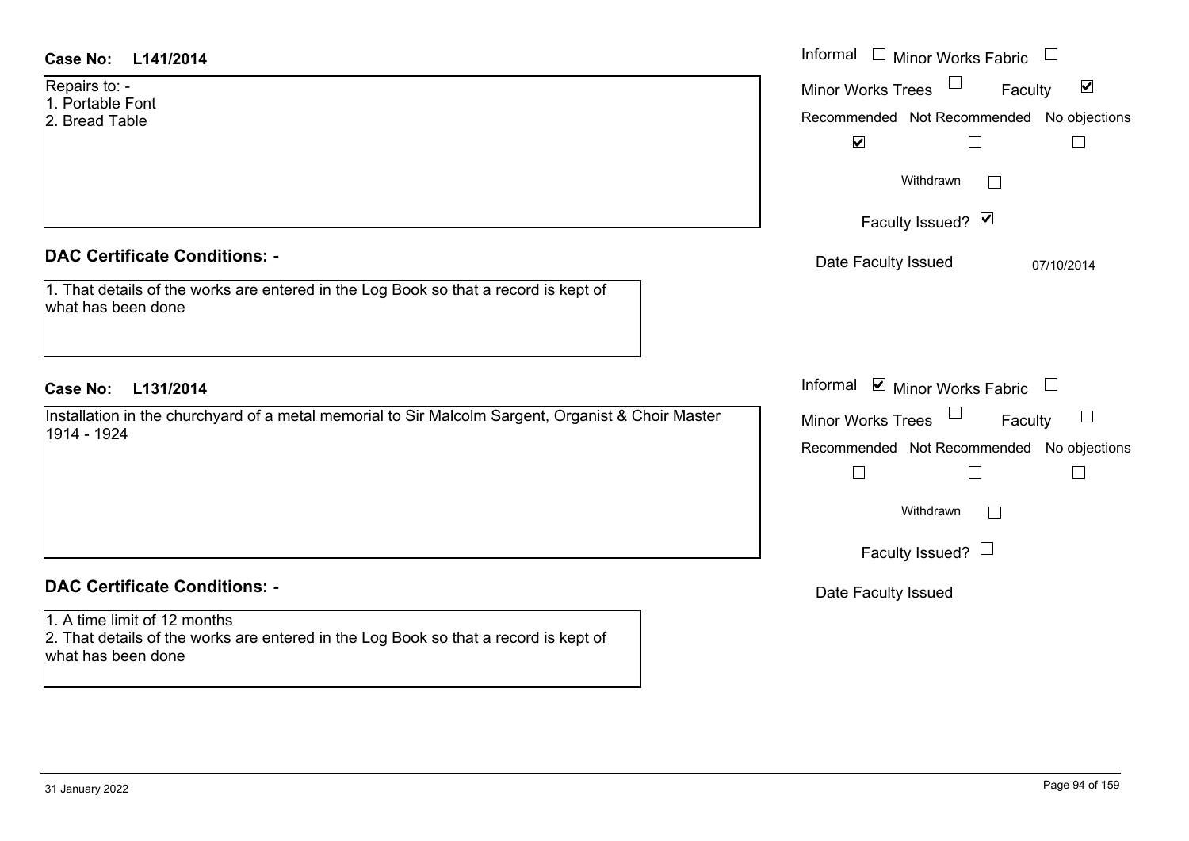**Case No: L141/2014**

Repairs to: -
1. Portable Font
2. Bread Table

Informal ☐ Minor Works Fabric ☐
Minor Works Trees ☐ Faculty ☑

| Recommended | Not Recommended | No objections |
| --- | --- | --- |
| ☑ | ☐ | ☐ |

Withdrawn ☐

Faculty Issued? ☑

Date Faculty Issued 07/10/2014

## DAC Certificate Conditions: -

1. That details of the works are entered in the Log Book so that a record is kept of what has been done

**Case No: L131/2014**

Installation in the churchyard of a metal memorial to Sir Malcolm Sargent, Organist & Choir Master 1914 - 1924

Informal ☑ Minor Works Fabric ☐
Minor Works Trees ☐ Faculty ☐

| Recommended | Not Recommended | No objections |
| --- | --- | --- |
| ☐ | ☐ | ☐ |

Withdrawn ☐

Faculty Issued? ☐

Date Faculty Issued

## DAC Certificate Conditions: -

1. A time limit of 12 months
2. That details of the works are entered in the Log Book so that a record is kept of what has been done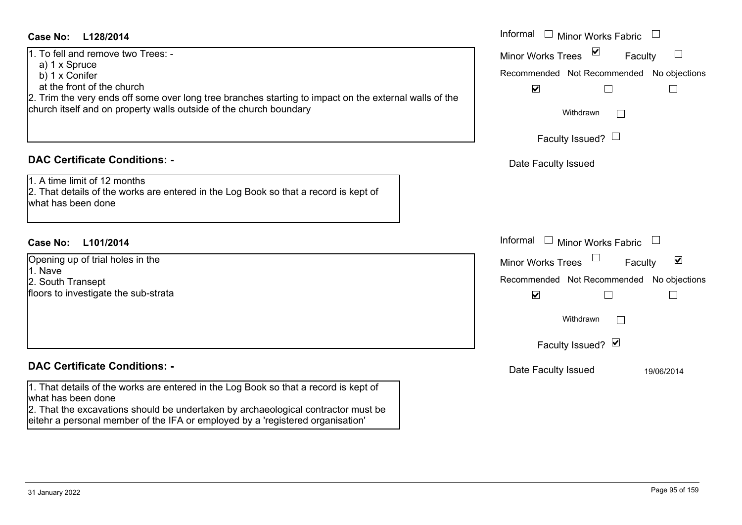**Case No: L128/2014**

1. To fell and remove two Trees: -
   a) 1 x Spruce
   b) 1 x Conifer
   at the front of the church
2. Trim the very ends off some over long tree branches starting to impact on the external walls of the church itself and on property walls outside of the church boundary

Informal ☐ Minor Works Fabric ☐
Minor Works Trees ☑ Faculty ☐
Recommended ☑ Not Recommended ☐ No objections ☐
Withdrawn ☐
Faculty Issued? ☐
Date Faculty Issued

### DAC Certificate Conditions: -

1. A time limit of 12 months
2. That details of the works are entered in the Log Book so that a record is kept of what has been done

**Case No: L101/2014**

Opening up of trial holes in the
1. Nave
2. South Transept
floors to investigate the sub-strata

Informal ☐ Minor Works Fabric ☐
Minor Works Trees ☐ Faculty ☑
Recommended ☑ Not Recommended ☐ No objections ☐
Withdrawn ☐
Faculty Issued? ☑
Date Faculty Issued 19/06/2014

### DAC Certificate Conditions: -

1. That details of the works are entered in the Log Book so that a record is kept of what has been done
2. That the excavations should be undertaken by archaeological contractor must be eitehr a personal member of the IFA or employed by a 'registered organisation'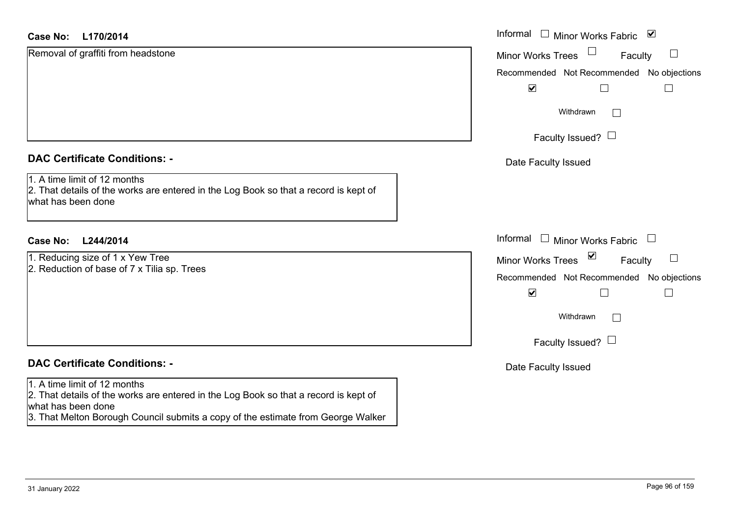**Case No: L170/2014**

Removal of graffiti from headstone

Informal ☐ Minor Works Fabric ☑

Minor Works Trees ☐ Faculty ☐

Recommended ☑ Not Recommended ☐ No objections ☐

Withdrawn ☐

Faculty Issued? ☐

Date Faculty Issued

## DAC Certificate Conditions: -

1. A time limit of 12 months
2. That details of the works are entered in the Log Book so that a record is kept of what has been done

**Case No: L244/2014**

1. Reducing size of 1 x Yew Tree
2. Reduction of base of 7 x Tilia sp. Trees

Informal ☐ Minor Works Fabric ☐

Minor Works Trees ☑ Faculty ☐

Recommended ☑ Not Recommended ☐ No objections ☐

Withdrawn ☐

Faculty Issued? ☐

Date Faculty Issued

## DAC Certificate Conditions: -

1. A time limit of 12 months
2. That details of the works are entered in the Log Book so that a record is kept of what has been done
3. That Melton Borough Council submits a copy of the estimate from George Walker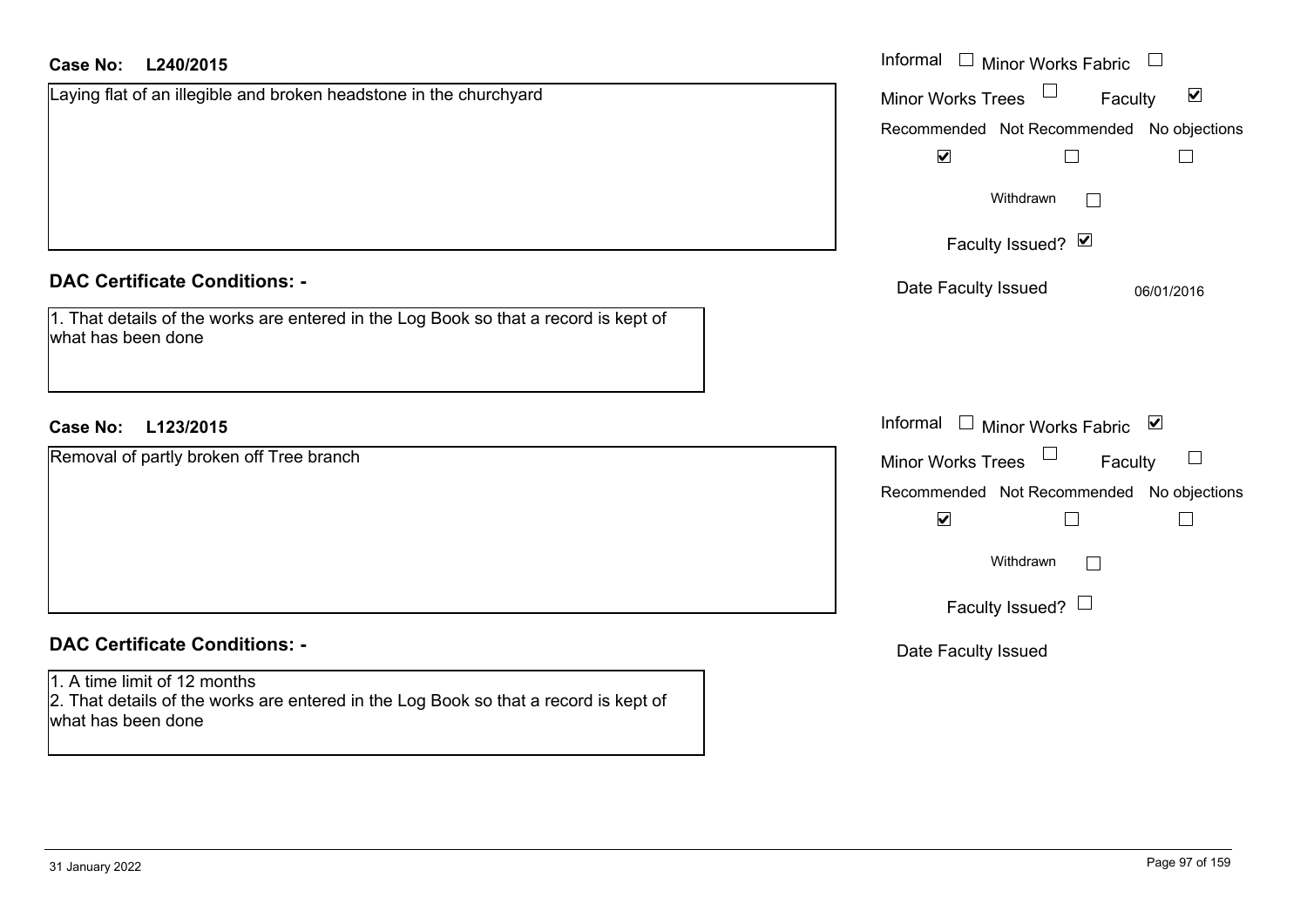**Case No: L240/2015**

Laying flat of an illegible and broken headstone in the churchyard

Informal ☐ Minor Works Fabric ☐
Minor Works Trees ☐ Faculty ☑

Recommended ☑ Not Recommended ☐ No objections ☐

Withdrawn ☐

Faculty Issued? ☑

Date Faculty Issued 06/01/2016

**DAC Certificate Conditions: -**

1. That details of the works are entered in the Log Book so that a record is kept of what has been done

**Case No: L123/2015**

Removal of partly broken off Tree branch

Informal ☐ Minor Works Fabric ☑
Minor Works Trees ☐ Faculty ☐

Recommended ☑ Not Recommended ☐ No objections ☐

Withdrawn ☐

Faculty Issued? ☐

Date Faculty Issued

**DAC Certificate Conditions: -**

1. A time limit of 12 months
2. That details of the works are entered in the Log Book so that a record is kept of what has been done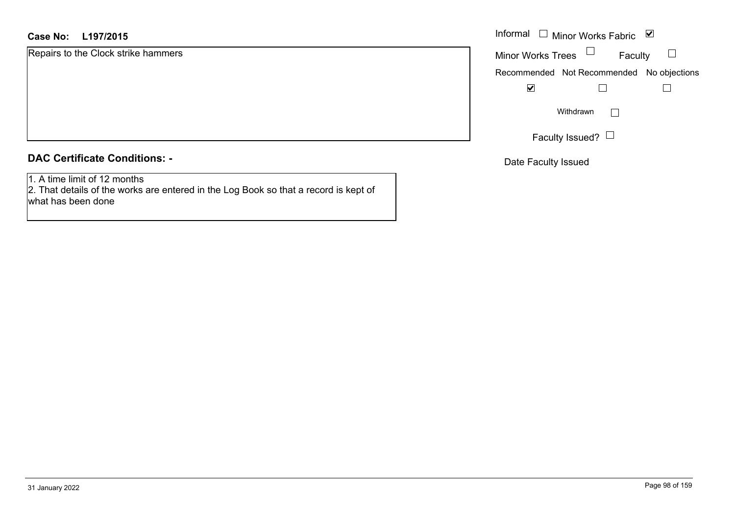**Case No: L197/2015**

Repairs to the Clock strike hammers

Informal ☐ Minor Works Fabric ☑

Minor Works Trees ☐ Faculty ☐

| Recommended | Not Recommended | No objections |
|---|---|---|
| ☑ | ☐ | ☐ |

Withdrawn ☐

Faculty Issued? ☐

Date Faculty Issued

## DAC Certificate Conditions: -

1. A time limit of 12 months
2. That details of the works are entered in the Log Book so that a record is kept of what has been done

31 January 2022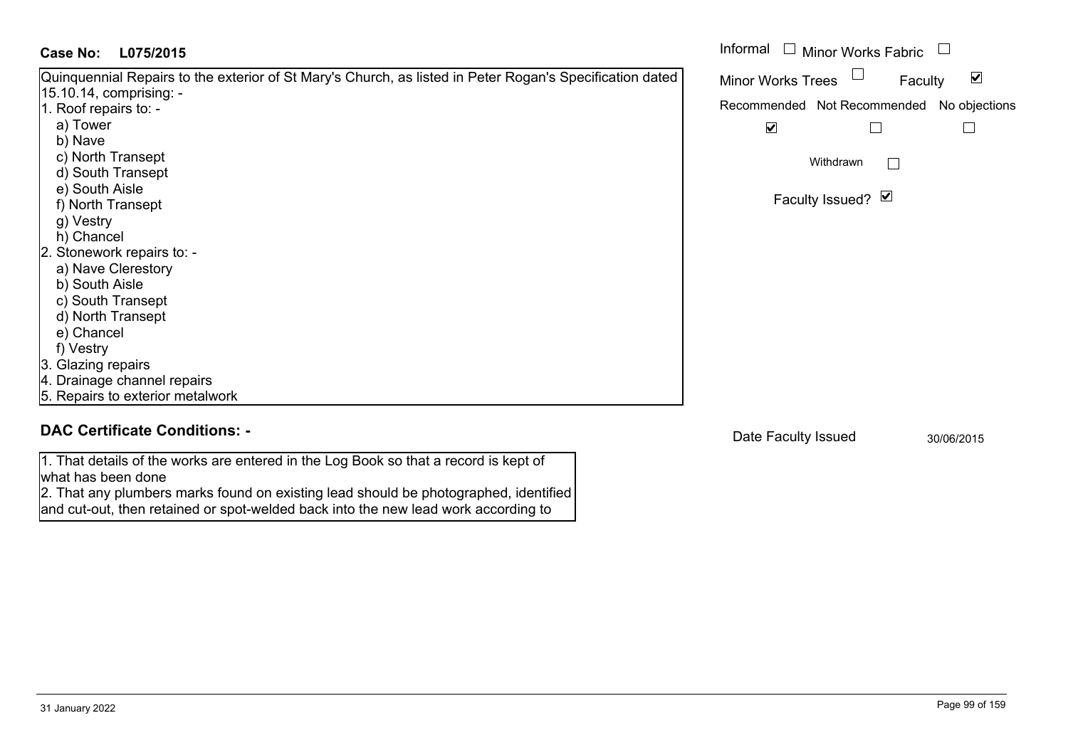**Case No: L075/2015**

Quinquennial Repairs to the exterior of St Mary's Church, as listed in Peter Rogan's Specification dated 15.10.14, comprising: -

1. Roof repairs to: -
   - a) Tower
   - b) Nave
   - c) North Transept
   - d) South Transept
   - e) South Aisle
   - f) North Transept
   - g) Vestry
   - h) Chancel
2. Stonework repairs to: -
   - a) Nave Clerestory
   - b) South Aisle
   - c) South Transept
   - d) North Transept
   - e) Chancel
   - f) Vestry
3. Glazing repairs
4. Drainage channel repairs
5. Repairs to exterior metalwork

Informal ☐ Minor Works Fabric ☐

Minor Works Trees ☐ Faculty ☑

Recommended ☑ Not Recommended ☐ No objections ☐

Withdrawn ☐

Faculty Issued? ☑

## DAC Certificate Conditions: -

1. That details of the works are entered in the Log Book so that a record is kept of what has been done
2. That any plumbers marks found on existing lead should be photographed, identified and cut-out, then retained or spot-welded back into the new lead work according to

Date Faculty Issued 30/06/2015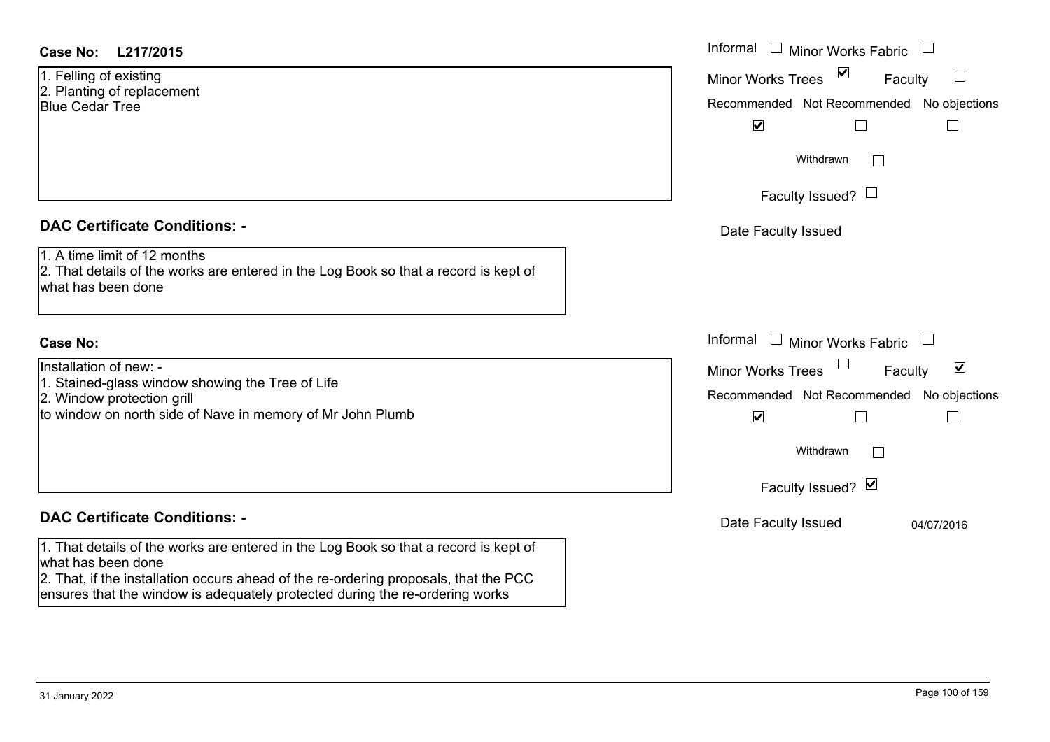**Case No:** L217/2015

1. Felling of existing
2. Planting of replacement
Blue Cedar Tree

Informal ☐ Minor Works Fabric ☐
Minor Works Trees ☑ Faculty ☐

| Recommended | Not Recommended | No objections |
|---|---|---|
| ☑ | ☐ | ☐ |

Withdrawn ☐

Faculty Issued? ☐

Date Faculty Issued

**DAC Certificate Conditions: -**

1. A time limit of 12 months
2. That details of the works are entered in the Log Book so that a record is kept of what has been done

**Case No:**

Installation of new: -
1. Stained-glass window showing the Tree of Life
2. Window protection grill
to window on north side of Nave in memory of Mr John Plumb

Informal ☐ Minor Works Fabric ☐
Minor Works Trees ☐ Faculty ☑

| Recommended | Not Recommended | No objections |
|---|---|---|
| ☑ | ☐ | ☐ |

Withdrawn ☐

Faculty Issued? ☑

Date Faculty Issued 04/07/2016

**DAC Certificate Conditions: -**

1. That details of the works are entered in the Log Book so that a record is kept of what has been done
2. That, if the installation occurs ahead of the re-ordering proposals, that the PCC ensures that the window is adequately protected during the re-ordering works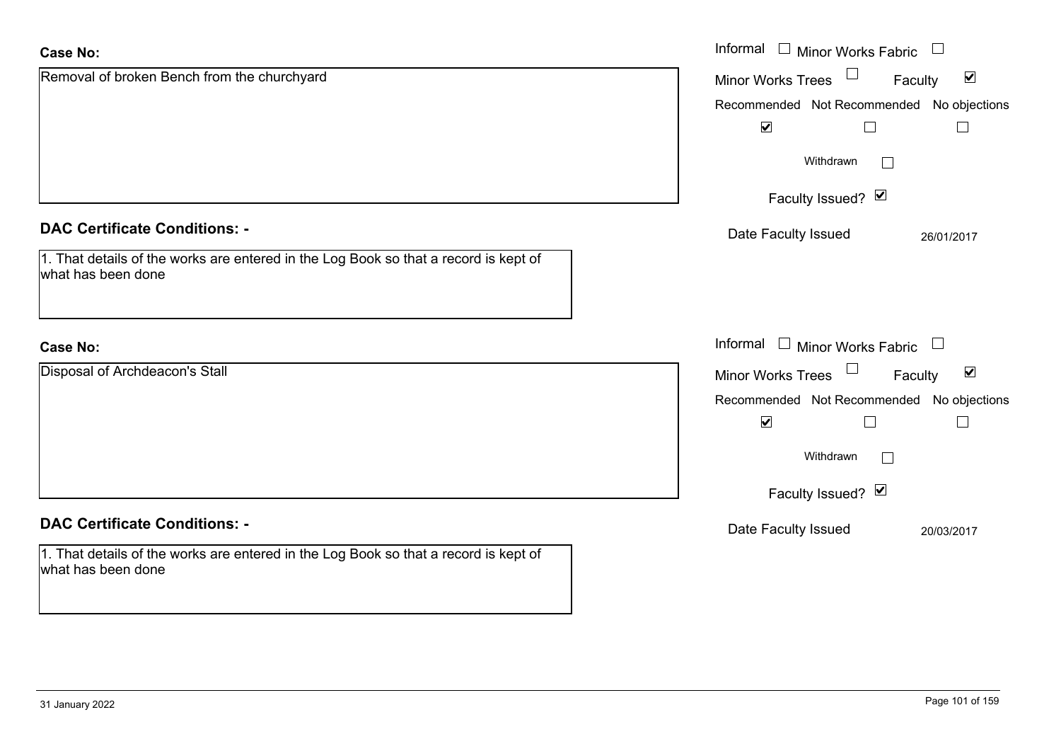**Case No:**

Removal of broken Bench from the churchyard

Informal ☐ Minor Works Fabric ☐

Minor Works Trees ☐ Faculty ☑

Recommended ☑ Not Recommended ☐ No objections ☐

Withdrawn ☐

Faculty Issued? ☑

Date Faculty Issued 26/01/2017

**DAC Certificate Conditions: -**

1. That details of the works are entered in the Log Book so that a record is kept of what has been done

**Case No:**

Disposal of Archdeacon's Stall

Informal ☐ Minor Works Fabric ☐

Minor Works Trees ☐ Faculty ☑

Recommended ☑ Not Recommended ☐ No objections ☐

Withdrawn ☐

Faculty Issued? ☑

Date Faculty Issued 20/03/2017

**DAC Certificate Conditions: -**

1. That details of the works are entered in the Log Book so that a record is kept of what has been done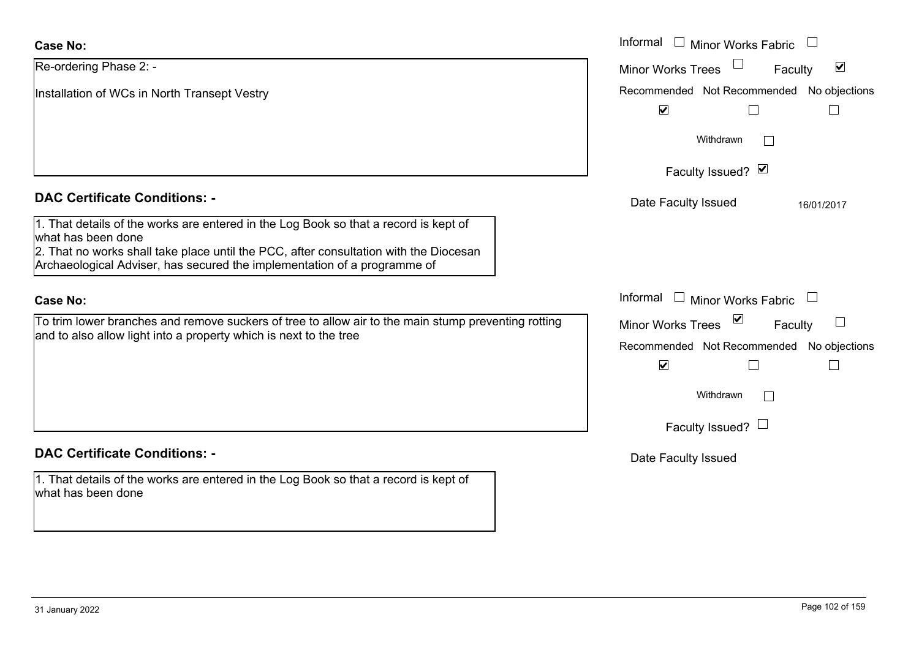**Case No:**

Re-ordering Phase 2: -

Installation of WCs in North Transept Vestry

Informal ☐ Minor Works Fabric ☐

Minor Works Trees ☐ Faculty ☑

Recommended ☑ Not Recommended ☐ No objections ☐

Withdrawn ☐

Faculty Issued? ☑

Date Faculty Issued 16/01/2017

**DAC Certificate Conditions: -**

1. That details of the works are entered in the Log Book so that a record is kept of what has been done
2. That no works shall take place until the PCC, after consultation with the Diocesan Archaeological Adviser, has secured the implementation of a programme of

**Case No:**

To trim lower branches and remove suckers of tree to allow air to the main stump preventing rotting and to also allow light into a property which is next to the tree

Informal ☐ Minor Works Fabric ☐

Minor Works Trees ☑ Faculty ☐

Recommended ☑ Not Recommended ☐ No objections ☐

Withdrawn ☐

Faculty Issued? ☐

Date Faculty Issued

**DAC Certificate Conditions: -**

1. That details of the works are entered in the Log Book so that a record is kept of what has been done

31 January 2022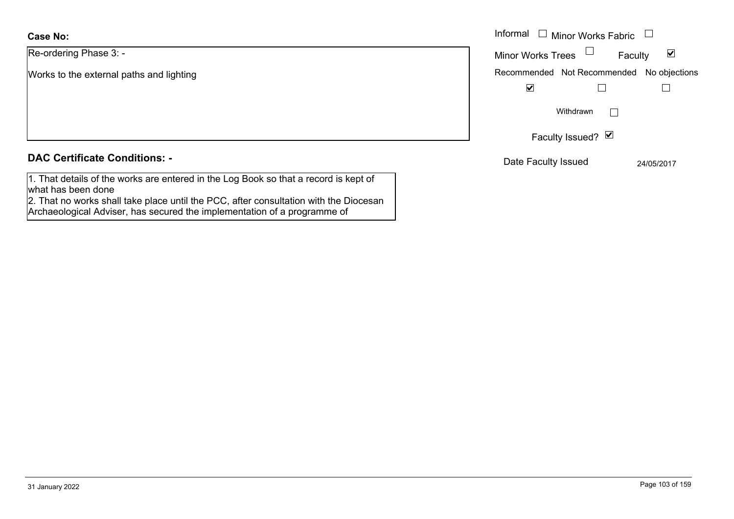**Case No:**

Re-ordering Phase 3: -

Works to the external paths and lighting

Informal ☐ Minor Works Fabric ☐

Minor Works Trees ☐ Faculty ☑

Recommended ☑ Not Recommended ☐ No objections ☐

Withdrawn ☐

Faculty Issued? ☑

Date Faculty Issued 24/05/2017

**DAC Certificate Conditions: -**

1. That details of the works are entered in the Log Book so that a record is kept of what has been done
2. That no works shall take place until the PCC, after consultation with the Diocesan Archaeological Adviser, has secured the implementation of a programme of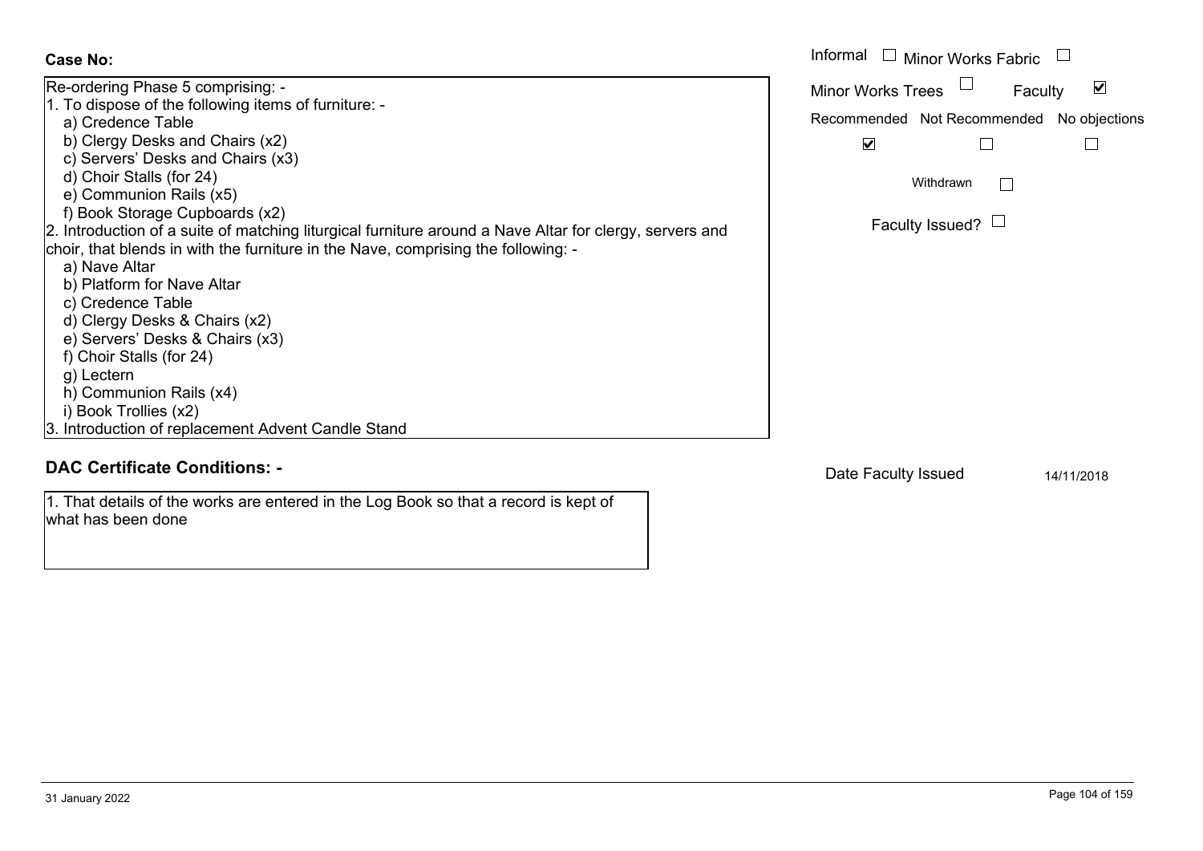**Case No:**

Re-ordering Phase 5 comprising: -

1. To dispose of the following items of furniture: -
   a) Credence Table
   b) Clergy Desks and Chairs (x2)
   c) Servers' Desks and Chairs (x3)
   d) Choir Stalls (for 24)
   e) Communion Rails (x5)
   f) Book Storage Cupboards (x2)
2. Introduction of a suite of matching liturgical furniture around a Nave Altar for clergy, servers and choir, that blends in with the furniture in the Nave, comprising the following: -
   a) Nave Altar
   b) Platform for Nave Altar
   c) Credence Table
   d) Clergy Desks & Chairs (x2)
   e) Servers' Desks & Chairs (x3)
   f) Choir Stalls (for 24)
   g) Lectern
   h) Communion Rails (x4)
   i) Book Trollies (x2)
3. Introduction of replacement Advent Candle Stand

Informal ☐ Minor Works Fabric ☐

Minor Works Trees ☐ Faculty ☑

Recommended ☑ Not Recommended ☐ No objections ☐

Withdrawn ☐

Faculty Issued? ☐

## DAC Certificate Conditions: -

1. That details of the works are entered in the Log Book so that a record is kept of what has been done

Date Faculty Issued 14/11/2018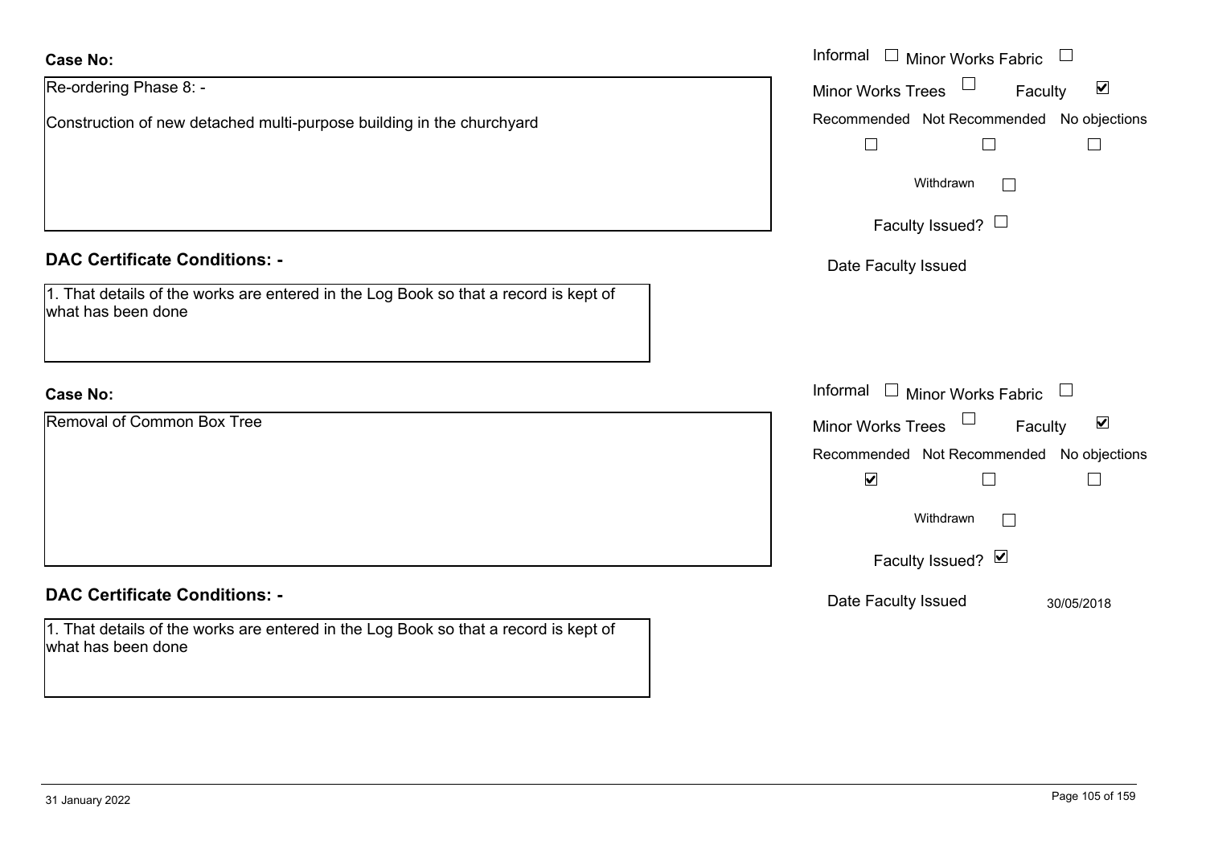**Case No:**

Re-ordering Phase 8: -

Construction of new detached multi-purpose building in the churchyard

Informal ☐ Minor Works Fabric ☐

Minor Works Trees ☐ Faculty ☑

Recommended ☐ Not Recommended ☐ No objections ☐

Withdrawn ☐

Faculty Issued? ☐

Date Faculty Issued

**DAC Certificate Conditions: -**

1. That details of the works are entered in the Log Book so that a record is kept of what has been done

**Case No:**

Removal of Common Box Tree

Informal ☐ Minor Works Fabric ☐

Minor Works Trees ☐ Faculty ☑

Recommended ☑ Not Recommended ☐ No objections ☐

Withdrawn ☐

Faculty Issued? ☑

Date Faculty Issued 30/05/2018

**DAC Certificate Conditions: -**

1. That details of the works are entered in the Log Book so that a record is kept of what has been done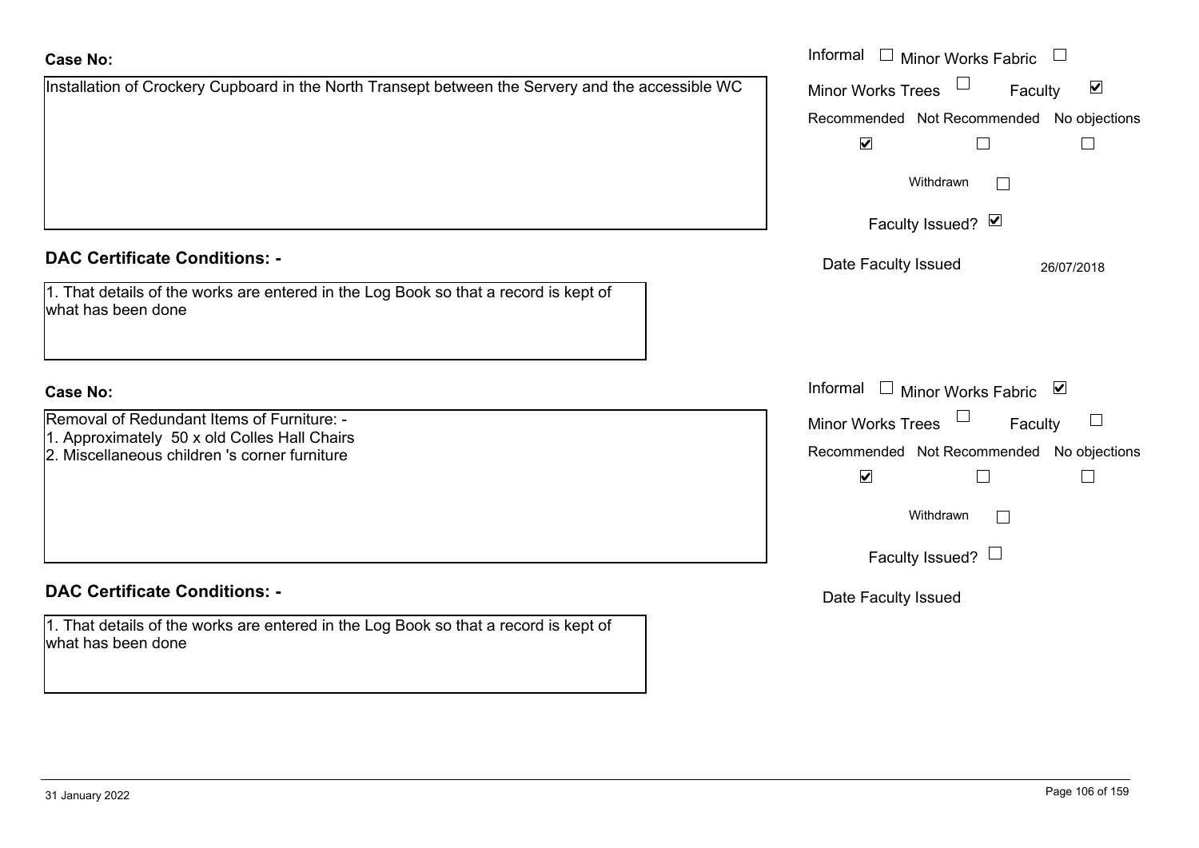**Case No:**

Installation of Crockery Cupboard in the North Transept between the Servery and the accessible WC

Informal ☐ Minor Works Fabric ☐
Minor Works Trees ☐ Faculty ☑

| Recommended | Not Recommended | No objections |
|---|---|---|
| ☑ | ☐ | ☐ |

Withdrawn ☐

Faculty Issued? ☑

Date Faculty Issued 26/07/2018

**DAC Certificate Conditions: -**

1. That details of the works are entered in the Log Book so that a record is kept of what has been done

**Case No:**

Removal of Redundant Items of Furniture: -
1. Approximately 50 x old Colles Hall Chairs
2. Miscellaneous children 's corner furniture

Informal ☐ Minor Works Fabric ☑
Minor Works Trees ☐ Faculty ☐

| Recommended | Not Recommended | No objections |
|---|---|---|
| ☑ | ☐ | ☐ |

Withdrawn ☐

Faculty Issued? ☐

Date Faculty Issued

**DAC Certificate Conditions: -**

1. That details of the works are entered in the Log Book so that a record is kept of what has been done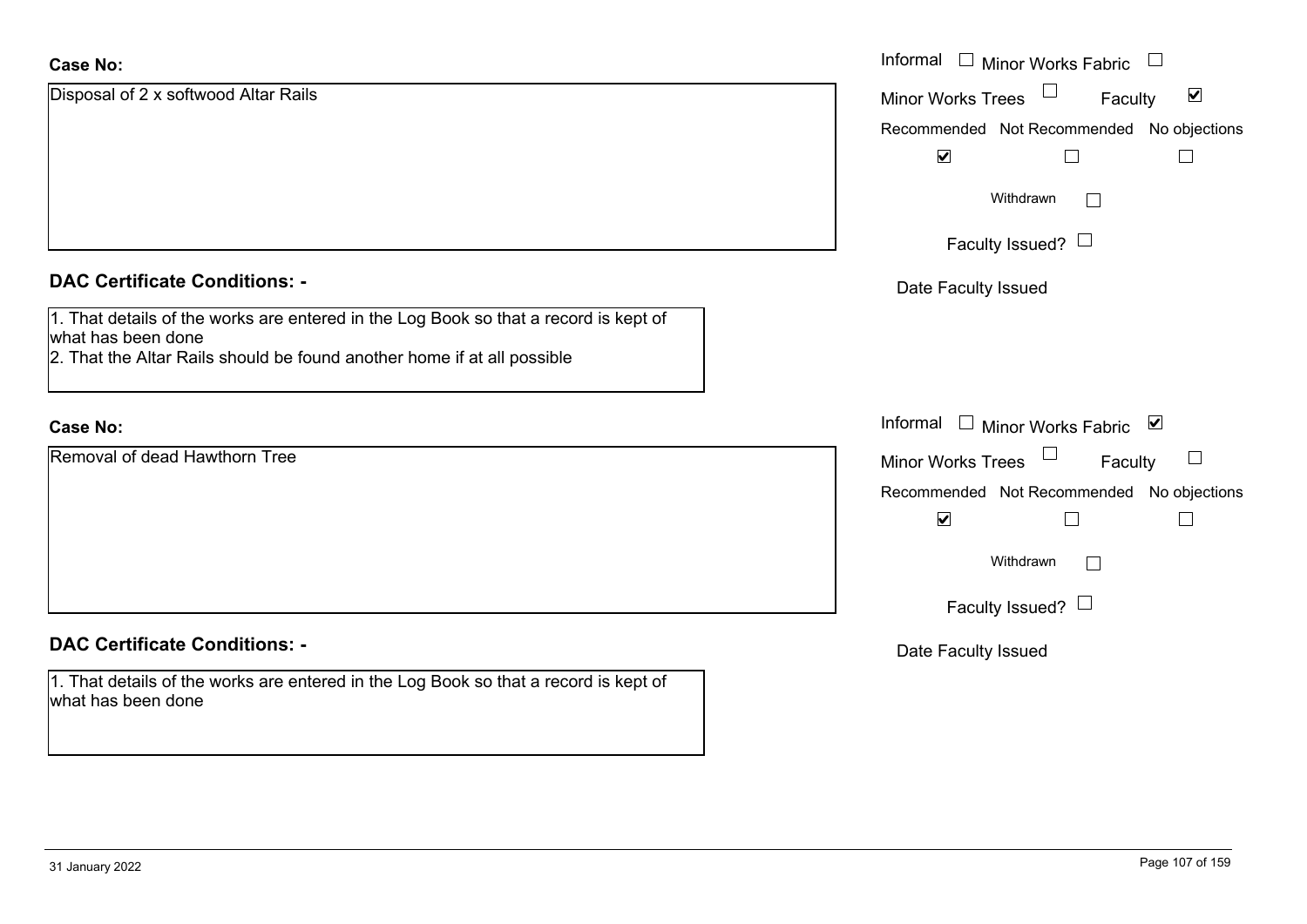**Case No:**

Disposal of 2 x softwood Altar Rails

Informal ☐ Minor Works Fabric ☐
Minor Works Trees ☐ Faculty ☑

Recommended ☑ Not Recommended ☐ No objections ☐

Withdrawn ☐

Faculty Issued? ☐

Date Faculty Issued

**DAC Certificate Conditions: -**

1. That details of the works are entered in the Log Book so that a record is kept of what has been done
2. That the Altar Rails should be found another home if at all possible

**Case No:**

Removal of dead Hawthorn Tree

Informal ☐ Minor Works Fabric ☑
Minor Works Trees ☐ Faculty ☐

Recommended ☑ Not Recommended ☐ No objections ☐

Withdrawn ☐

Faculty Issued? ☐

Date Faculty Issued

**DAC Certificate Conditions: -**

1. That details of the works are entered in the Log Book so that a record is kept of what has been done

31 January 2022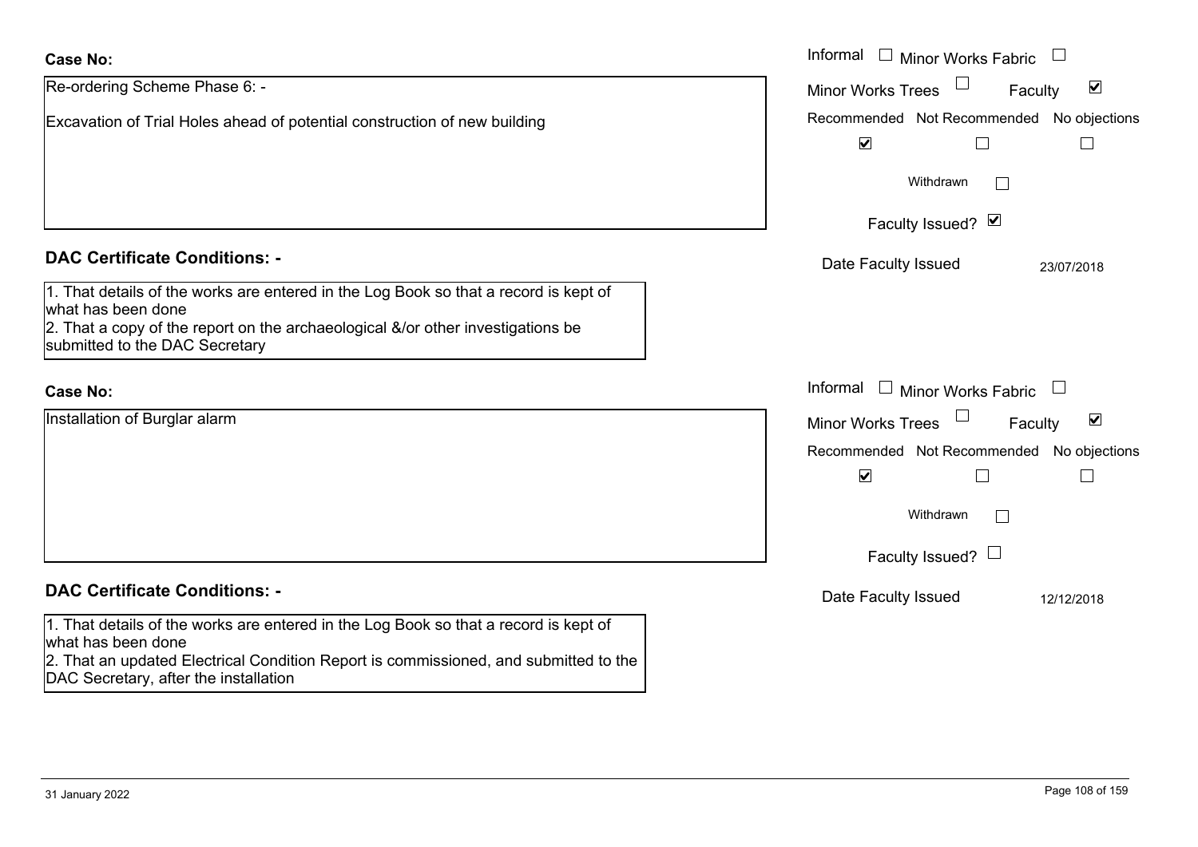**Case No:**

Re-ordering Scheme Phase 6: -

Excavation of Trial Holes ahead of potential construction of new building

Informal ☐ Minor Works Fabric ☐

Minor Works Trees ☐ Faculty ☑

Recommended ☑ Not Recommended ☐ No objections ☐

Withdrawn ☐

Faculty Issued? ☑

Date Faculty Issued 23/07/2018

**DAC Certificate Conditions: -**

1. That details of the works are entered in the Log Book so that a record is kept of what has been done
2. That a copy of the report on the archaeological &/or other investigations be submitted to the DAC Secretary

**Case No:**

Installation of Burglar alarm

Informal ☐ Minor Works Fabric ☐

Minor Works Trees ☐ Faculty ☑

Recommended ☑ Not Recommended ☐ No objections ☐

Withdrawn ☐

Faculty Issued? ☐

Date Faculty Issued 12/12/2018

**DAC Certificate Conditions: -**

1. That details of the works are entered in the Log Book so that a record is kept of what has been done
2. That an updated Electrical Condition Report is commissioned, and submitted to the DAC Secretary, after the installation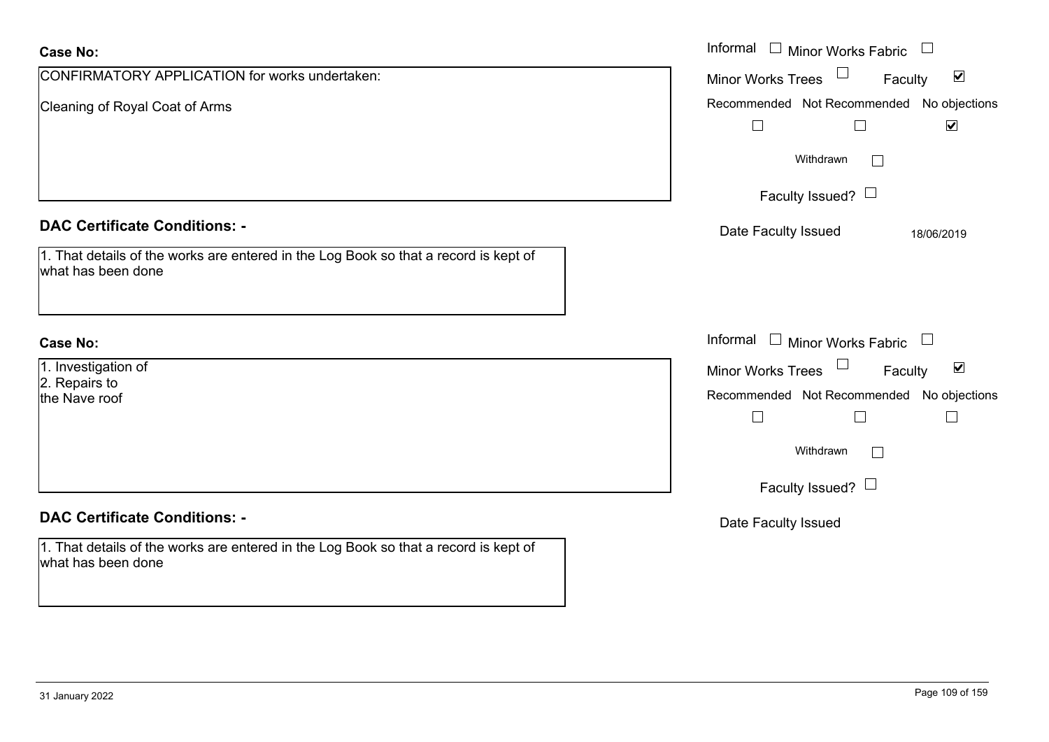**Case No:**

CONFIRMATORY APPLICATION for works undertaken:

Cleaning of Royal Coat of Arms

Informal ☐ Minor Works Fabric ☐

Minor Works Trees ☐ Faculty ☑

Recommended ☐ Not Recommended ☐ No objections ☑

Withdrawn ☐

Faculty Issued? ☐

Date Faculty Issued 18/06/2019

**DAC Certificate Conditions: -**

1. That details of the works are entered in the Log Book so that a record is kept of what has been done

**Case No:**

1. Investigation of
2. Repairs to

the Nave roof

Informal ☐ Minor Works Fabric ☐

Minor Works Trees ☐ Faculty ☑

Recommended ☐ Not Recommended ☐ No objections ☐

Withdrawn ☐

Faculty Issued? ☐

Date Faculty Issued

**DAC Certificate Conditions: -**

1. That details of the works are entered in the Log Book so that a record is kept of what has been done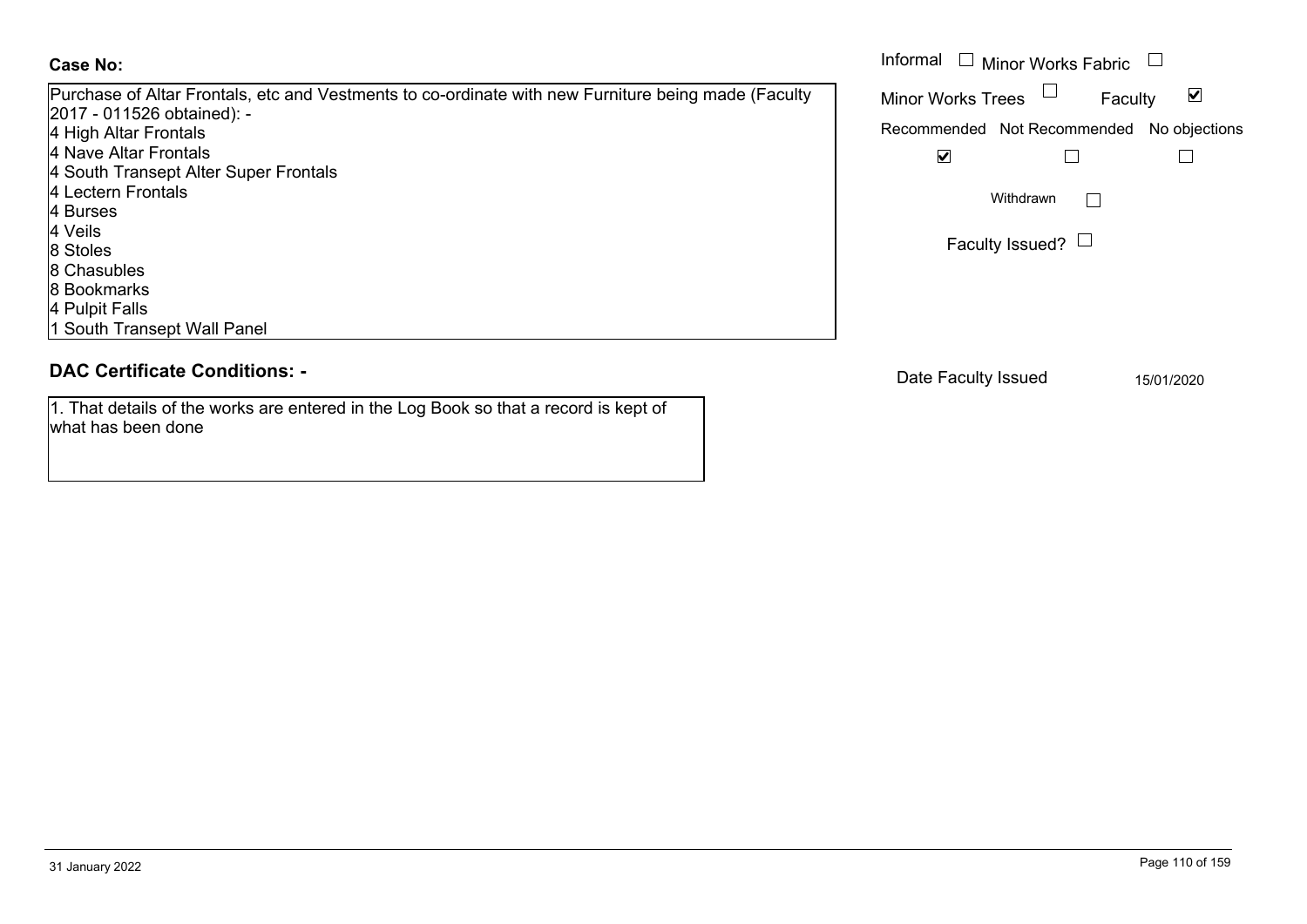**Case No:**

Purchase of Altar Frontals, etc and Vestments to co-ordinate with new Furniture being made (Faculty 2017 - 011526 obtained): -
4 High Altar Frontals
4 Nave Altar Frontals
4 South Transept Alter Super Frontals
4 Lectern Frontals
4 Burses
4 Veils
8 Stoles
8 Chasubles
8 Bookmarks
4 Pulpit Falls
1 South Transept Wall Panel

Informal ☐ Minor Works Fabric ☐

Minor Works Trees ☐ Faculty ☑

Recommended ☑ Not Recommended ☐ No objections ☐

Withdrawn ☐

Faculty Issued? ☐

## DAC Certificate Conditions: -

1. That details of the works are entered in the Log Book so that a record is kept of what has been done

Date Faculty Issued 15/01/2020

31 January 2022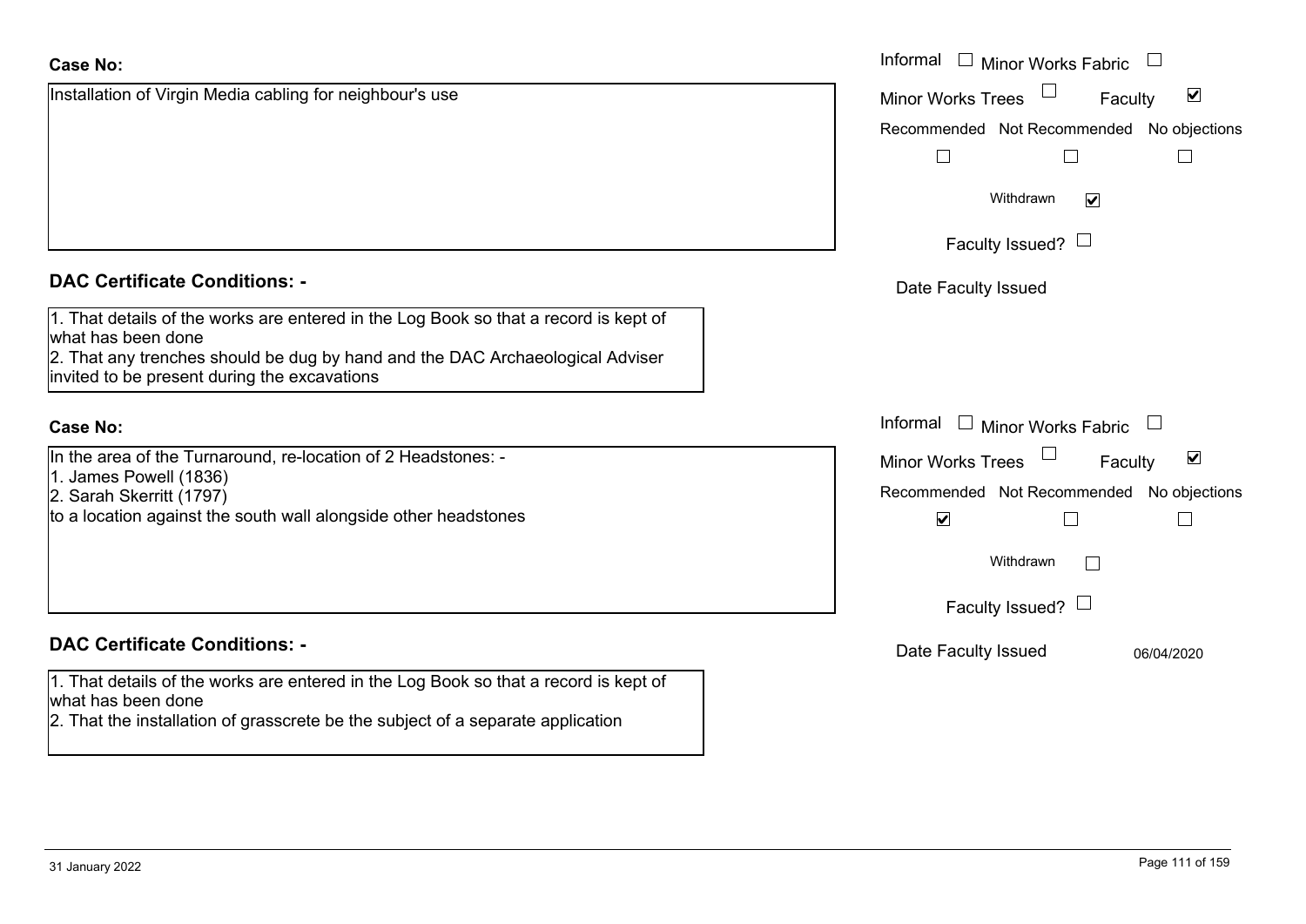**Case No:**

Installation of Virgin Media cabling for neighbour's use

Informal ☐ Minor Works Fabric ☐
Minor Works Trees ☐ Faculty ☑

| Recommended | Not Recommended | No objections |
|---|---|---|
| ☐ | ☐ | ☐ |

Withdrawn ☑

Faculty Issued? ☐

Date Faculty Issued

**DAC Certificate Conditions: -**

1. That details of the works are entered in the Log Book so that a record is kept of what has been done
2. That any trenches should be dug by hand and the DAC Archaeological Adviser invited to be present during the excavations

**Case No:**

In the area of the Turnaround, re-location of 2 Headstones: -
1. James Powell (1836)
2. Sarah Skerritt (1797)
to a location against the south wall alongside other headstones

Informal ☐ Minor Works Fabric ☐
Minor Works Trees ☐ Faculty ☑

| Recommended | Not Recommended | No objections |
|---|---|---|
| ☑ | ☐ | ☐ |

Withdrawn ☐

Faculty Issued? ☐

Date Faculty Issued 06/04/2020

**DAC Certificate Conditions: -**

1. That details of the works are entered in the Log Book so that a record is kept of what has been done
2. That the installation of grasscrete be the subject of a separate application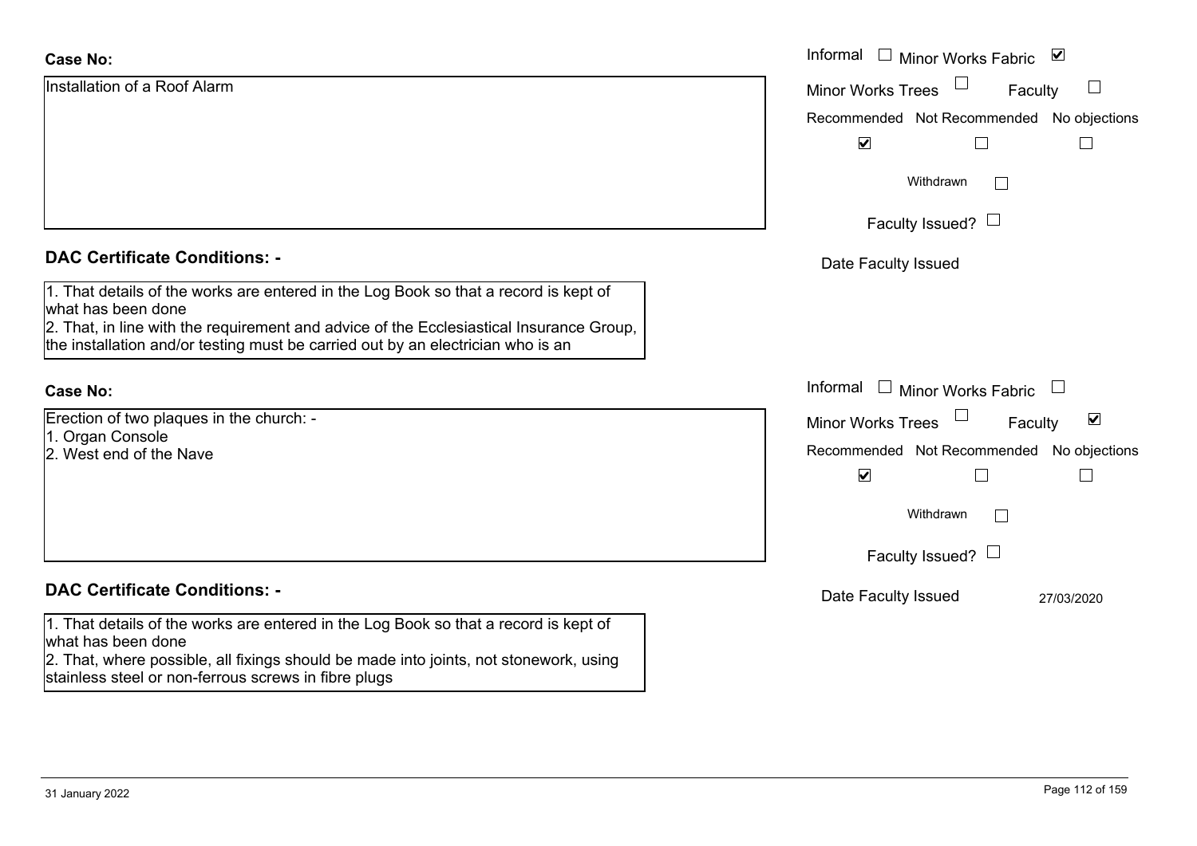**Case No:**

Installation of a Roof Alarm

Informal ☐ Minor Works Fabric ☑

Minor Works Trees ☐ Faculty ☐

Recommended ☑ Not Recommended ☐ No objections ☐

Withdrawn ☐

Faculty Issued? ☐

Date Faculty Issued

**DAC Certificate Conditions: -**

1. That details of the works are entered in the Log Book so that a record is kept of what has been done
2. That, in line with the requirement and advice of the Ecclesiastical Insurance Group, the installation and/or testing must be carried out by an electrician who is an

**Case No:**

Erection of two plaques in the church: -
1. Organ Console
2. West end of the Nave

Informal ☐ Minor Works Fabric ☐

Minor Works Trees ☐ Faculty ☑

Recommended ☑ Not Recommended ☐ No objections ☐

Withdrawn ☐

Faculty Issued? ☐

Date Faculty Issued 27/03/2020

**DAC Certificate Conditions: -**

1. That details of the works are entered in the Log Book so that a record is kept of what has been done
2. That, where possible, all fixings should be made into joints, not stonework, using stainless steel or non-ferrous screws in fibre plugs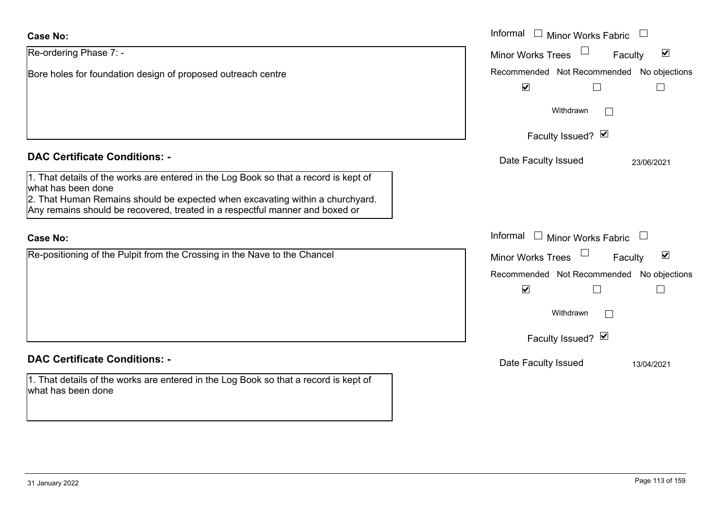**Case No:**

Re-ordering Phase 7: -

Bore holes for foundation design of proposed outreach centre

Informal ☐ Minor Works Fabric ☐

Minor Works Trees ☐ Faculty ☑

Recommended ☑ Not Recommended ☐ No objections ☐

Withdrawn ☐

Faculty Issued? ☑

Date Faculty Issued 23/06/2021

**DAC Certificate Conditions: -**

1. That details of the works are entered in the Log Book so that a record is kept of what has been done
2. That Human Remains should be expected when excavating within a churchyard. Any remains should be recovered, treated in a respectful manner and boxed or

**Case No:**

Re-positioning of the Pulpit from the Crossing in the Nave to the Chancel

Informal ☐ Minor Works Fabric ☐

Minor Works Trees ☐ Faculty ☑

Recommended ☑ Not Recommended ☐ No objections ☐

Withdrawn ☐

Faculty Issued? ☑

Date Faculty Issued 13/04/2021

**DAC Certificate Conditions: -**

1. That details of the works are entered in the Log Book so that a record is kept of what has been done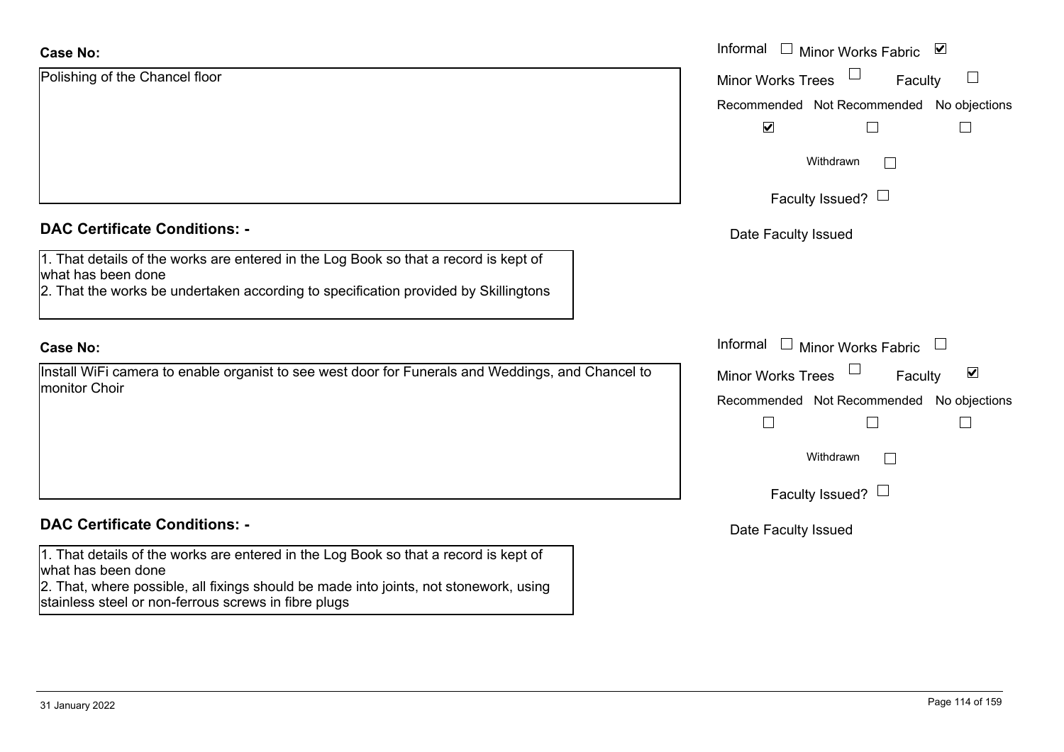**Case No:**

Polishing of the Chancel floor

Informal ☐ Minor Works Fabric ☑

Minor Works Trees ☐ Faculty ☐

Recommended ☑ Not Recommended ☐ No objections ☐

Withdrawn ☐

Faculty Issued? ☐

Date Faculty Issued

**DAC Certificate Conditions: -**

1. That details of the works are entered in the Log Book so that a record is kept of what has been done
2. That the works be undertaken according to specification provided by Skillingtons

**Case No:**

Install WiFi camera to enable organist to see west door for Funerals and Weddings, and Chancel to monitor Choir

Informal ☐ Minor Works Fabric ☐

Minor Works Trees ☐ Faculty ☑

Recommended ☐ Not Recommended ☐ No objections ☐

Withdrawn ☐

Faculty Issued? ☐

Date Faculty Issued

**DAC Certificate Conditions: -**

1. That details of the works are entered in the Log Book so that a record is kept of what has been done
2. That, where possible, all fixings should be made into joints, not stonework, using stainless steel or non-ferrous screws in fibre plugs

31 January 2022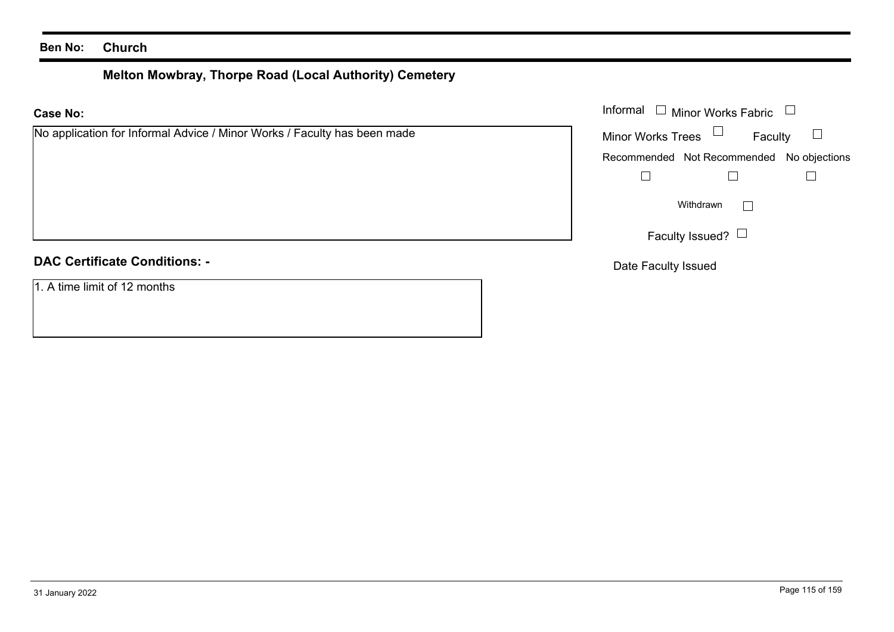**Ben No:** **Church**

## Melton Mowbray, Thorpe Road (Local Authority) Cemetery

**Case No:**

No application for Informal Advice / Minor Works / Faculty has been made

Informal ☐ Minor Works Fabric ☐

Minor Works Trees ☐ Faculty ☐

Recommended ☐ Not Recommended ☐ No objections ☐

Withdrawn ☐

Faculty Issued? ☐

Date Faculty Issued

**DAC Certificate Conditions: -**

1. A time limit of 12 months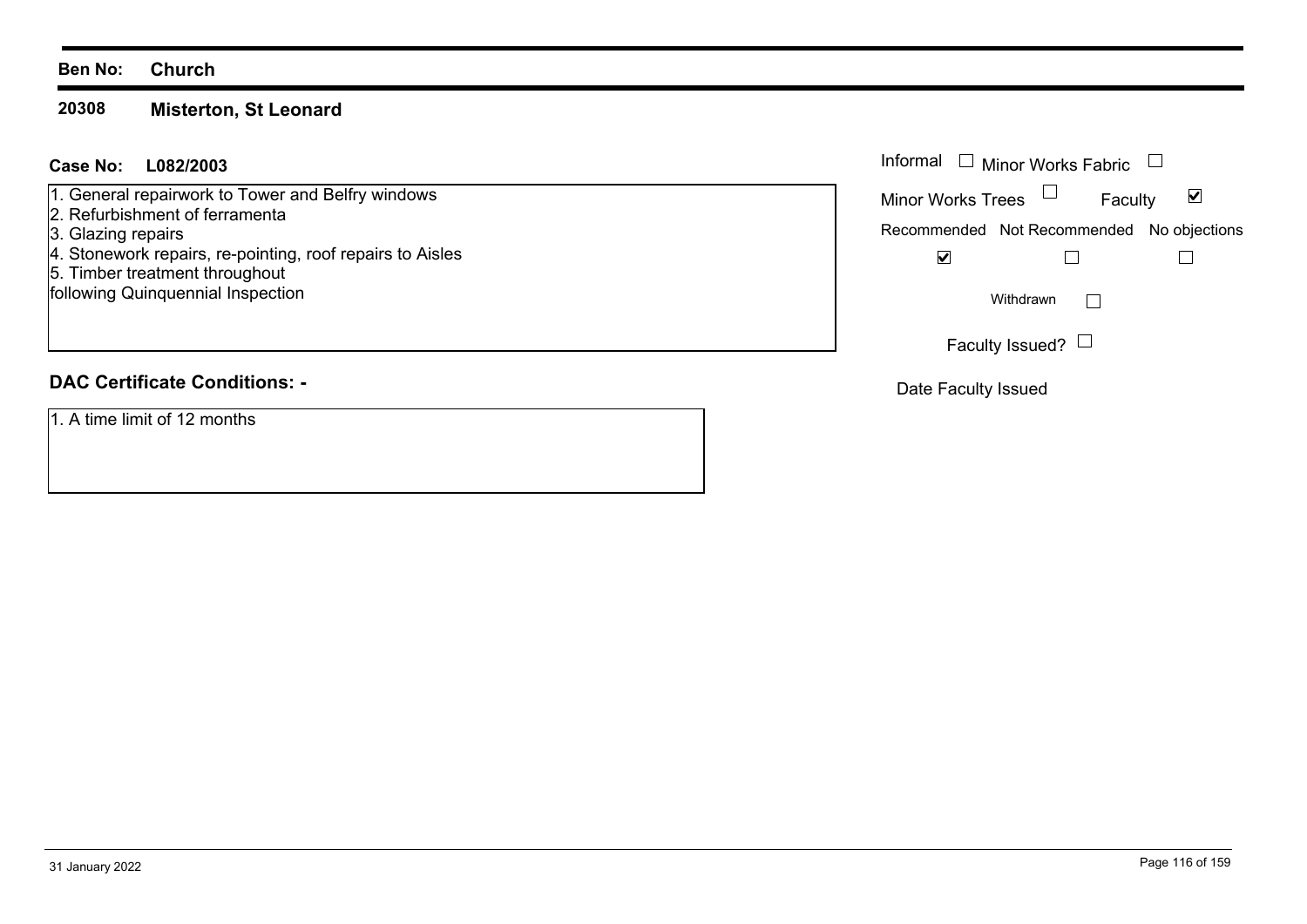**Ben No:** **Church**

## 20308 Misterton, St Leonard

**Case No:** **L082/2003**

1. General repairwork to Tower and Belfry windows
2. Refurbishment of ferramenta
3. Glazing repairs
4. Stonework repairs, re-pointing, roof repairs to Aisles
5. Timber treatment throughout

following Quinquennial Inspection

Informal ☐ Minor Works Fabric ☐

Minor Works Trees ☐ Faculty ☑

Recommended ☑ Not Recommended ☐ No objections ☐

Withdrawn ☐

Faculty Issued? ☐

Date Faculty Issued

### DAC Certificate Conditions: -

1. A time limit of 12 months

31 January 2022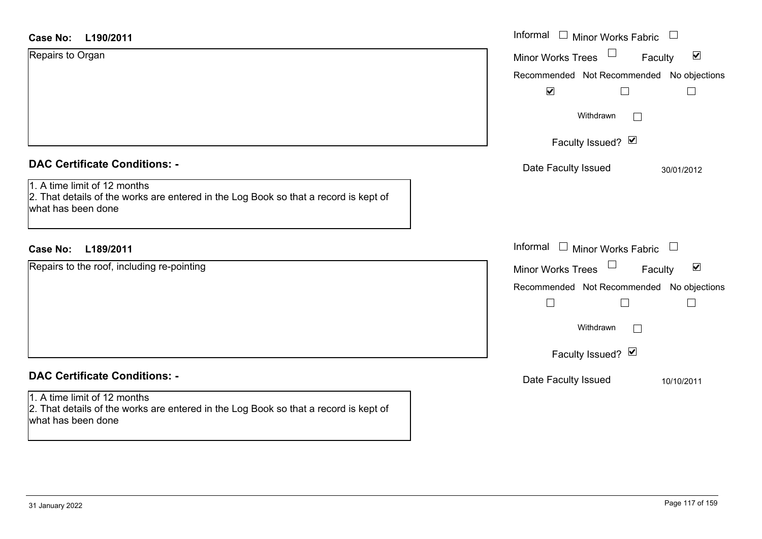**Case No:** **L190/2011**

Repairs to Organ

Informal ☐ Minor Works Fabric ☐

Minor Works Trees ☐ Faculty ☑

| Recommended | Not Recommended | No objections |
|---|---|---|
| ☑ | ☐ | ☐ |

Withdrawn ☐

Faculty Issued? ☑

Date Faculty Issued 30/01/2012

## DAC Certificate Conditions: -

1. A time limit of 12 months
2. That details of the works are entered in the Log Book so that a record is kept of what has been done

**Case No:** **L189/2011**

Repairs to the roof, including re-pointing

Informal ☐ Minor Works Fabric ☐

Minor Works Trees ☐ Faculty ☑

| Recommended | Not Recommended | No objections |
|---|---|---|
| ☐ | ☐ | ☐ |

Withdrawn ☐

Faculty Issued? ☑

Date Faculty Issued 10/10/2011

## DAC Certificate Conditions: -

1. A time limit of 12 months
2. That details of the works are entered in the Log Book so that a record is kept of what has been done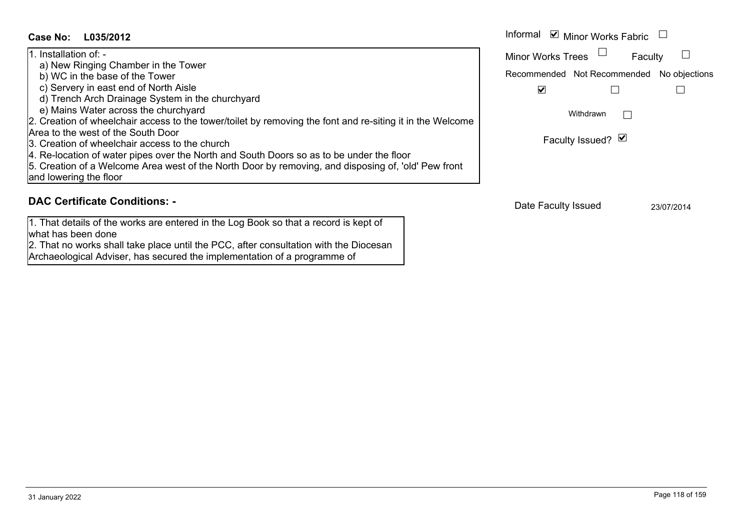**Case No: L035/2012**

1. Installation of: -
   a) New Ringing Chamber in the Tower
   b) WC in the base of the Tower
   c) Servery in east end of North Aisle
   d) Trench Arch Drainage System in the churchyard
   e) Mains Water across the churchyard
2. Creation of wheelchair access to the tower/toilet by removing the font and re-siting it in the Welcome Area to the west of the South Door
3. Creation of wheelchair access to the church
4. Re-location of water pipes over the North and South Doors so as to be under the floor
5. Creation of a Welcome Area west of the North Door by removing, and disposing of, 'old' Pew front and lowering the floor

Informal ☑ Minor Works Fabric ☐

Minor Works Trees ☐ Faculty ☐

| Recommended | Not Recommended | No objections |
| --- | --- | --- |
| ☑ | ☐ | ☐ |

Withdrawn ☐

Faculty Issued? ☑

## DAC Certificate Conditions: -

1. That details of the works are entered in the Log Book so that a record is kept of what has been done
2. That no works shall take place until the PCC, after consultation with the Diocesan Archaeological Adviser, has secured the implementation of a programme of

Date Faculty Issued 23/07/2014

31 January 2022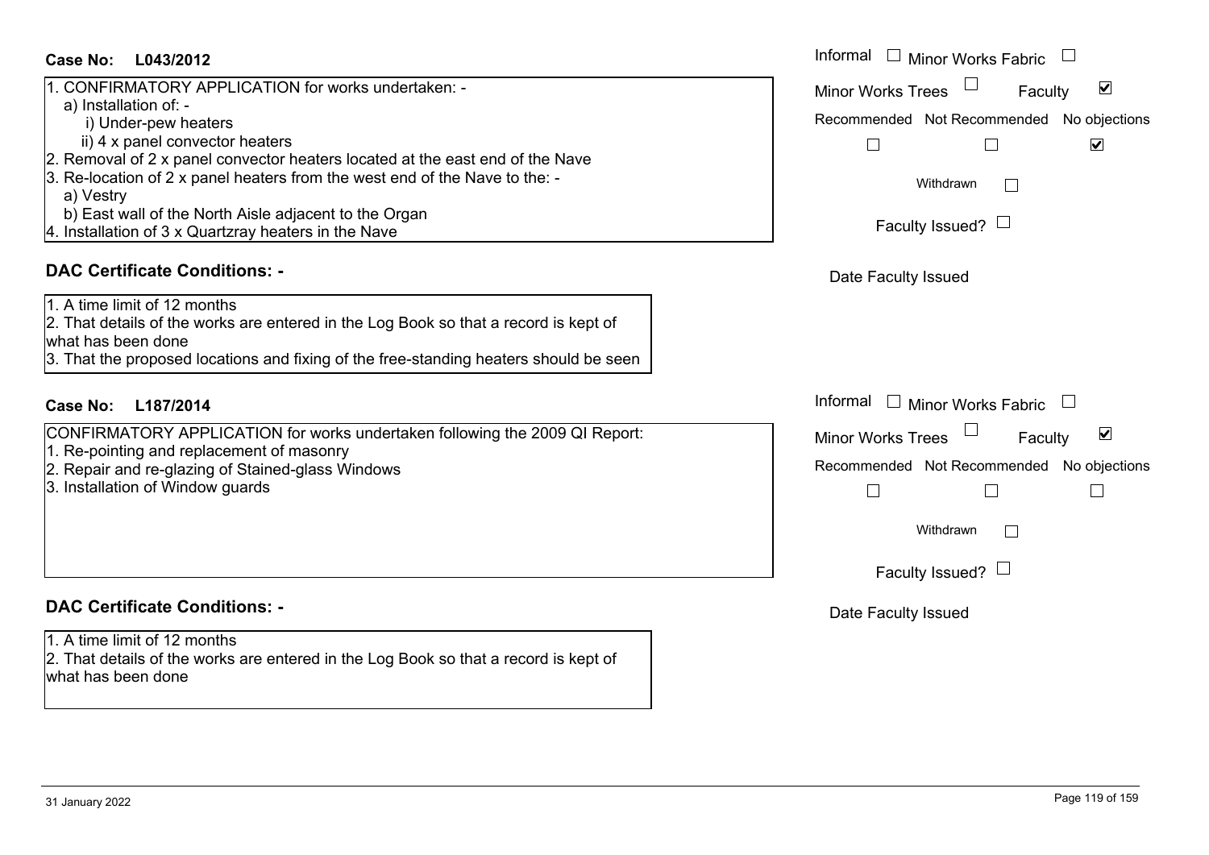**Case No: L043/2012**

1. CONFIRMATORY APPLICATION for works undertaken: -
   a) Installation of: -
      i) Under-pew heaters
      ii) 4 x panel convector heaters
2. Removal of 2 x panel convector heaters located at the east end of the Nave
3. Re-location of 2 x panel heaters from the west end of the Nave to the: -
   a) Vestry
   b) East wall of the North Aisle adjacent to the Organ
4. Installation of 3 x Quartzray heaters in the Nave

Informal ☐ Minor Works Fabric ☐
Minor Works Trees ☐ Faculty ☑
Recommended ☐ Not Recommended ☐ No objections ☑
Withdrawn ☐
Faculty Issued? ☐
Date Faculty Issued

**DAC Certificate Conditions: -**

1. A time limit of 12 months
2. That details of the works are entered in the Log Book so that a record is kept of what has been done
3. That the proposed locations and fixing of the free-standing heaters should be seen

**Case No: L187/2014**

CONFIRMATORY APPLICATION for works undertaken following the 2009 QI Report:
1. Re-pointing and replacement of masonry
2. Repair and re-glazing of Stained-glass Windows
3. Installation of Window guards

Informal ☐ Minor Works Fabric ☐
Minor Works Trees ☐ Faculty ☑
Recommended ☐ Not Recommended ☐ No objections ☐
Withdrawn ☐
Faculty Issued? ☐
Date Faculty Issued

**DAC Certificate Conditions: -**

1. A time limit of 12 months
2. That details of the works are entered in the Log Book so that a record is kept of what has been done

31 January 2022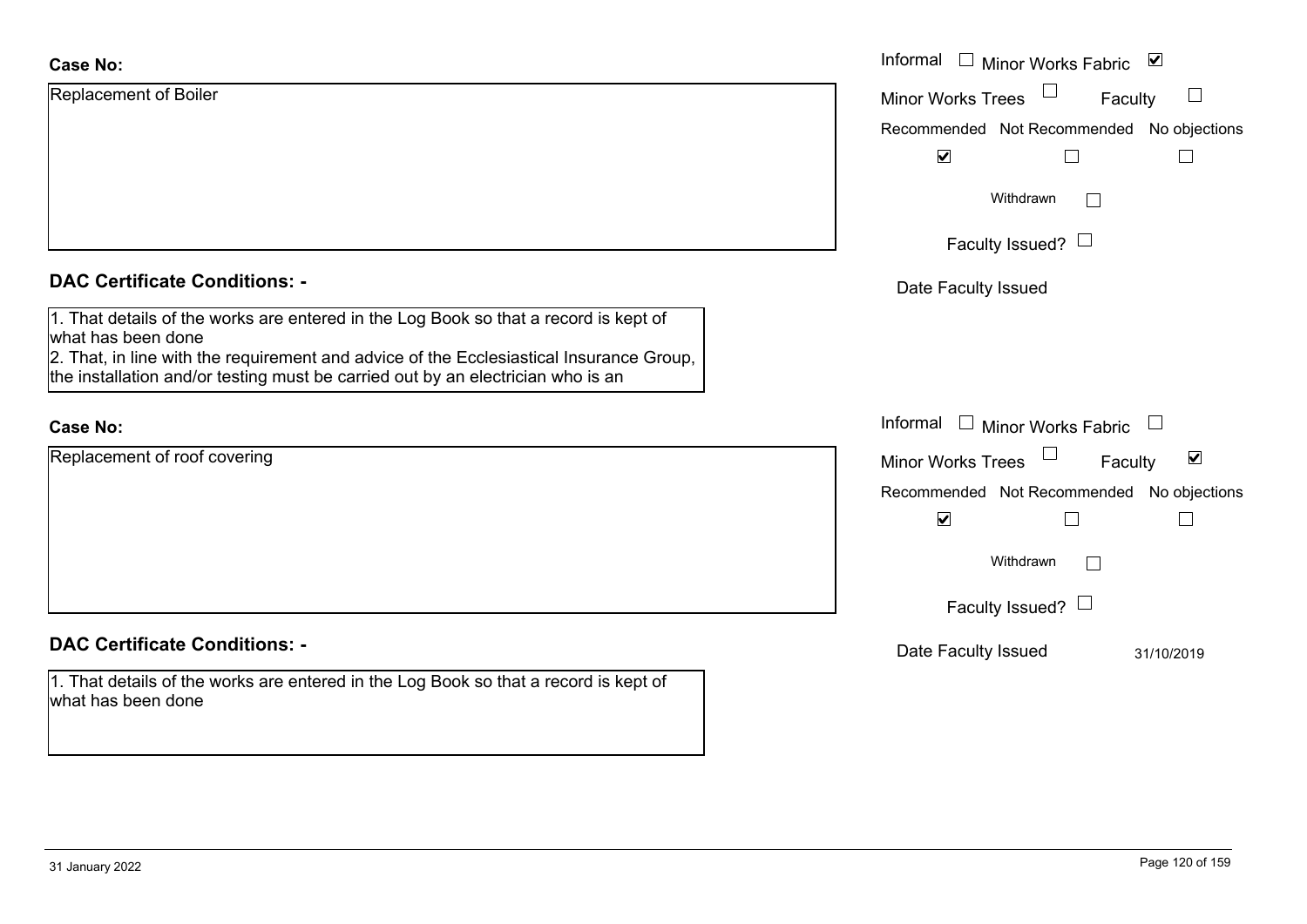**Case No:**

Replacement of Boiler

Informal ☐ Minor Works Fabric ☑

Minor Works Trees ☐ Faculty ☐

Recommended ☑ Not Recommended ☐ No objections ☐

Withdrawn ☐

Faculty Issued? ☐

Date Faculty Issued

**DAC Certificate Conditions: -**

1. That details of the works are entered in the Log Book so that a record is kept of what has been done
2. That, in line with the requirement and advice of the Ecclesiastical Insurance Group, the installation and/or testing must be carried out by an electrician who is an

**Case No:**

Replacement of roof covering

Informal ☐ Minor Works Fabric ☐

Minor Works Trees ☐ Faculty ☑

Recommended ☑ Not Recommended ☐ No objections ☐

Withdrawn ☐

Faculty Issued? ☐

Date Faculty Issued 31/10/2019

**DAC Certificate Conditions: -**

1. That details of the works are entered in the Log Book so that a record is kept of what has been done

31 January 2022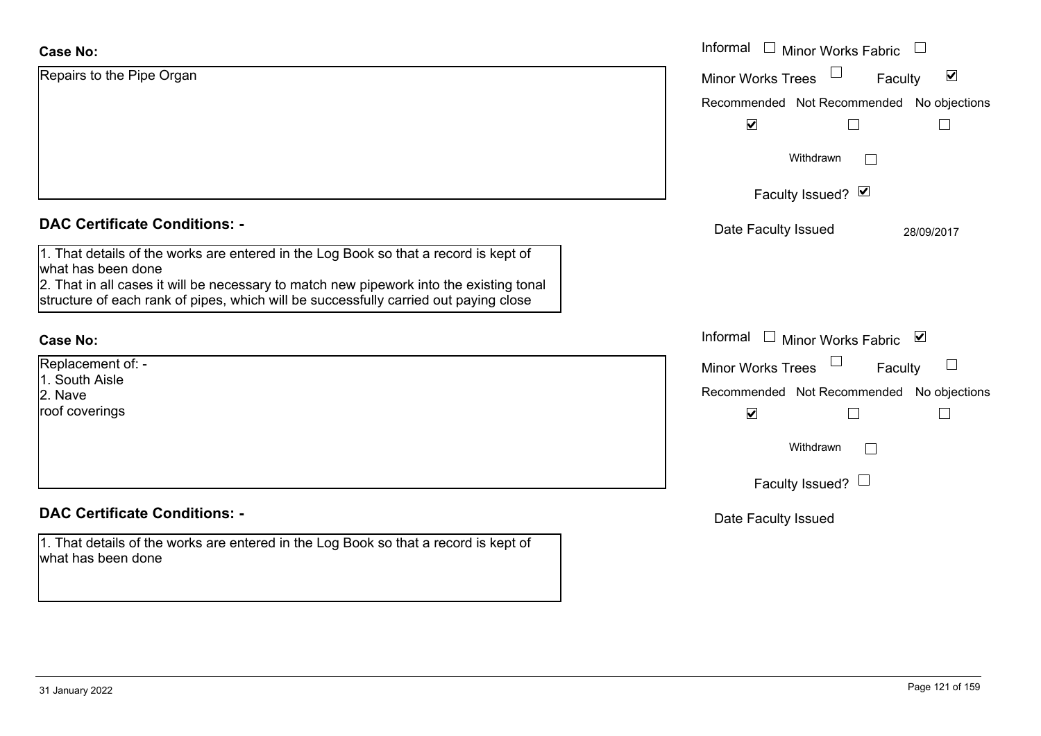**Case No:**

Repairs to the Pipe Organ

Informal ☐ Minor Works Fabric ☐
Minor Works Trees ☐ Faculty ☑

| Recommended | Not Recommended | No objections |
|---|---|---|
| ☑ | ☐ | ☐ |

Withdrawn ☐

Faculty Issued? ☑

Date Faculty Issued 28/09/2017

**DAC Certificate Conditions: -**

1. That details of the works are entered in the Log Book so that a record is kept of what has been done
2. That in all cases it will be necessary to match new pipework into the existing tonal structure of each rank of pipes, which will be successfully carried out paying close

**Case No:**

Replacement of: -
1. South Aisle
2. Nave
roof coverings

Informal ☐ Minor Works Fabric ☑
Minor Works Trees ☐ Faculty ☐

| Recommended | Not Recommended | No objections |
|---|---|---|
| ☑ | ☐ | ☐ |

Withdrawn ☐

Faculty Issued? ☐

Date Faculty Issued

**DAC Certificate Conditions: -**

1. That details of the works are entered in the Log Book so that a record is kept of what has been done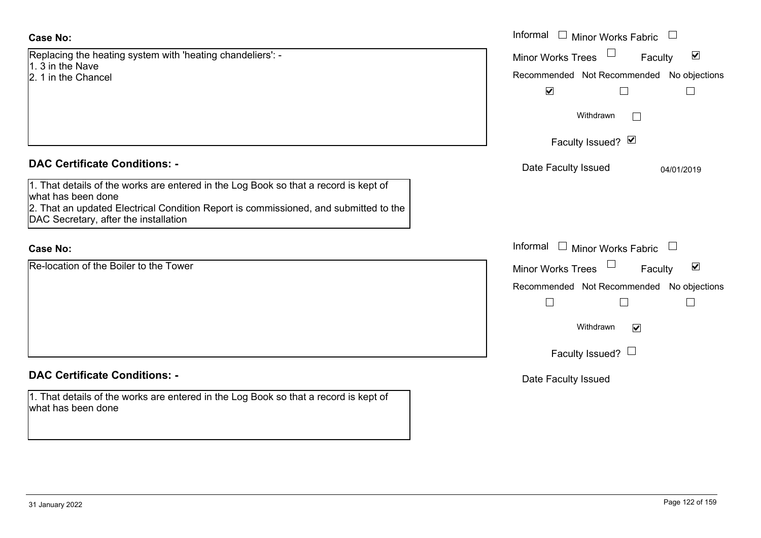**Case No:**

Replacing the heating system with 'heating chandeliers': -
1. 3 in the Nave
2. 1 in the Chancel

Informal ☐ Minor Works Fabric ☐
Minor Works Trees ☐ Faculty ☑
Recommended ☑ Not Recommended ☐ No objections ☐
Withdrawn ☐
Faculty Issued? ☑
Date Faculty Issued 04/01/2019

**DAC Certificate Conditions: -**

1. That details of the works are entered in the Log Book so that a record is kept of what has been done
2. That an updated Electrical Condition Report is commissioned, and submitted to the DAC Secretary, after the installation

**Case No:**

Re-location of the Boiler to the Tower

Informal ☐ Minor Works Fabric ☐
Minor Works Trees ☐ Faculty ☑
Recommended ☐ Not Recommended ☐ No objections ☐
Withdrawn ☑
Faculty Issued? ☐
Date Faculty Issued

**DAC Certificate Conditions: -**

1. That details of the works are entered in the Log Book so that a record is kept of what has been done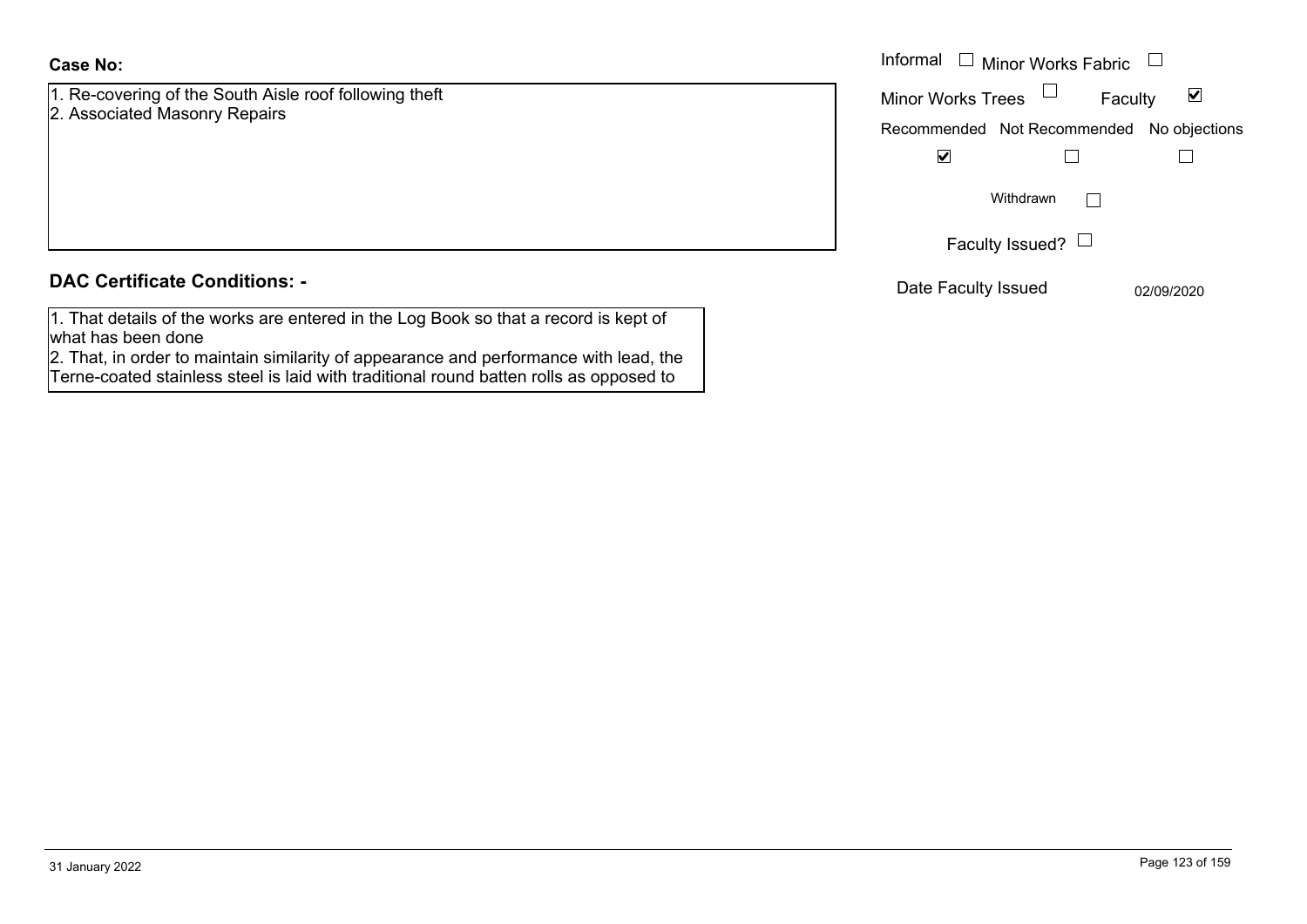**Case No:**

1. Re-covering of the South Aisle roof following theft
2. Associated Masonry Repairs

Informal ☐ Minor Works Fabric ☐

Minor Works Trees ☐ Faculty ☑

Recommended ☑ Not Recommended ☐ No objections ☐

Withdrawn ☐

Faculty Issued? ☐

Date Faculty Issued 02/09/2020

**DAC Certificate Conditions: -**

1. That details of the works are entered in the Log Book so that a record is kept of what has been done
2. That, in order to maintain similarity of appearance and performance with lead, the Terne-coated stainless steel is laid with traditional round batten rolls as opposed to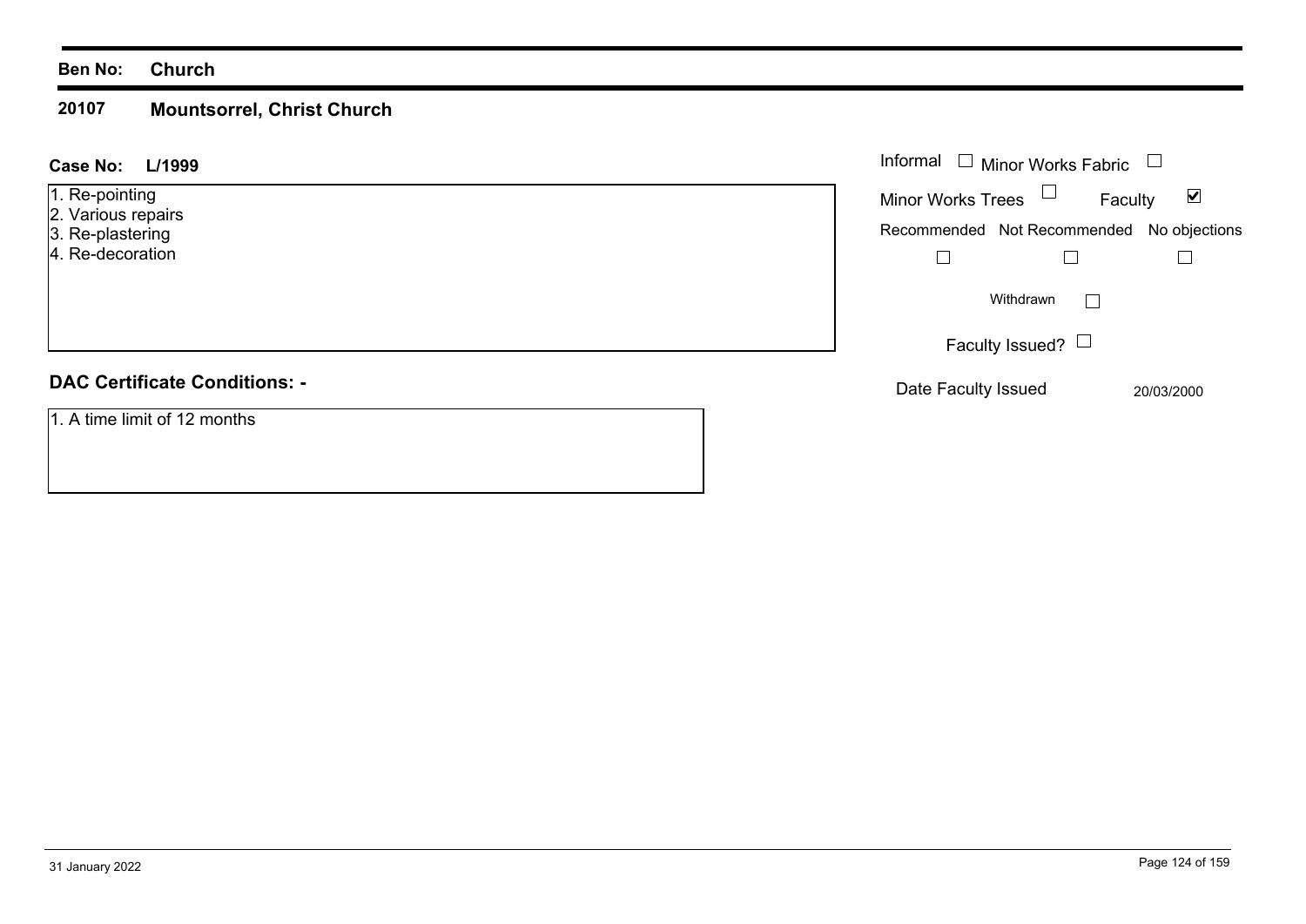**Ben No:** **Church**

## 20107 Mountsorrel, Christ Church

**Case No:** **L/1999**

1. Re-pointing
2. Various repairs
3. Re-plastering
4. Re-decoration

Informal ☐ Minor Works Fabric ☐

Minor Works Trees ☐ Faculty ☑

| Recommended | Not Recommended | No objections |
| --- | --- | --- |
| ☐ | ☐ | ☐ |

Withdrawn ☐

Faculty Issued? ☐

Date Faculty Issued 20/03/2000

### DAC Certificate Conditions: -

1. A time limit of 12 months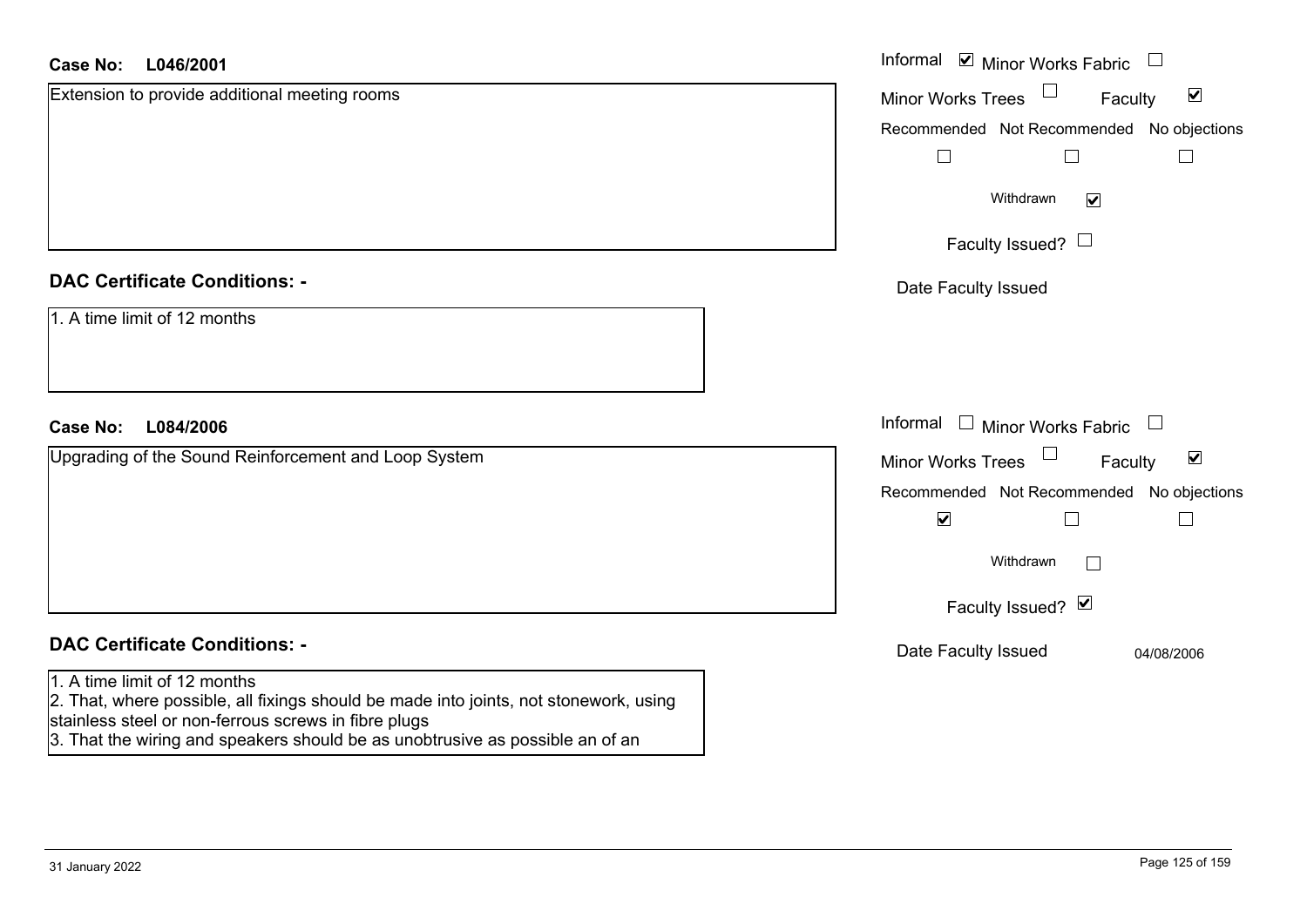**Case No:** **L046/2001**

Extension to provide additional meeting rooms

Informal ☑ Minor Works Fabric ☐

Minor Works Trees ☐ Faculty ☑

Recommended ☐ Not Recommended ☐ No objections ☐

Withdrawn ☑

Faculty Issued? ☐

Date Faculty Issued

**DAC Certificate Conditions: -**

1. A time limit of 12 months

**Case No:** **L084/2006**

Upgrading of the Sound Reinforcement and Loop System

Informal ☐ Minor Works Fabric ☐

Minor Works Trees ☐ Faculty ☑

Recommended ☑ Not Recommended ☐ No objections ☐

Withdrawn ☐

Faculty Issued? ☑

Date Faculty Issued 04/08/2006

**DAC Certificate Conditions: -**

1. A time limit of 12 months
2. That, where possible, all fixings should be made into joints, not stonework, using stainless steel or non-ferrous screws in fibre plugs
3. That the wiring and speakers should be as unobtrusive as possible an of an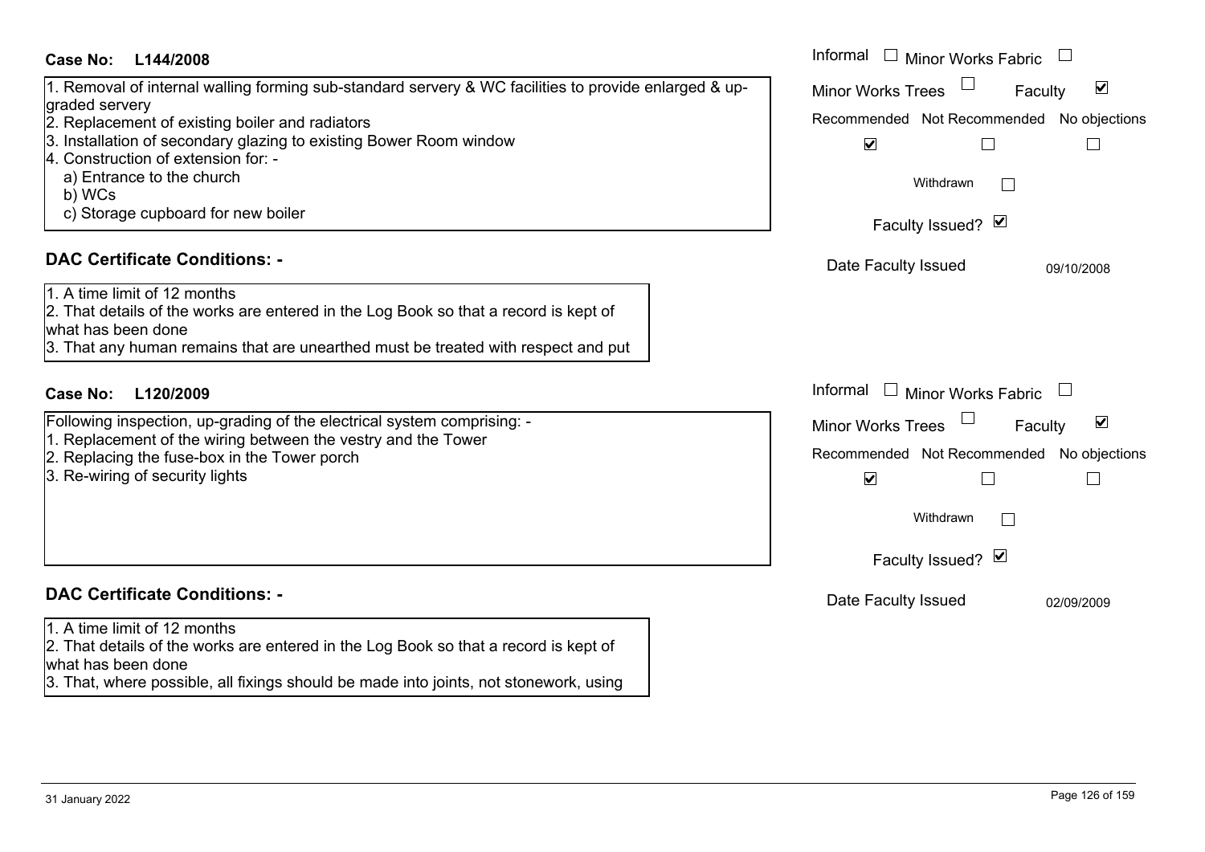**Case No: L144/2008**

Informal ☐ Minor Works Fabric ☐
Minor Works Trees ☐ Faculty ☑
Recommended ☑ Not Recommended ☐ No objections ☐
Withdrawn ☐
Faculty Issued? ☑
Date Faculty Issued 09/10/2008

1. Removal of internal walling forming sub-standard servery & WC facilities to provide enlarged & up-graded servery
2. Replacement of existing boiler and radiators
3. Installation of secondary glazing to existing Bower Room window
4. Construction of extension for: -
   a) Entrance to the church
   b) WCs
   c) Storage cupboard for new boiler

## DAC Certificate Conditions: -

1. A time limit of 12 months
2. That details of the works are entered in the Log Book so that a record is kept of what has been done
3. That any human remains that are unearthed must be treated with respect and put

**Case No: L120/2009**

Informal ☐ Minor Works Fabric ☐
Minor Works Trees ☐ Faculty ☑
Recommended ☑ Not Recommended ☐ No objections ☐
Withdrawn ☐
Faculty Issued? ☑
Date Faculty Issued 02/09/2009

Following inspection, up-grading of the electrical system comprising: -
1. Replacement of the wiring between the vestry and the Tower
2. Replacing the fuse-box in the Tower porch
3. Re-wiring of security lights

## DAC Certificate Conditions: -

1. A time limit of 12 months
2. That details of the works are entered in the Log Book so that a record is kept of what has been done
3. That, where possible, all fixings should be made into joints, not stonework, using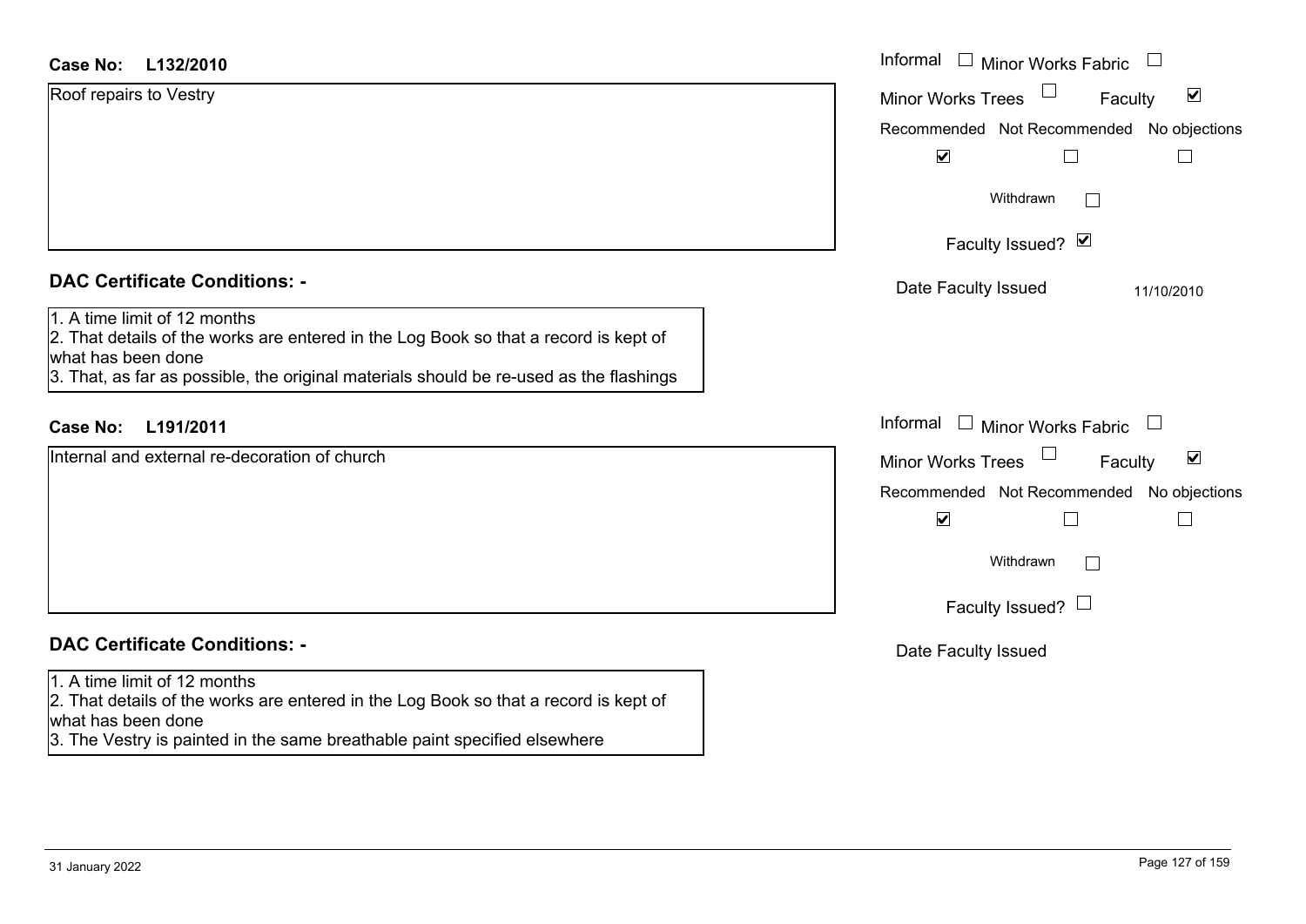**Case No: L132/2010**

Roof repairs to Vestry

Informal ☐ Minor Works Fabric ☐
Minor Works Trees ☐ Faculty ☑

| Recommended | Not Recommended | No objections |
|---|---|---|
| ☑ | ☐ | ☐ |

Withdrawn ☐

Faculty Issued? ☑

Date Faculty Issued 11/10/2010

## DAC Certificate Conditions: -

1. A time limit of 12 months
2. That details of the works are entered in the Log Book so that a record is kept of what has been done
3. That, as far as possible, the original materials should be re-used as the flashings

**Case No: L191/2011**

Internal and external re-decoration of church

Informal ☐ Minor Works Fabric ☐
Minor Works Trees ☐ Faculty ☑

| Recommended | Not Recommended | No objections |
|---|---|---|
| ☑ | ☐ | ☐ |

Withdrawn ☐

Faculty Issued? ☐

Date Faculty Issued

## DAC Certificate Conditions: -

1. A time limit of 12 months
2. That details of the works are entered in the Log Book so that a record is kept of what has been done
3. The Vestry is painted in the same breathable paint specified elsewhere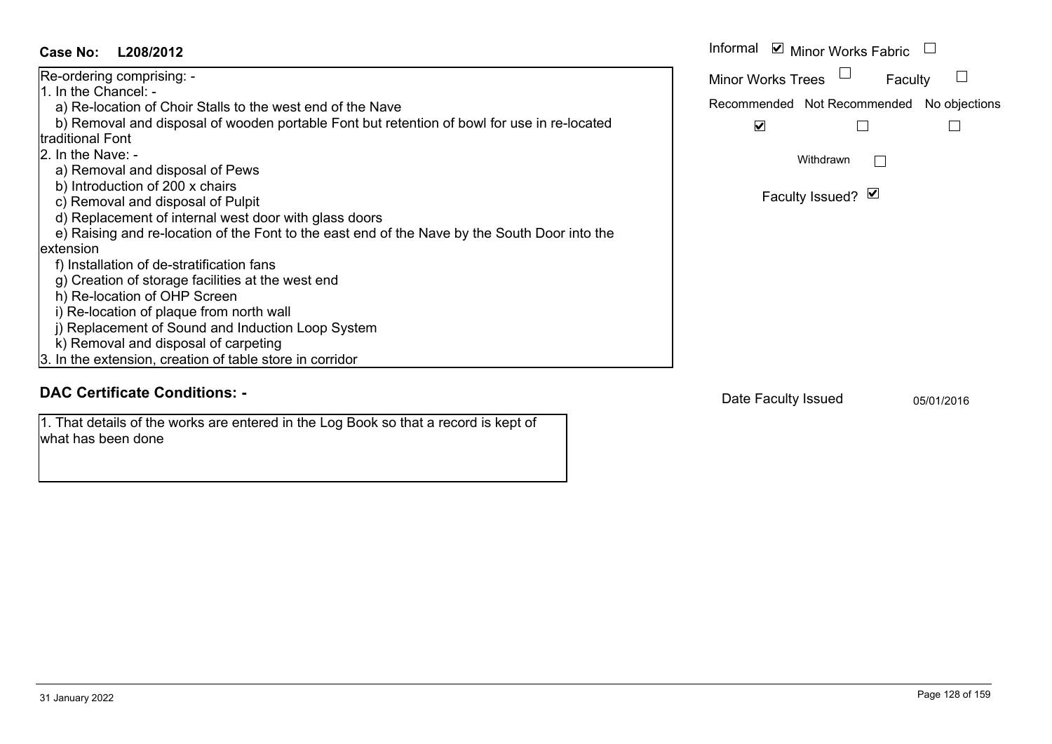**Case No: L208/2012**

Informal ☑ Minor Works Fabric ☐

Minor Works Trees ☐ Faculty ☐

| Recommended | Not Recommended | No objections |
| --- | --- | --- |
| ☑ | ☐ | ☐ |

Withdrawn ☐

Faculty Issued? ☑

Re-ordering comprising: -

1. In the Chancel: -
   - a) Re-location of Choir Stalls to the west end of the Nave
   - b) Removal and disposal of wooden portable Font but retention of bowl for use in re-located traditional Font
2. In the Nave: -
   - a) Removal and disposal of Pews
   - b) Introduction of 200 x chairs
   - c) Removal and disposal of Pulpit
   - d) Replacement of internal west door with glass doors
   - e) Raising and re-location of the Font to the east end of the Nave by the South Door into the extension
   - f) Installation of de-stratification fans
   - g) Creation of storage facilities at the west end
   - h) Re-location of OHP Screen
   - i) Re-location of plaque from north wall
   - j) Replacement of Sound and Induction Loop System
   - k) Removal and disposal of carpeting
3. In the extension, creation of table store in corridor

## DAC Certificate Conditions: -

1. That details of the works are entered in the Log Book so that a record is kept of what has been done

Date Faculty Issued 05/01/2016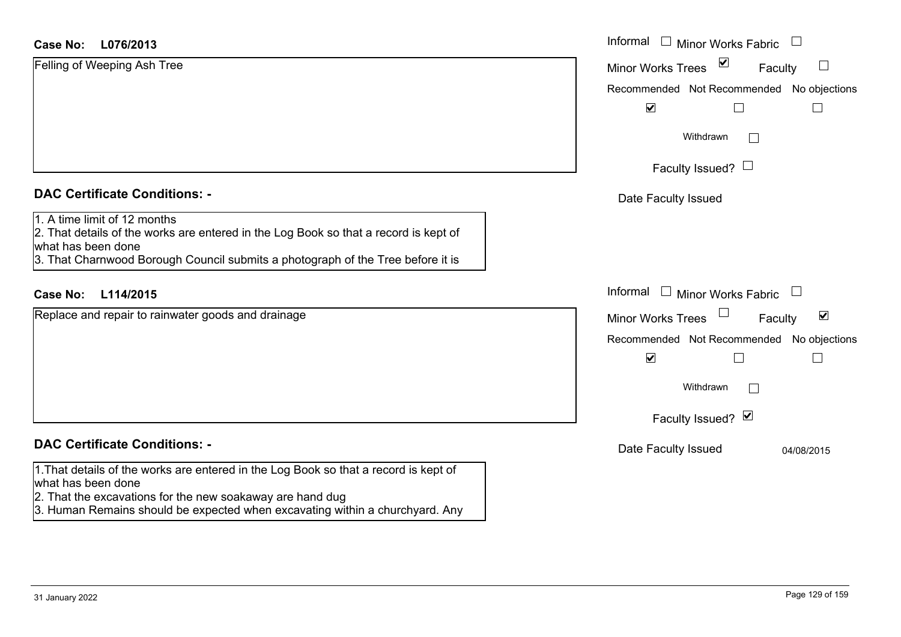**Case No:** **L076/2013**

Felling of Weeping Ash Tree

Informal ☐ Minor Works Fabric ☐

Minor Works Trees ☑ Faculty ☐

Recommended ☑ Not Recommended ☐ No objections ☐

Withdrawn ☐

Faculty Issued? ☐

Date Faculty Issued

## DAC Certificate Conditions: -

1. A time limit of 12 months
2. That details of the works are entered in the Log Book so that a record is kept of what has been done
3. That Charnwood Borough Council submits a photograph of the Tree before it is

**Case No:** **L114/2015**

Replace and repair to rainwater goods and drainage

Informal ☐ Minor Works Fabric ☐

Minor Works Trees ☐ Faculty ☑

Recommended ☑ Not Recommended ☐ No objections ☐

Withdrawn ☐

Faculty Issued? ☑

Date Faculty Issued 04/08/2015

## DAC Certificate Conditions: -

1. That details of the works are entered in the Log Book so that a record is kept of what has been done
2. That the excavations for the new soakaway are hand dug
3. Human Remains should be expected when excavating within a churchyard. Any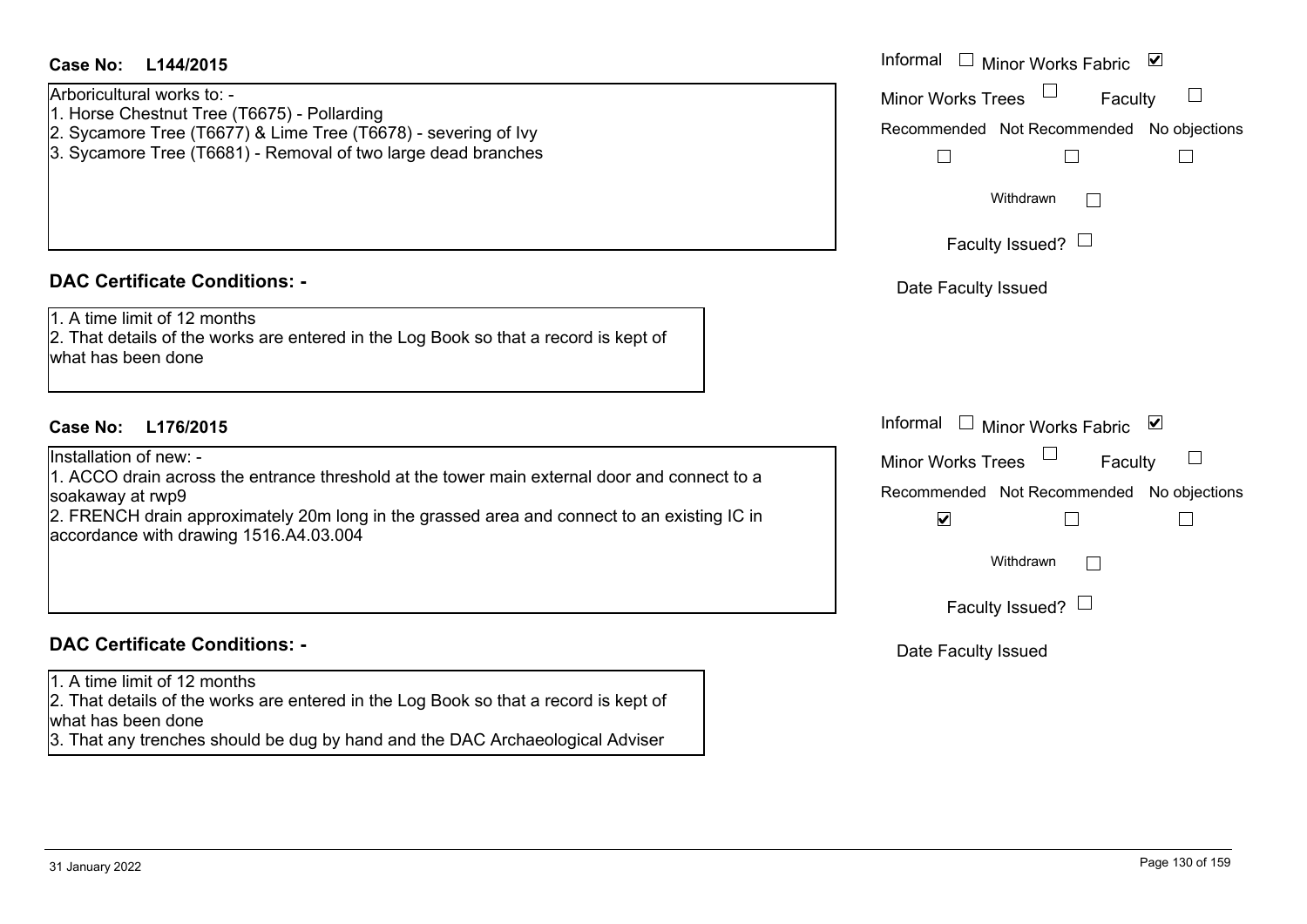**Case No: L144/2015**

Arboricultural works to: -
1. Horse Chestnut Tree (T6675) - Pollarding
2. Sycamore Tree (T6677) & Lime Tree (T6678) - severing of Ivy
3. Sycamore Tree (T6681) - Removal of two large dead branches

Informal ☐ Minor Works Fabric ☑
Minor Works Trees ☐ Faculty ☐
Recommended ☐ Not Recommended ☐ No objections ☐
Withdrawn ☐
Faculty Issued? ☐
Date Faculty Issued

## DAC Certificate Conditions: -

1. A time limit of 12 months
2. That details of the works are entered in the Log Book so that a record is kept of what has been done

**Case No: L176/2015**

Installation of new: -
1. ACCO drain across the entrance threshold at the tower main external door and connect to a soakaway at rwp9
2. FRENCH drain approximately 20m long in the grassed area and connect to an existing IC in accordance with drawing 1516.A4.03.004

Informal ☐ Minor Works Fabric ☑
Minor Works Trees ☐ Faculty ☐
Recommended ☑ Not Recommended ☐ No objections ☐
Withdrawn ☐
Faculty Issued? ☐
Date Faculty Issued

## DAC Certificate Conditions: -

1. A time limit of 12 months
2. That details of the works are entered in the Log Book so that a record is kept of what has been done
3. That any trenches should be dug by hand and the DAC Archaeological Adviser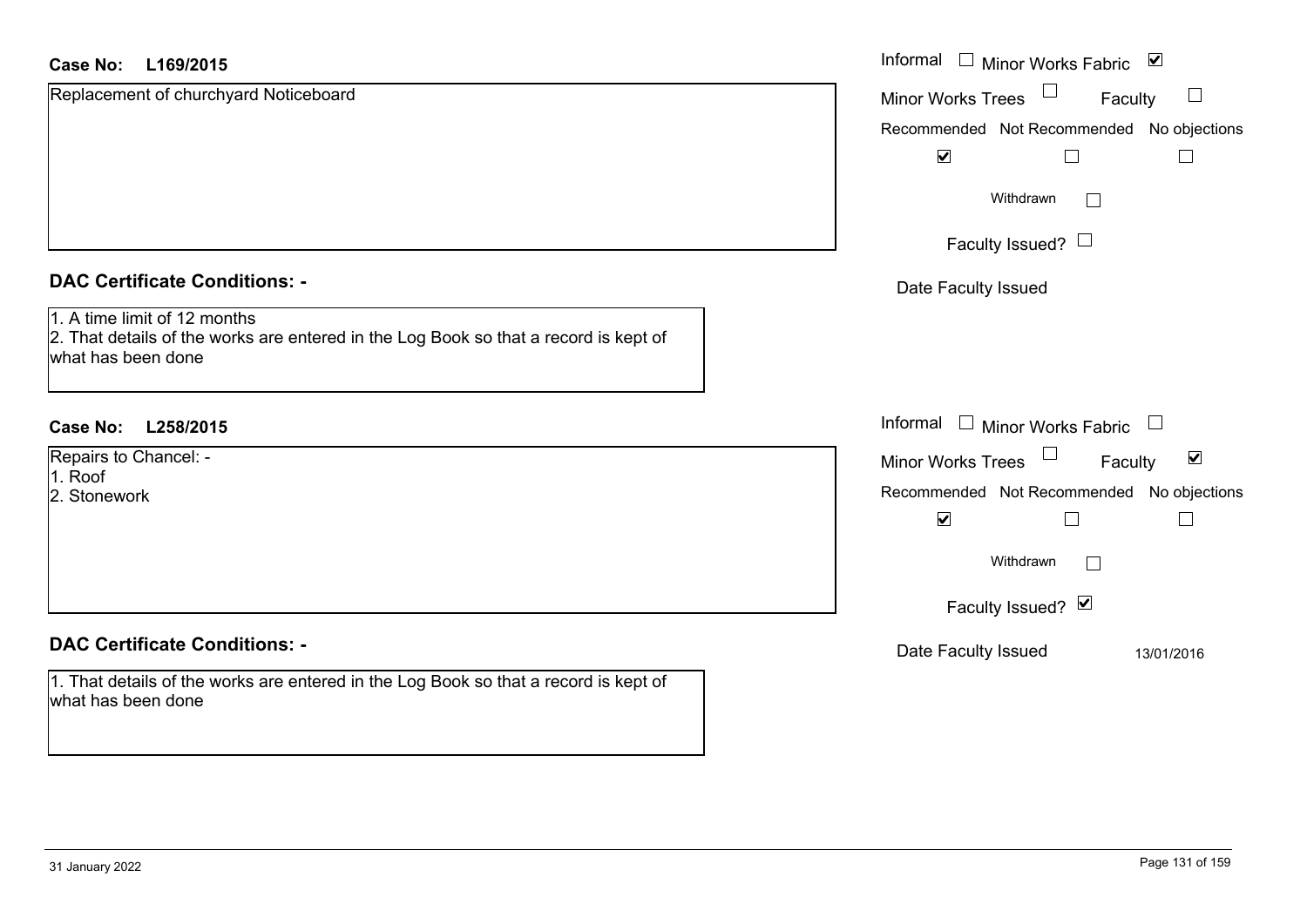**Case No: L169/2015**

Replacement of churchyard Noticeboard

Informal ☐ Minor Works Fabric ☑
Minor Works Trees ☐ Faculty ☐

| Recommended | Not Recommended | No objections |
|---|---|---|
| ☑ | ☐ | ☐ |

Withdrawn ☐

Faculty Issued? ☐

Date Faculty Issued

**DAC Certificate Conditions: -**

1. A time limit of 12 months
2. That details of the works are entered in the Log Book so that a record is kept of what has been done

**Case No: L258/2015**

Repairs to Chancel: -
1. Roof
2. Stonework

Informal ☐ Minor Works Fabric ☐
Minor Works Trees ☐ Faculty ☑

| Recommended | Not Recommended | No objections |
|---|---|---|
| ☑ | ☐ | ☐ |

Withdrawn ☐

Faculty Issued? ☑

Date Faculty Issued 13/01/2016

**DAC Certificate Conditions: -**

1. That details of the works are entered in the Log Book so that a record is kept of what has been done

31 January 2022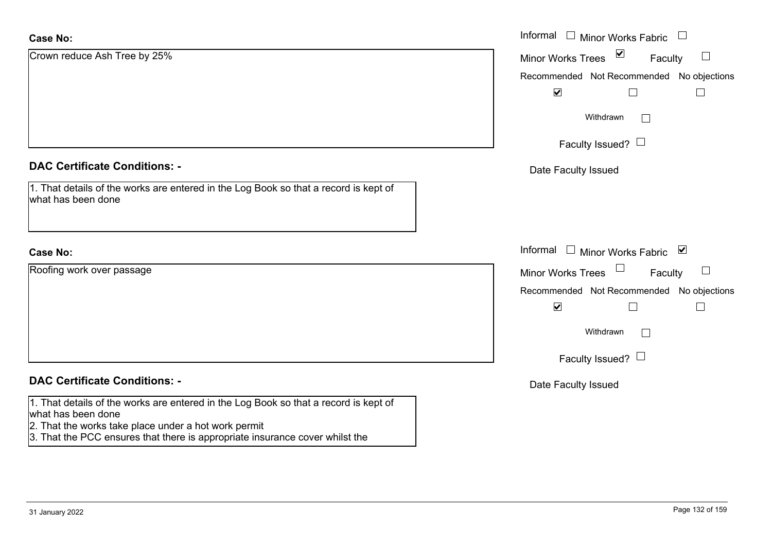**Case No:**

Crown reduce Ash Tree by 25%

Informal ☐ Minor Works Fabric ☐

Minor Works Trees ☑ Faculty ☐

| Recommended | Not Recommended | No objections |
|---|---|---|
| ☑ | ☐ | ☐ |

Withdrawn ☐

Faculty Issued? ☐

Date Faculty Issued

**DAC Certificate Conditions: -**

1. That details of the works are entered in the Log Book so that a record is kept of what has been done

**Case No:**

Roofing work over passage

Informal ☐ Minor Works Fabric ☑

Minor Works Trees ☐ Faculty ☐

| Recommended | Not Recommended | No objections |
|---|---|---|
| ☑ | ☐ | ☐ |

Withdrawn ☐

Faculty Issued? ☐

Date Faculty Issued

**DAC Certificate Conditions: -**

1. That details of the works are entered in the Log Book so that a record is kept of what has been done
2. That the works take place under a hot work permit
3. That the PCC ensures that there is appropriate insurance cover whilst the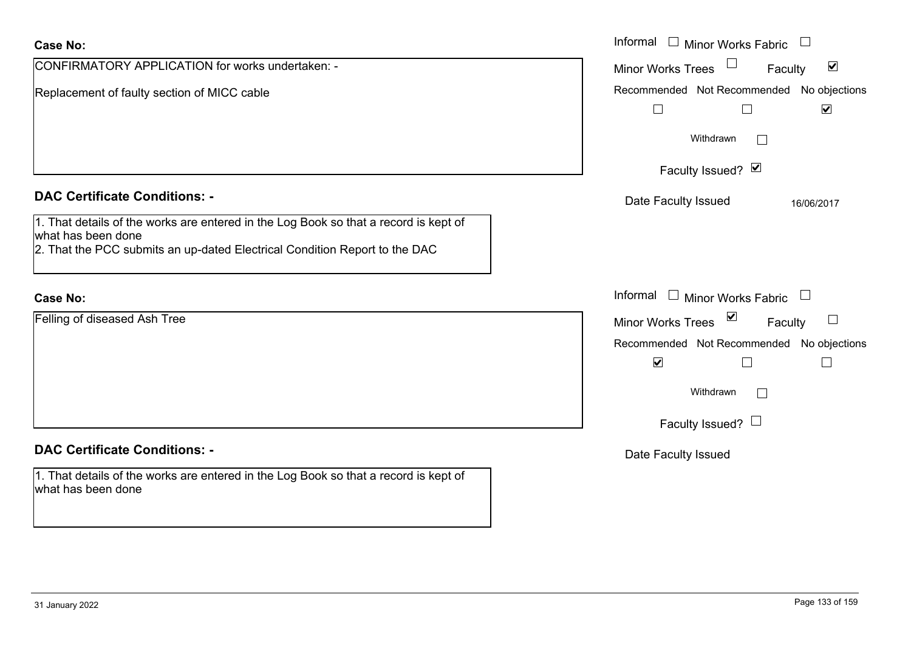**Case No:**

CONFIRMATORY APPLICATION for works undertaken: -

Replacement of faulty section of MICC cable

Informal ☐ Minor Works Fabric ☐

Minor Works Trees ☐ Faculty ☑

| Recommended | Not Recommended | No objections |
|---|---|---|
| ☐ | ☐ | ☑ |

Withdrawn ☐

Faculty Issued? ☑

Date Faculty Issued 16/06/2017

**DAC Certificate Conditions: -**

1. That details of the works are entered in the Log Book so that a record is kept of what has been done
2. That the PCC submits an up-dated Electrical Condition Report to the DAC

**Case No:**

Felling of diseased Ash Tree

Informal ☐ Minor Works Fabric ☐

Minor Works Trees ☑ Faculty ☐

| Recommended | Not Recommended | No objections |
|---|---|---|
| ☑ | ☐ | ☐ |

Withdrawn ☐

Faculty Issued? ☐

Date Faculty Issued

**DAC Certificate Conditions: -**

1. That details of the works are entered in the Log Book so that a record is kept of what has been done

31 January 2022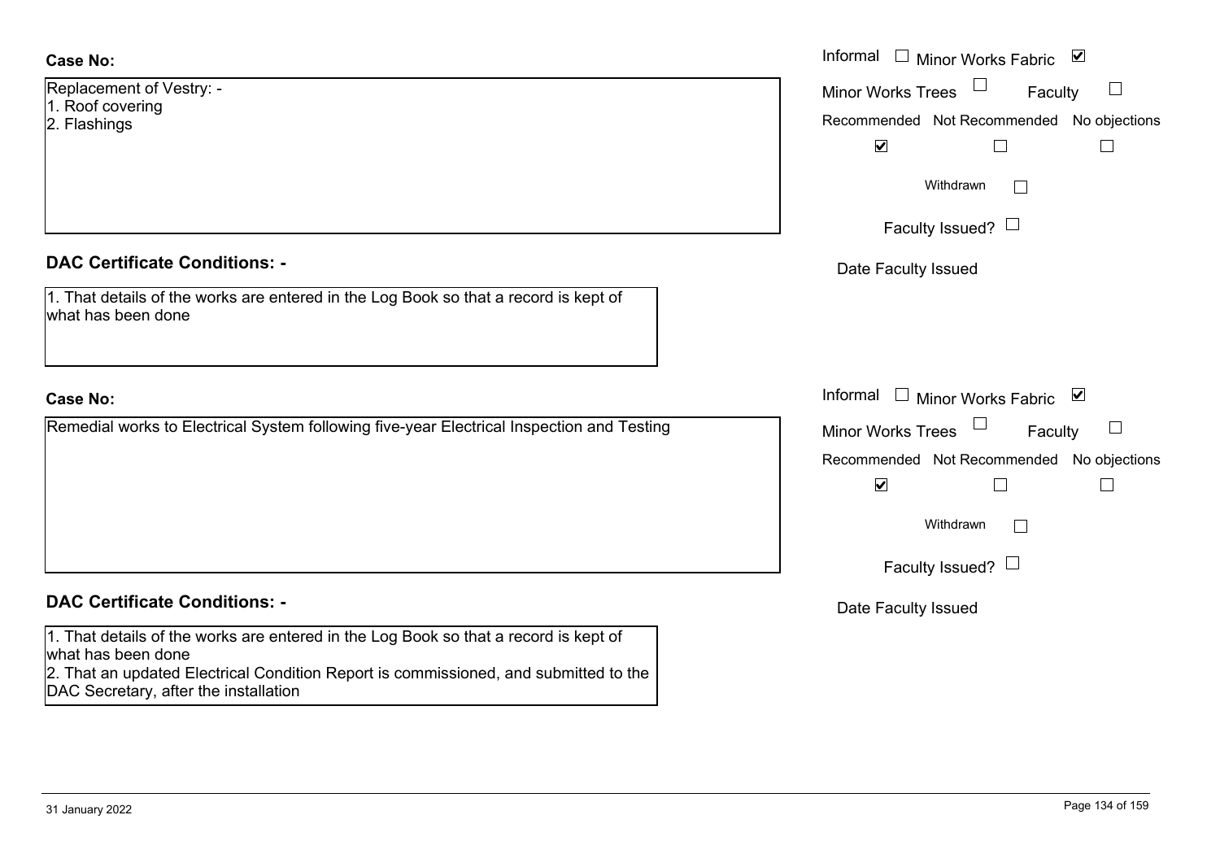**Case No:**

Replacement of Vestry: -
1. Roof covering
2. Flashings

Informal ☐ Minor Works Fabric ☑
Minor Works Trees ☐ Faculty ☐

| Recommended | Not Recommended | No objections |
|---|---|---|
| ☑ | ☐ | ☐ |

Withdrawn ☐

Faculty Issued? ☐

Date Faculty Issued

**DAC Certificate Conditions: -**

1. That details of the works are entered in the Log Book so that a record is kept of what has been done

**Case No:**

Remedial works to Electrical System following five-year Electrical Inspection and Testing

Informal ☐ Minor Works Fabric ☑
Minor Works Trees ☐ Faculty ☐

| Recommended | Not Recommended | No objections |
|---|---|---|
| ☑ | ☐ | ☐ |

Withdrawn ☐

Faculty Issued? ☐

Date Faculty Issued

**DAC Certificate Conditions: -**

1. That details of the works are entered in the Log Book so that a record is kept of what has been done
2. That an updated Electrical Condition Report is commissioned, and submitted to the DAC Secretary, after the installation

31 January 2022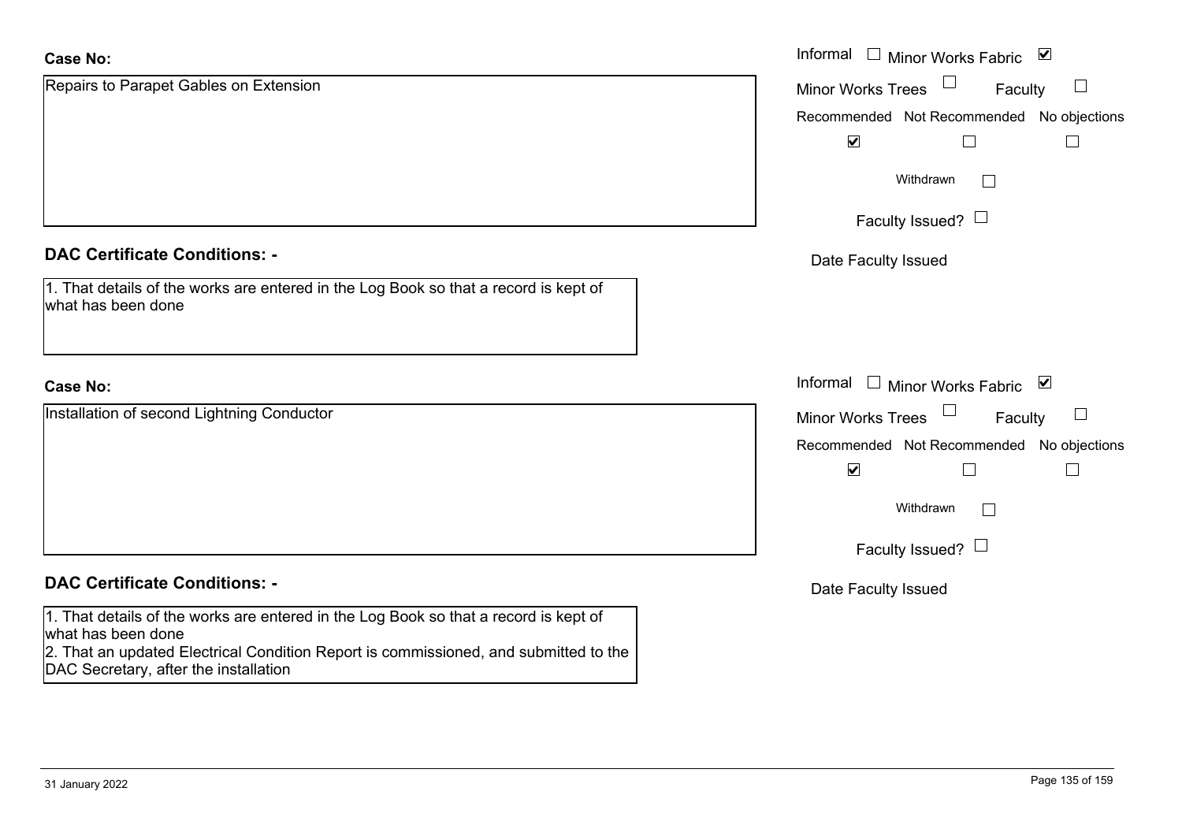**Case No:**

Repairs to Parapet Gables on Extension

Informal ☐ Minor Works Fabric ☑

Minor Works Trees ☐ Faculty ☐

| Recommended | Not Recommended | No objections |
| --- | --- | --- |
| ☑ | ☐ | ☐ |

Withdrawn ☐

Faculty Issued? ☐

Date Faculty Issued

**DAC Certificate Conditions: -**

1. That details of the works are entered in the Log Book so that a record is kept of what has been done

**Case No:**

Installation of second Lightning Conductor

Informal ☐ Minor Works Fabric ☑

Minor Works Trees ☐ Faculty ☐

| Recommended | Not Recommended | No objections |
| --- | --- | --- |
| ☑ | ☐ | ☐ |

Withdrawn ☐

Faculty Issued? ☐

Date Faculty Issued

**DAC Certificate Conditions: -**

1. That details of the works are entered in the Log Book so that a record is kept of what has been done
2. That an updated Electrical Condition Report is commissioned, and submitted to the DAC Secretary, after the installation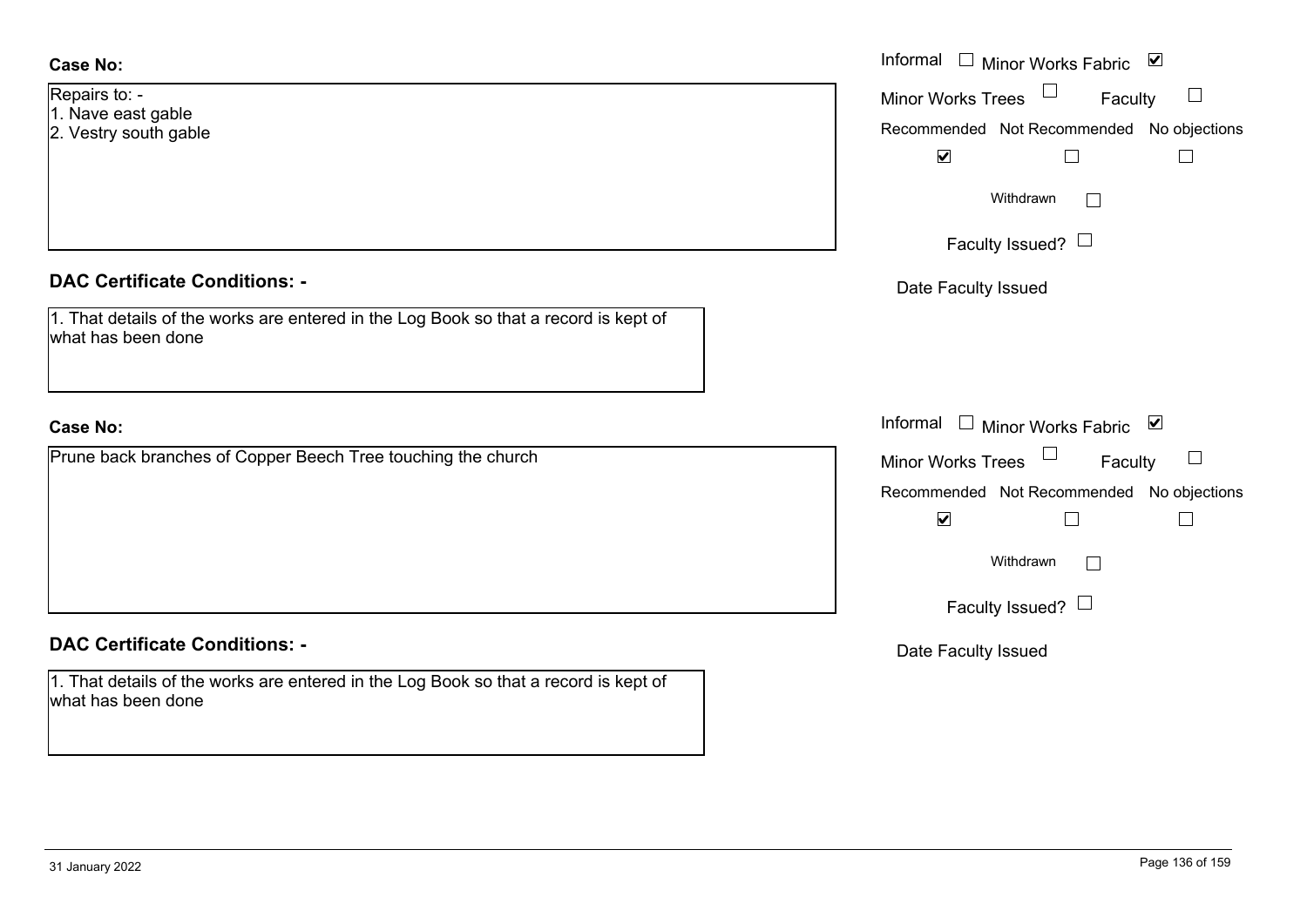**Case No:**

Repairs to: -
1. Nave east gable
2. Vestry south gable

Informal ☐ Minor Works Fabric ☑
Minor Works Trees ☐ Faculty ☐
Recommended ☑ Not Recommended ☐ No objections ☐
Withdrawn ☐
Faculty Issued? ☐
Date Faculty Issued

**DAC Certificate Conditions: -**

1. That details of the works are entered in the Log Book so that a record is kept of what has been done

**Case No:**

Prune back branches of Copper Beech Tree touching the church

Informal ☐ Minor Works Fabric ☑
Minor Works Trees ☐ Faculty ☐
Recommended ☑ Not Recommended ☐ No objections ☐
Withdrawn ☐
Faculty Issued? ☐
Date Faculty Issued

**DAC Certificate Conditions: -**

1. That details of the works are entered in the Log Book so that a record is kept of what has been done

31 January 2022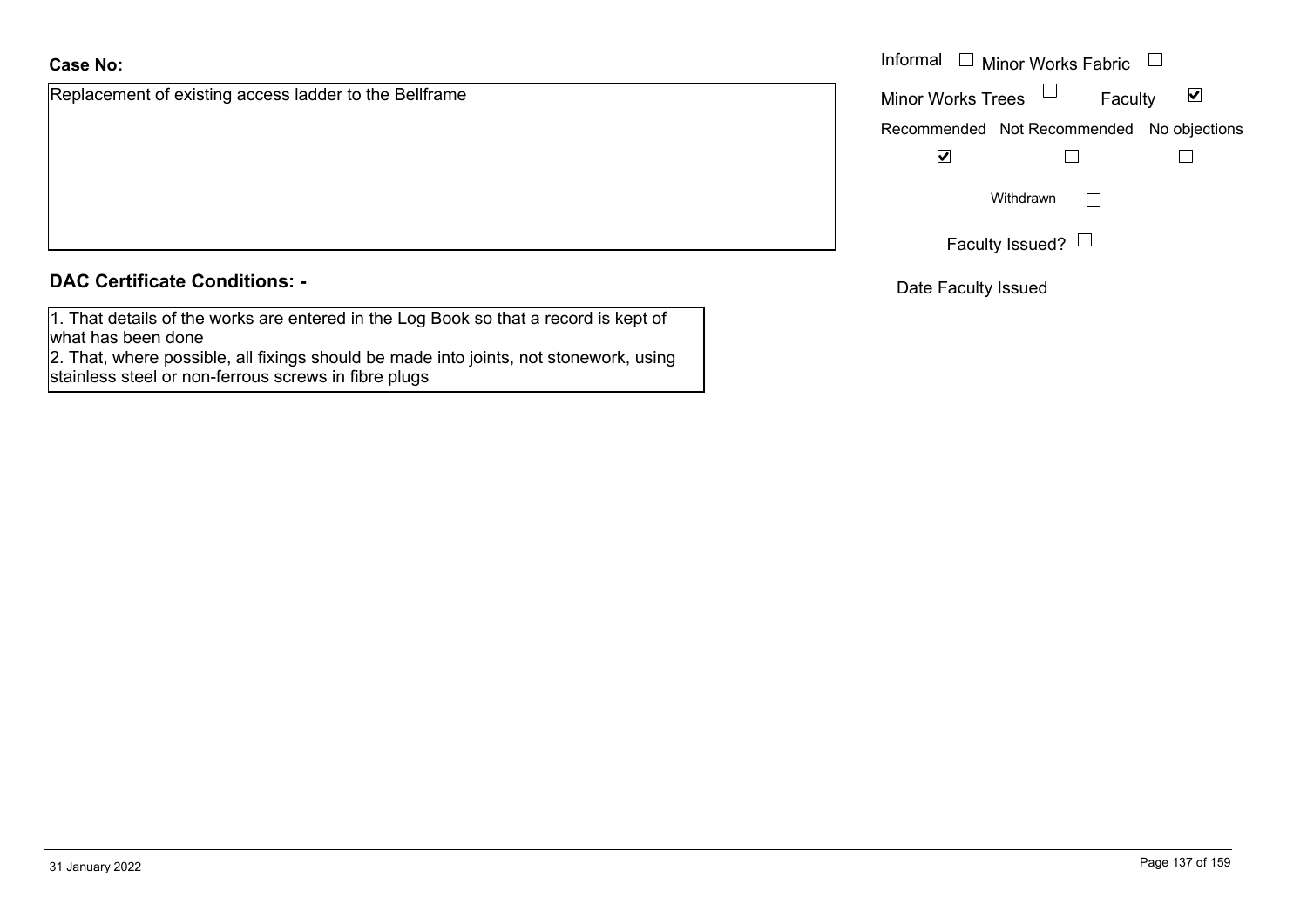**Case No:**

Replacement of existing access ladder to the Bellframe

Informal ☐ Minor Works Fabric ☐

Minor Works Trees ☐ Faculty ☑

| Recommended | Not Recommended | No objections |
| --- | --- | --- |
| ☑ | ☐ | ☐ |

Withdrawn ☐

Faculty Issued? ☐

Date Faculty Issued

**DAC Certificate Conditions: -**

1. That details of the works are entered in the Log Book so that a record is kept of what has been done
2. That, where possible, all fixings should be made into joints, not stonework, using stainless steel or non-ferrous screws in fibre plugs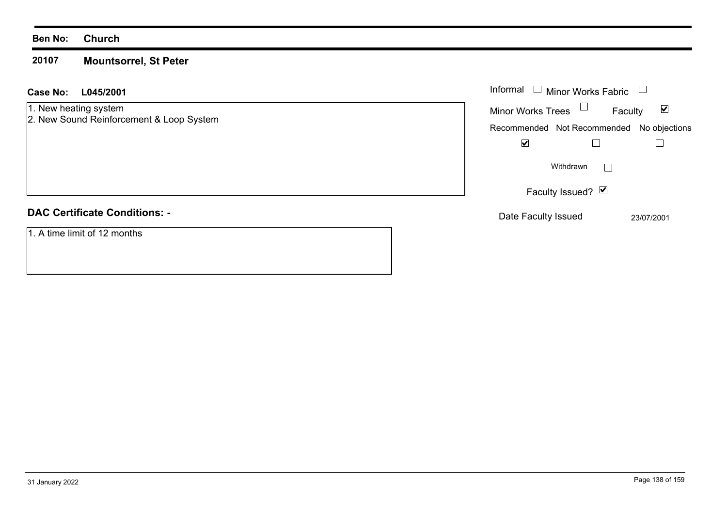**Ben No:** **Church**

**20107** **Mountsorrel, St Peter**

**Case No:** **L045/2001**

1. New heating system
2. New Sound Reinforcement & Loop System

Informal ☐ Minor Works Fabric ☐

Minor Works Trees ☐ Faculty ☑

| Recommended | Not Recommended | No objections |
|---|---|---|
| ☑ | ☐ | ☐ |

Withdrawn ☐

Faculty Issued? ☑

Date Faculty Issued 23/07/2001

**DAC Certificate Conditions: -**

1. A time limit of 12 months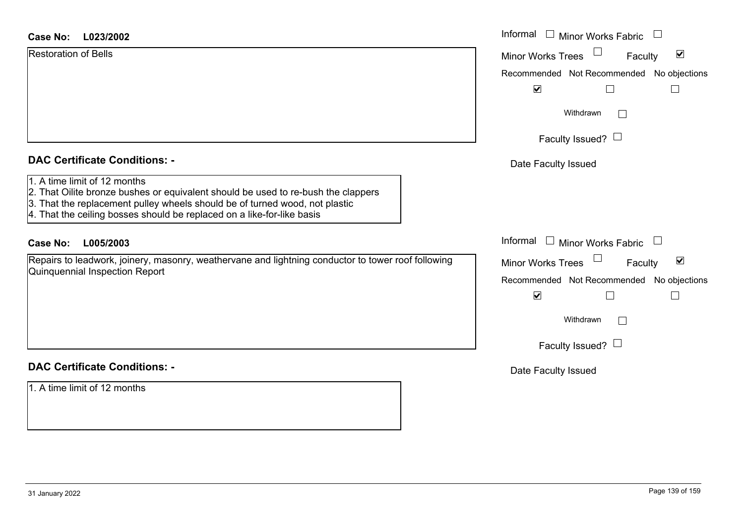**Case No:** **L023/2002**

Restoration of Bells

Informal ☐ Minor Works Fabric ☐

Minor Works Trees ☐ Faculty ☑

Recommended ☑ Not Recommended ☐ No objections ☐

Withdrawn ☐

Faculty Issued? ☐

Date Faculty Issued

## DAC Certificate Conditions: -

1. A time limit of 12 months
2. That Oilite bronze bushes or equivalent should be used to re-bush the clappers
3. That the replacement pulley wheels should be of turned wood, not plastic
4. That the ceiling bosses should be replaced on a like-for-like basis

**Case No:** **L005/2003**

Repairs to leadwork, joinery, masonry, weathervane and lightning conductor to tower roof following Quinquennial Inspection Report

Informal ☐ Minor Works Fabric ☐

Minor Works Trees ☐ Faculty ☑

Recommended ☑ Not Recommended ☐ No objections ☐

Withdrawn ☐

Faculty Issued? ☐

Date Faculty Issued

## DAC Certificate Conditions: -

1. A time limit of 12 months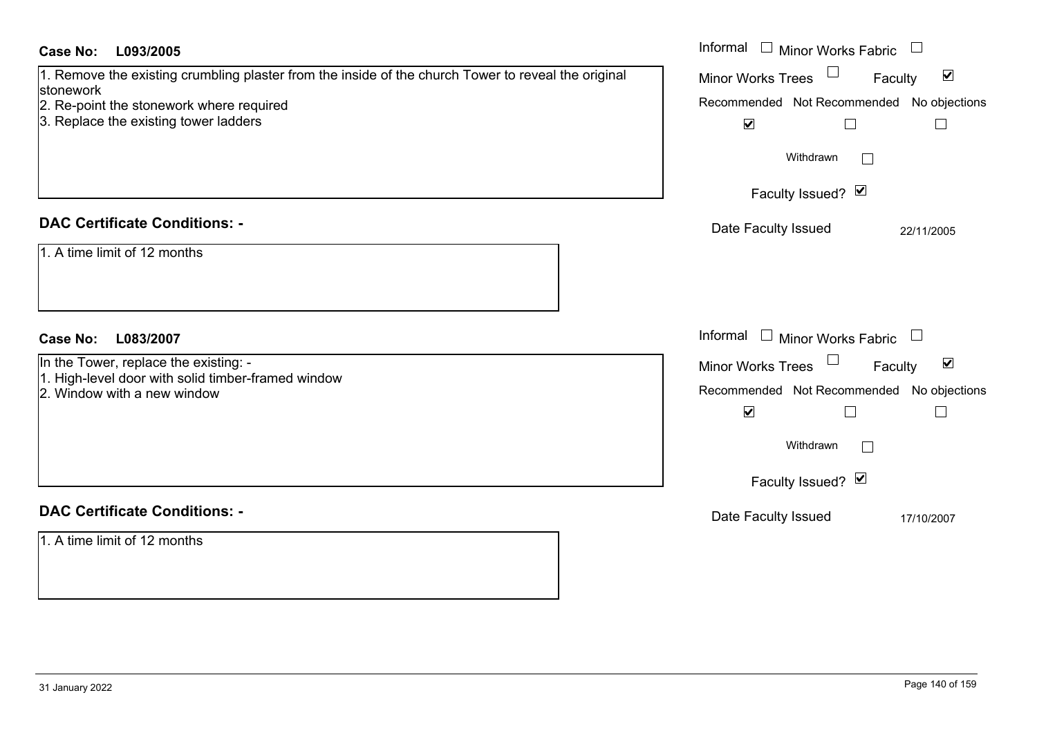**Case No:** **L093/2005**

1. Remove the existing crumbling plaster from the inside of the church Tower to reveal the original stonework
2. Re-point the stonework where required
3. Replace the existing tower ladders

Informal ☐ Minor Works Fabric ☐
Minor Works Trees ☐ Faculty ☑
Recommended ☑ Not Recommended ☐ No objections ☐
Withdrawn ☐
Faculty Issued? ☑
Date Faculty Issued: 22/11/2005

## DAC Certificate Conditions: -

1. A time limit of 12 months

**Case No:** **L083/2007**

In the Tower, replace the existing: -
1. High-level door with solid timber-framed window
2. Window with a new window

Informal ☐ Minor Works Fabric ☐
Minor Works Trees ☐ Faculty ☑
Recommended ☑ Not Recommended ☐ No objections ☐
Withdrawn ☐
Faculty Issued? ☑
Date Faculty Issued: 17/10/2007

## DAC Certificate Conditions: -

1. A time limit of 12 months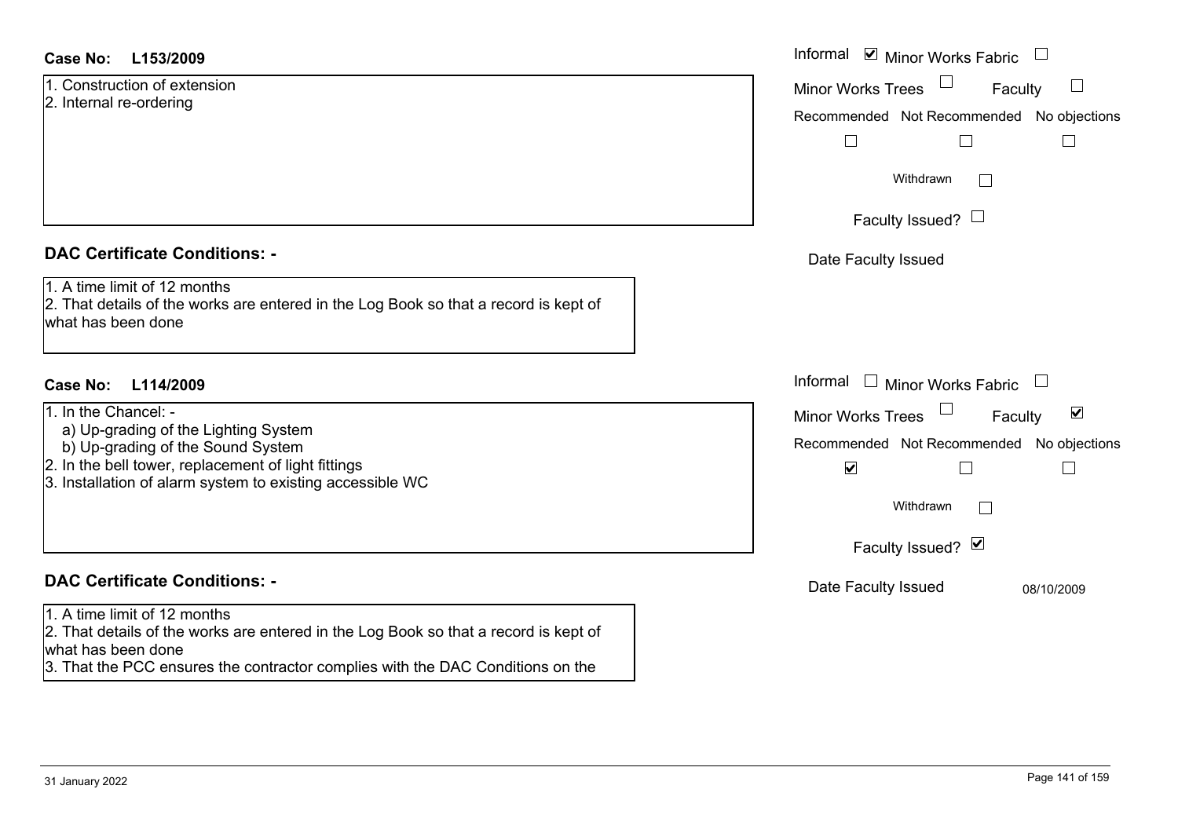**Case No: L153/2009**

1. Construction of extension
2. Internal re-ordering

Informal ☑ Minor Works Fabric ☐

Minor Works Trees ☐ Faculty ☐

Recommended ☐ Not Recommended ☐ No objections ☐

Withdrawn ☐

Faculty Issued? ☐

Date Faculty Issued

## DAC Certificate Conditions: -

1. A time limit of 12 months
2. That details of the works are entered in the Log Book so that a record is kept of what has been done

**Case No: L114/2009**

1. In the Chancel: -
   a) Up-grading of the Lighting System
   b) Up-grading of the Sound System
2. In the bell tower, replacement of light fittings
3. Installation of alarm system to existing accessible WC

Informal ☐ Minor Works Fabric ☐

Minor Works Trees ☐ Faculty ☑

Recommended ☑ Not Recommended ☐ No objections ☐

Withdrawn ☐

Faculty Issued? ☑

Date Faculty Issued 08/10/2009

## DAC Certificate Conditions: -

1. A time limit of 12 months
2. That details of the works are entered in the Log Book so that a record is kept of what has been done
3. That the PCC ensures the contractor complies with the DAC Conditions on the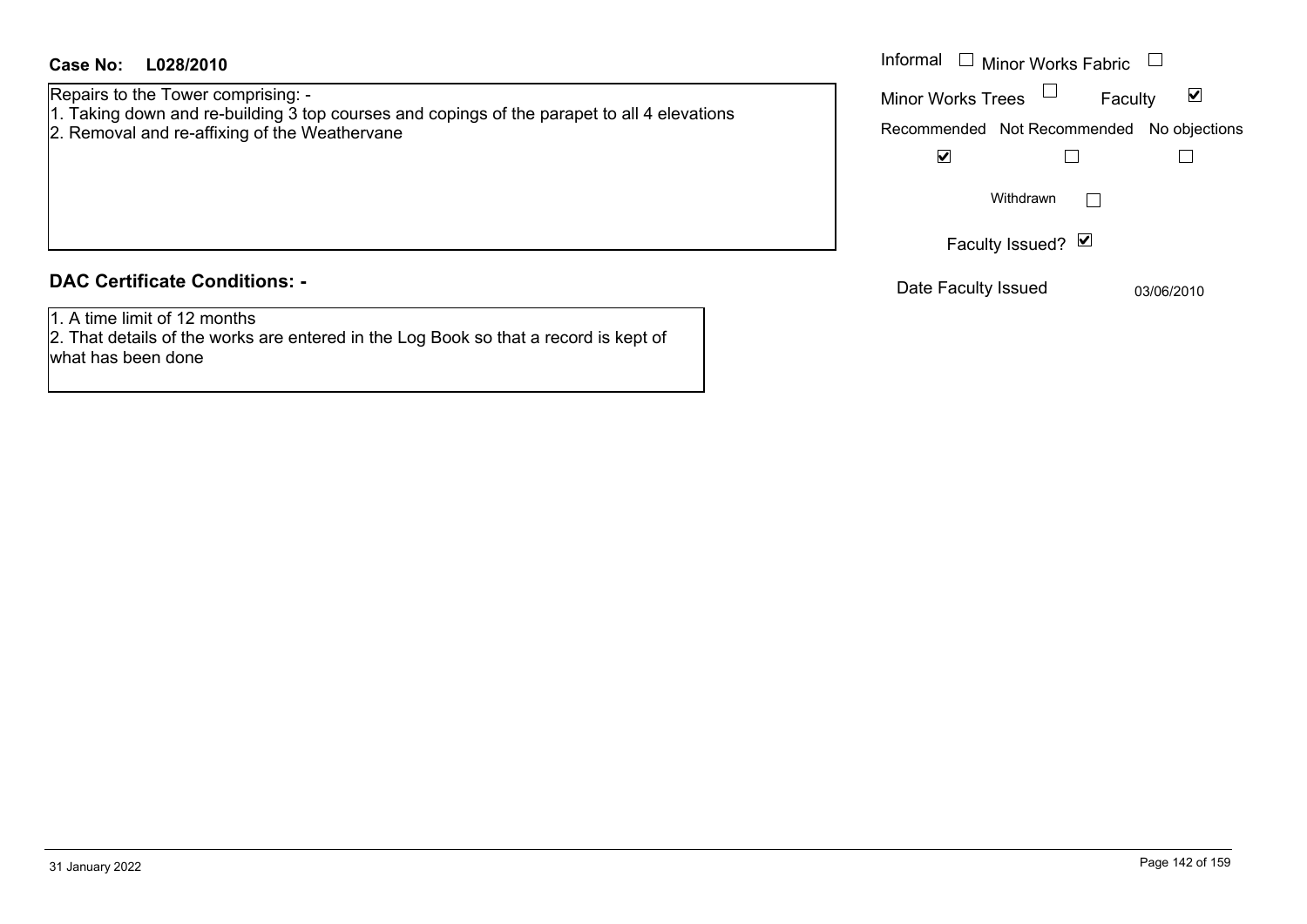**Case No: L028/2010**

Repairs to the Tower comprising: -
1. Taking down and re-building 3 top courses and copings of the parapet to all 4 elevations
2. Removal and re-affixing of the Weathervane

Informal ☐ Minor Works Fabric ☐
Minor Works Trees ☐ Faculty ☑

| Recommended | Not Recommended | No objections |
|---|---|---|
| ☑ | ☐ | ☐ |

Withdrawn ☐

Faculty Issued? ☑

Date Faculty Issued 03/06/2010

## DAC Certificate Conditions: -

1. A time limit of 12 months
2. That details of the works are entered in the Log Book so that a record is kept of what has been done

31 January 2022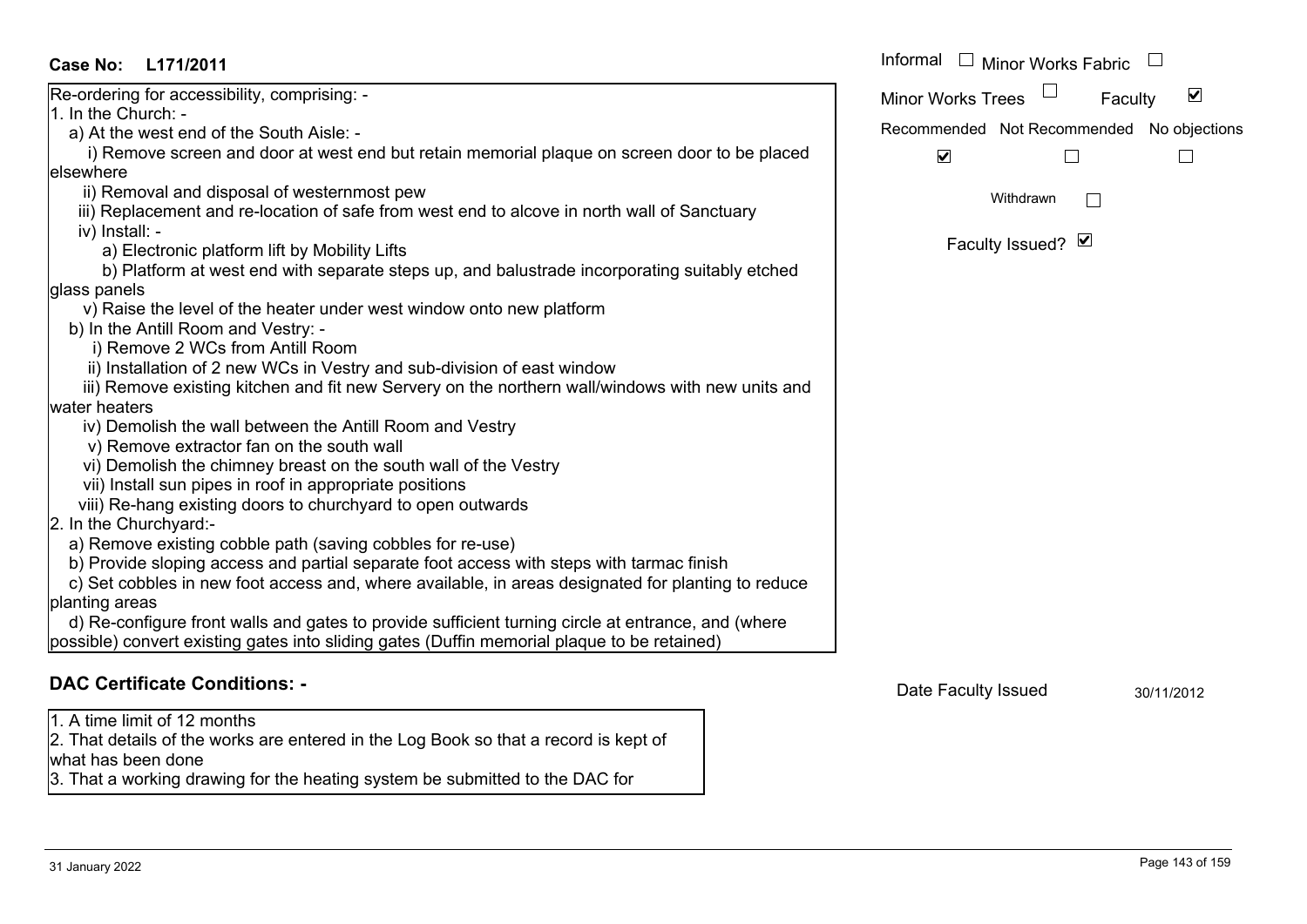**Case No: L171/2011**

Re-ordering for accessibility, comprising: -

1. In the Church: -
   a) At the west end of the South Aisle: -
      i) Remove screen and door at west end but retain memorial plaque on screen door to be placed elsewhere
      ii) Removal and disposal of westernmost pew
      iii) Replacement and re-location of safe from west end to alcove in north wall of Sanctuary
      iv) Install: -
         a) Electronic platform lift by Mobility Lifts
         b) Platform at west end with separate steps up, and balustrade incorporating suitably etched glass panels
      v) Raise the level of the heater under west window onto new platform
   b) In the Antill Room and Vestry: -
      i) Remove 2 WCs from Antill Room
      ii) Installation of 2 new WCs in Vestry and sub-division of east window
      iii) Remove existing kitchen and fit new Servery on the northern wall/windows with new units and water heaters
      iv) Demolish the wall between the Antill Room and Vestry
      v) Remove extractor fan on the south wall
      vi) Demolish the chimney breast on the south wall of the Vestry
      vii) Install sun pipes in roof in appropriate positions
      viii) Re-hang existing doors to churchyard to open outwards
2. In the Churchyard:-
   a) Remove existing cobble path (saving cobbles for re-use)
   b) Provide sloping access and partial separate foot access with steps with tarmac finish
   c) Set cobbles in new foot access and, where available, in areas designated for planting to reduce planting areas
   d) Re-configure front walls and gates to provide sufficient turning circle at entrance, and (where possible) convert existing gates into sliding gates (Duffin memorial plaque to be retained)

Informal ☐ Minor Works Fabric ☐

Minor Works Trees ☐ Faculty ☑

Recommended ☑ Not Recommended ☐ No objections ☐

Withdrawn ☐

Faculty Issued? ☑

## DAC Certificate Conditions: -

1. A time limit of 12 months
2. That details of the works are entered in the Log Book so that a record is kept of what has been done
3. That a working drawing for the heating system be submitted to the DAC for

Date Faculty Issued 30/11/2012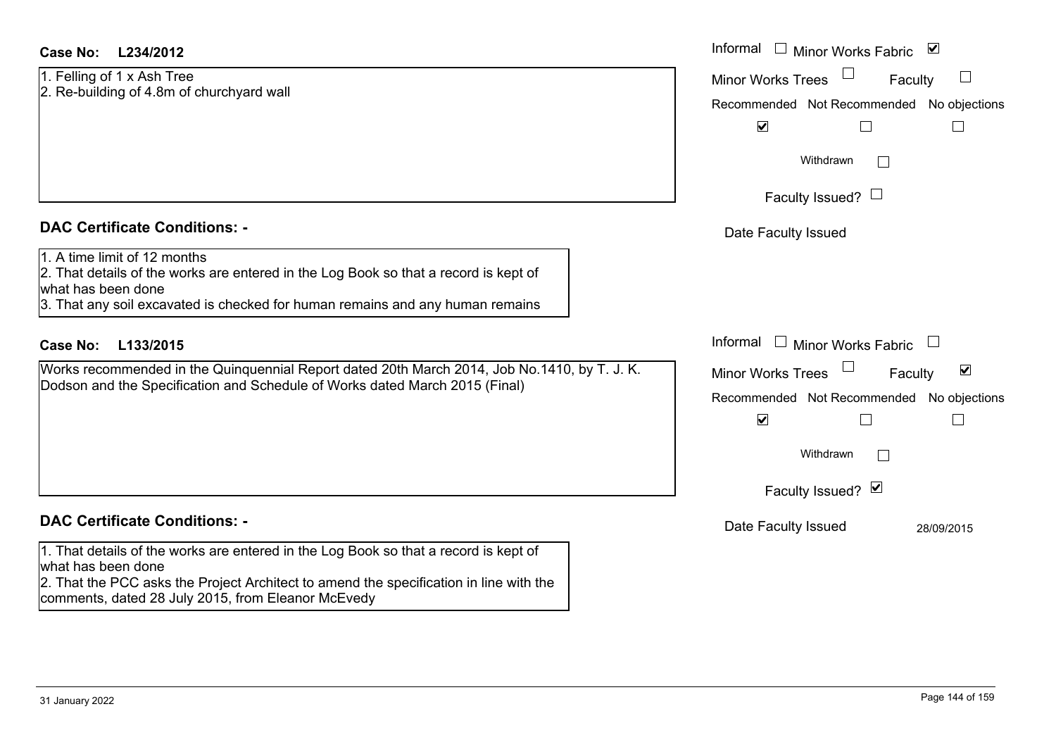**Case No:** **L234/2012**

1. Felling of 1 x Ash Tree
2. Re-building of 4.8m of churchyard wall

Informal ☐ Minor Works Fabric ☑

Minor Works Trees ☐ Faculty ☐

Recommended ☑ Not Recommended ☐ No objections ☐

Withdrawn ☐

Faculty Issued? ☐

Date Faculty Issued

**DAC Certificate Conditions: -**

1. A time limit of 12 months
2. That details of the works are entered in the Log Book so that a record is kept of what has been done
3. That any soil excavated is checked for human remains and any human remains

**Case No:** **L133/2015**

Works recommended in the Quinquennial Report dated 20th March 2014, Job No.1410, by T. J. K. Dodson and the Specification and Schedule of Works dated March 2015 (Final)

Informal ☐ Minor Works Fabric ☐

Minor Works Trees ☐ Faculty ☑

Recommended ☑ Not Recommended ☐ No objections ☐

Withdrawn ☐

Faculty Issued? ☑

Date Faculty Issued 28/09/2015

**DAC Certificate Conditions: -**

1. That details of the works are entered in the Log Book so that a record is kept of what has been done
2. That the PCC asks the Project Architect to amend the specification in line with the comments, dated 28 July 2015, from Eleanor McEvedy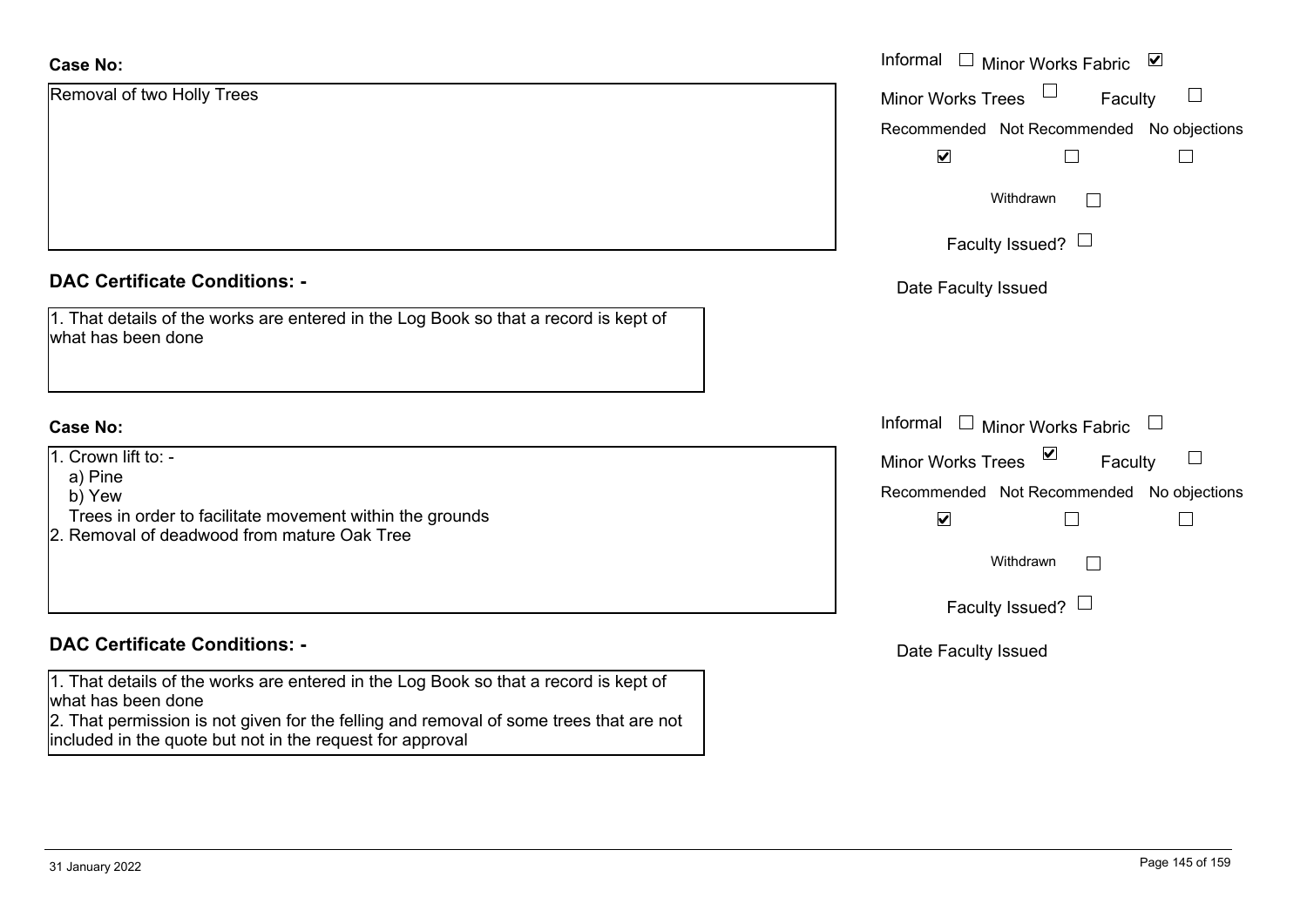**Case No:**

Removal of two Holly Trees

Informal ☐ Minor Works Fabric ☑

Minor Works Trees ☐ Faculty ☐

Recommended ☑ Not Recommended ☐ No objections ☐

Withdrawn ☐

Faculty Issued? ☐

Date Faculty Issued

**DAC Certificate Conditions: -**

1. That details of the works are entered in the Log Book so that a record is kept of what has been done

**Case No:**

1. Crown lift to: -
   a) Pine
   b) Yew
   Trees in order to facilitate movement within the grounds
2. Removal of deadwood from mature Oak Tree

Informal ☐ Minor Works Fabric ☐

Minor Works Trees ☑ Faculty ☐

Recommended ☑ Not Recommended ☐ No objections ☐

Withdrawn ☐

Faculty Issued? ☐

Date Faculty Issued

**DAC Certificate Conditions: -**

1. That details of the works are entered in the Log Book so that a record is kept of what has been done
2. That permission is not given for the felling and removal of some trees that are not included in the quote but not in the request for approval

31 January 2022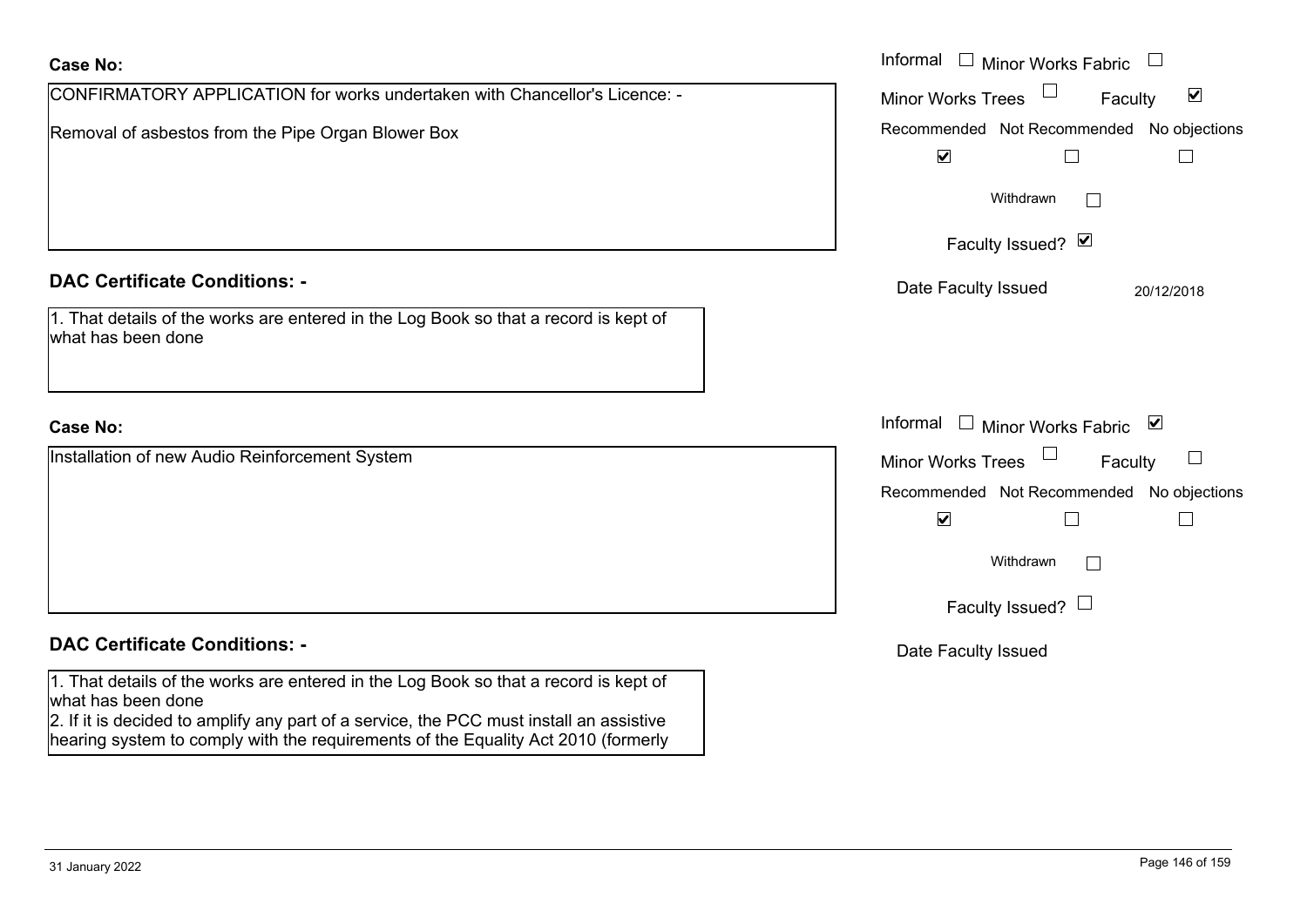**Case No:**

CONFIRMATORY APPLICATION for works undertaken with Chancellor's Licence: -

Removal of asbestos from the Pipe Organ Blower Box

Informal ☐ Minor Works Fabric ☐
Minor Works Trees ☐ Faculty ☑

| Recommended | Not Recommended | No objections |
| --- | --- | --- |
| ☑ | ☐ | ☐ |

Withdrawn ☐

Faculty Issued? ☑

Date Faculty Issued 20/12/2018

**DAC Certificate Conditions: -**

1. That details of the works are entered in the Log Book so that a record is kept of what has been done

**Case No:**

Installation of new Audio Reinforcement System

Informal ☐ Minor Works Fabric ☑
Minor Works Trees ☐ Faculty ☐

| Recommended | Not Recommended | No objections |
| --- | --- | --- |
| ☑ | ☐ | ☐ |

Withdrawn ☐

Faculty Issued? ☐

Date Faculty Issued

**DAC Certificate Conditions: -**

1. That details of the works are entered in the Log Book so that a record is kept of what has been done
2. If it is decided to amplify any part of a service, the PCC must install an assistive hearing system to comply with the requirements of the Equality Act 2010 (formerly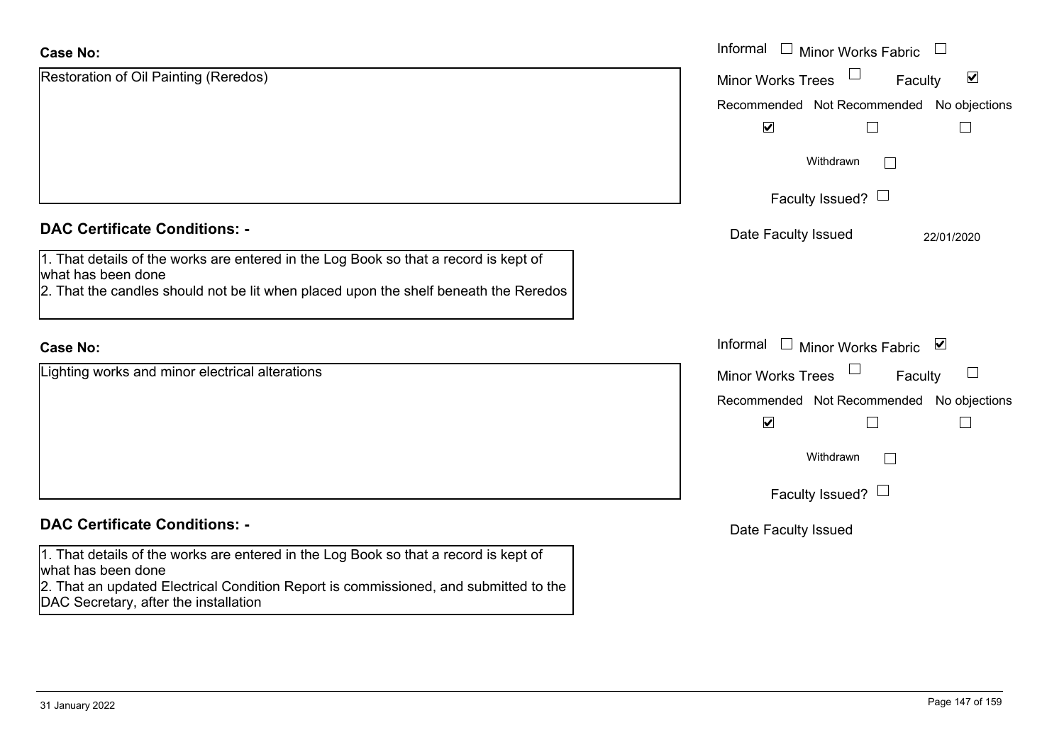**Case No:**

Restoration of Oil Painting (Reredos)

Informal ☐ Minor Works Fabric ☐

Minor Works Trees ☐ Faculty ☑

| Recommended | Not Recommended | No objections |
|---|---|---|
| ☑ | ☐ | ☐ |

Withdrawn ☐

Faculty Issued? ☐

Date Faculty Issued 22/01/2020

**DAC Certificate Conditions: -**

1. That details of the works are entered in the Log Book so that a record is kept of what has been done
2. That the candles should not be lit when placed upon the shelf beneath the Reredos

**Case No:**

Lighting works and minor electrical alterations

Informal ☐ Minor Works Fabric ☑

Minor Works Trees ☐ Faculty ☐

| Recommended | Not Recommended | No objections |
|---|---|---|
| ☑ | ☐ | ☐ |

Withdrawn ☐

Faculty Issued? ☐

Date Faculty Issued

**DAC Certificate Conditions: -**

1. That details of the works are entered in the Log Book so that a record is kept of what has been done
2. That an updated Electrical Condition Report is commissioned, and submitted to the DAC Secretary, after the installation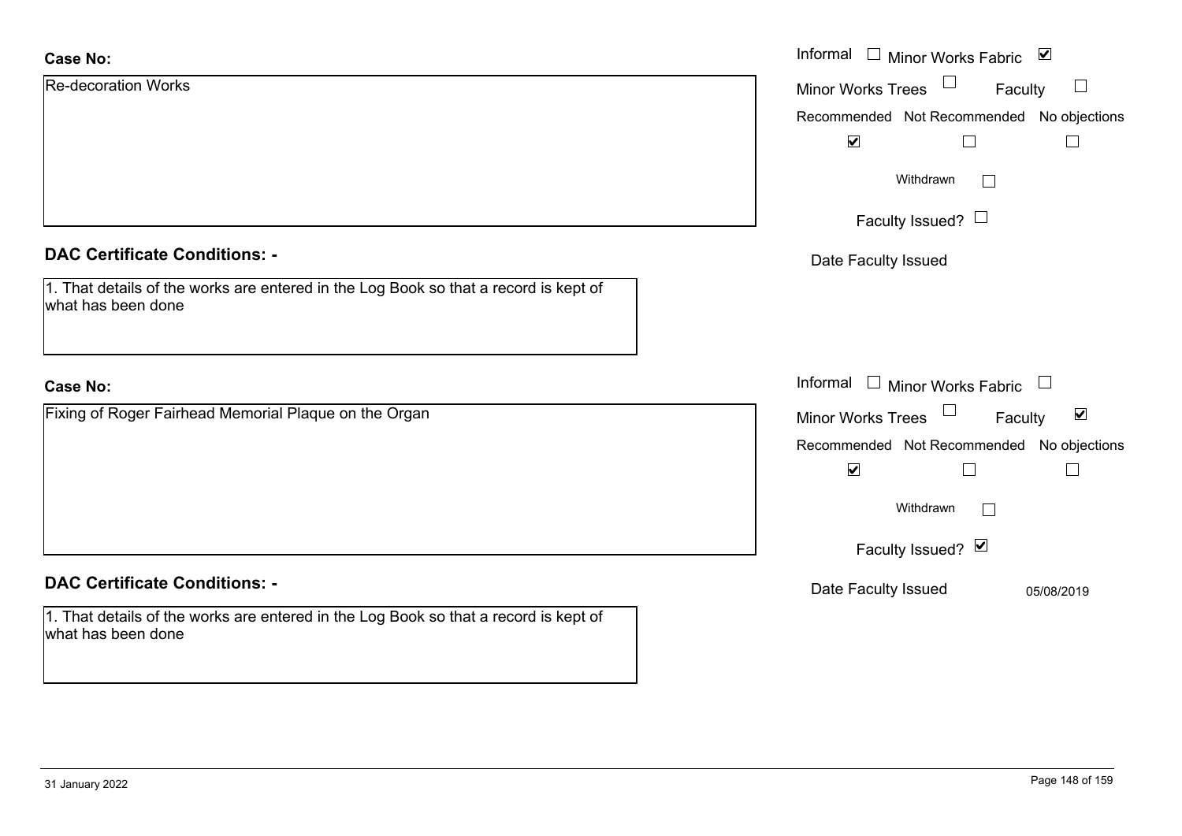**Case No:**

Re-decoration Works

Informal ☐ Minor Works Fabric ☑

Minor Works Trees ☐ Faculty ☐

Recommended ☑ Not Recommended ☐ No objections ☐

Withdrawn ☐

Faculty Issued? ☐

Date Faculty Issued

**DAC Certificate Conditions: -**

1. That details of the works are entered in the Log Book so that a record is kept of what has been done

**Case No:**

Fixing of Roger Fairhead Memorial Plaque on the Organ

Informal ☐ Minor Works Fabric ☐

Minor Works Trees ☐ Faculty ☑

Recommended ☑ Not Recommended ☐ No objections ☐

Withdrawn ☐

Faculty Issued? ☑

Date Faculty Issued 05/08/2019

**DAC Certificate Conditions: -**

1. That details of the works are entered in the Log Book so that a record is kept of what has been done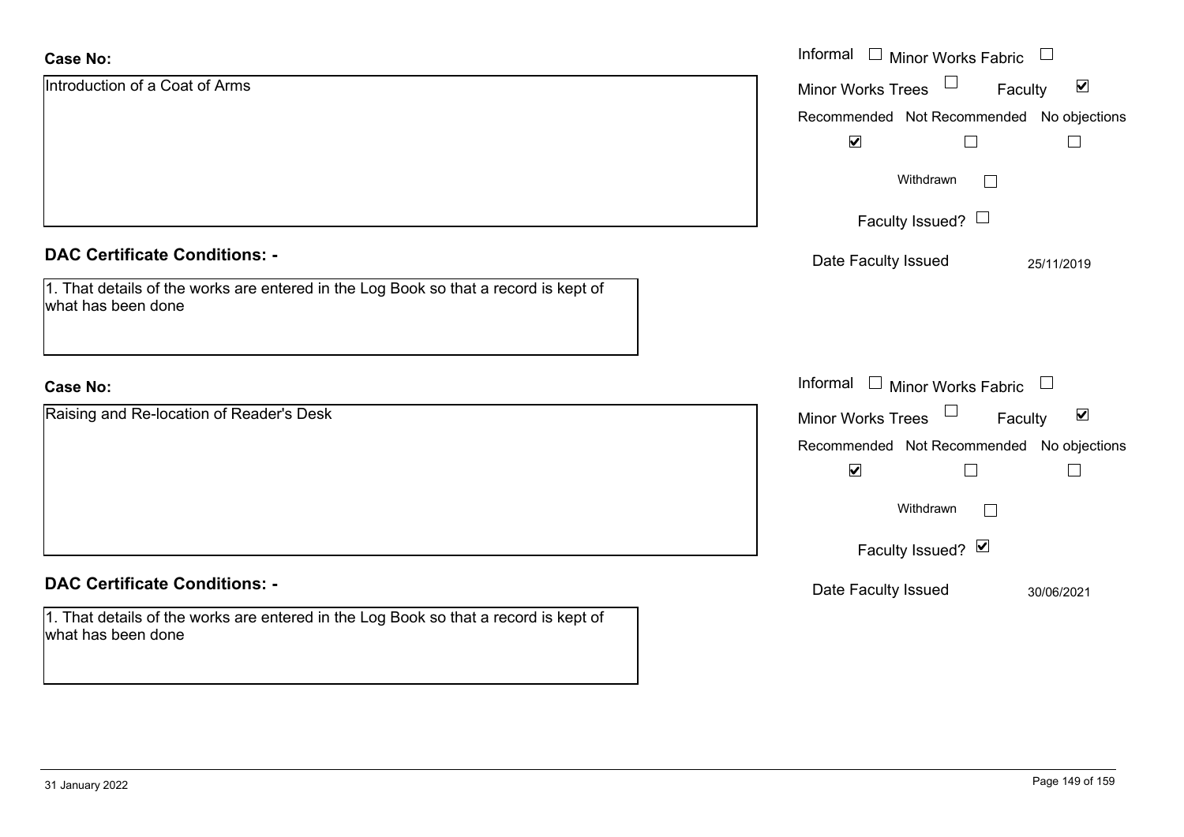**Case No:**

Introduction of a Coat of Arms

Informal ☐ Minor Works Fabric ☐
Minor Works Trees ☐ Faculty ☑

| Recommended | Not Recommended | No objections |
|---|---|---|
| ☑ | ☐ | ☐ |

Withdrawn ☐

Faculty Issued? ☐

Date Faculty Issued 25/11/2019

**DAC Certificate Conditions: -**

1. That details of the works are entered in the Log Book so that a record is kept of what has been done

**Case No:**

Raising and Re-location of Reader's Desk

Informal ☐ Minor Works Fabric ☐
Minor Works Trees ☐ Faculty ☑

| Recommended | Not Recommended | No objections |
|---|---|---|
| ☑ | ☐ | ☐ |

Withdrawn ☐

Faculty Issued? ☑

Date Faculty Issued 30/06/2021

**DAC Certificate Conditions: -**

1. That details of the works are entered in the Log Book so that a record is kept of what has been done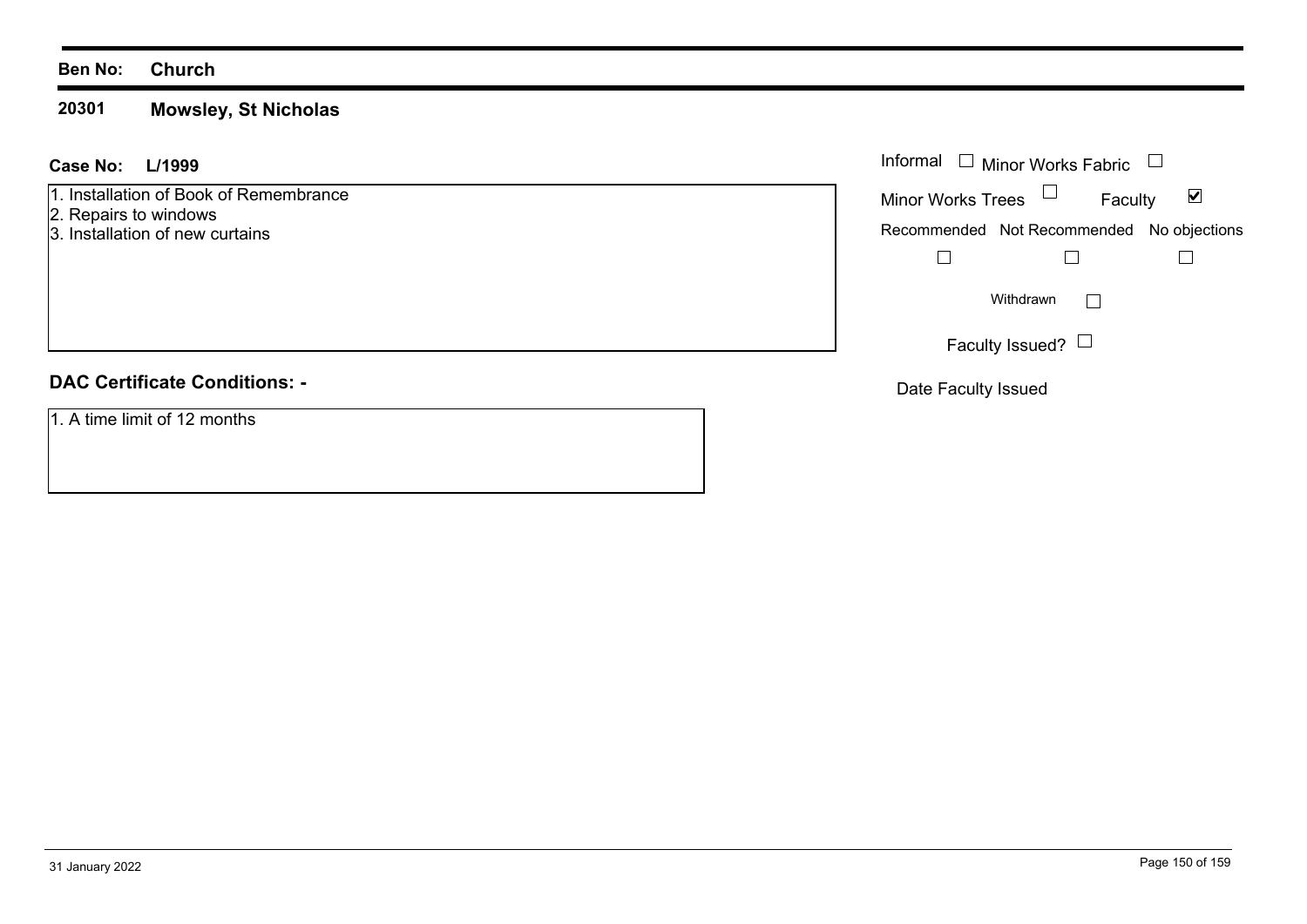**Ben No:** **Church**

## 20301 Mowsley, St Nicholas

**Case No:** **L/1999**

1. Installation of Book of Remembrance
2. Repairs to windows
3. Installation of new curtains

Informal ☐ Minor Works Fabric ☐

Minor Works Trees ☐ Faculty ☑

Recommended ☐ Not Recommended ☐ No objections ☐

Withdrawn ☐

Faculty Issued? ☐

Date Faculty Issued

### DAC Certificate Conditions: -

1. A time limit of 12 months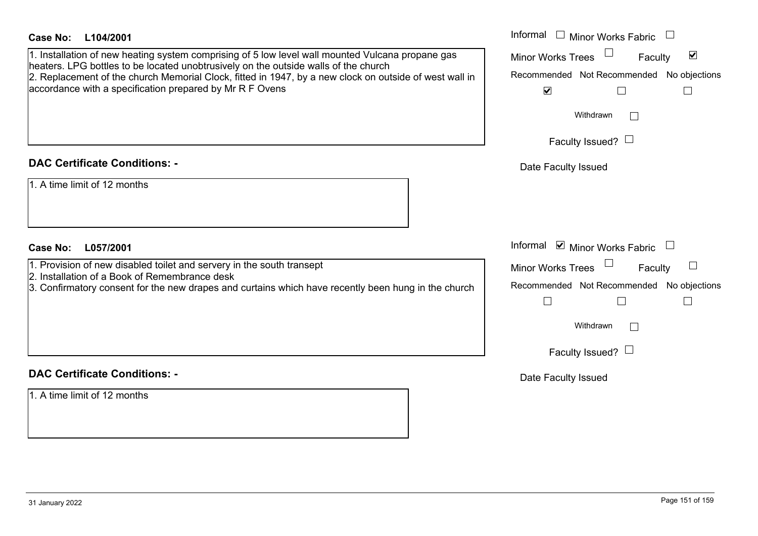**Case No: L104/2001**

1. Installation of new heating system comprising of 5 low level wall mounted Vulcana propane gas heaters. LPG bottles to be located unobtrusively on the outside walls of the church
2. Replacement of the church Memorial Clock, fitted in 1947, by a new clock on outside of west wall in accordance with a specification prepared by Mr R F Ovens

Informal ☐ Minor Works Fabric ☐
Minor Works Trees ☐ Faculty ☑
Recommended ☑ Not Recommended ☐ No objections ☐
Withdrawn ☐
Faculty Issued? ☐
Date Faculty Issued

**DAC Certificate Conditions: -**

1. A time limit of 12 months

**Case No: L057/2001**

1. Provision of new disabled toilet and servery in the south transept
2. Installation of a Book of Remembrance desk
3. Confirmatory consent for the new drapes and curtains which have recently been hung in the church

Informal ☑ Minor Works Fabric ☐
Minor Works Trees ☐ Faculty ☐
Recommended ☐ Not Recommended ☐ No objections ☐
Withdrawn ☐
Faculty Issued? ☐
Date Faculty Issued

**DAC Certificate Conditions: -**

1. A time limit of 12 months

31 January 2022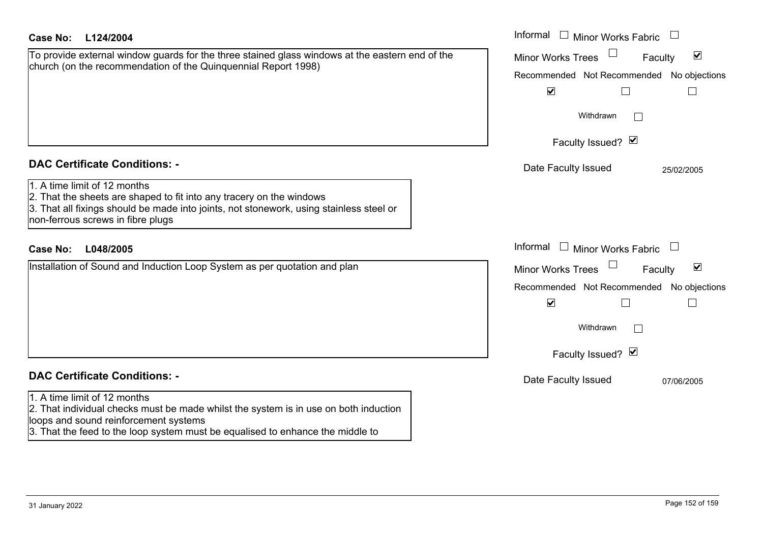**Case No: L124/2004**

To provide external window guards for the three stained glass windows at the eastern end of the church (on the recommendation of the Quinquennial Report 1998)

Informal ☐ Minor Works Fabric ☐
Minor Works Trees ☐ Faculty ☑

| Recommended | Not Recommended | No objections |
|---|---|---|
| ☑ | ☐ | ☐ |

Withdrawn ☐

Faculty Issued? ☑

Date Faculty Issued 25/02/2005

**DAC Certificate Conditions: -**

1. A time limit of 12 months
2. That the sheets are shaped to fit into any tracery on the windows
3. That all fixings should be made into joints, not stonework, using stainless steel or non-ferrous screws in fibre plugs

**Case No: L048/2005**

Installation of Sound and Induction Loop System as per quotation and plan

Informal ☐ Minor Works Fabric ☐
Minor Works Trees ☐ Faculty ☑

| Recommended | Not Recommended | No objections |
|---|---|---|
| ☑ | ☐ | ☐ |

Withdrawn ☐

Faculty Issued? ☑

Date Faculty Issued 07/06/2005

**DAC Certificate Conditions: -**

1. A time limit of 12 months
2. That individual checks must be made whilst the system is in use on both induction loops and sound reinforcement systems
3. That the feed to the loop system must be equalised to enhance the middle to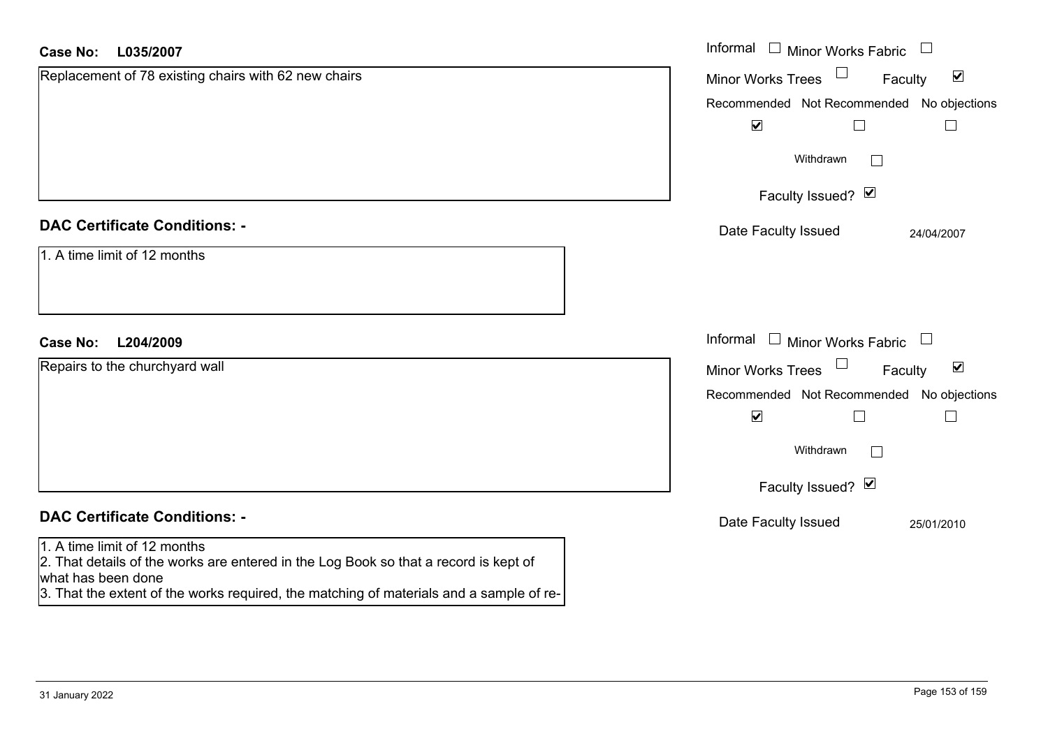**Case No:** **L035/2007**

Replacement of 78 existing chairs with 62 new chairs

Informal ☐ Minor Works Fabric ☐
Minor Works Trees ☐ Faculty ☑

| Recommended | Not Recommended | No objections |
|---|---|---|
| ☑ | ☐ | ☐ |

Withdrawn ☐

Faculty Issued? ☑

Date Faculty Issued 24/04/2007

## DAC Certificate Conditions: -

1. A time limit of 12 months

**Case No:** **L204/2009**

Repairs to the churchyard wall

Informal ☐ Minor Works Fabric ☐
Minor Works Trees ☐ Faculty ☑

| Recommended | Not Recommended | No objections |
|---|---|---|
| ☑ | ☐ | ☐ |

Withdrawn ☐

Faculty Issued? ☑

Date Faculty Issued 25/01/2010

## DAC Certificate Conditions: -

1. A time limit of 12 months
2. That details of the works are entered in the Log Book so that a record is kept of what has been done
3. That the extent of the works required, the matching of materials and a sample of re-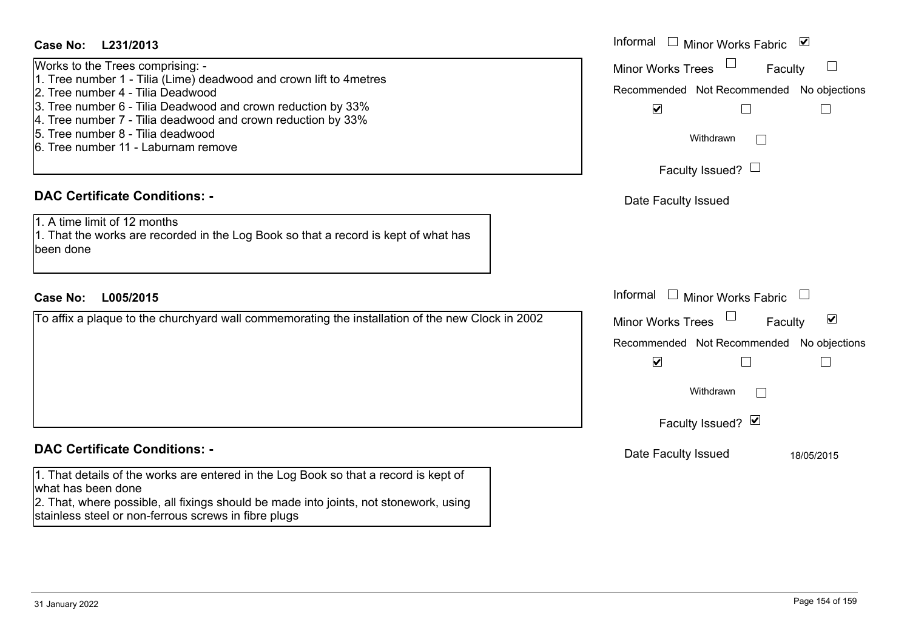**Case No: L231/2013**

Works to the Trees comprising: -
1. Tree number 1 - Tilia (Lime) deadwood and crown lift to 4metres
2. Tree number 4 - Tilia Deadwood
3. Tree number 6 - Tilia Deadwood and crown reduction by 33%
4. Tree number 7 - Tilia deadwood and crown reduction by 33%
5. Tree number 8 - Tilia deadwood
6. Tree number 11 - Laburnam remove

Informal ☐ Minor Works Fabric ☑
Minor Works Trees ☐ Faculty ☐
Recommended ☑ Not Recommended ☐ No objections ☐
Withdrawn ☐
Faculty Issued? ☐
Date Faculty Issued

### DAC Certificate Conditions: -

1. A time limit of 12 months
1. That the works are recorded in the Log Book so that a record is kept of what has been done

**Case No: L005/2015**

To affix a plaque to the churchyard wall commemorating the installation of the new Clock in 2002

Informal ☐ Minor Works Fabric ☐
Minor Works Trees ☐ Faculty ☑
Recommended ☑ Not Recommended ☐ No objections ☐
Withdrawn ☐
Faculty Issued? ☑
Date Faculty Issued 18/05/2015

### DAC Certificate Conditions: -

1. That details of the works are entered in the Log Book so that a record is kept of what has been done
2. That, where possible, all fixings should be made into joints, not stonework, using stainless steel or non-ferrous screws in fibre plugs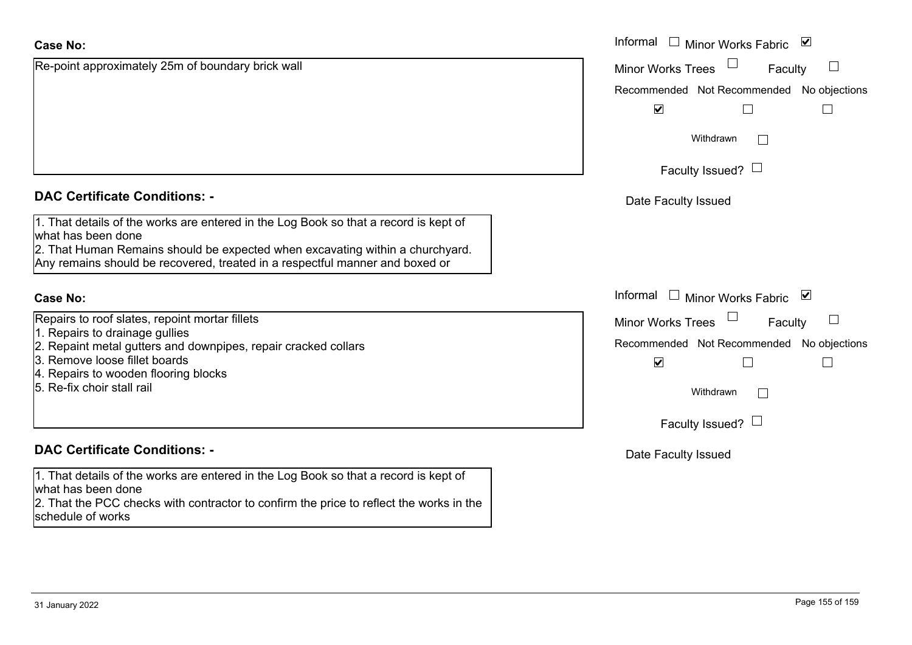**Case No:**

Re-point approximately 25m of boundary brick wall

Informal ☐ Minor Works Fabric ☑

Minor Works Trees ☐ Faculty ☐

Recommended ☑ Not Recommended ☐ No objections ☐

Withdrawn ☐

Faculty Issued? ☐

Date Faculty Issued

**DAC Certificate Conditions: -**

1. That details of the works are entered in the Log Book so that a record is kept of what has been done
2. That Human Remains should be expected when excavating within a churchyard. Any remains should be recovered, treated in a respectful manner and boxed or

**Case No:**

Repairs to roof slates, repoint mortar fillets
1. Repairs to drainage gullies
2. Repaint metal gutters and downpipes, repair cracked collars
3. Remove loose fillet boards
4. Repairs to wooden flooring blocks
5. Re-fix choir stall rail

Informal ☐ Minor Works Fabric ☑

Minor Works Trees ☐ Faculty ☐

Recommended ☑ Not Recommended ☐ No objections ☐

Withdrawn ☐

Faculty Issued? ☐

Date Faculty Issued

**DAC Certificate Conditions: -**

1. That details of the works are entered in the Log Book so that a record is kept of what has been done
2. That the PCC checks with contractor to confirm the price to reflect the works in the schedule of works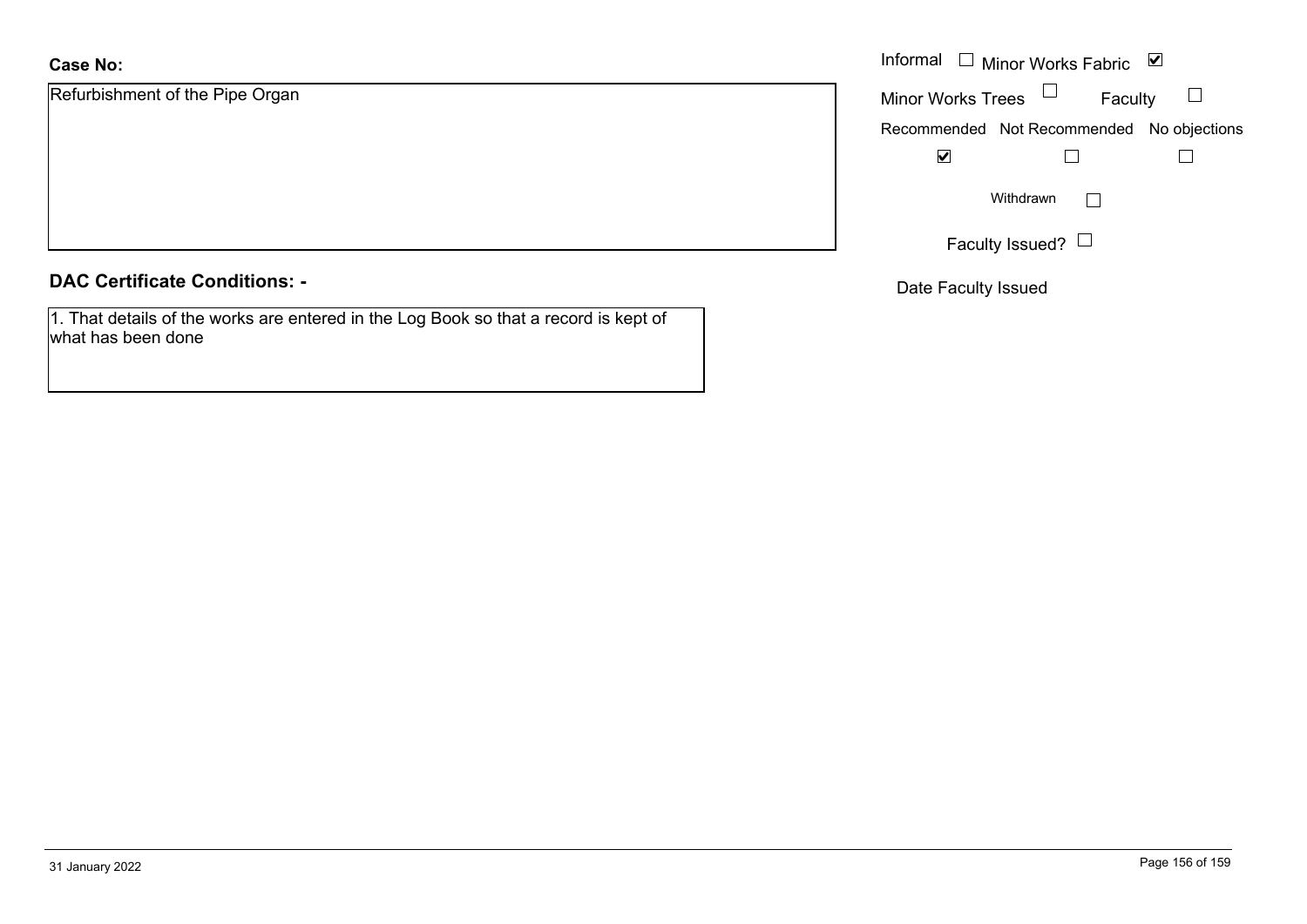**Case No:**

Refurbishment of the Pipe Organ

Informal ☐ Minor Works Fabric ☑

Minor Works Trees ☐ Faculty ☐

| Recommended | Not Recommended | No objections |
| --- | --- | --- |
| ☑ | ☐ | ☐ |

Withdrawn ☐

Faculty Issued? ☐

Date Faculty Issued

**DAC Certificate Conditions: -**

1. That details of the works are entered in the Log Book so that a record is kept of what has been done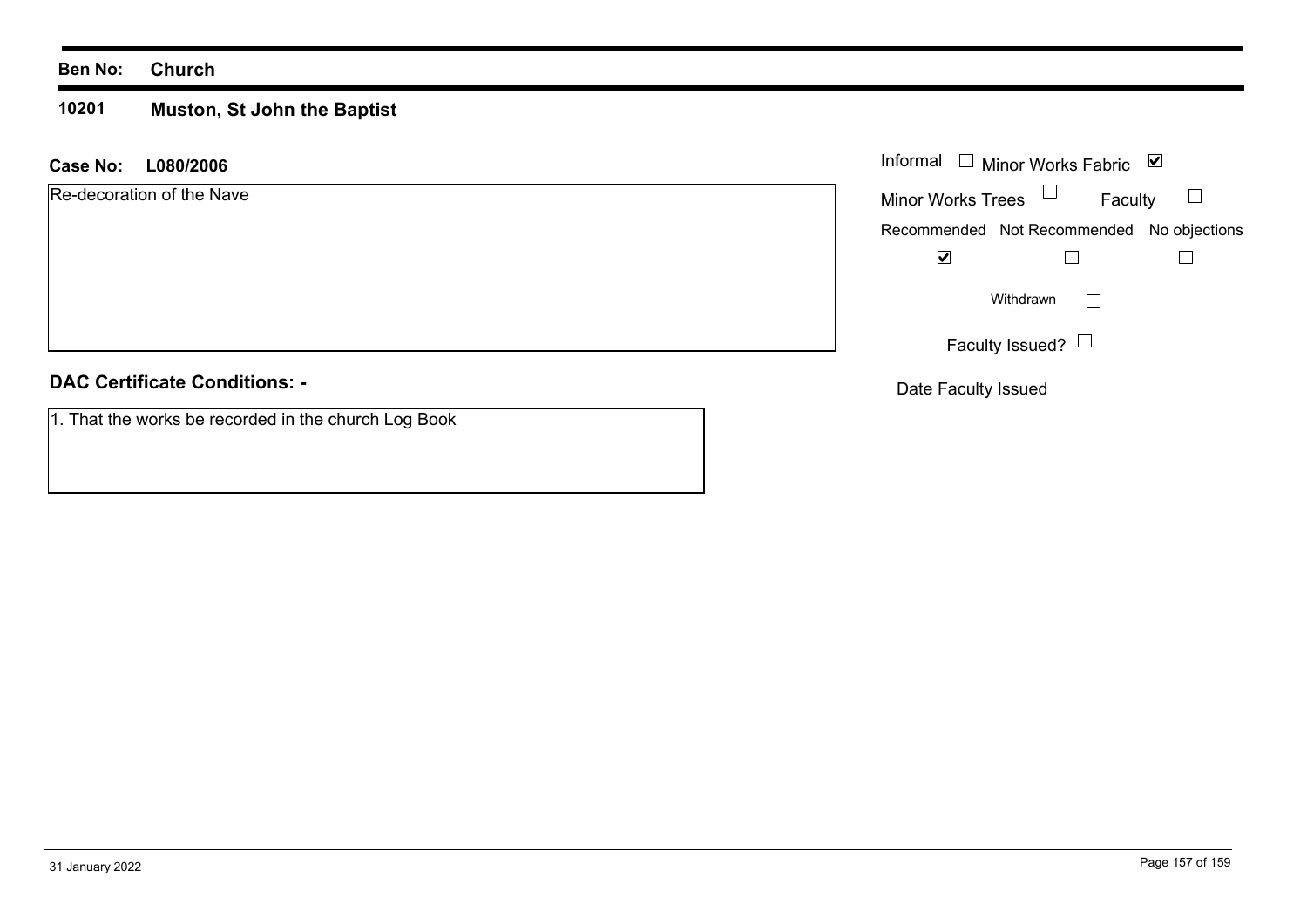**Ben No:** **Church**

**10201** **Muston, St John the Baptist**

**Case No:** **L080/2006**

Re-decoration of the Nave

Informal ☐ Minor Works Fabric ☑

Minor Works Trees ☐ Faculty ☐

| Recommended | Not Recommended | No objections |
| --- | --- | --- |
| ☑ | ☐ | ☐ |

Withdrawn ☐

Faculty Issued? ☐

Date Faculty Issued

**DAC Certificate Conditions: -**

1. That the works be recorded in the church Log Book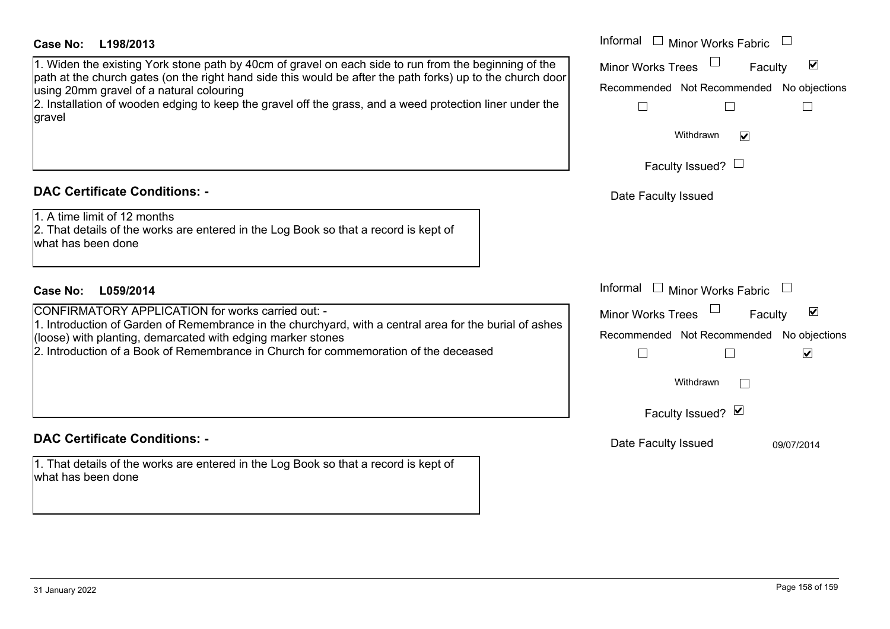**Case No: L198/2013**

1. Widen the existing York stone path by 40cm of gravel on each side to run from the beginning of the path at the church gates (on the right hand side this would be after the path forks) up to the church door using 20mm gravel of a natural colouring
2. Installation of wooden edging to keep the gravel off the grass, and a weed protection liner under the gravel

Informal ☐ Minor Works Fabric ☐
Minor Works Trees ☐ Faculty ☑
Recommended ☐ Not Recommended ☐ No objections ☐
Withdrawn ☑
Faculty Issued? ☐
Date Faculty Issued

**DAC Certificate Conditions: -**

1. A time limit of 12 months
2. That details of the works are entered in the Log Book so that a record is kept of what has been done

**Case No: L059/2014**

CONFIRMATORY APPLICATION for works carried out: -
1. Introduction of Garden of Remembrance in the churchyard, with a central area for the burial of ashes (loose) with planting, demarcated with edging marker stones
2. Introduction of a Book of Remembrance in Church for commemoration of the deceased

Informal ☐ Minor Works Fabric ☐
Minor Works Trees ☐ Faculty ☑
Recommended ☐ Not Recommended ☐ No objections ☑
Withdrawn ☐
Faculty Issued? ☑
Date Faculty Issued 09/07/2014

**DAC Certificate Conditions: -**

1. That details of the works are entered in the Log Book so that a record is kept of what has been done

31 January 2022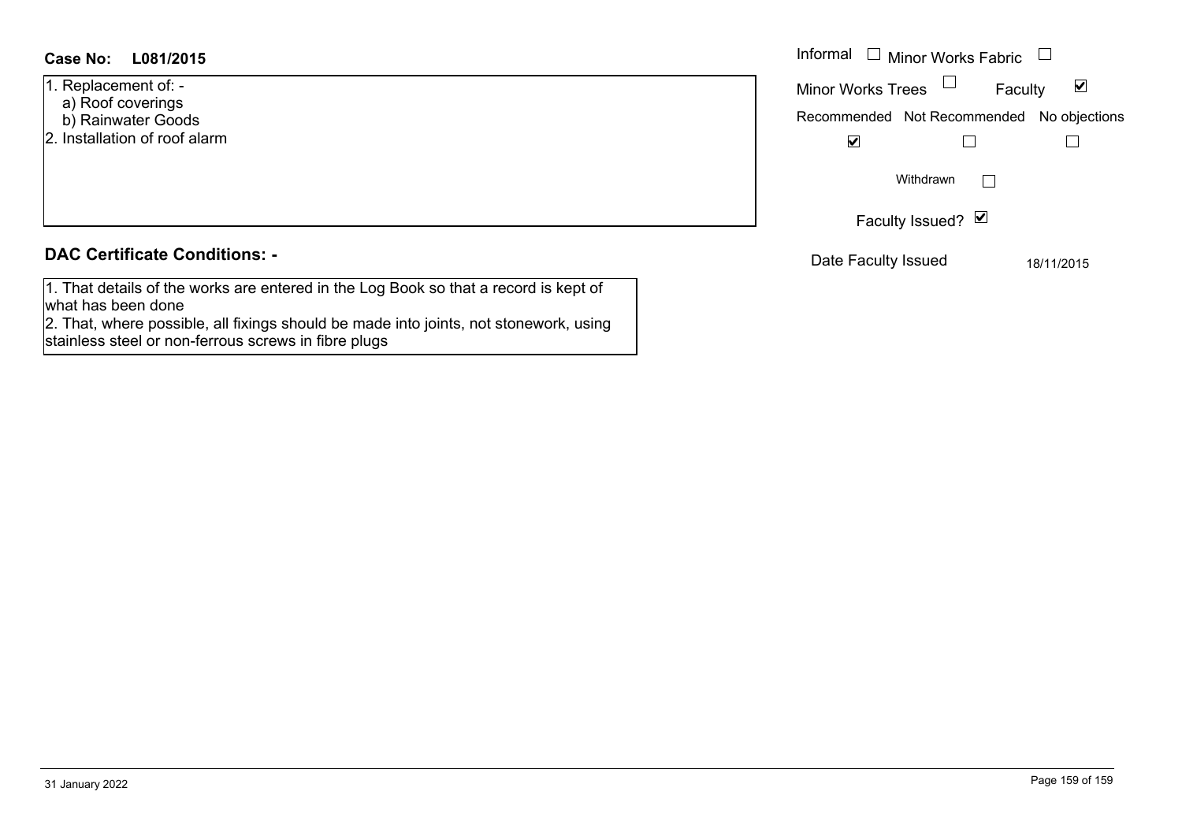**Case No: L081/2015**

1. Replacement of: -
   a) Roof coverings
   b) Rainwater Goods
2. Installation of roof alarm

Informal ☐ Minor Works Fabric ☐

Minor Works Trees ☐ Faculty ☑

Recommended ☑ Not Recommended ☐ No objections ☐

Withdrawn ☐

Faculty Issued? ☑

Date Faculty Issued 18/11/2015

## DAC Certificate Conditions: -

1. That details of the works are entered in the Log Book so that a record is kept of what has been done
2. That, where possible, all fixings should be made into joints, not stonework, using stainless steel or non-ferrous screws in fibre plugs

31 January 2022